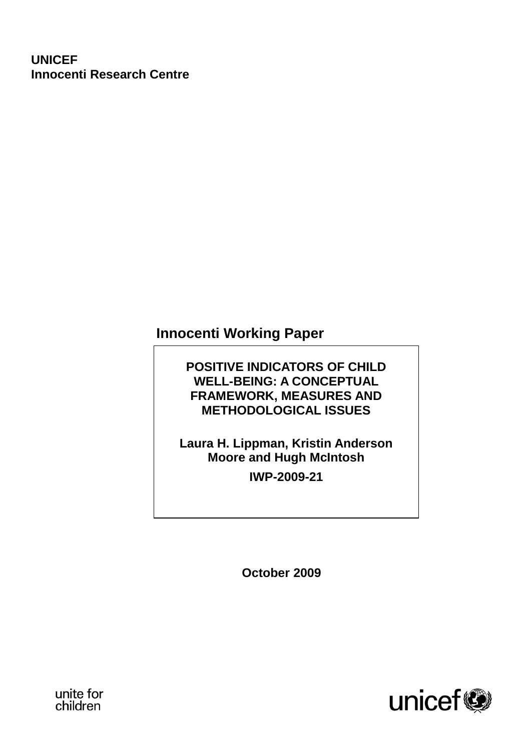**UNICEF**
**Innocenti Research Centre**

**Innocenti Working Paper**

# POSITIVE INDICATORS OF CHILD WELL-BEING: A CONCEPTUAL FRAMEWORK, MEASURES AND METHODOLOGICAL ISSUES

**Laura H. Lippman, Kristin Anderson Moore and Hugh McIntosh**

**IWP-2009-21**

**October 2009**

unite for children

unicef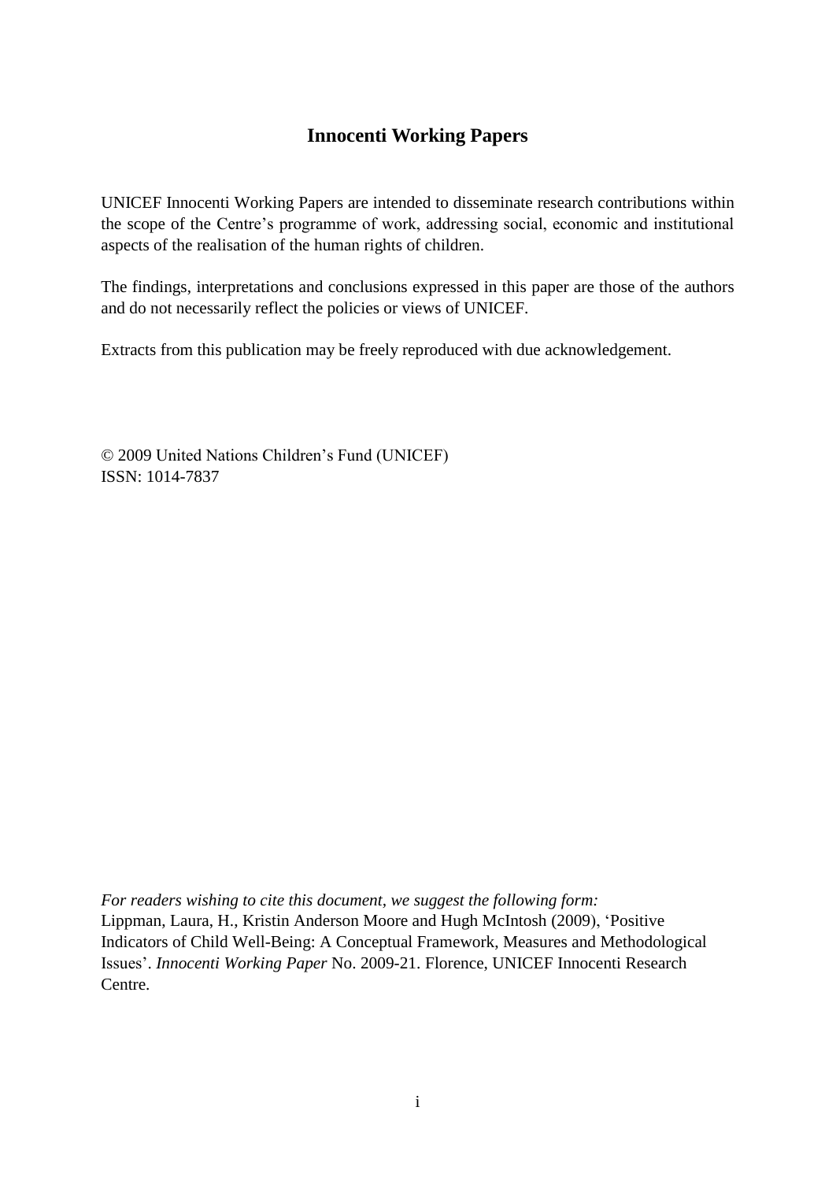## Innocenti Working Papers

UNICEF Innocenti Working Papers are intended to disseminate research contributions within the scope of the Centre's programme of work, addressing social, economic and institutional aspects of the realisation of the human rights of children.

The findings, interpretations and conclusions expressed in this paper are those of the authors and do not necessarily reflect the policies or views of UNICEF.

Extracts from this publication may be freely reproduced with due acknowledgement.

© 2009 United Nations Children's Fund (UNICEF)
ISSN: 1014-7837

*For readers wishing to cite this document, we suggest the following form:*
Lippman, Laura, H., Kristin Anderson Moore and Hugh McIntosh (2009), 'Positive Indicators of Child Well-Being: A Conceptual Framework, Measures and Methodological Issues'. *Innocenti Working Paper* No. 2009-21. Florence, UNICEF Innocenti Research Centre.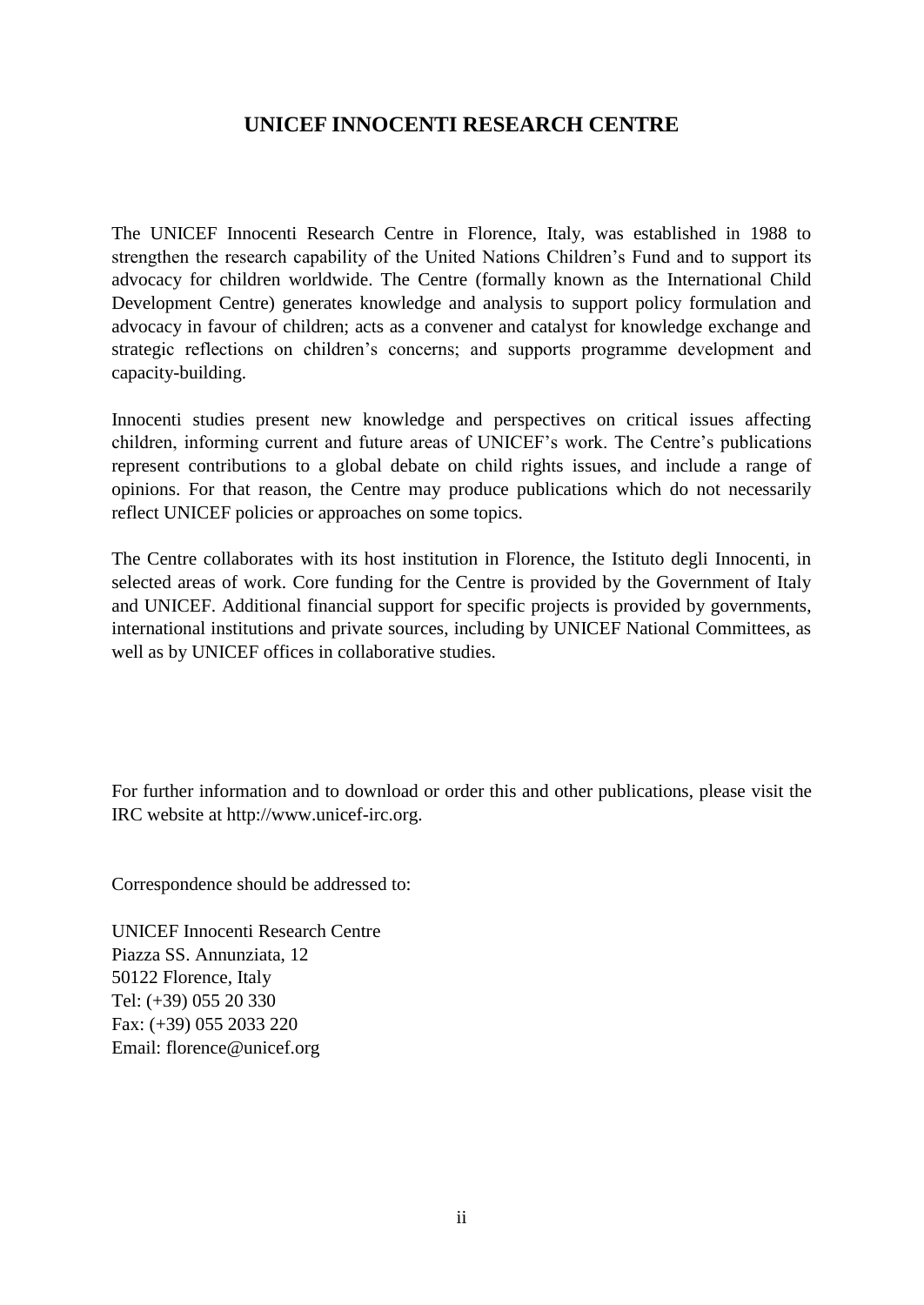# UNICEF INNOCENTI RESEARCH CENTRE

The UNICEF Innocenti Research Centre in Florence, Italy, was established in 1988 to strengthen the research capability of the United Nations Children's Fund and to support its advocacy for children worldwide. The Centre (formally known as the International Child Development Centre) generates knowledge and analysis to support policy formulation and advocacy in favour of children; acts as a convener and catalyst for knowledge exchange and strategic reflections on children's concerns; and supports programme development and capacity-building.

Innocenti studies present new knowledge and perspectives on critical issues affecting children, informing current and future areas of UNICEF's work. The Centre's publications represent contributions to a global debate on child rights issues, and include a range of opinions. For that reason, the Centre may produce publications which do not necessarily reflect UNICEF policies or approaches on some topics.

The Centre collaborates with its host institution in Florence, the Istituto degli Innocenti, in selected areas of work. Core funding for the Centre is provided by the Government of Italy and UNICEF. Additional financial support for specific projects is provided by governments, international institutions and private sources, including by UNICEF National Committees, as well as by UNICEF offices in collaborative studies.

For further information and to download or order this and other publications, please visit the IRC website at http://www.unicef-irc.org.

Correspondence should be addressed to:

UNICEF Innocenti Research Centre  
Piazza SS. Annunziata, 12  
50122 Florence, Italy  
Tel: (+39) 055 20 330  
Fax: (+39) 055 2033 220  
Email: florence@unicef.org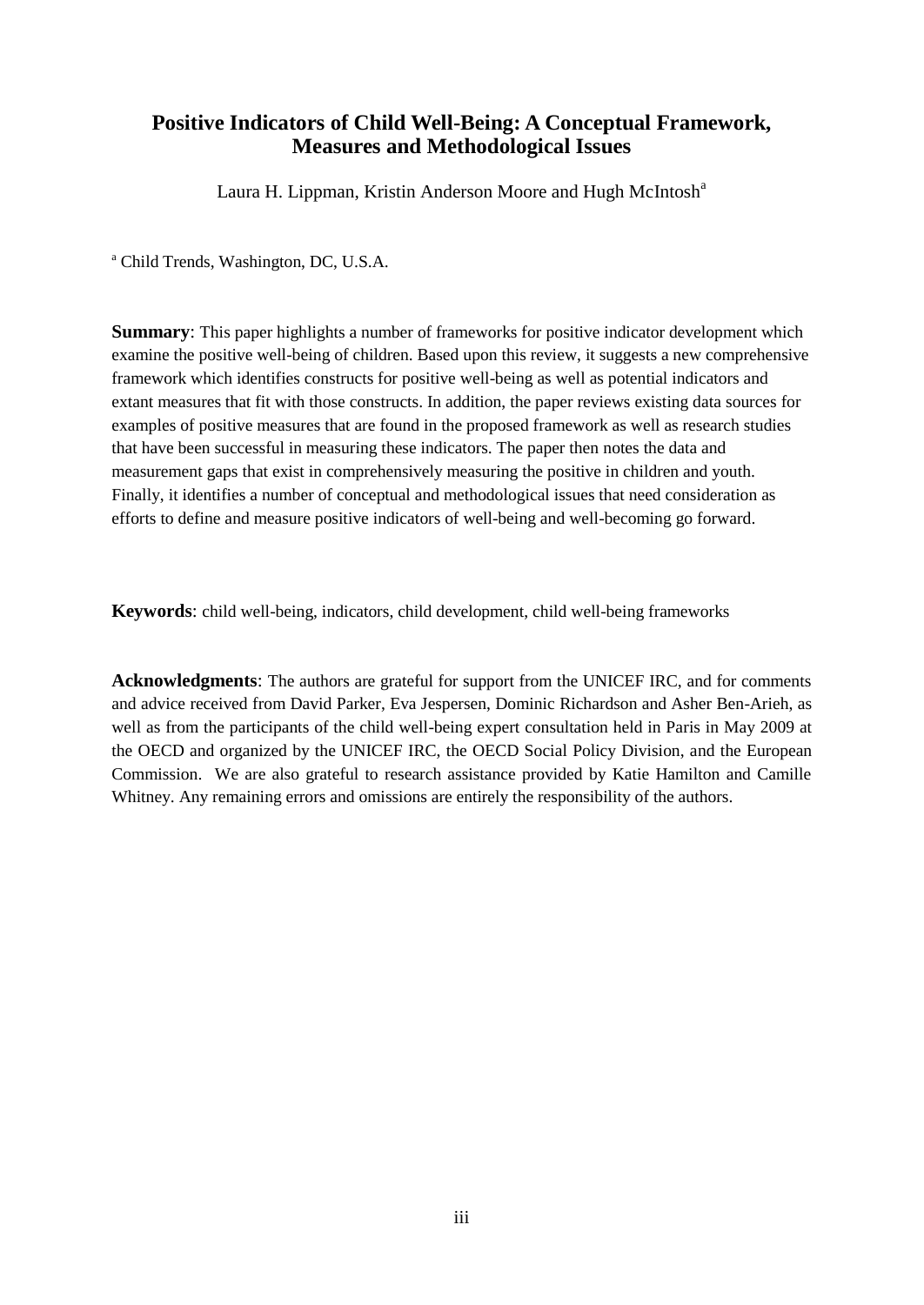# Positive Indicators of Child Well-Being: A Conceptual Framework, Measures and Methodological Issues

Laura H. Lippman, Kristin Anderson Moore and Hugh McIntosh[a]

[a] Child Trends, Washington, DC, U.S.A.

**Summary**: This paper highlights a number of frameworks for positive indicator development which examine the positive well-being of children. Based upon this review, it suggests a new comprehensive framework which identifies constructs for positive well-being as well as potential indicators and extant measures that fit with those constructs. In addition, the paper reviews existing data sources for examples of positive measures that are found in the proposed framework as well as research studies that have been successful in measuring these indicators. The paper then notes the data and measurement gaps that exist in comprehensively measuring the positive in children and youth. Finally, it identifies a number of conceptual and methodological issues that need consideration as efforts to define and measure positive indicators of well-being and well-becoming go forward.

**Keywords**: child well-being, indicators, child development, child well-being frameworks

**Acknowledgments**: The authors are grateful for support from the UNICEF IRC, and for comments and advice received from David Parker, Eva Jespersen, Dominic Richardson and Asher Ben-Arieh, as well as from the participants of the child well-being expert consultation held in Paris in May 2009 at the OECD and organized by the UNICEF IRC, the OECD Social Policy Division, and the European Commission. We are also grateful to research assistance provided by Katie Hamilton and Camille Whitney. Any remaining errors and omissions are entirely the responsibility of the authors.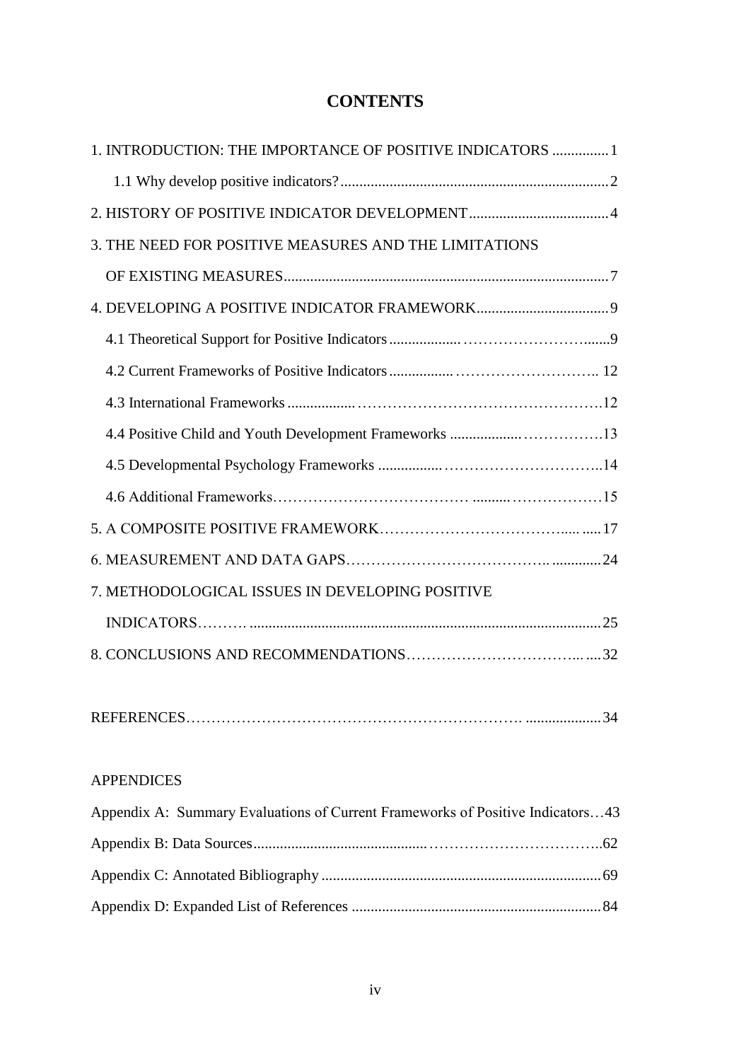# CONTENTS

1. INTRODUCTION: THE IMPORTANCE OF POSITIVE INDICATORS ............... 1
   - 1.1 Why develop positive indicators? ............... 2
2. HISTORY OF POSITIVE INDICATOR DEVELOPMENT ............... 4
3. THE NEED FOR POSITIVE MEASURES AND THE LIMITATIONS OF EXISTING MEASURES ............... 7
4. DEVELOPING A POSITIVE INDICATOR FRAMEWORK ............... 9
   - 4.1 Theoretical Support for Positive Indicators ............... 9
   - 4.2 Current Frameworks of Positive Indicators ............... 12
   - 4.3 International Frameworks ............... 12
   - 4.4 Positive Child and Youth Development Frameworks ............... 13
   - 4.5 Developmental Psychology Frameworks ............... 14
   - 4.6 Additional Frameworks ............... 15
5. A COMPOSITE POSITIVE FRAMEWORK ............... 17
6. MEASUREMENT AND DATA GAPS ............... 24
7. METHODOLOGICAL ISSUES IN DEVELOPING POSITIVE INDICATORS ............... 25
8. CONCLUSIONS AND RECOMMENDATIONS ............... 32

REFERENCES ............... 34

APPENDICES

- Appendix A: Summary Evaluations of Current Frameworks of Positive Indicators ... 43
- Appendix B: Data Sources ............... 62
- Appendix C: Annotated Bibliography ............... 69
- Appendix D: Expanded List of References ............... 84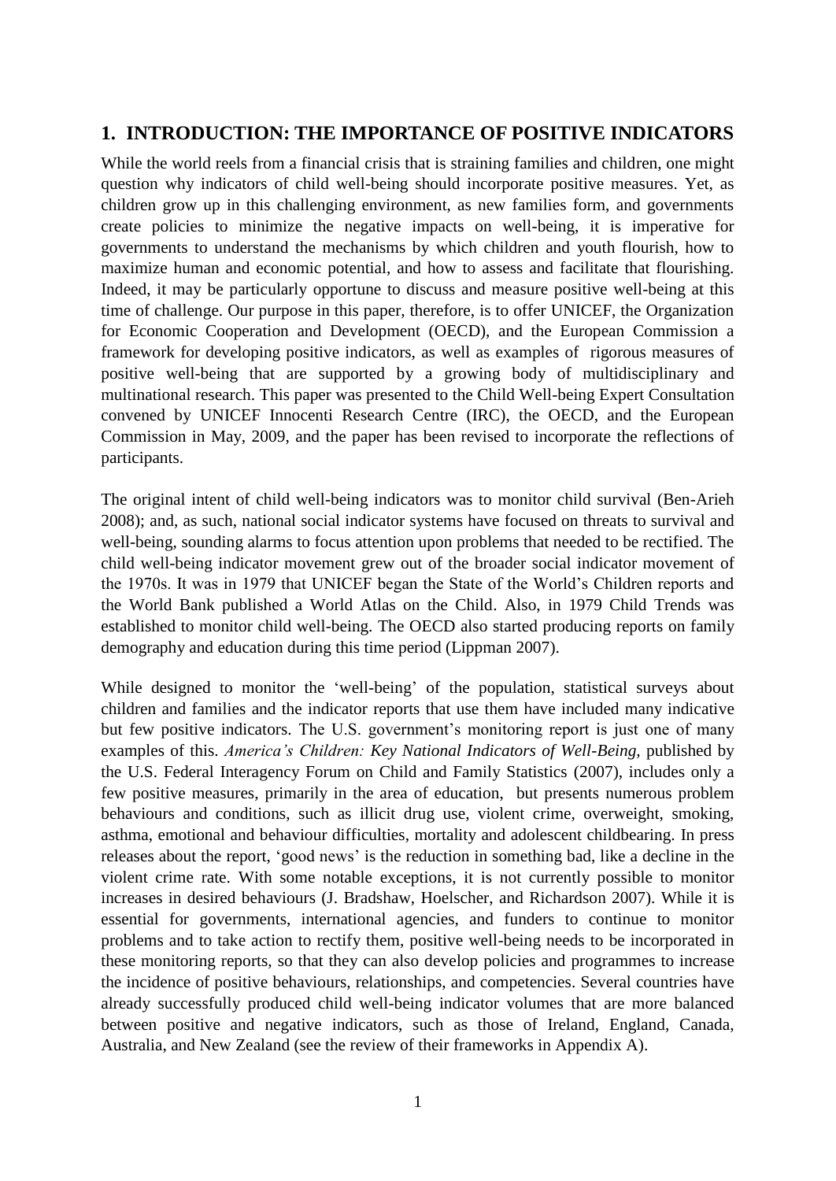## 1. INTRODUCTION: THE IMPORTANCE OF POSITIVE INDICATORS

While the world reels from a financial crisis that is straining families and children, one might question why indicators of child well-being should incorporate positive measures. Yet, as children grow up in this challenging environment, as new families form, and governments create policies to minimize the negative impacts on well-being, it is imperative for governments to understand the mechanisms by which children and youth flourish, how to maximize human and economic potential, and how to assess and facilitate that flourishing. Indeed, it may be particularly opportune to discuss and measure positive well-being at this time of challenge. Our purpose in this paper, therefore, is to offer UNICEF, the Organization for Economic Cooperation and Development (OECD), and the European Commission a framework for developing positive indicators, as well as examples of rigorous measures of positive well-being that are supported by a growing body of multidisciplinary and multinational research. This paper was presented to the Child Well-being Expert Consultation convened by UNICEF Innocenti Research Centre (IRC), the OECD, and the European Commission in May, 2009, and the paper has been revised to incorporate the reflections of participants.

The original intent of child well-being indicators was to monitor child survival (Ben-Arieh 2008); and, as such, national social indicator systems have focused on threats to survival and well-being, sounding alarms to focus attention upon problems that needed to be rectified. The child well-being indicator movement grew out of the broader social indicator movement of the 1970s. It was in 1979 that UNICEF began the State of the World's Children reports and the World Bank published a World Atlas on the Child. Also, in 1979 Child Trends was established to monitor child well-being. The OECD also started producing reports on family demography and education during this time period (Lippman 2007).

While designed to monitor the 'well-being' of the population, statistical surveys about children and families and the indicator reports that use them have included many indicative but few positive indicators. The U.S. government's monitoring report is just one of many examples of this. *America's Children: Key National Indicators of Well-Being,* published by the U.S. Federal Interagency Forum on Child and Family Statistics (2007), includes only a few positive measures, primarily in the area of education, but presents numerous problem behaviours and conditions, such as illicit drug use, violent crime, overweight, smoking, asthma, emotional and behaviour difficulties, mortality and adolescent childbearing. In press releases about the report, 'good news' is the reduction in something bad, like a decline in the violent crime rate. With some notable exceptions, it is not currently possible to monitor increases in desired behaviours (J. Bradshaw, Hoelscher, and Richardson 2007). While it is essential for governments, international agencies, and funders to continue to monitor problems and to take action to rectify them, positive well-being needs to be incorporated in these monitoring reports, so that they can also develop policies and programmes to increase the incidence of positive behaviours, relationships, and competencies. Several countries have already successfully produced child well-being indicator volumes that are more balanced between positive and negative indicators, such as those of Ireland, England, Canada, Australia, and New Zealand (see the review of their frameworks in Appendix A).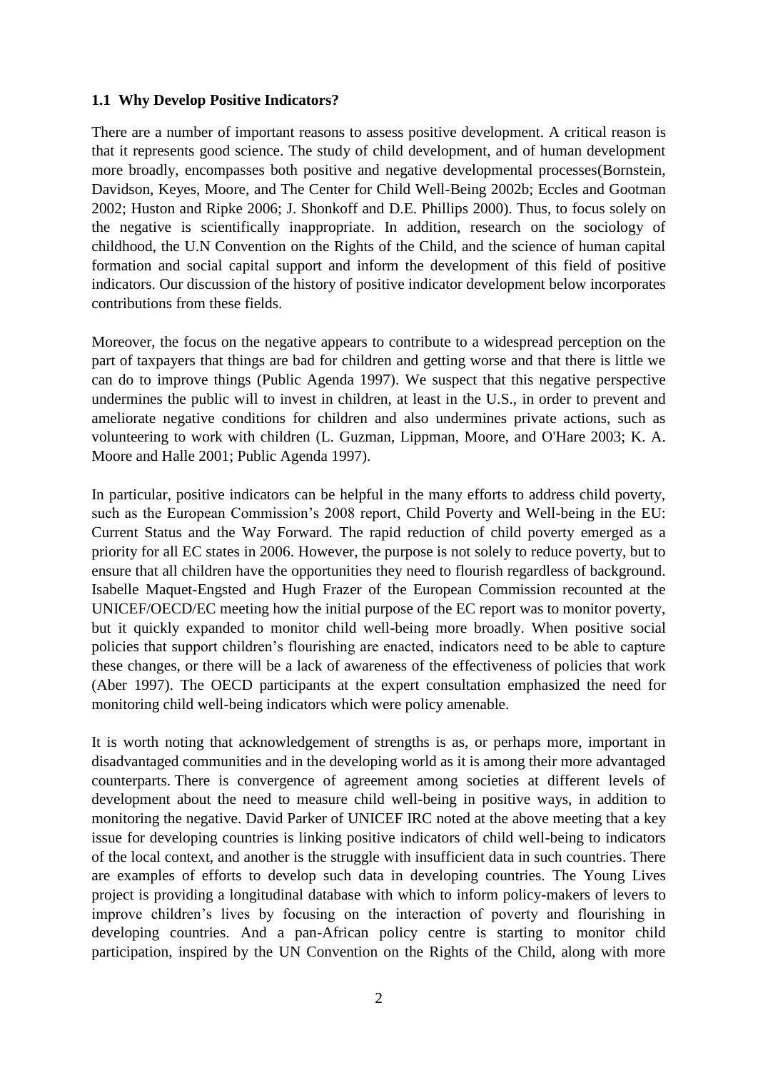### 1.1 Why Develop Positive Indicators?

There are a number of important reasons to assess positive development. A critical reason is that it represents good science. The study of child development, and of human development more broadly, encompasses both positive and negative developmental processes(Bornstein, Davidson, Keyes, Moore, and The Center for Child Well-Being 2002b; Eccles and Gootman 2002; Huston and Ripke 2006; J. Shonkoff and D.E. Phillips 2000). Thus, to focus solely on the negative is scientifically inappropriate. In addition, research on the sociology of childhood, the U.N Convention on the Rights of the Child, and the science of human capital formation and social capital support and inform the development of this field of positive indicators. Our discussion of the history of positive indicator development below incorporates contributions from these fields.

Moreover, the focus on the negative appears to contribute to a widespread perception on the part of taxpayers that things are bad for children and getting worse and that there is little we can do to improve things (Public Agenda 1997). We suspect that this negative perspective undermines the public will to invest in children, at least in the U.S., in order to prevent and ameliorate negative conditions for children and also undermines private actions, such as volunteering to work with children (L. Guzman, Lippman, Moore, and O'Hare 2003; K. A. Moore and Halle 2001; Public Agenda 1997).

In particular, positive indicators can be helpful in the many efforts to address child poverty, such as the European Commission's 2008 report, Child Poverty and Well-being in the EU: Current Status and the Way Forward. The rapid reduction of child poverty emerged as a priority for all EC states in 2006. However, the purpose is not solely to reduce poverty, but to ensure that all children have the opportunities they need to flourish regardless of background. Isabelle Maquet-Engsted and Hugh Frazer of the European Commission recounted at the UNICEF/OECD/EC meeting how the initial purpose of the EC report was to monitor poverty, but it quickly expanded to monitor child well-being more broadly. When positive social policies that support children's flourishing are enacted, indicators need to be able to capture these changes, or there will be a lack of awareness of the effectiveness of policies that work (Aber 1997). The OECD participants at the expert consultation emphasized the need for monitoring child well-being indicators which were policy amenable.

It is worth noting that acknowledgement of strengths is as, or perhaps more, important in disadvantaged communities and in the developing world as it is among their more advantaged counterparts. There is convergence of agreement among societies at different levels of development about the need to measure child well-being in positive ways, in addition to monitoring the negative. David Parker of UNICEF IRC noted at the above meeting that a key issue for developing countries is linking positive indicators of child well-being to indicators of the local context, and another is the struggle with insufficient data in such countries. There are examples of efforts to develop such data in developing countries. The Young Lives project is providing a longitudinal database with which to inform policy-makers of levers to improve children's lives by focusing on the interaction of poverty and flourishing in developing countries. And a pan-African policy centre is starting to monitor child participation, inspired by the UN Convention on the Rights of the Child, along with more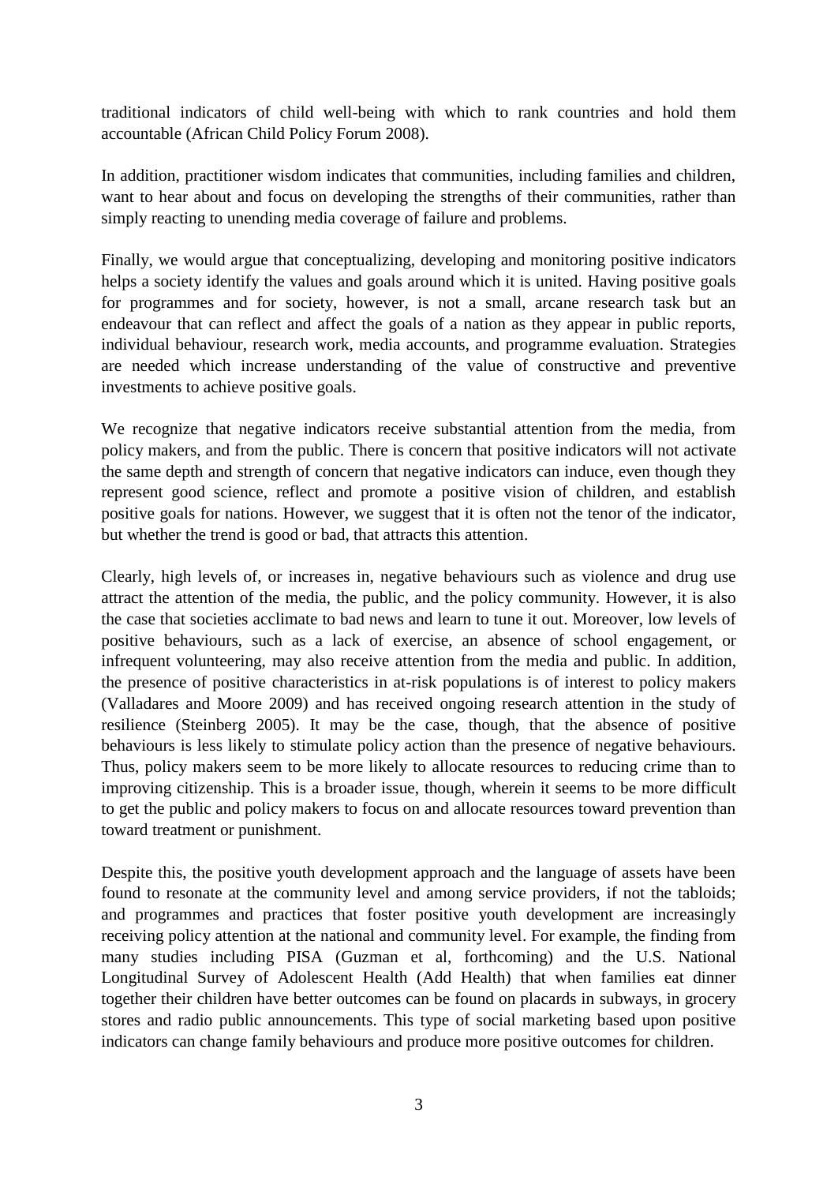traditional indicators of child well-being with which to rank countries and hold them accountable (African Child Policy Forum 2008).

In addition, practitioner wisdom indicates that communities, including families and children, want to hear about and focus on developing the strengths of their communities, rather than simply reacting to unending media coverage of failure and problems.

Finally, we would argue that conceptualizing, developing and monitoring positive indicators helps a society identify the values and goals around which it is united. Having positive goals for programmes and for society, however, is not a small, arcane research task but an endeavour that can reflect and affect the goals of a nation as they appear in public reports, individual behaviour, research work, media accounts, and programme evaluation. Strategies are needed which increase understanding of the value of constructive and preventive investments to achieve positive goals.

We recognize that negative indicators receive substantial attention from the media, from policy makers, and from the public. There is concern that positive indicators will not activate the same depth and strength of concern that negative indicators can induce, even though they represent good science, reflect and promote a positive vision of children, and establish positive goals for nations. However, we suggest that it is often not the tenor of the indicator, but whether the trend is good or bad, that attracts this attention.

Clearly, high levels of, or increases in, negative behaviours such as violence and drug use attract the attention of the media, the public, and the policy community. However, it is also the case that societies acclimate to bad news and learn to tune it out. Moreover, low levels of positive behaviours, such as a lack of exercise, an absence of school engagement, or infrequent volunteering, may also receive attention from the media and public. In addition, the presence of positive characteristics in at-risk populations is of interest to policy makers (Valladares and Moore 2009) and has received ongoing research attention in the study of resilience (Steinberg 2005). It may be the case, though, that the absence of positive behaviours is less likely to stimulate policy action than the presence of negative behaviours. Thus, policy makers seem to be more likely to allocate resources to reducing crime than to improving citizenship. This is a broader issue, though, wherein it seems to be more difficult to get the public and policy makers to focus on and allocate resources toward prevention than toward treatment or punishment.

Despite this, the positive youth development approach and the language of assets have been found to resonate at the community level and among service providers, if not the tabloids; and programmes and practices that foster positive youth development are increasingly receiving policy attention at the national and community level. For example, the finding from many studies including PISA (Guzman et al, forthcoming) and the U.S. National Longitudinal Survey of Adolescent Health (Add Health) that when families eat dinner together their children have better outcomes can be found on placards in subways, in grocery stores and radio public announcements. This type of social marketing based upon positive indicators can change family behaviours and produce more positive outcomes for children.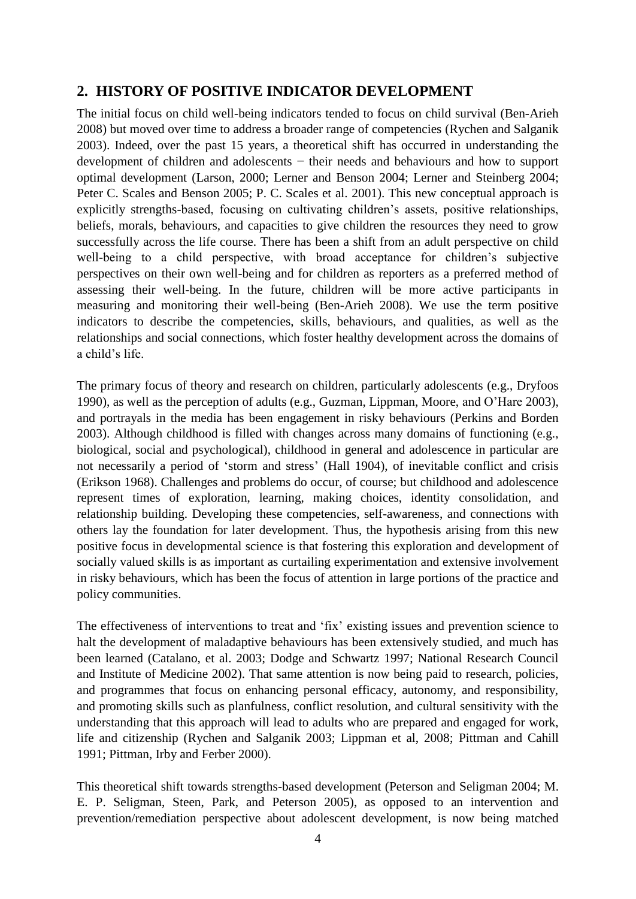## 2. HISTORY OF POSITIVE INDICATOR DEVELOPMENT

The initial focus on child well-being indicators tended to focus on child survival (Ben-Arieh 2008) but moved over time to address a broader range of competencies (Rychen and Salganik 2003). Indeed, over the past 15 years, a theoretical shift has occurred in understanding the development of children and adolescents − their needs and behaviours and how to support optimal development (Larson, 2000; Lerner and Benson 2004; Lerner and Steinberg 2004; Peter C. Scales and Benson 2005; P. C. Scales et al. 2001). This new conceptual approach is explicitly strengths-based, focusing on cultivating children's assets, positive relationships, beliefs, morals, behaviours, and capacities to give children the resources they need to grow successfully across the life course. There has been a shift from an adult perspective on child well-being to a child perspective, with broad acceptance for children's subjective perspectives on their own well-being and for children as reporters as a preferred method of assessing their well-being. In the future, children will be more active participants in measuring and monitoring their well-being (Ben-Arieh 2008). We use the term positive indicators to describe the competencies, skills, behaviours, and qualities, as well as the relationships and social connections, which foster healthy development across the domains of a child's life.

The primary focus of theory and research on children, particularly adolescents (e.g., Dryfoos 1990), as well as the perception of adults (e.g., Guzman, Lippman, Moore, and O'Hare 2003), and portrayals in the media has been engagement in risky behaviours (Perkins and Borden 2003). Although childhood is filled with changes across many domains of functioning (e.g., biological, social and psychological), childhood in general and adolescence in particular are not necessarily a period of 'storm and stress' (Hall 1904), of inevitable conflict and crisis (Erikson 1968). Challenges and problems do occur, of course; but childhood and adolescence represent times of exploration, learning, making choices, identity consolidation, and relationship building. Developing these competencies, self-awareness, and connections with others lay the foundation for later development. Thus, the hypothesis arising from this new positive focus in developmental science is that fostering this exploration and development of socially valued skills is as important as curtailing experimentation and extensive involvement in risky behaviours, which has been the focus of attention in large portions of the practice and policy communities.

The effectiveness of interventions to treat and 'fix' existing issues and prevention science to halt the development of maladaptive behaviours has been extensively studied, and much has been learned (Catalano, et al. 2003; Dodge and Schwartz 1997; National Research Council and Institute of Medicine 2002). That same attention is now being paid to research, policies, and programmes that focus on enhancing personal efficacy, autonomy, and responsibility, and promoting skills such as planfulness, conflict resolution, and cultural sensitivity with the understanding that this approach will lead to adults who are prepared and engaged for work, life and citizenship (Rychen and Salganik 2003; Lippman et al, 2008; Pittman and Cahill 1991; Pittman, Irby and Ferber 2000).

This theoretical shift towards strengths-based development (Peterson and Seligman 2004; M. E. P. Seligman, Steen, Park, and Peterson 2005), as opposed to an intervention and prevention/remediation perspective about adolescent development, is now being matched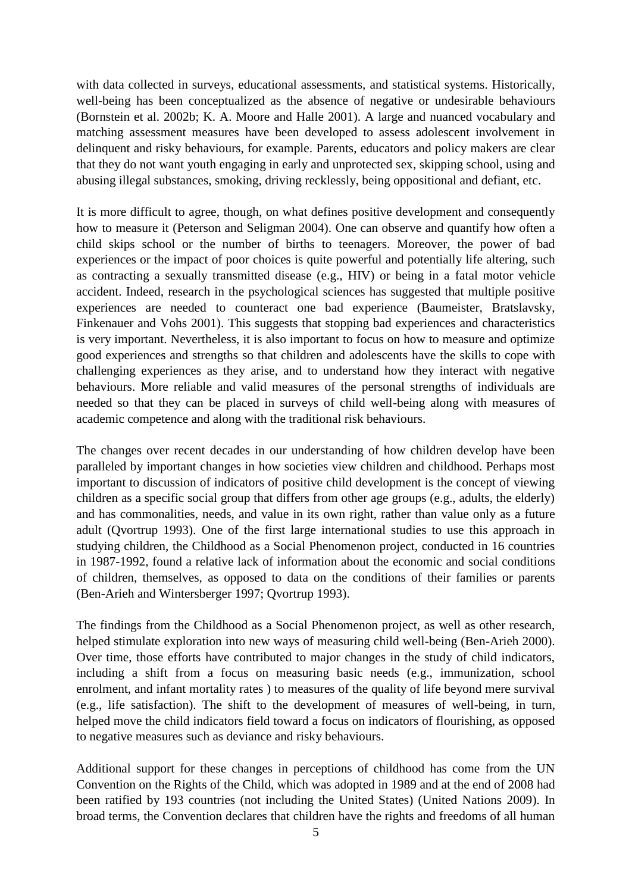with data collected in surveys, educational assessments, and statistical systems. Historically, well-being has been conceptualized as the absence of negative or undesirable behaviours (Bornstein et al. 2002b; K. A. Moore and Halle 2001). A large and nuanced vocabulary and matching assessment measures have been developed to assess adolescent involvement in delinquent and risky behaviours, for example. Parents, educators and policy makers are clear that they do not want youth engaging in early and unprotected sex, skipping school, using and abusing illegal substances, smoking, driving recklessly, being oppositional and defiant, etc.

It is more difficult to agree, though, on what defines positive development and consequently how to measure it (Peterson and Seligman 2004). One can observe and quantify how often a child skips school or the number of births to teenagers. Moreover, the power of bad experiences or the impact of poor choices is quite powerful and potentially life altering, such as contracting a sexually transmitted disease (e.g., HIV) or being in a fatal motor vehicle accident. Indeed, research in the psychological sciences has suggested that multiple positive experiences are needed to counteract one bad experience (Baumeister, Bratslavsky, Finkenauer and Vohs 2001). This suggests that stopping bad experiences and characteristics is very important. Nevertheless, it is also important to focus on how to measure and optimize good experiences and strengths so that children and adolescents have the skills to cope with challenging experiences as they arise, and to understand how they interact with negative behaviours. More reliable and valid measures of the personal strengths of individuals are needed so that they can be placed in surveys of child well-being along with measures of academic competence and along with the traditional risk behaviours.

The changes over recent decades in our understanding of how children develop have been paralleled by important changes in how societies view children and childhood. Perhaps most important to discussion of indicators of positive child development is the concept of viewing children as a specific social group that differs from other age groups (e.g., adults, the elderly) and has commonalities, needs, and value in its own right, rather than value only as a future adult (Qvortrup 1993). One of the first large international studies to use this approach in studying children, the Childhood as a Social Phenomenon project, conducted in 16 countries in 1987-1992, found a relative lack of information about the economic and social conditions of children, themselves, as opposed to data on the conditions of their families or parents (Ben-Arieh and Wintersberger 1997; Qvortrup 1993).

The findings from the Childhood as a Social Phenomenon project, as well as other research, helped stimulate exploration into new ways of measuring child well-being (Ben-Arieh 2000). Over time, those efforts have contributed to major changes in the study of child indicators, including a shift from a focus on measuring basic needs (e.g., immunization, school enrolment, and infant mortality rates ) to measures of the quality of life beyond mere survival (e.g., life satisfaction). The shift to the development of measures of well-being, in turn, helped move the child indicators field toward a focus on indicators of flourishing, as opposed to negative measures such as deviance and risky behaviours.

Additional support for these changes in perceptions of childhood has come from the UN Convention on the Rights of the Child, which was adopted in 1989 and at the end of 2008 had been ratified by 193 countries (not including the United States) (United Nations 2009). In broad terms, the Convention declares that children have the rights and freedoms of all human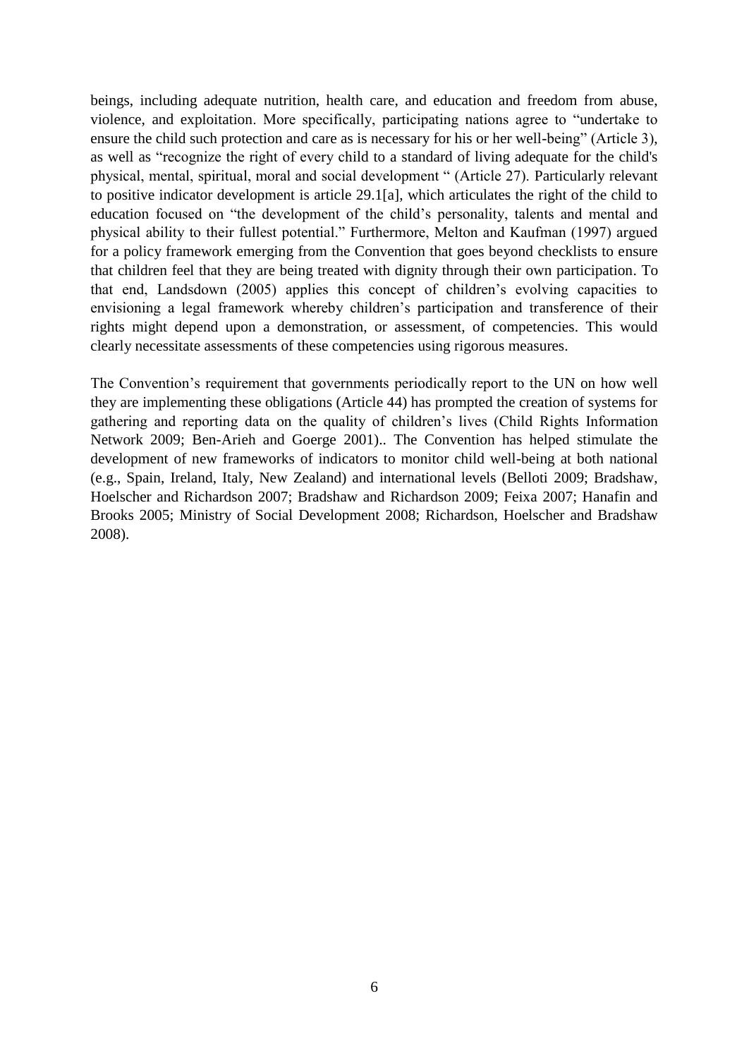beings, including adequate nutrition, health care, and education and freedom from abuse, violence, and exploitation. More specifically, participating nations agree to "undertake to ensure the child such protection and care as is necessary for his or her well-being" (Article 3), as well as "recognize the right of every child to a standard of living adequate for the child's physical, mental, spiritual, moral and social development " (Article 27). Particularly relevant to positive indicator development is article 29.1[a], which articulates the right of the child to education focused on "the development of the child's personality, talents and mental and physical ability to their fullest potential." Furthermore, Melton and Kaufman (1997) argued for a policy framework emerging from the Convention that goes beyond checklists to ensure that children feel that they are being treated with dignity through their own participation. To that end, Landsdown (2005) applies this concept of children's evolving capacities to envisioning a legal framework whereby children's participation and transference of their rights might depend upon a demonstration, or assessment, of competencies. This would clearly necessitate assessments of these competencies using rigorous measures.

The Convention's requirement that governments periodically report to the UN on how well they are implementing these obligations (Article 44) has prompted the creation of systems for gathering and reporting data on the quality of children's lives (Child Rights Information Network 2009; Ben-Arieh and Goerge 2001).. The Convention has helped stimulate the development of new frameworks of indicators to monitor child well-being at both national (e.g., Spain, Ireland, Italy, New Zealand) and international levels (Belloti 2009; Bradshaw, Hoelscher and Richardson 2007; Bradshaw and Richardson 2009; Feixa 2007; Hanafin and Brooks 2005; Ministry of Social Development 2008; Richardson, Hoelscher and Bradshaw 2008).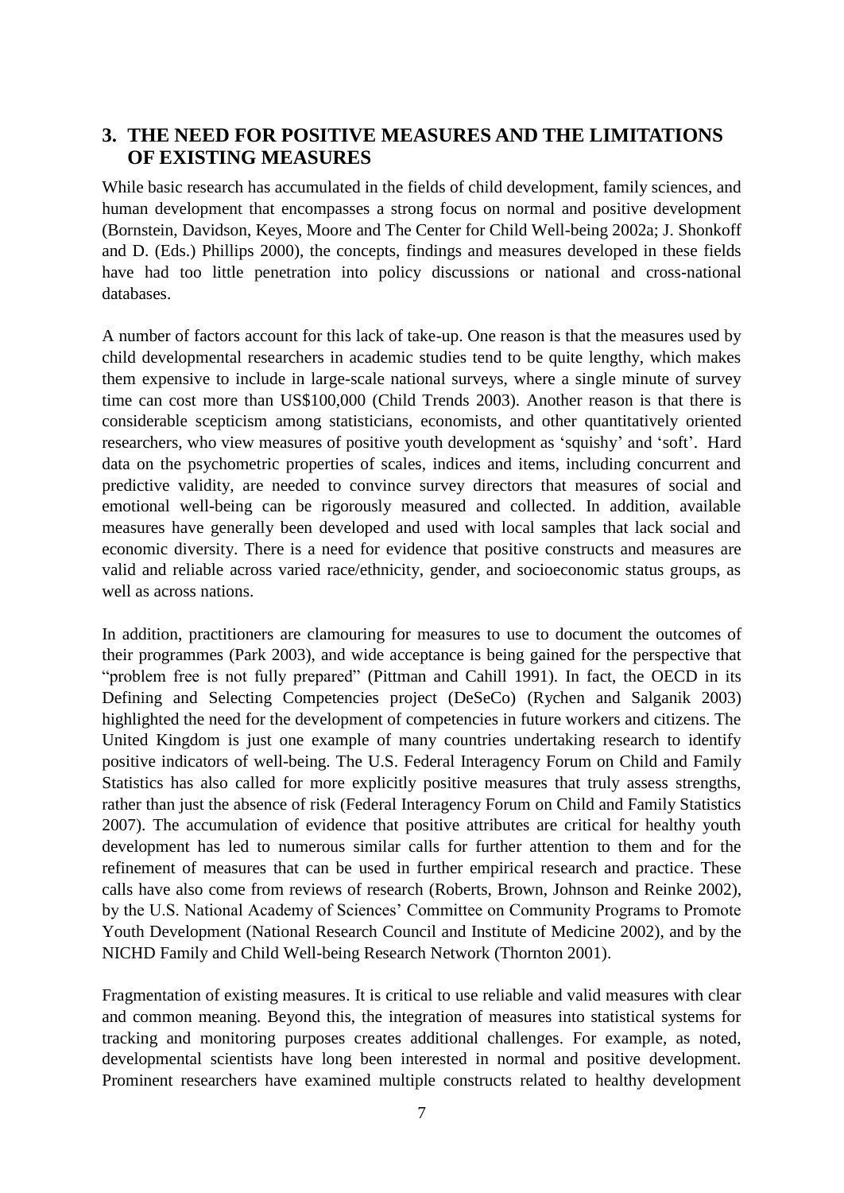## 3. THE NEED FOR POSITIVE MEASURES AND THE LIMITATIONS OF EXISTING MEASURES

While basic research has accumulated in the fields of child development, family sciences, and human development that encompasses a strong focus on normal and positive development (Bornstein, Davidson, Keyes, Moore and The Center for Child Well-being 2002a; J. Shonkoff and D. (Eds.) Phillips 2000), the concepts, findings and measures developed in these fields have had too little penetration into policy discussions or national and cross-national databases.

A number of factors account for this lack of take-up. One reason is that the measures used by child developmental researchers in academic studies tend to be quite lengthy, which makes them expensive to include in large-scale national surveys, where a single minute of survey time can cost more than US$100,000 (Child Trends 2003). Another reason is that there is considerable scepticism among statisticians, economists, and other quantitatively oriented researchers, who view measures of positive youth development as 'squishy' and 'soft'. Hard data on the psychometric properties of scales, indices and items, including concurrent and predictive validity, are needed to convince survey directors that measures of social and emotional well-being can be rigorously measured and collected. In addition, available measures have generally been developed and used with local samples that lack social and economic diversity. There is a need for evidence that positive constructs and measures are valid and reliable across varied race/ethnicity, gender, and socioeconomic status groups, as well as across nations.

In addition, practitioners are clamouring for measures to use to document the outcomes of their programmes (Park 2003), and wide acceptance is being gained for the perspective that "problem free is not fully prepared" (Pittman and Cahill 1991). In fact, the OECD in its Defining and Selecting Competencies project (DeSeCo) (Rychen and Salganik 2003) highlighted the need for the development of competencies in future workers and citizens. The United Kingdom is just one example of many countries undertaking research to identify positive indicators of well-being. The U.S. Federal Interagency Forum on Child and Family Statistics has also called for more explicitly positive measures that truly assess strengths, rather than just the absence of risk (Federal Interagency Forum on Child and Family Statistics 2007). The accumulation of evidence that positive attributes are critical for healthy youth development has led to numerous similar calls for further attention to them and for the refinement of measures that can be used in further empirical research and practice. These calls have also come from reviews of research (Roberts, Brown, Johnson and Reinke 2002), by the U.S. National Academy of Sciences' Committee on Community Programs to Promote Youth Development (National Research Council and Institute of Medicine 2002), and by the NICHD Family and Child Well-being Research Network (Thornton 2001).

Fragmentation of existing measures. It is critical to use reliable and valid measures with clear and common meaning. Beyond this, the integration of measures into statistical systems for tracking and monitoring purposes creates additional challenges. For example, as noted, developmental scientists have long been interested in normal and positive development. Prominent researchers have examined multiple constructs related to healthy development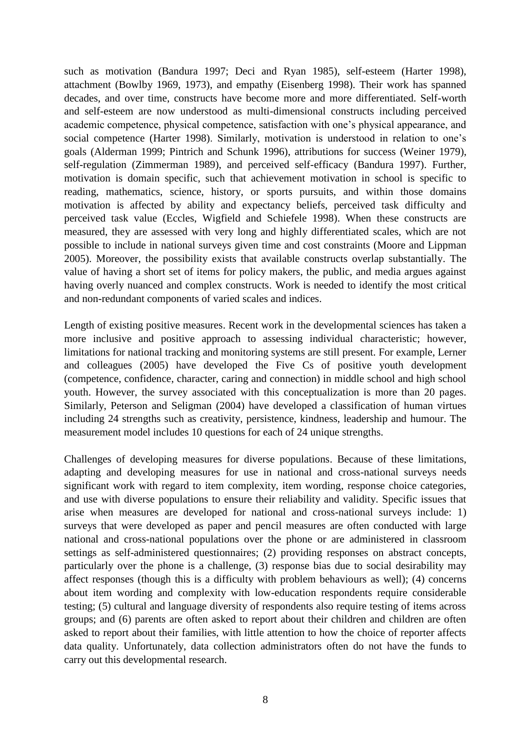such as motivation (Bandura 1997; Deci and Ryan 1985), self-esteem (Harter 1998), attachment (Bowlby 1969, 1973), and empathy (Eisenberg 1998). Their work has spanned decades, and over time, constructs have become more and more differentiated. Self-worth and self-esteem are now understood as multi-dimensional constructs including perceived academic competence, physical competence, satisfaction with one's physical appearance, and social competence (Harter 1998). Similarly, motivation is understood in relation to one's goals (Alderman 1999; Pintrich and Schunk 1996), attributions for success (Weiner 1979), self-regulation (Zimmerman 1989), and perceived self-efficacy (Bandura 1997). Further, motivation is domain specific, such that achievement motivation in school is specific to reading, mathematics, science, history, or sports pursuits, and within those domains motivation is affected by ability and expectancy beliefs, perceived task difficulty and perceived task value (Eccles, Wigfield and Schiefele 1998). When these constructs are measured, they are assessed with very long and highly differentiated scales, which are not possible to include in national surveys given time and cost constraints (Moore and Lippman 2005). Moreover, the possibility exists that available constructs overlap substantially. The value of having a short set of items for policy makers, the public, and media argues against having overly nuanced and complex constructs. Work is needed to identify the most critical and non-redundant components of varied scales and indices.

Length of existing positive measures. Recent work in the developmental sciences has taken a more inclusive and positive approach to assessing individual characteristic; however, limitations for national tracking and monitoring systems are still present. For example, Lerner and colleagues (2005) have developed the Five Cs of positive youth development (competence, confidence, character, caring and connection) in middle school and high school youth. However, the survey associated with this conceptualization is more than 20 pages. Similarly, Peterson and Seligman (2004) have developed a classification of human virtues including 24 strengths such as creativity, persistence, kindness, leadership and humour. The measurement model includes 10 questions for each of 24 unique strengths.

Challenges of developing measures for diverse populations. Because of these limitations, adapting and developing measures for use in national and cross-national surveys needs significant work with regard to item complexity, item wording, response choice categories, and use with diverse populations to ensure their reliability and validity. Specific issues that arise when measures are developed for national and cross-national surveys include: 1) surveys that were developed as paper and pencil measures are often conducted with large national and cross-national populations over the phone or are administered in classroom settings as self-administered questionnaires; (2) providing responses on abstract concepts, particularly over the phone is a challenge, (3) response bias due to social desirability may affect responses (though this is a difficulty with problem behaviours as well); (4) concerns about item wording and complexity with low-education respondents require considerable testing; (5) cultural and language diversity of respondents also require testing of items across groups; and (6) parents are often asked to report about their children and children are often asked to report about their families, with little attention to how the choice of reporter affects data quality. Unfortunately, data collection administrators often do not have the funds to carry out this developmental research.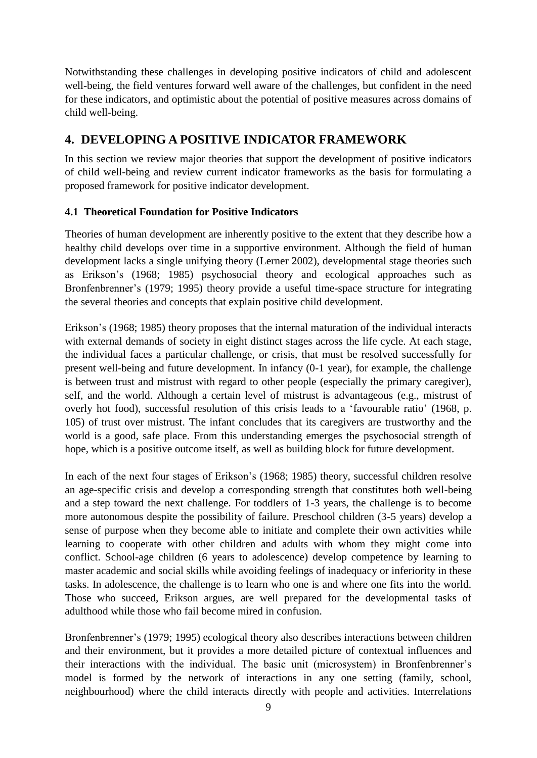Notwithstanding these challenges in developing positive indicators of child and adolescent well-being, the field ventures forward well aware of the challenges, but confident in the need for these indicators, and optimistic about the potential of positive measures across domains of child well-being.

## 4. DEVELOPING A POSITIVE INDICATOR FRAMEWORK

In this section we review major theories that support the development of positive indicators of child well-being and review current indicator frameworks as the basis for formulating a proposed framework for positive indicator development.

### 4.1 Theoretical Foundation for Positive Indicators

Theories of human development are inherently positive to the extent that they describe how a healthy child develops over time in a supportive environment. Although the field of human development lacks a single unifying theory (Lerner 2002), developmental stage theories such as Erikson's (1968; 1985) psychosocial theory and ecological approaches such as Bronfenbrenner's (1979; 1995) theory provide a useful time-space structure for integrating the several theories and concepts that explain positive child development.

Erikson's (1968; 1985) theory proposes that the internal maturation of the individual interacts with external demands of society in eight distinct stages across the life cycle. At each stage, the individual faces a particular challenge, or crisis, that must be resolved successfully for present well-being and future development. In infancy (0-1 year), for example, the challenge is between trust and mistrust with regard to other people (especially the primary caregiver), self, and the world. Although a certain level of mistrust is advantageous (e.g., mistrust of overly hot food), successful resolution of this crisis leads to a 'favourable ratio' (1968, p. 105) of trust over mistrust. The infant concludes that its caregivers are trustworthy and the world is a good, safe place. From this understanding emerges the psychosocial strength of hope, which is a positive outcome itself, as well as building block for future development.

In each of the next four stages of Erikson's (1968; 1985) theory, successful children resolve an age-specific crisis and develop a corresponding strength that constitutes both well-being and a step toward the next challenge. For toddlers of 1-3 years, the challenge is to become more autonomous despite the possibility of failure. Preschool children (3-5 years) develop a sense of purpose when they become able to initiate and complete their own activities while learning to cooperate with other children and adults with whom they might come into conflict. School-age children (6 years to adolescence) develop competence by learning to master academic and social skills while avoiding feelings of inadequacy or inferiority in these tasks. In adolescence, the challenge is to learn who one is and where one fits into the world. Those who succeed, Erikson argues, are well prepared for the developmental tasks of adulthood while those who fail become mired in confusion.

Bronfenbrenner's (1979; 1995) ecological theory also describes interactions between children and their environment, but it provides a more detailed picture of contextual influences and their interactions with the individual. The basic unit (microsystem) in Bronfenbrenner's model is formed by the network of interactions in any one setting (family, school, neighbourhood) where the child interacts directly with people and activities. Interrelations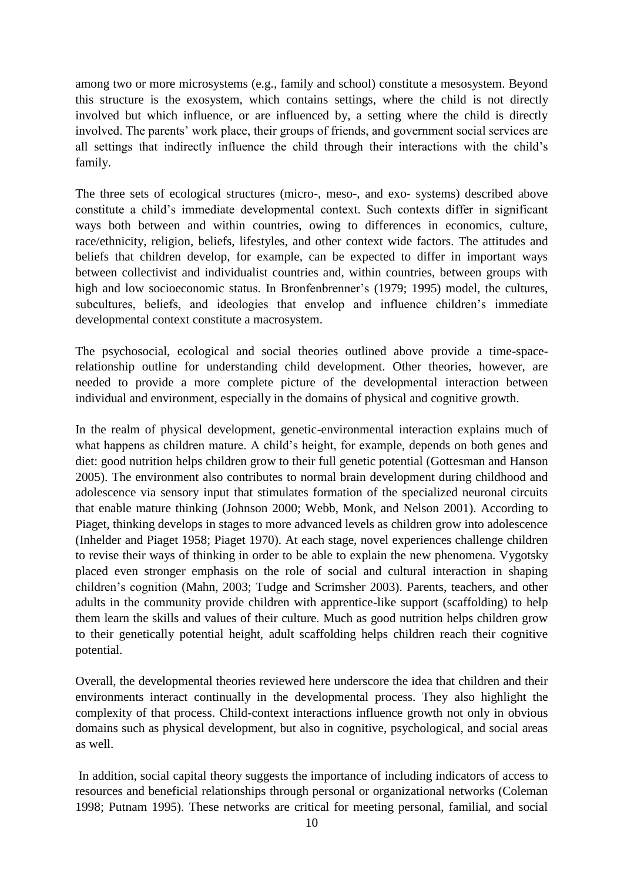among two or more microsystems (e.g., family and school) constitute a mesosystem. Beyond this structure is the exosystem, which contains settings, where the child is not directly involved but which influence, or are influenced by, a setting where the child is directly involved. The parents' work place, their groups of friends, and government social services are all settings that indirectly influence the child through their interactions with the child's family.

The three sets of ecological structures (micro-, meso-, and exo- systems) described above constitute a child's immediate developmental context. Such contexts differ in significant ways both between and within countries, owing to differences in economics, culture, race/ethnicity, religion, beliefs, lifestyles, and other context wide factors. The attitudes and beliefs that children develop, for example, can be expected to differ in important ways between collectivist and individualist countries and, within countries, between groups with high and low socioeconomic status. In Bronfenbrenner's (1979; 1995) model, the cultures, subcultures, beliefs, and ideologies that envelop and influence children's immediate developmental context constitute a macrosystem.

The psychosocial, ecological and social theories outlined above provide a time-space-relationship outline for understanding child development. Other theories, however, are needed to provide a more complete picture of the developmental interaction between individual and environment, especially in the domains of physical and cognitive growth.

In the realm of physical development, genetic-environmental interaction explains much of what happens as children mature. A child's height, for example, depends on both genes and diet: good nutrition helps children grow to their full genetic potential (Gottesman and Hanson 2005). The environment also contributes to normal brain development during childhood and adolescence via sensory input that stimulates formation of the specialized neuronal circuits that enable mature thinking (Johnson 2000; Webb, Monk, and Nelson 2001). According to Piaget, thinking develops in stages to more advanced levels as children grow into adolescence (Inhelder and Piaget 1958; Piaget 1970). At each stage, novel experiences challenge children to revise their ways of thinking in order to be able to explain the new phenomena. Vygotsky placed even stronger emphasis on the role of social and cultural interaction in shaping children's cognition (Mahn, 2003; Tudge and Scrimsher 2003). Parents, teachers, and other adults in the community provide children with apprentice-like support (scaffolding) to help them learn the skills and values of their culture. Much as good nutrition helps children grow to their genetically potential height, adult scaffolding helps children reach their cognitive potential.

Overall, the developmental theories reviewed here underscore the idea that children and their environments interact continually in the developmental process. They also highlight the complexity of that process. Child-context interactions influence growth not only in obvious domains such as physical development, but also in cognitive, psychological, and social areas as well.

In addition, social capital theory suggests the importance of including indicators of access to resources and beneficial relationships through personal or organizational networks (Coleman 1998; Putnam 1995). These networks are critical for meeting personal, familial, and social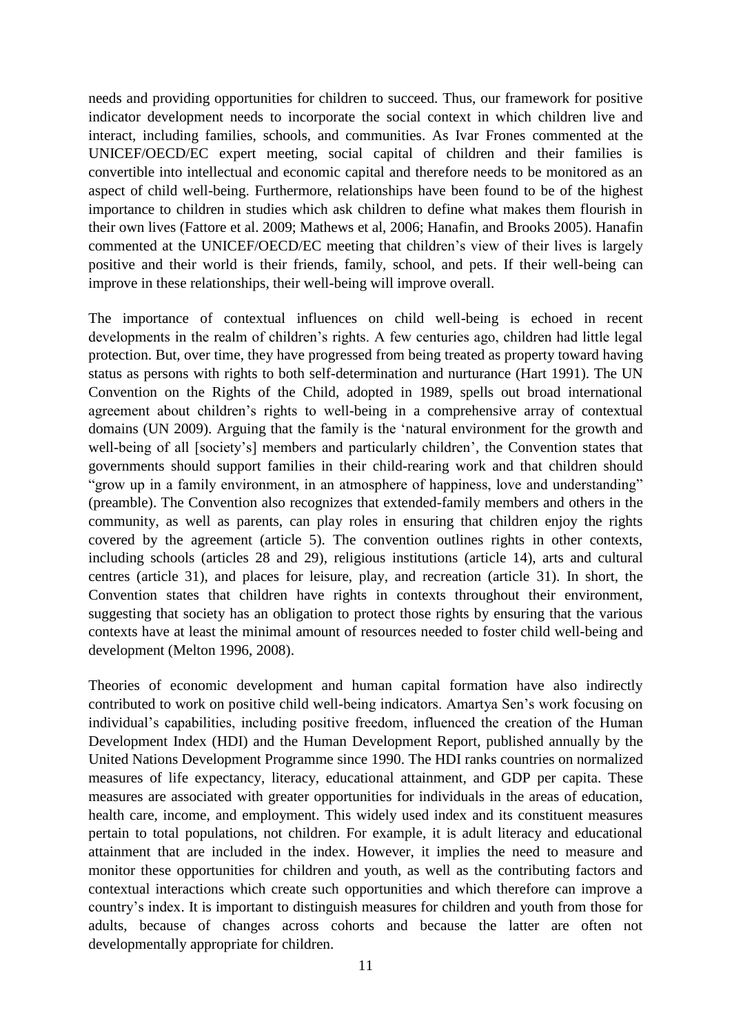needs and providing opportunities for children to succeed. Thus, our framework for positive indicator development needs to incorporate the social context in which children live and interact, including families, schools, and communities. As Ivar Frones commented at the UNICEF/OECD/EC expert meeting, social capital of children and their families is convertible into intellectual and economic capital and therefore needs to be monitored as an aspect of child well-being. Furthermore, relationships have been found to be of the highest importance to children in studies which ask children to define what makes them flourish in their own lives (Fattore et al. 2009; Mathews et al, 2006; Hanafin, and Brooks 2005). Hanafin commented at the UNICEF/OECD/EC meeting that children's view of their lives is largely positive and their world is their friends, family, school, and pets. If their well-being can improve in these relationships, their well-being will improve overall.

The importance of contextual influences on child well-being is echoed in recent developments in the realm of children's rights. A few centuries ago, children had little legal protection. But, over time, they have progressed from being treated as property toward having status as persons with rights to both self-determination and nurturance (Hart 1991). The UN Convention on the Rights of the Child, adopted in 1989, spells out broad international agreement about children's rights to well-being in a comprehensive array of contextual domains (UN 2009). Arguing that the family is the 'natural environment for the growth and well-being of all [society's] members and particularly children', the Convention states that governments should support families in their child-rearing work and that children should "grow up in a family environment, in an atmosphere of happiness, love and understanding" (preamble). The Convention also recognizes that extended-family members and others in the community, as well as parents, can play roles in ensuring that children enjoy the rights covered by the agreement (article 5). The convention outlines rights in other contexts, including schools (articles 28 and 29), religious institutions (article 14), arts and cultural centres (article 31), and places for leisure, play, and recreation (article 31). In short, the Convention states that children have rights in contexts throughout their environment, suggesting that society has an obligation to protect those rights by ensuring that the various contexts have at least the minimal amount of resources needed to foster child well-being and development (Melton 1996, 2008).

Theories of economic development and human capital formation have also indirectly contributed to work on positive child well-being indicators. Amartya Sen's work focusing on individual's capabilities, including positive freedom, influenced the creation of the Human Development Index (HDI) and the Human Development Report, published annually by the United Nations Development Programme since 1990. The HDI ranks countries on normalized measures of life expectancy, literacy, educational attainment, and GDP per capita. These measures are associated with greater opportunities for individuals in the areas of education, health care, income, and employment. This widely used index and its constituent measures pertain to total populations, not children. For example, it is adult literacy and educational attainment that are included in the index. However, it implies the need to measure and monitor these opportunities for children and youth, as well as the contributing factors and contextual interactions which create such opportunities and which therefore can improve a country's index. It is important to distinguish measures for children and youth from those for adults, because of changes across cohorts and because the latter are often not developmentally appropriate for children.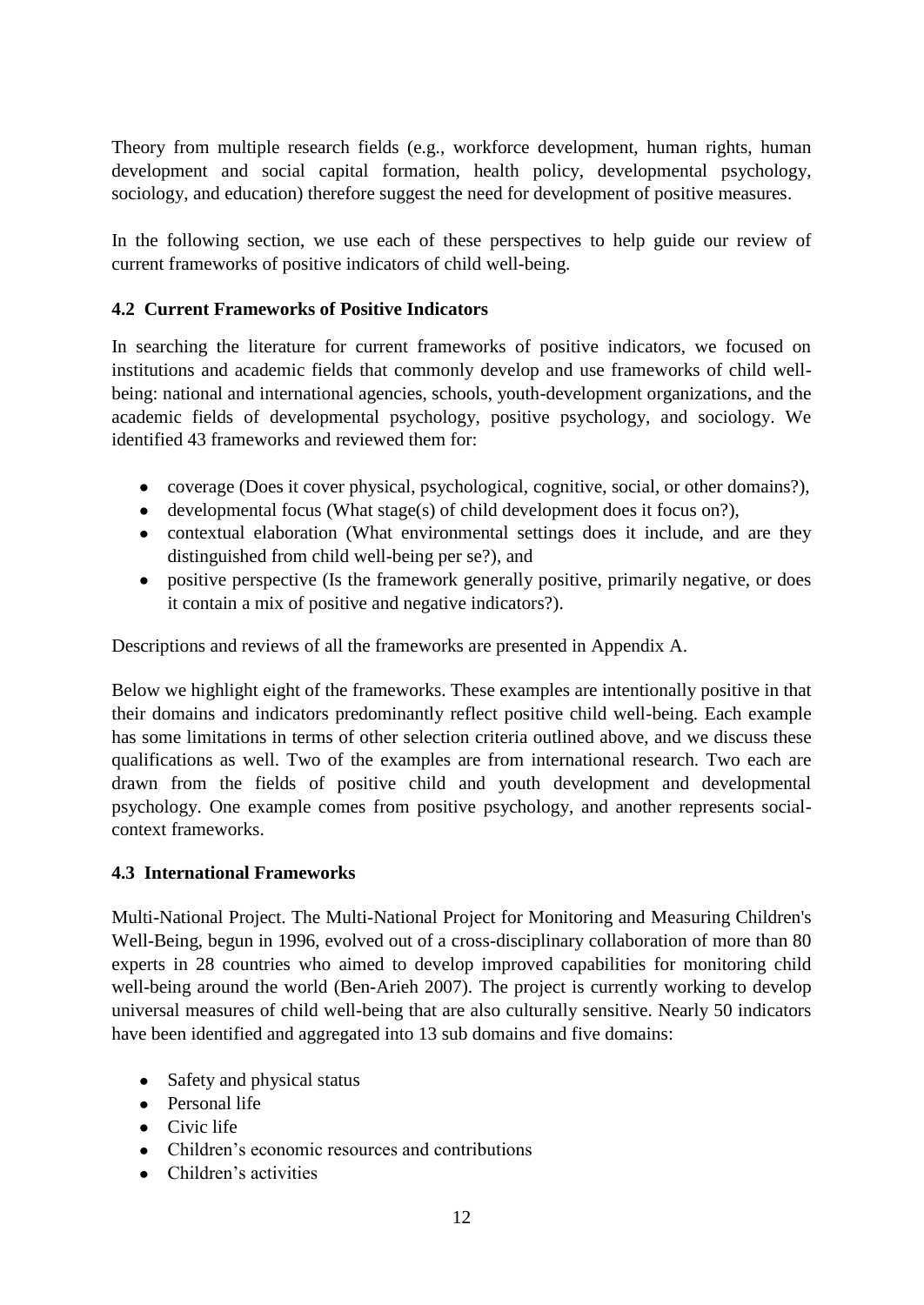Theory from multiple research fields (e.g., workforce development, human rights, human development and social capital formation, health policy, developmental psychology, sociology, and education) therefore suggest the need for development of positive measures.

In the following section, we use each of these perspectives to help guide our review of current frameworks of positive indicators of child well-being.

### 4.2 Current Frameworks of Positive Indicators

In searching the literature for current frameworks of positive indicators, we focused on institutions and academic fields that commonly develop and use frameworks of child well-being: national and international agencies, schools, youth-development organizations, and the academic fields of developmental psychology, positive psychology, and sociology. We identified 43 frameworks and reviewed them for:

- coverage (Does it cover physical, psychological, cognitive, social, or other domains?),
- developmental focus (What stage(s) of child development does it focus on?),
- contextual elaboration (What environmental settings does it include, and are they distinguished from child well-being per se?), and
- positive perspective (Is the framework generally positive, primarily negative, or does it contain a mix of positive and negative indicators?).

Descriptions and reviews of all the frameworks are presented in Appendix A.

Below we highlight eight of the frameworks. These examples are intentionally positive in that their domains and indicators predominantly reflect positive child well-being. Each example has some limitations in terms of other selection criteria outlined above, and we discuss these qualifications as well. Two of the examples are from international research. Two each are drawn from the fields of positive child and youth development and developmental psychology. One example comes from positive psychology, and another represents social-context frameworks.

### 4.3 International Frameworks

Multi-National Project. The Multi-National Project for Monitoring and Measuring Children's Well-Being, begun in 1996, evolved out of a cross-disciplinary collaboration of more than 80 experts in 28 countries who aimed to develop improved capabilities for monitoring child well-being around the world (Ben-Arieh 2007). The project is currently working to develop universal measures of child well-being that are also culturally sensitive. Nearly 50 indicators have been identified and aggregated into 13 sub domains and five domains:

- Safety and physical status
- Personal life
- Civic life
- Children's economic resources and contributions
- Children's activities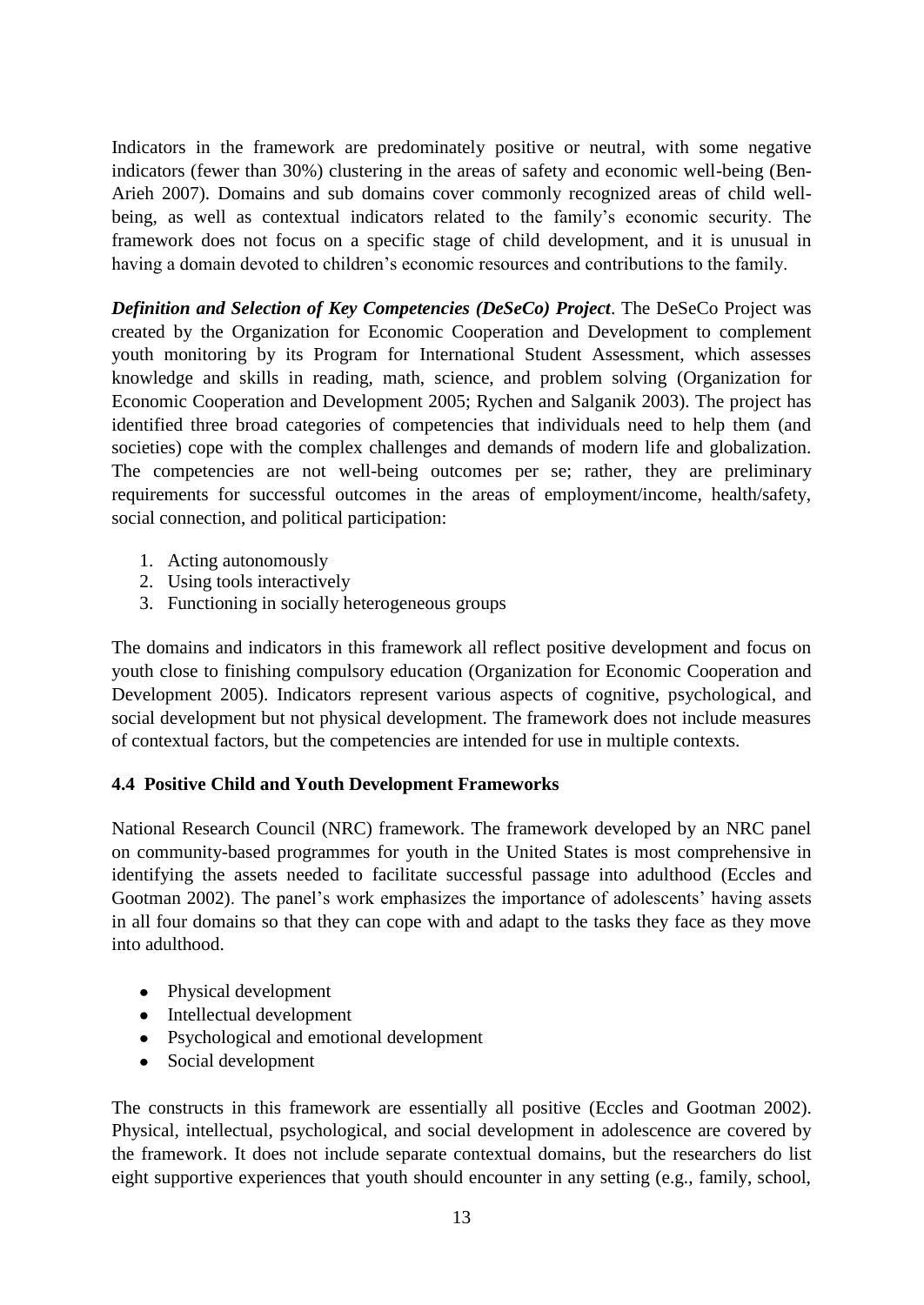Indicators in the framework are predominately positive or neutral, with some negative indicators (fewer than 30%) clustering in the areas of safety and economic well-being (Ben-Arieh 2007). Domains and sub domains cover commonly recognized areas of child well-being, as well as contextual indicators related to the family's economic security. The framework does not focus on a specific stage of child development, and it is unusual in having a domain devoted to children's economic resources and contributions to the family.

***Definition and Selection of Key Competencies (DeSeCo) Project***. The DeSeCo Project was created by the Organization for Economic Cooperation and Development to complement youth monitoring by its Program for International Student Assessment, which assesses knowledge and skills in reading, math, science, and problem solving (Organization for Economic Cooperation and Development 2005; Rychen and Salganik 2003). The project has identified three broad categories of competencies that individuals need to help them (and societies) cope with the complex challenges and demands of modern life and globalization. The competencies are not well-being outcomes per se; rather, they are preliminary requirements for successful outcomes in the areas of employment/income, health/safety, social connection, and political participation:

1. Acting autonomously
2. Using tools interactively
3. Functioning in socially heterogeneous groups

The domains and indicators in this framework all reflect positive development and focus on youth close to finishing compulsory education (Organization for Economic Cooperation and Development 2005). Indicators represent various aspects of cognitive, psychological, and social development but not physical development. The framework does not include measures of contextual factors, but the competencies are intended for use in multiple contexts.

### 4.4 Positive Child and Youth Development Frameworks

National Research Council (NRC) framework. The framework developed by an NRC panel on community-based programmes for youth in the United States is most comprehensive in identifying the assets needed to facilitate successful passage into adulthood (Eccles and Gootman 2002). The panel's work emphasizes the importance of adolescents' having assets in all four domains so that they can cope with and adapt to the tasks they face as they move into adulthood.

- Physical development
- Intellectual development
- Psychological and emotional development
- Social development

The constructs in this framework are essentially all positive (Eccles and Gootman 2002). Physical, intellectual, psychological, and social development in adolescence are covered by the framework. It does not include separate contextual domains, but the researchers do list eight supportive experiences that youth should encounter in any setting (e.g., family, school,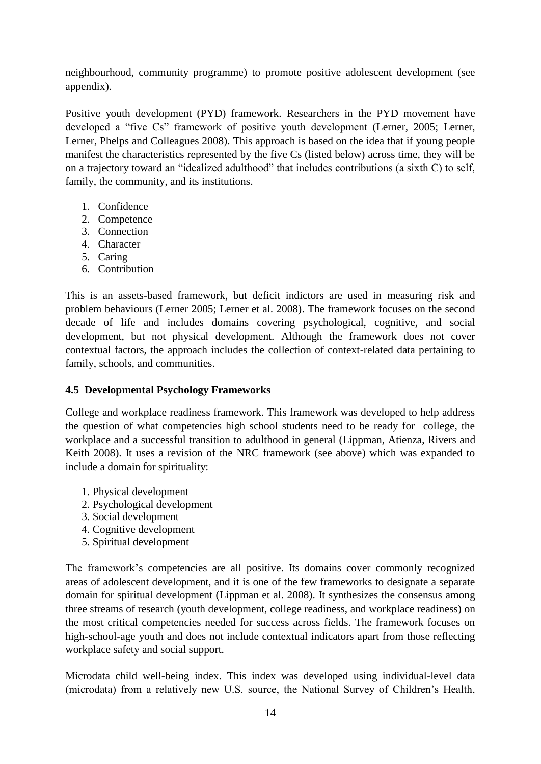neighbourhood, community programme) to promote positive adolescent development (see appendix).

Positive youth development (PYD) framework. Researchers in the PYD movement have developed a "five Cs" framework of positive youth development (Lerner, 2005; Lerner, Lerner, Phelps and Colleagues 2008). This approach is based on the idea that if young people manifest the characteristics represented by the five Cs (listed below) across time, they will be on a trajectory toward an "idealized adulthood" that includes contributions (a sixth C) to self, family, the community, and its institutions.

1. Confidence
2. Competence
3. Connection
4. Character
5. Caring
6. Contribution

This is an assets-based framework, but deficit indictors are used in measuring risk and problem behaviours (Lerner 2005; Lerner et al. 2008). The framework focuses on the second decade of life and includes domains covering psychological, cognitive, and social development, but not physical development. Although the framework does not cover contextual factors, the approach includes the collection of context-related data pertaining to family, schools, and communities.

### 4.5 Developmental Psychology Frameworks

College and workplace readiness framework. This framework was developed to help address the question of what competencies high school students need to be ready for college, the workplace and a successful transition to adulthood in general (Lippman, Atienza, Rivers and Keith 2008). It uses a revision of the NRC framework (see above) which was expanded to include a domain for spirituality:

1. Physical development
2. Psychological development
3. Social development
4. Cognitive development
5. Spiritual development

The framework's competencies are all positive. Its domains cover commonly recognized areas of adolescent development, and it is one of the few frameworks to designate a separate domain for spiritual development (Lippman et al. 2008). It synthesizes the consensus among three streams of research (youth development, college readiness, and workplace readiness) on the most critical competencies needed for success across fields. The framework focuses on high-school-age youth and does not include contextual indicators apart from those reflecting workplace safety and social support.

Microdata child well-being index. This index was developed using individual-level data (microdata) from a relatively new U.S. source, the National Survey of Children's Health,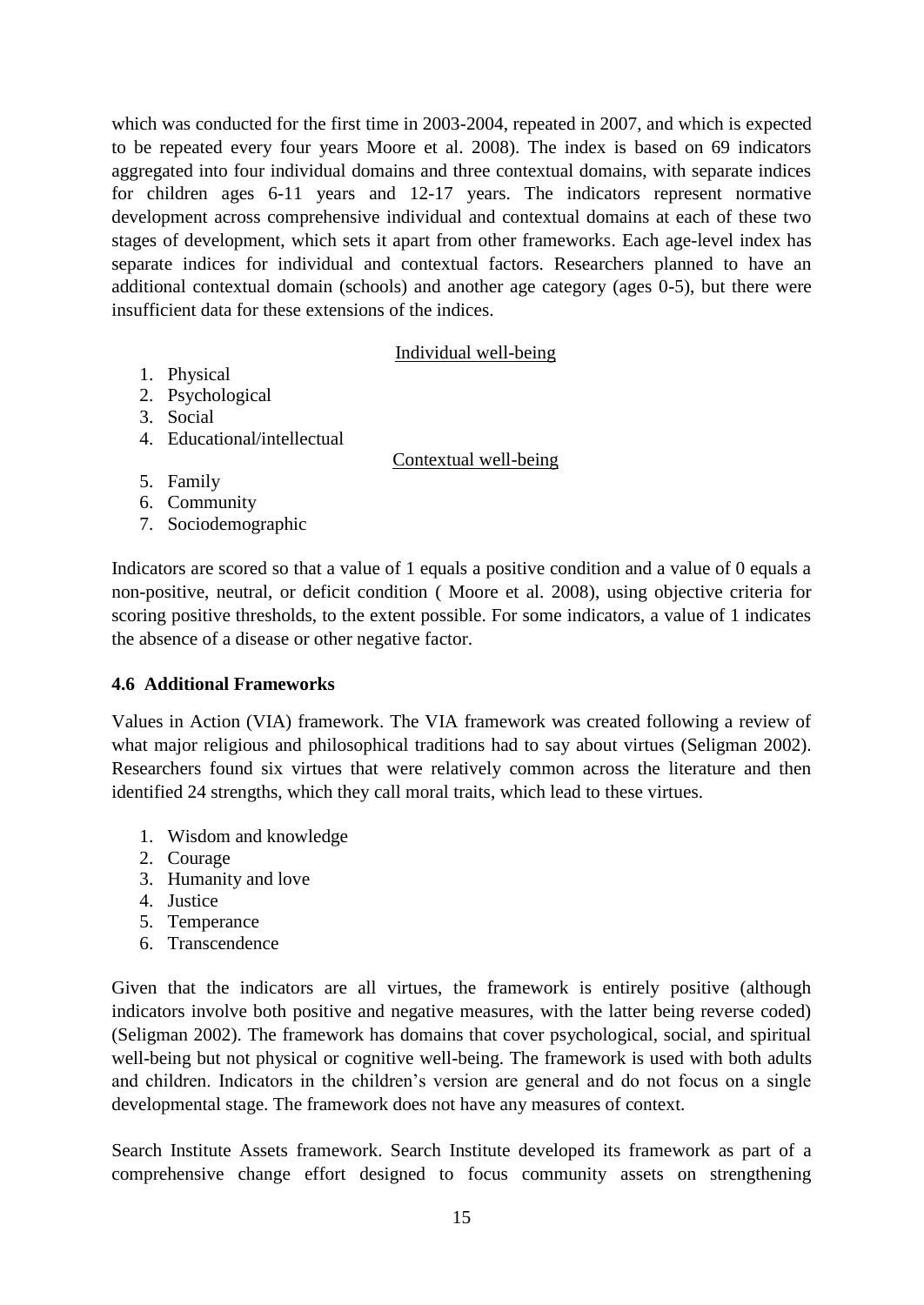which was conducted for the first time in 2003-2004, repeated in 2007, and which is expected to be repeated every four years Moore et al. 2008). The index is based on 69 indicators aggregated into four individual domains and three contextual domains, with separate indices for children ages 6-11 years and 12-17 years. The indicators represent normative development across comprehensive individual and contextual domains at each of these two stages of development, which sets it apart from other frameworks. Each age-level index has separate indices for individual and contextual factors. Researchers planned to have an additional contextual domain (schools) and another age category (ages 0-5), but there were insufficient data for these extensions of the indices.

Individual well-being

1. Physical
2. Psychological
3. Social
4. Educational/intellectual

Contextual well-being

5. Family
6. Community
7. Sociodemographic

Indicators are scored so that a value of 1 equals a positive condition and a value of 0 equals a non-positive, neutral, or deficit condition ( Moore et al. 2008), using objective criteria for scoring positive thresholds, to the extent possible. For some indicators, a value of 1 indicates the absence of a disease or other negative factor.

### 4.6 Additional Frameworks

Values in Action (VIA) framework. The VIA framework was created following a review of what major religious and philosophical traditions had to say about virtues (Seligman 2002). Researchers found six virtues that were relatively common across the literature and then identified 24 strengths, which they call moral traits, which lead to these virtues.

1. Wisdom and knowledge
2. Courage
3. Humanity and love
4. Justice
5. Temperance
6. Transcendence

Given that the indicators are all virtues, the framework is entirely positive (although indicators involve both positive and negative measures, with the latter being reverse coded) (Seligman 2002). The framework has domains that cover psychological, social, and spiritual well-being but not physical or cognitive well-being. The framework is used with both adults and children. Indicators in the children's version are general and do not focus on a single developmental stage. The framework does not have any measures of context.

Search Institute Assets framework. Search Institute developed its framework as part of a comprehensive change effort designed to focus community assets on strengthening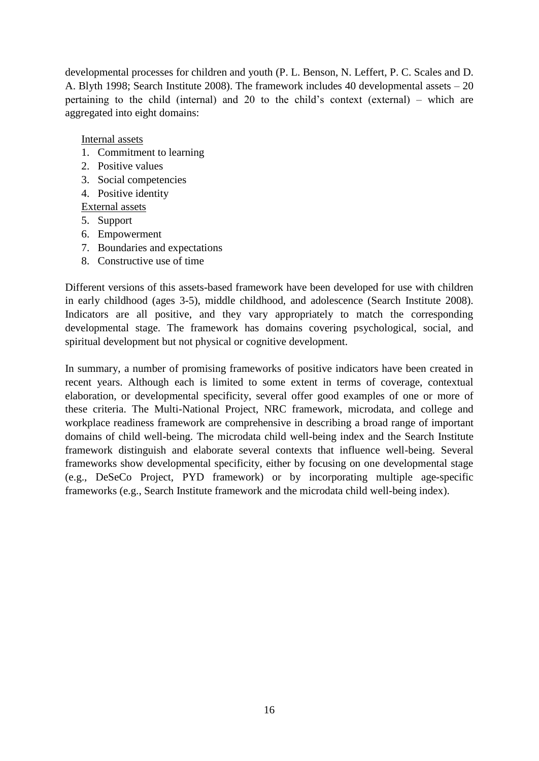developmental processes for children and youth (P. L. Benson, N. Leffert, P. C. Scales and D. A. Blyth 1998; Search Institute 2008). The framework includes 40 developmental assets – 20 pertaining to the child (internal) and 20 to the child's context (external) – which are aggregated into eight domains:

<u>Internal assets</u>

1. Commitment to learning
2. Positive values
3. Social competencies
4. Positive identity

<u>External assets</u>

5. Support
6. Empowerment
7. Boundaries and expectations
8. Constructive use of time

Different versions of this assets-based framework have been developed for use with children in early childhood (ages 3-5), middle childhood, and adolescence (Search Institute 2008). Indicators are all positive, and they vary appropriately to match the corresponding developmental stage. The framework has domains covering psychological, social, and spiritual development but not physical or cognitive development.

In summary, a number of promising frameworks of positive indicators have been created in recent years. Although each is limited to some extent in terms of coverage, contextual elaboration, or developmental specificity, several offer good examples of one or more of these criteria. The Multi-National Project, NRC framework, microdata, and college and workplace readiness framework are comprehensive in describing a broad range of important domains of child well-being. The microdata child well-being index and the Search Institute framework distinguish and elaborate several contexts that influence well-being. Several frameworks show developmental specificity, either by focusing on one developmental stage (e.g., DeSeCo Project, PYD framework) or by incorporating multiple age-specific frameworks (e.g., Search Institute framework and the microdata child well-being index).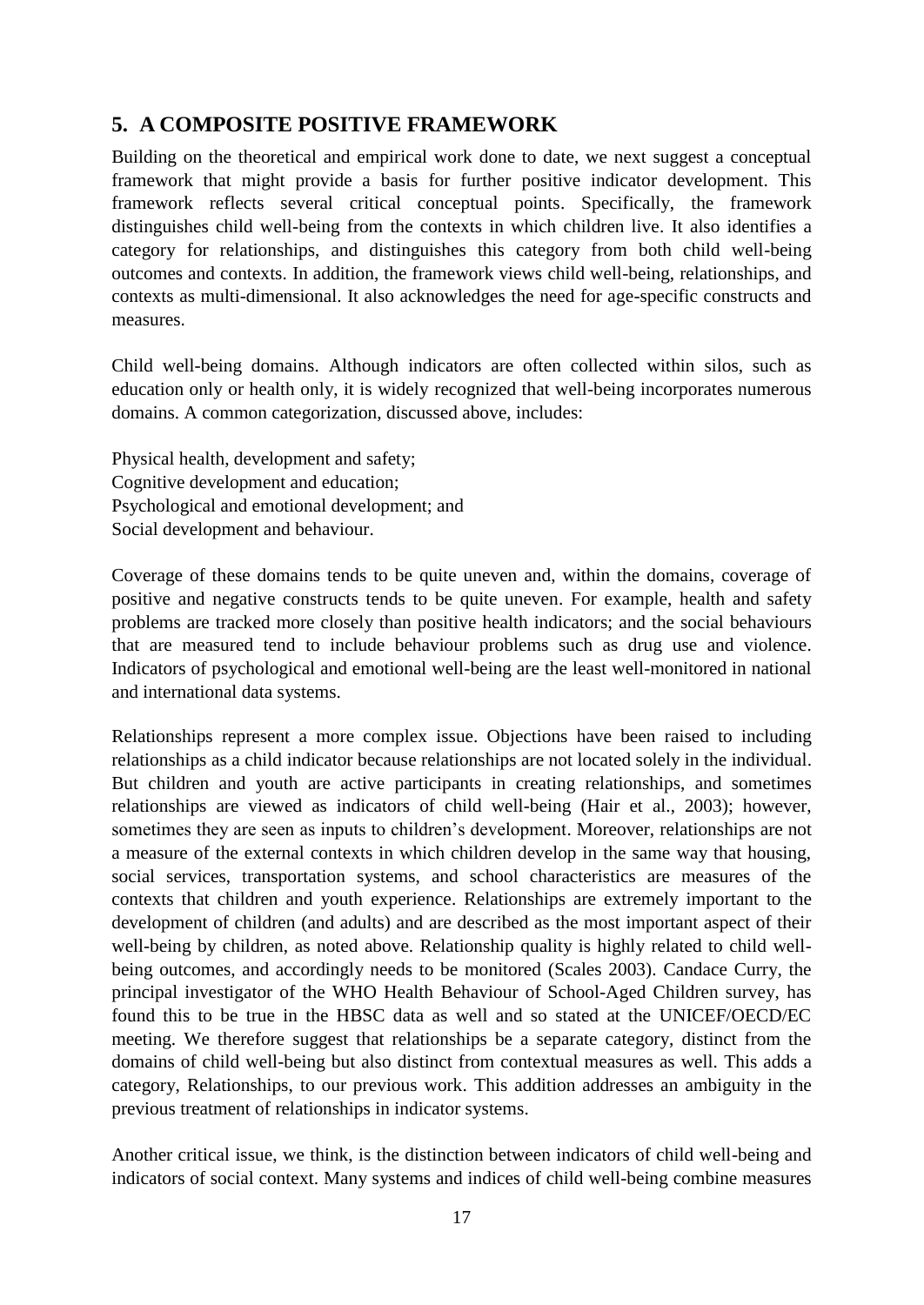## 5. A COMPOSITE POSITIVE FRAMEWORK

Building on the theoretical and empirical work done to date, we next suggest a conceptual framework that might provide a basis for further positive indicator development. This framework reflects several critical conceptual points. Specifically, the framework distinguishes child well-being from the contexts in which children live. It also identifies a category for relationships, and distinguishes this category from both child well-being outcomes and contexts. In addition, the framework views child well-being, relationships, and contexts as multi-dimensional. It also acknowledges the need for age-specific constructs and measures.

Child well-being domains. Although indicators are often collected within silos, such as education only or health only, it is widely recognized that well-being incorporates numerous domains. A common categorization, discussed above, includes:

Physical health, development and safety;
Cognitive development and education;
Psychological and emotional development; and
Social development and behaviour.

Coverage of these domains tends to be quite uneven and, within the domains, coverage of positive and negative constructs tends to be quite uneven. For example, health and safety problems are tracked more closely than positive health indicators; and the social behaviours that are measured tend to include behaviour problems such as drug use and violence. Indicators of psychological and emotional well-being are the least well-monitored in national and international data systems.

Relationships represent a more complex issue. Objections have been raised to including relationships as a child indicator because relationships are not located solely in the individual. But children and youth are active participants in creating relationships, and sometimes relationships are viewed as indicators of child well-being (Hair et al., 2003); however, sometimes they are seen as inputs to children's development. Moreover, relationships are not a measure of the external contexts in which children develop in the same way that housing, social services, transportation systems, and school characteristics are measures of the contexts that children and youth experience. Relationships are extremely important to the development of children (and adults) and are described as the most important aspect of their well-being by children, as noted above. Relationship quality is highly related to child well-being outcomes, and accordingly needs to be monitored (Scales 2003). Candace Curry, the principal investigator of the WHO Health Behaviour of School-Aged Children survey, has found this to be true in the HBSC data as well and so stated at the UNICEF/OECD/EC meeting. We therefore suggest that relationships be a separate category, distinct from the domains of child well-being but also distinct from contextual measures as well. This adds a category, Relationships, to our previous work. This addition addresses an ambiguity in the previous treatment of relationships in indicator systems.

Another critical issue, we think, is the distinction between indicators of child well-being and indicators of social context. Many systems and indices of child well-being combine measures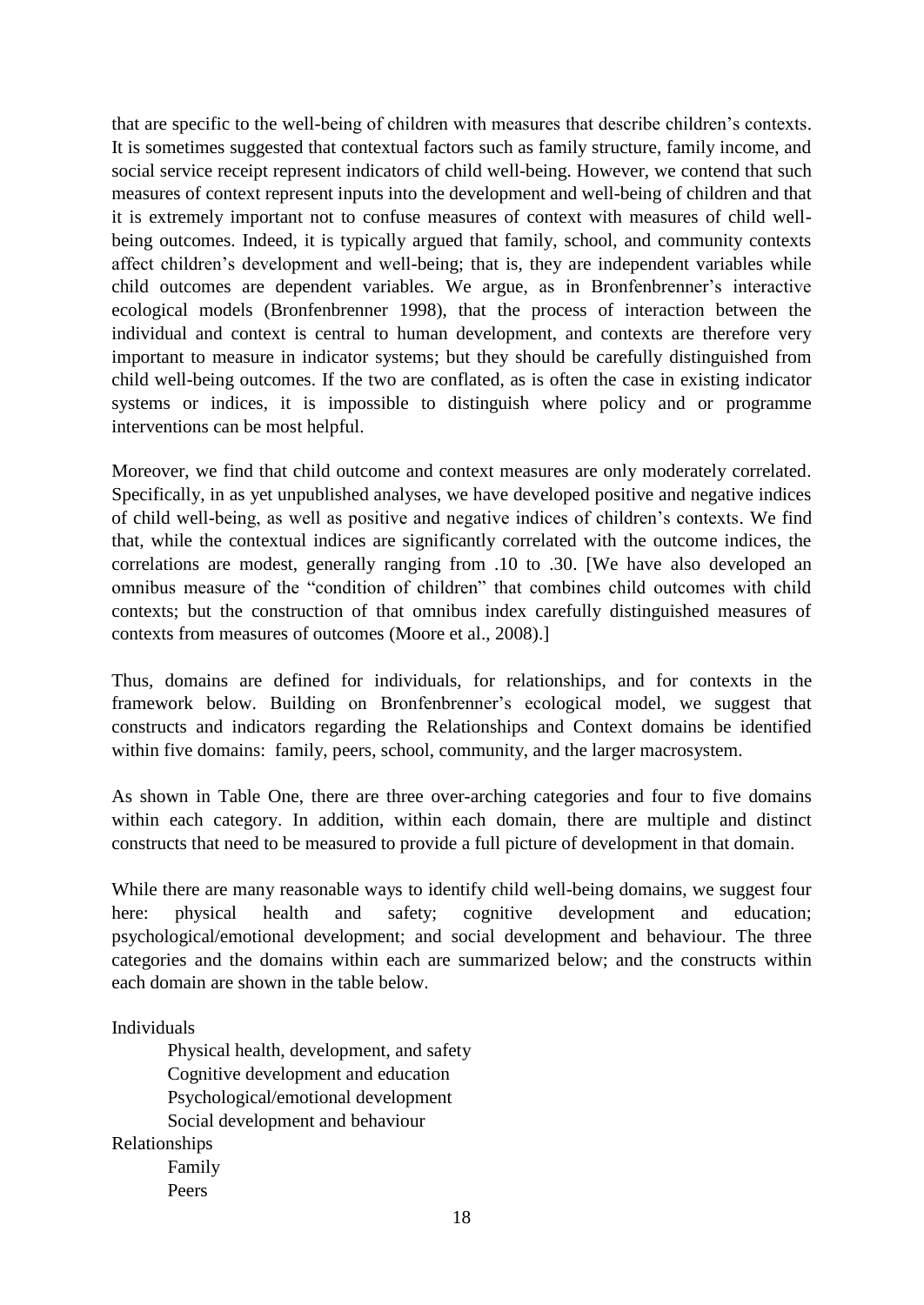that are specific to the well-being of children with measures that describe children's contexts. It is sometimes suggested that contextual factors such as family structure, family income, and social service receipt represent indicators of child well-being. However, we contend that such measures of context represent inputs into the development and well-being of children and that it is extremely important not to confuse measures of context with measures of child well-being outcomes. Indeed, it is typically argued that family, school, and community contexts affect children's development and well-being; that is, they are independent variables while child outcomes are dependent variables. We argue, as in Bronfenbrenner's interactive ecological models (Bronfenbrenner 1998), that the process of interaction between the individual and context is central to human development, and contexts are therefore very important to measure in indicator systems; but they should be carefully distinguished from child well-being outcomes. If the two are conflated, as is often the case in existing indicator systems or indices, it is impossible to distinguish where policy and or programme interventions can be most helpful.

Moreover, we find that child outcome and context measures are only moderately correlated. Specifically, in as yet unpublished analyses, we have developed positive and negative indices of child well-being, as well as positive and negative indices of children's contexts. We find that, while the contextual indices are significantly correlated with the outcome indices, the correlations are modest, generally ranging from .10 to .30. [We have also developed an omnibus measure of the "condition of children" that combines child outcomes with child contexts; but the construction of that omnibus index carefully distinguished measures of contexts from measures of outcomes (Moore et al., 2008).]

Thus, domains are defined for individuals, for relationships, and for contexts in the framework below. Building on Bronfenbrenner's ecological model, we suggest that constructs and indicators regarding the Relationships and Context domains be identified within five domains: family, peers, school, community, and the larger macrosystem.

As shown in Table One, there are three over-arching categories and four to five domains within each category. In addition, within each domain, there are multiple and distinct constructs that need to be measured to provide a full picture of development in that domain.

While there are many reasonable ways to identify child well-being domains, we suggest four here: physical health and safety; cognitive development and education; psychological/emotional development; and social development and behaviour. The three categories and the domains within each are summarized below; and the constructs within each domain are shown in the table below.

Individuals
- Physical health, development, and safety
- Cognitive development and education
- Psychological/emotional development
- Social development and behaviour

Relationships
- Family
- Peers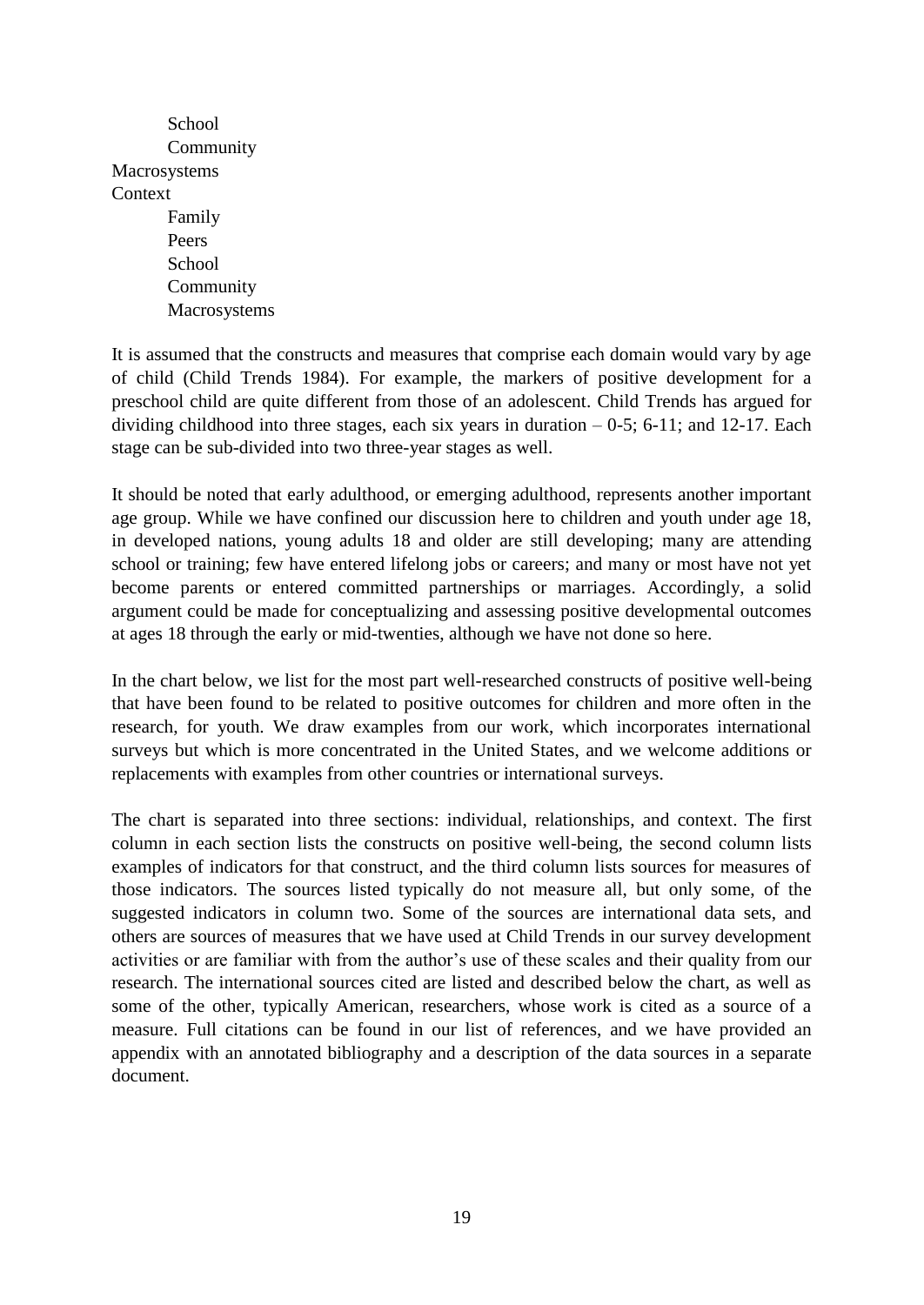- School
- Community

Macrosystems

Context

- Family
- Peers
- School
- Community
- Macrosystems

It is assumed that the constructs and measures that comprise each domain would vary by age of child (Child Trends 1984). For example, the markers of positive development for a preschool child are quite different from those of an adolescent. Child Trends has argued for dividing childhood into three stages, each six years in duration – 0-5; 6-11; and 12-17. Each stage can be sub-divided into two three-year stages as well.

It should be noted that early adulthood, or emerging adulthood, represents another important age group. While we have confined our discussion here to children and youth under age 18, in developed nations, young adults 18 and older are still developing; many are attending school or training; few have entered lifelong jobs or careers; and many or most have not yet become parents or entered committed partnerships or marriages. Accordingly, a solid argument could be made for conceptualizing and assessing positive developmental outcomes at ages 18 through the early or mid-twenties, although we have not done so here.

In the chart below, we list for the most part well-researched constructs of positive well-being that have been found to be related to positive outcomes for children and more often in the research, for youth. We draw examples from our work, which incorporates international surveys but which is more concentrated in the United States, and we welcome additions or replacements with examples from other countries or international surveys.

The chart is separated into three sections: individual, relationships, and context. The first column in each section lists the constructs on positive well-being, the second column lists examples of indicators for that construct, and the third column lists sources for measures of those indicators. The sources listed typically do not measure all, but only some, of the suggested indicators in column two. Some of the sources are international data sets, and others are sources of measures that we have used at Child Trends in our survey development activities or are familiar with from the author's use of these scales and their quality from our research. The international sources cited are listed and described below the chart, as well as some of the other, typically American, researchers, whose work is cited as a source of a measure. Full citations can be found in our list of references, and we have provided an appendix with an annotated bibliography and a description of the data sources in a separate document.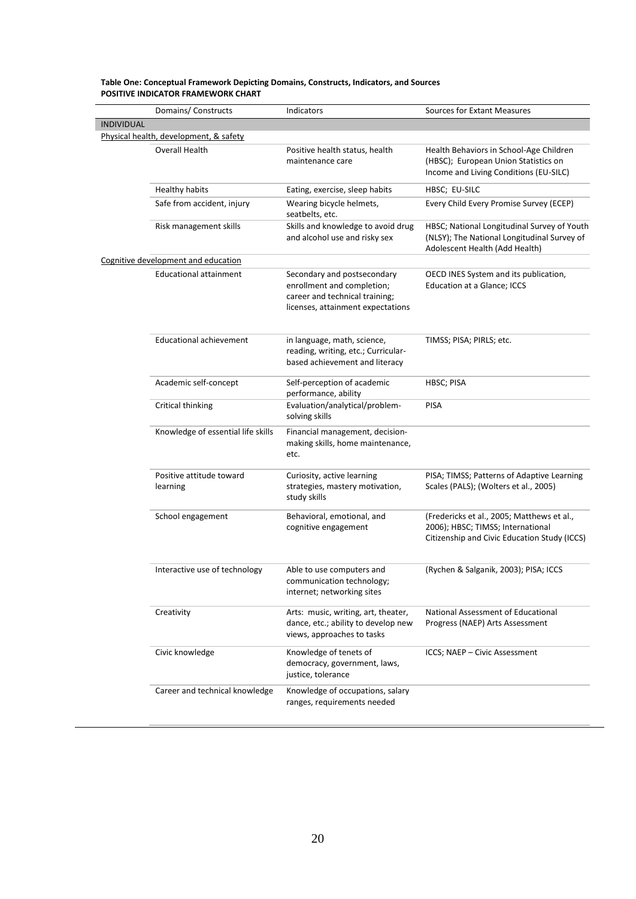**Table One: Conceptual Framework Depicting Domains, Constructs, Indicators, and Sources**
**POSITIVE INDICATOR FRAMEWORK CHART**

| Domains/ Constructs | Indicators | Sources for Extant Measures |
|---|---|---|
| **INDIVIDUAL** | | |
| Physical health, development, & safety | | |
| Overall Health | Positive health status, health maintenance care | Health Behaviors in School-Age Children (HBSC); European Union Statistics on Income and Living Conditions (EU-SILC) |
| Healthy habits | Eating, exercise, sleep habits | HBSC; EU-SILC |
| Safe from accident, injury | Wearing bicycle helmets, seatbelts, etc. | Every Child Every Promise Survey (ECEP) |
| Risk management skills | Skills and knowledge to avoid drug and alcohol use and risky sex | HBSC; National Longitudinal Survey of Youth (NLSY); The National Longitudinal Survey of Adolescent Health (Add Health) |
| Cognitive development and education | | |
| Educational attainment | Secondary and postsecondary enrollment and completion; career and technical training; licenses, attainment expectations | OECD INES System and its publication, Education at a Glance; ICCS |
| Educational achievement | in language, math, science, reading, writing, etc.; Curricular-based achievement and literacy | TIMSS; PISA; PIRLS; etc. |
| Academic self-concept | Self-perception of academic performance, ability | HBSC; PISA |
| Critical thinking | Evaluation/analytical/problem-solving skills | PISA |
| Knowledge of essential life skills | Financial management, decision-making skills, home maintenance, etc. | |
| Positive attitude toward learning | Curiosity, active learning strategies, mastery motivation, study skills | PISA; TIMSS; Patterns of Adaptive Learning Scales (PALS); (Wolters et al., 2005) |
| School engagement | Behavioral, emotional, and cognitive engagement | (Fredericks et al., 2005; Matthews et al., 2006); HBSC; TIMSS; International Citizenship and Civic Education Study (ICCS) |
| Interactive use of technology | Able to use computers and communication technology; internet; networking sites | (Rychen & Salganik, 2003); PISA; ICCS |
| Creativity | Arts: music, writing, art, theater, dance, etc.; ability to develop new views, approaches to tasks | National Assessment of Educational Progress (NAEP) Arts Assessment |
| Civic knowledge | Knowledge of tenets of democracy, government, laws, justice, tolerance | ICCS; NAEP – Civic Assessment |
| Career and technical knowledge | Knowledge of occupations, salary ranges, requirements needed | |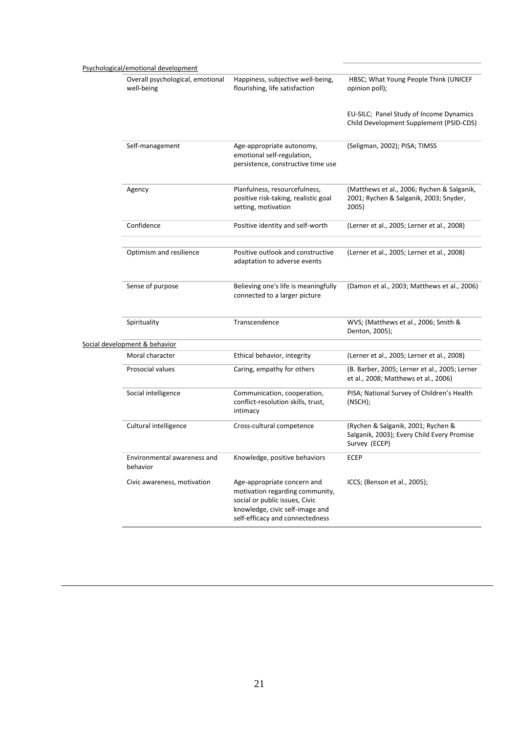| | | |
|---|---|---|
| Psychological/emotional development | | |
| Overall psychological, emotional well-being | Happiness, subjective well-being, flourishing, life satisfaction | HBSC; What Young People Think (UNICEF opinion poll);<br><br>EU-SILC; Panel Study of Income Dynamics Child Development Supplement (PSID-CDS) |
| Self-management | Age-appropriate autonomy, emotional self-regulation, persistence, constructive time use | (Seligman, 2002); PISA; TIMSS |
| Agency | Planfulness, resourcefulness, positive risk-taking, realistic goal setting, motivation | (Matthews et al., 2006; Rychen & Salganik, 2001; Rychen & Salganik, 2003; Snyder, 2005) |
| Confidence | Positive identity and self-worth | (Lerner et al., 2005; Lerner et al., 2008) |
| Optimism and resilience | Positive outlook and constructive adaptation to adverse events | (Lerner et al., 2005; Lerner et al., 2008) |
| Sense of purpose | Believing one's life is meaningfully connected to a larger picture | (Damon et al., 2003; Matthews et al., 2006) |
| Spirituality | Transcendence | WVS; (Matthews et al., 2006; Smith & Denton, 2005); |
| Social development & behavior | | |
| Moral character | Ethical behavior, integrity | (Lerner et al., 2005; Lerner et al., 2008) |
| Prosocial values | Caring, empathy for others | (B. Barber, 2005; Lerner et al., 2005; Lerner et al., 2008; Matthews et al., 2006) |
| Social intelligence | Communication, cooperation, conflict-resolution skills, trust, intimacy | PISA; National Survey of Children's Health (NSCH); |
| Cultural intelligence | Cross-cultural competence | (Rychen & Salganik, 2001; Rychen & Salganik, 2003); Every Child Every Promise Survey (ECEP) |
| Environmental awareness and behavior | Knowledge, positive behaviors | ECEP |
| Civic awareness, motivation | Age-appropriate concern and motivation regarding community, social or public issues, Civic knowledge, civic self-image and self-efficacy and connectedness | ICCS; (Benson et al., 2005); |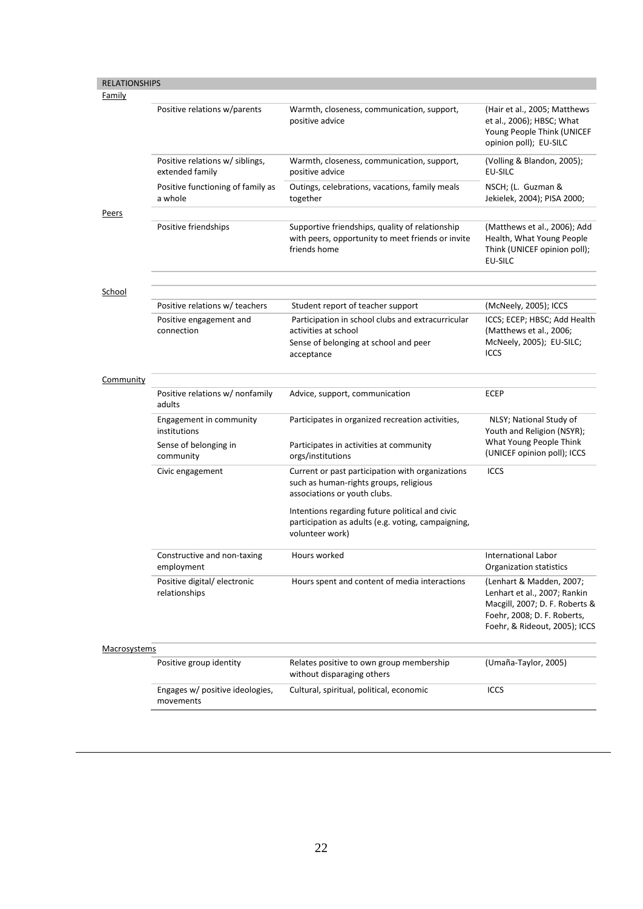| RELATIONSHIPS | | | |
|---|---|---|---|
| Family | | | |
| | Positive relations w/parents | Warmth, closeness, communication, support, positive advice | (Hair et al., 2005; Matthews et al., 2006); HBSC; What Young People Think (UNICEF opinion poll); EU-SILC |
| | Positive relations w/ siblings, extended family | Warmth, closeness, communication, support, positive advice | (Volling & Blandon, 2005); EU-SILC |
| | Positive functioning of family as a whole | Outings, celebrations, vacations, family meals together | NSCH; (L. Guzman & Jekielek, 2004); PISA 2000; |
| Peers | | | |
| | Positive friendships | Supportive friendships, quality of relationship with peers, opportunity to meet friends or invite friends home | (Matthews et al., 2006); Add Health, What Young People Think (UNICEF opinion poll); EU-SILC |
| School | | | |
| | Positive relations w/ teachers | Student report of teacher support | (McNeely, 2005); ICCS |
| | Positive engagement and connection | Participation in school clubs and extracurricular activities at school<br>Sense of belonging at school and peer acceptance | ICCS; ECEP; HBSC; Add Health (Matthews et al., 2006; McNeely, 2005); EU-SILC; ICCS |
| Community | | | |
| | Positive relations w/ nonfamily adults | Advice, support, communication | ECEP |
| | Engagement in community institutions | Participates in organized recreation activities, | NLSY; National Study of Youth and Religion (NSYR); What Young People Think (UNICEF opinion poll); ICCS |
| | Sense of belonging in community | Participates in activities at community orgs/institutions | |
| | Civic engagement | Current or past participation with organizations such as human-rights groups, religious associations or youth clubs.<br>Intentions regarding future political and civic participation as adults (e.g. voting, campaigning, volunteer work) | ICCS |
| | Constructive and non-taxing employment | Hours worked | International Labor Organization statistics |
| | Positive digital/ electronic relationships | Hours spent and content of media interactions | (Lenhart & Madden, 2007; Lenhart et al., 2007; Rankin Macgill, 2007; D. F. Roberts & Foehr, 2008; D. F. Roberts, Foehr, & Rideout, 2005); ICCS |
| Macrosystems | | | |
| | Positive group identity | Relates positive to own group membership without disparaging others | (Umaña-Taylor, 2005) |
| | Engages w/ positive ideologies, movements | Cultural, spiritual, political, economic | ICCS |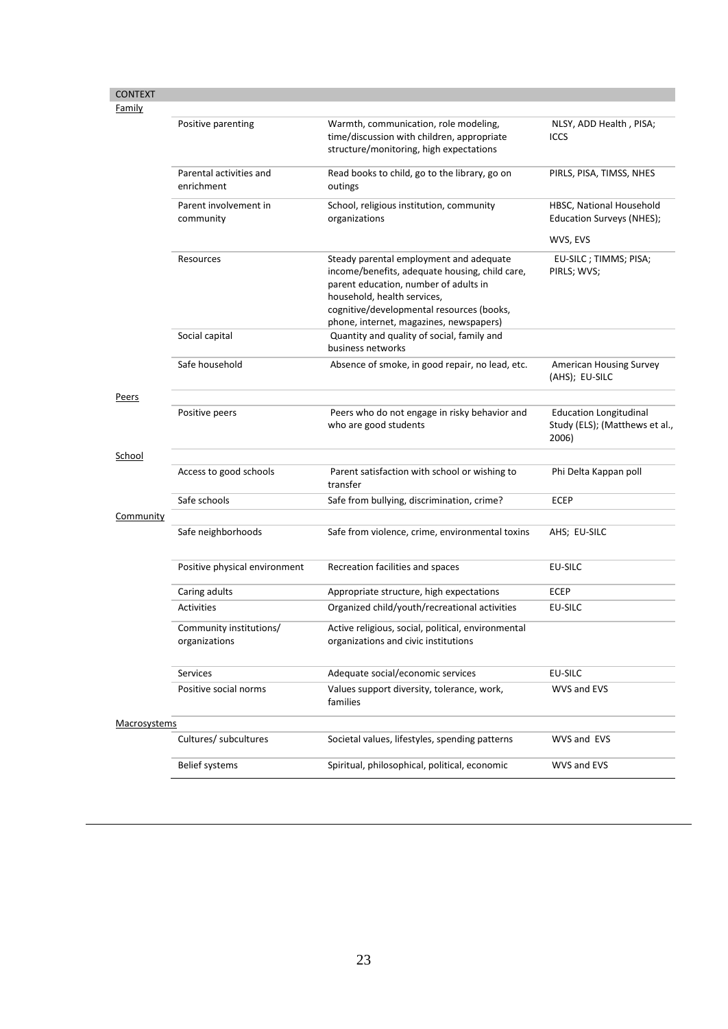| CONTEXT | | | |
|---|---|---|---|
| Family | | | |
| | Positive parenting | Warmth, communication, role modeling, time/discussion with children, appropriate structure/monitoring, high expectations | NLSY, ADD Health , PISA; ICCS |
| | Parental activities and enrichment | Read books to child, go to the library, go on outings | PIRLS, PISA, TIMSS, NHES |
| | Parent involvement in community | School, religious institution, community organizations | HBSC, National Household Education Surveys (NHES); WVS, EVS |
| | Resources | Steady parental employment and adequate income/benefits, adequate housing, child care, parent education, number of adults in household, health services, cognitive/developmental resources (books, phone, internet, magazines, newspapers) | EU-SILC ; TIMMS; PISA; PIRLS; WVS; |
| | Social capital | Quantity and quality of social, family and business networks | |
| | Safe household | Absence of smoke, in good repair, no lead, etc. | American Housing Survey (AHS); EU-SILC |
| Peers | | | |
| | Positive peers | Peers who do not engage in risky behavior and who are good students | Education Longitudinal Study (ELS); (Matthews et al., 2006) |
| School | | | |
| | Access to good schools | Parent satisfaction with school or wishing to transfer | Phi Delta Kappan poll |
| | Safe schools | Safe from bullying, discrimination, crime? | ECEP |
| Community | | | |
| | Safe neighborhoods | Safe from violence, crime, environmental toxins | AHS; EU-SILC |
| | Positive physical environment | Recreation facilities and spaces | EU-SILC |
| | Caring adults | Appropriate structure, high expectations | ECEP |
| | Activities | Organized child/youth/recreational activities | EU-SILC |
| | Community institutions/ organizations | Active religious, social, political, environmental organizations and civic institutions | |
| | Services | Adequate social/economic services | EU-SILC |
| | Positive social norms | Values support diversity, tolerance, work, families | WVS and EVS |
| Macrosystems | | | |
| | Cultures/ subcultures | Societal values, lifestyles, spending patterns | WVS and EVS |
| | Belief systems | Spiritual, philosophical, political, economic | WVS and EVS |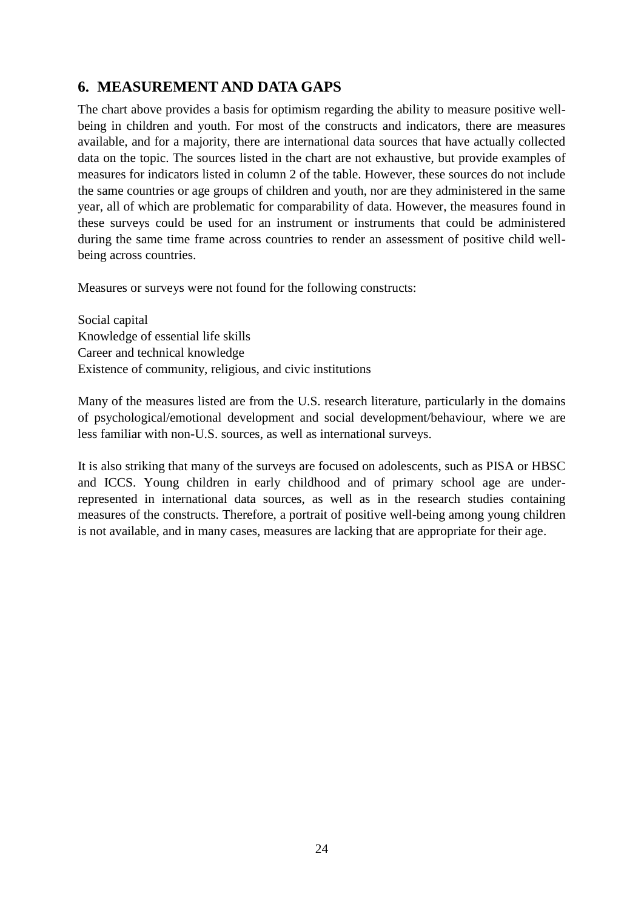## 6. MEASUREMENT AND DATA GAPS

The chart above provides a basis for optimism regarding the ability to measure positive well-being in children and youth. For most of the constructs and indicators, there are measures available, and for a majority, there are international data sources that have actually collected data on the topic. The sources listed in the chart are not exhaustive, but provide examples of measures for indicators listed in column 2 of the table. However, these sources do not include the same countries or age groups of children and youth, nor are they administered in the same year, all of which are problematic for comparability of data. However, the measures found in these surveys could be used for an instrument or instruments that could be administered during the same time frame across countries to render an assessment of positive child well-being across countries.

Measures or surveys were not found for the following constructs:

Social capital
Knowledge of essential life skills
Career and technical knowledge
Existence of community, religious, and civic institutions

Many of the measures listed are from the U.S. research literature, particularly in the domains of psychological/emotional development and social development/behaviour, where we are less familiar with non-U.S. sources, as well as international surveys.

It is also striking that many of the surveys are focused on adolescents, such as PISA or HBSC and ICCS. Young children in early childhood and of primary school age are under-represented in international data sources, as well as in the research studies containing measures of the constructs. Therefore, a portrait of positive well-being among young children is not available, and in many cases, measures are lacking that are appropriate for their age.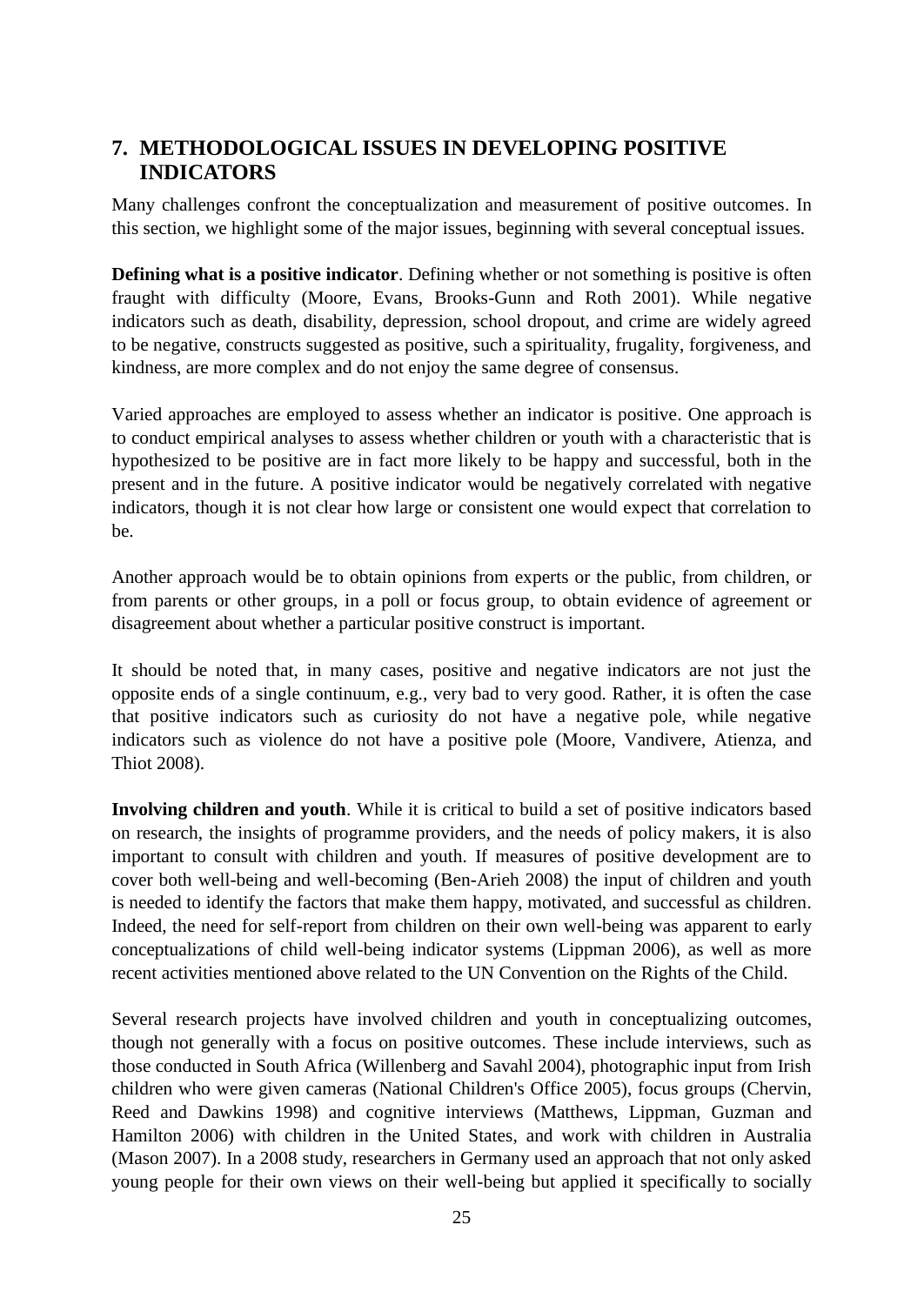## 7. METHODOLOGICAL ISSUES IN DEVELOPING POSITIVE INDICATORS

Many challenges confront the conceptualization and measurement of positive outcomes. In this section, we highlight some of the major issues, beginning with several conceptual issues.

**Defining what is a positive indicator**. Defining whether or not something is positive is often fraught with difficulty (Moore, Evans, Brooks-Gunn and Roth 2001). While negative indicators such as death, disability, depression, school dropout, and crime are widely agreed to be negative, constructs suggested as positive, such a spirituality, frugality, forgiveness, and kindness, are more complex and do not enjoy the same degree of consensus.

Varied approaches are employed to assess whether an indicator is positive. One approach is to conduct empirical analyses to assess whether children or youth with a characteristic that is hypothesized to be positive are in fact more likely to be happy and successful, both in the present and in the future. A positive indicator would be negatively correlated with negative indicators, though it is not clear how large or consistent one would expect that correlation to be.

Another approach would be to obtain opinions from experts or the public, from children, or from parents or other groups, in a poll or focus group, to obtain evidence of agreement or disagreement about whether a particular positive construct is important.

It should be noted that, in many cases, positive and negative indicators are not just the opposite ends of a single continuum, e.g., very bad to very good. Rather, it is often the case that positive indicators such as curiosity do not have a negative pole, while negative indicators such as violence do not have a positive pole (Moore, Vandivere, Atienza, and Thiot 2008).

**Involving children and youth**. While it is critical to build a set of positive indicators based on research, the insights of programme providers, and the needs of policy makers, it is also important to consult with children and youth. If measures of positive development are to cover both well-being and well-becoming (Ben-Arieh 2008) the input of children and youth is needed to identify the factors that make them happy, motivated, and successful as children. Indeed, the need for self-report from children on their own well-being was apparent to early conceptualizations of child well-being indicator systems (Lippman 2006), as well as more recent activities mentioned above related to the UN Convention on the Rights of the Child.

Several research projects have involved children and youth in conceptualizing outcomes, though not generally with a focus on positive outcomes. These include interviews, such as those conducted in South Africa (Willenberg and Savahl 2004), photographic input from Irish children who were given cameras (National Children's Office 2005), focus groups (Chervin, Reed and Dawkins 1998) and cognitive interviews (Matthews, Lippman, Guzman and Hamilton 2006) with children in the United States, and work with children in Australia (Mason 2007). In a 2008 study, researchers in Germany used an approach that not only asked young people for their own views on their well-being but applied it specifically to socially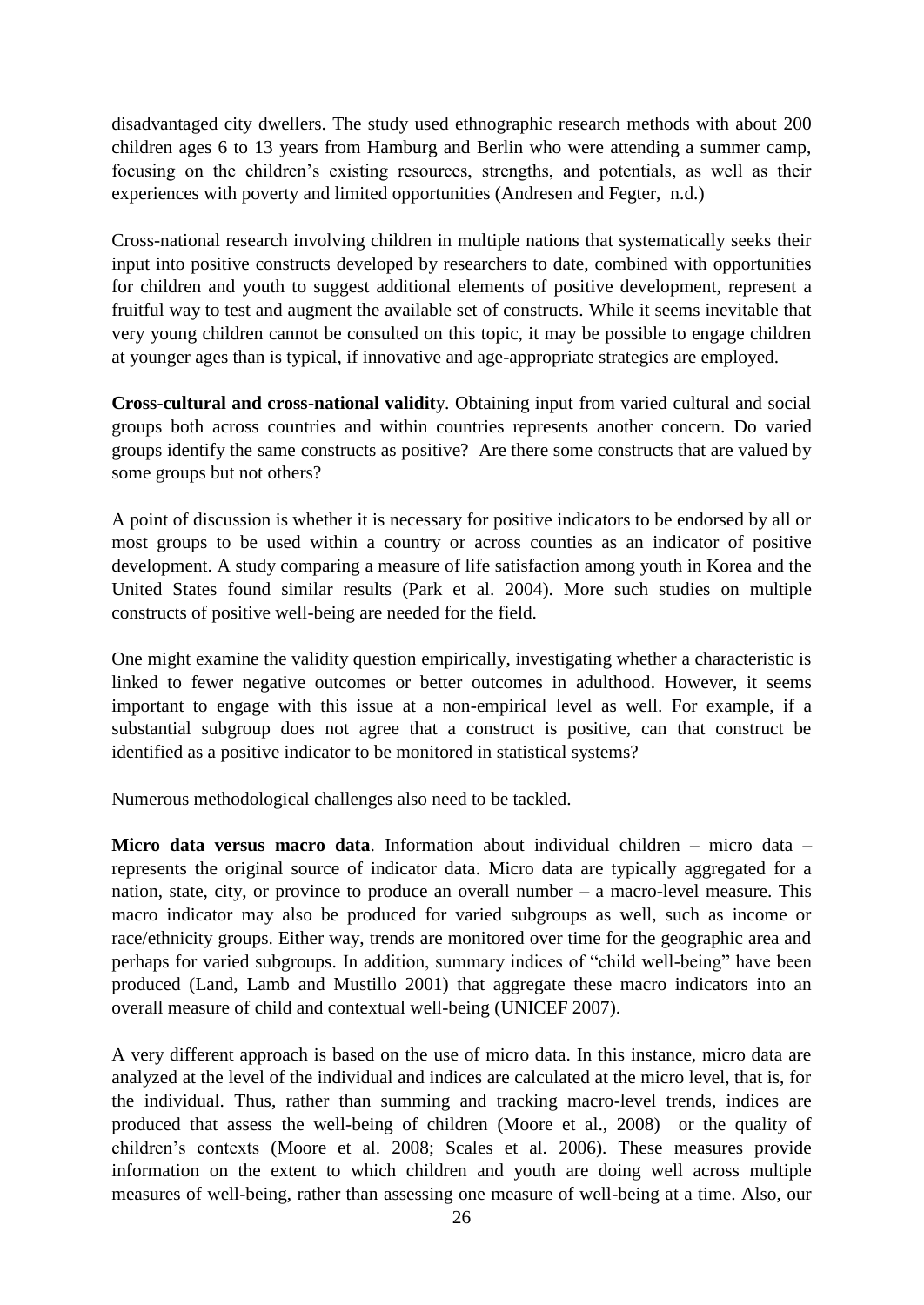disadvantaged city dwellers. The study used ethnographic research methods with about 200 children ages 6 to 13 years from Hamburg and Berlin who were attending a summer camp, focusing on the children's existing resources, strengths, and potentials, as well as their experiences with poverty and limited opportunities (Andresen and Fegter, n.d.)

Cross-national research involving children in multiple nations that systematically seeks their input into positive constructs developed by researchers to date, combined with opportunities for children and youth to suggest additional elements of positive development, represent a fruitful way to test and augment the available set of constructs. While it seems inevitable that very young children cannot be consulted on this topic, it may be possible to engage children at younger ages than is typical, if innovative and age-appropriate strategies are employed.

**Cross-cultural and cross-national validit**y. Obtaining input from varied cultural and social groups both across countries and within countries represents another concern. Do varied groups identify the same constructs as positive? Are there some constructs that are valued by some groups but not others?

A point of discussion is whether it is necessary for positive indicators to be endorsed by all or most groups to be used within a country or across counties as an indicator of positive development. A study comparing a measure of life satisfaction among youth in Korea and the United States found similar results (Park et al. 2004). More such studies on multiple constructs of positive well-being are needed for the field.

One might examine the validity question empirically, investigating whether a characteristic is linked to fewer negative outcomes or better outcomes in adulthood. However, it seems important to engage with this issue at a non-empirical level as well. For example, if a substantial subgroup does not agree that a construct is positive, can that construct be identified as a positive indicator to be monitored in statistical systems?

Numerous methodological challenges also need to be tackled.

**Micro data versus macro data**. Information about individual children – micro data – represents the original source of indicator data. Micro data are typically aggregated for a nation, state, city, or province to produce an overall number – a macro-level measure. This macro indicator may also be produced for varied subgroups as well, such as income or race/ethnicity groups. Either way, trends are monitored over time for the geographic area and perhaps for varied subgroups. In addition, summary indices of "child well-being" have been produced (Land, Lamb and Mustillo 2001) that aggregate these macro indicators into an overall measure of child and contextual well-being (UNICEF 2007).

A very different approach is based on the use of micro data. In this instance, micro data are analyzed at the level of the individual and indices are calculated at the micro level, that is, for the individual. Thus, rather than summing and tracking macro-level trends, indices are produced that assess the well-being of children (Moore et al., 2008) or the quality of children's contexts (Moore et al. 2008; Scales et al. 2006). These measures provide information on the extent to which children and youth are doing well across multiple measures of well-being, rather than assessing one measure of well-being at a time. Also, our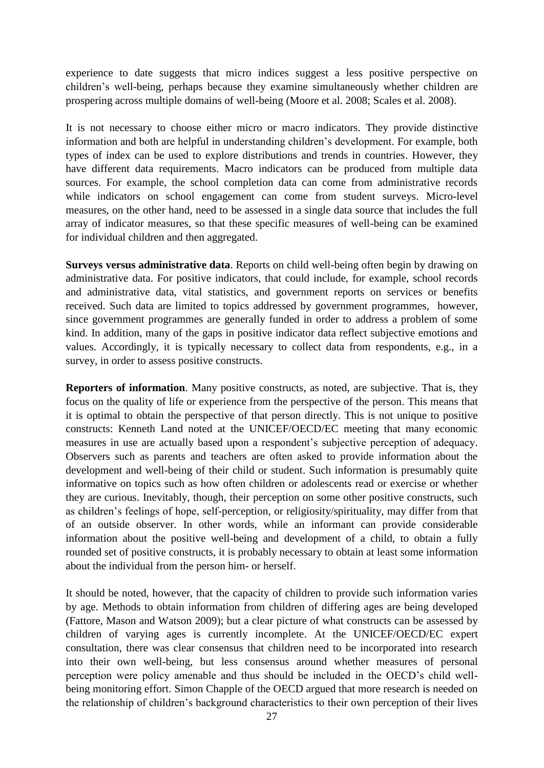experience to date suggests that micro indices suggest a less positive perspective on children's well-being, perhaps because they examine simultaneously whether children are prospering across multiple domains of well-being (Moore et al. 2008; Scales et al. 2008).

It is not necessary to choose either micro or macro indicators. They provide distinctive information and both are helpful in understanding children's development. For example, both types of index can be used to explore distributions and trends in countries. However, they have different data requirements. Macro indicators can be produced from multiple data sources. For example, the school completion data can come from administrative records while indicators on school engagement can come from student surveys. Micro-level measures, on the other hand, need to be assessed in a single data source that includes the full array of indicator measures, so that these specific measures of well-being can be examined for individual children and then aggregated.

**Surveys versus administrative data**. Reports on child well-being often begin by drawing on administrative data. For positive indicators, that could include, for example, school records and administrative data, vital statistics, and government reports on services or benefits received. Such data are limited to topics addressed by government programmes, however, since government programmes are generally funded in order to address a problem of some kind. In addition, many of the gaps in positive indicator data reflect subjective emotions and values. Accordingly, it is typically necessary to collect data from respondents, e.g., in a survey, in order to assess positive constructs.

**Reporters of information**. Many positive constructs, as noted, are subjective. That is, they focus on the quality of life or experience from the perspective of the person. This means that it is optimal to obtain the perspective of that person directly. This is not unique to positive constructs: Kenneth Land noted at the UNICEF/OECD/EC meeting that many economic measures in use are actually based upon a respondent's subjective perception of adequacy. Observers such as parents and teachers are often asked to provide information about the development and well-being of their child or student. Such information is presumably quite informative on topics such as how often children or adolescents read or exercise or whether they are curious. Inevitably, though, their perception on some other positive constructs, such as children's feelings of hope, self-perception, or religiosity/spirituality, may differ from that of an outside observer. In other words, while an informant can provide considerable information about the positive well-being and development of a child, to obtain a fully rounded set of positive constructs, it is probably necessary to obtain at least some information about the individual from the person him- or herself.

It should be noted, however, that the capacity of children to provide such information varies by age. Methods to obtain information from children of differing ages are being developed (Fattore, Mason and Watson 2009); but a clear picture of what constructs can be assessed by children of varying ages is currently incomplete. At the UNICEF/OECD/EC expert consultation, there was clear consensus that children need to be incorporated into research into their own well-being, but less consensus around whether measures of personal perception were policy amenable and thus should be included in the OECD's child well-being monitoring effort. Simon Chapple of the OECD argued that more research is needed on the relationship of children's background characteristics to their own perception of their lives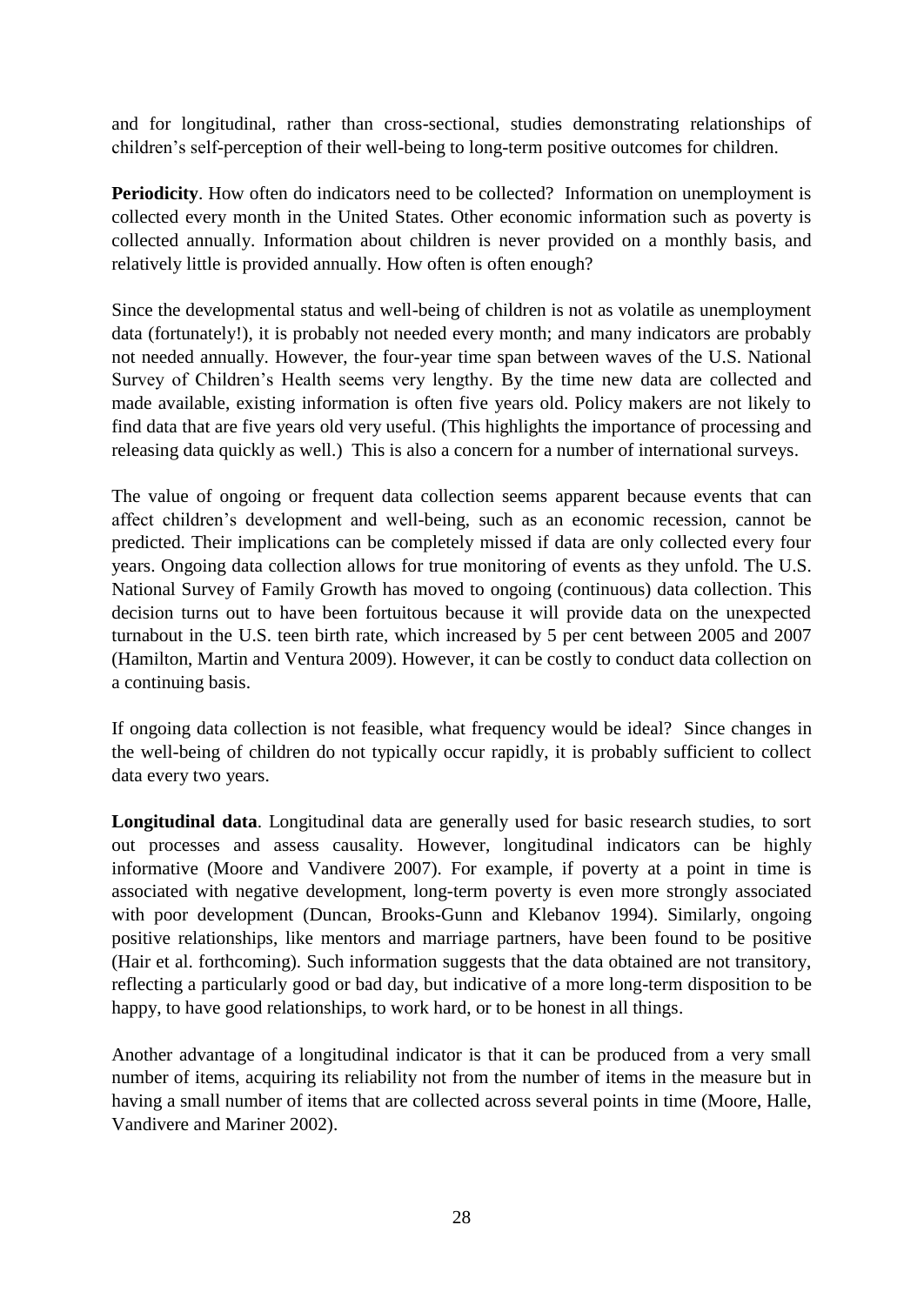and for longitudinal, rather than cross-sectional, studies demonstrating relationships of children's self-perception of their well-being to long-term positive outcomes for children.

**Periodicity**. How often do indicators need to be collected? Information on unemployment is collected every month in the United States. Other economic information such as poverty is collected annually. Information about children is never provided on a monthly basis, and relatively little is provided annually. How often is often enough?

Since the developmental status and well-being of children is not as volatile as unemployment data (fortunately!), it is probably not needed every month; and many indicators are probably not needed annually. However, the four-year time span between waves of the U.S. National Survey of Children's Health seems very lengthy. By the time new data are collected and made available, existing information is often five years old. Policy makers are not likely to find data that are five years old very useful. (This highlights the importance of processing and releasing data quickly as well.) This is also a concern for a number of international surveys.

The value of ongoing or frequent data collection seems apparent because events that can affect children's development and well-being, such as an economic recession, cannot be predicted. Their implications can be completely missed if data are only collected every four years. Ongoing data collection allows for true monitoring of events as they unfold. The U.S. National Survey of Family Growth has moved to ongoing (continuous) data collection. This decision turns out to have been fortuitous because it will provide data on the unexpected turnabout in the U.S. teen birth rate, which increased by 5 per cent between 2005 and 2007 (Hamilton, Martin and Ventura 2009). However, it can be costly to conduct data collection on a continuing basis.

If ongoing data collection is not feasible, what frequency would be ideal? Since changes in the well-being of children do not typically occur rapidly, it is probably sufficient to collect data every two years.

**Longitudinal data**. Longitudinal data are generally used for basic research studies, to sort out processes and assess causality. However, longitudinal indicators can be highly informative (Moore and Vandivere 2007). For example, if poverty at a point in time is associated with negative development, long-term poverty is even more strongly associated with poor development (Duncan, Brooks-Gunn and Klebanov 1994). Similarly, ongoing positive relationships, like mentors and marriage partners, have been found to be positive (Hair et al. forthcoming). Such information suggests that the data obtained are not transitory, reflecting a particularly good or bad day, but indicative of a more long-term disposition to be happy, to have good relationships, to work hard, or to be honest in all things.

Another advantage of a longitudinal indicator is that it can be produced from a very small number of items, acquiring its reliability not from the number of items in the measure but in having a small number of items that are collected across several points in time (Moore, Halle, Vandivere and Mariner 2002).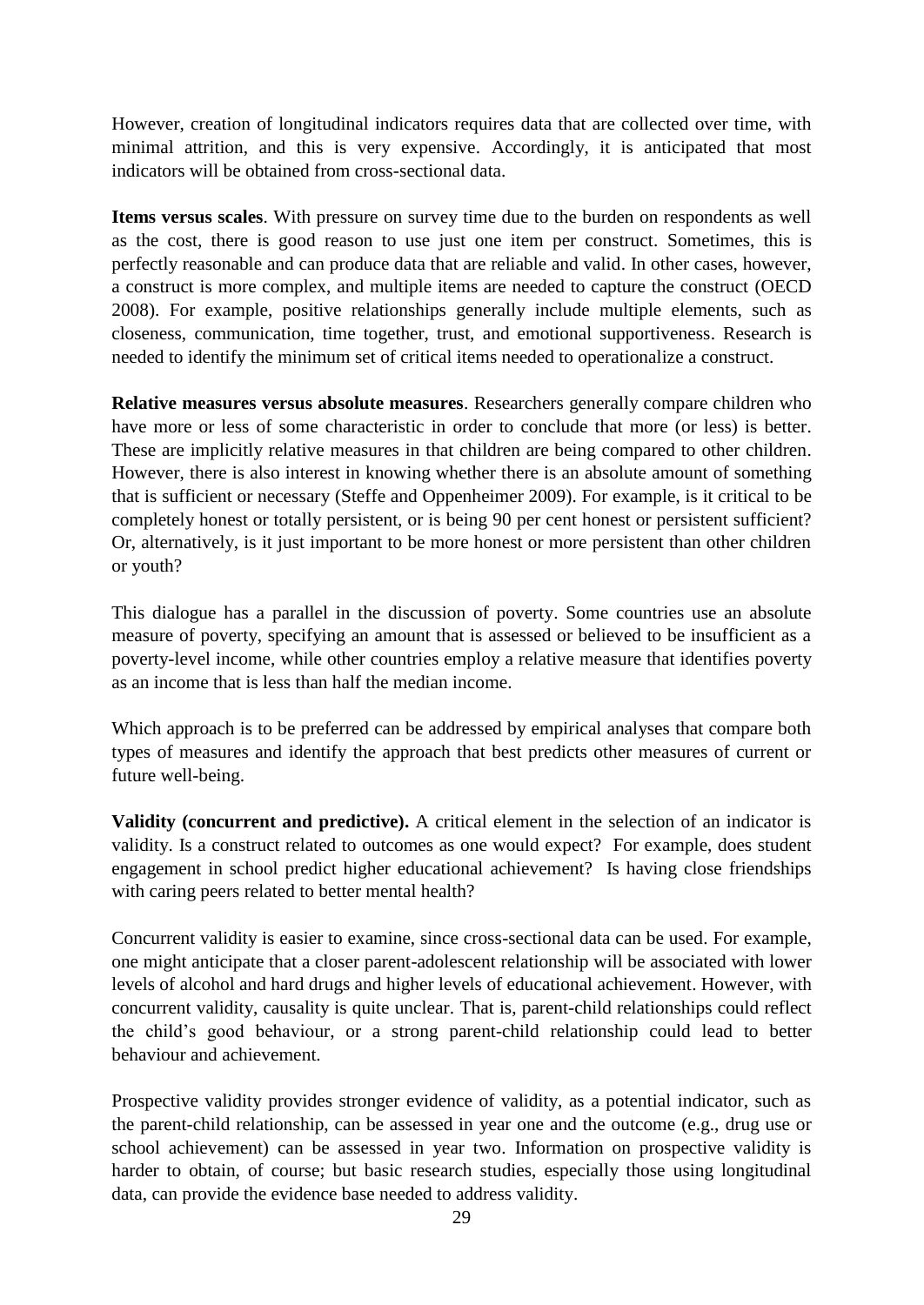However, creation of longitudinal indicators requires data that are collected over time, with minimal attrition, and this is very expensive. Accordingly, it is anticipated that most indicators will be obtained from cross-sectional data.

**Items versus scales**. With pressure on survey time due to the burden on respondents as well as the cost, there is good reason to use just one item per construct. Sometimes, this is perfectly reasonable and can produce data that are reliable and valid. In other cases, however, a construct is more complex, and multiple items are needed to capture the construct (OECD 2008). For example, positive relationships generally include multiple elements, such as closeness, communication, time together, trust, and emotional supportiveness. Research is needed to identify the minimum set of critical items needed to operationalize a construct.

**Relative measures versus absolute measures**. Researchers generally compare children who have more or less of some characteristic in order to conclude that more (or less) is better. These are implicitly relative measures in that children are being compared to other children. However, there is also interest in knowing whether there is an absolute amount of something that is sufficient or necessary (Steffe and Oppenheimer 2009). For example, is it critical to be completely honest or totally persistent, or is being 90 per cent honest or persistent sufficient? Or, alternatively, is it just important to be more honest or more persistent than other children or youth?

This dialogue has a parallel in the discussion of poverty. Some countries use an absolute measure of poverty, specifying an amount that is assessed or believed to be insufficient as a poverty-level income, while other countries employ a relative measure that identifies poverty as an income that is less than half the median income.

Which approach is to be preferred can be addressed by empirical analyses that compare both types of measures and identify the approach that best predicts other measures of current or future well-being.

**Validity (concurrent and predictive).** A critical element in the selection of an indicator is validity. Is a construct related to outcomes as one would expect? For example, does student engagement in school predict higher educational achievement? Is having close friendships with caring peers related to better mental health?

Concurrent validity is easier to examine, since cross-sectional data can be used. For example, one might anticipate that a closer parent-adolescent relationship will be associated with lower levels of alcohol and hard drugs and higher levels of educational achievement. However, with concurrent validity, causality is quite unclear. That is, parent-child relationships could reflect the child's good behaviour, or a strong parent-child relationship could lead to better behaviour and achievement.

Prospective validity provides stronger evidence of validity, as a potential indicator, such as the parent-child relationship, can be assessed in year one and the outcome (e.g., drug use or school achievement) can be assessed in year two. Information on prospective validity is harder to obtain, of course; but basic research studies, especially those using longitudinal data, can provide the evidence base needed to address validity.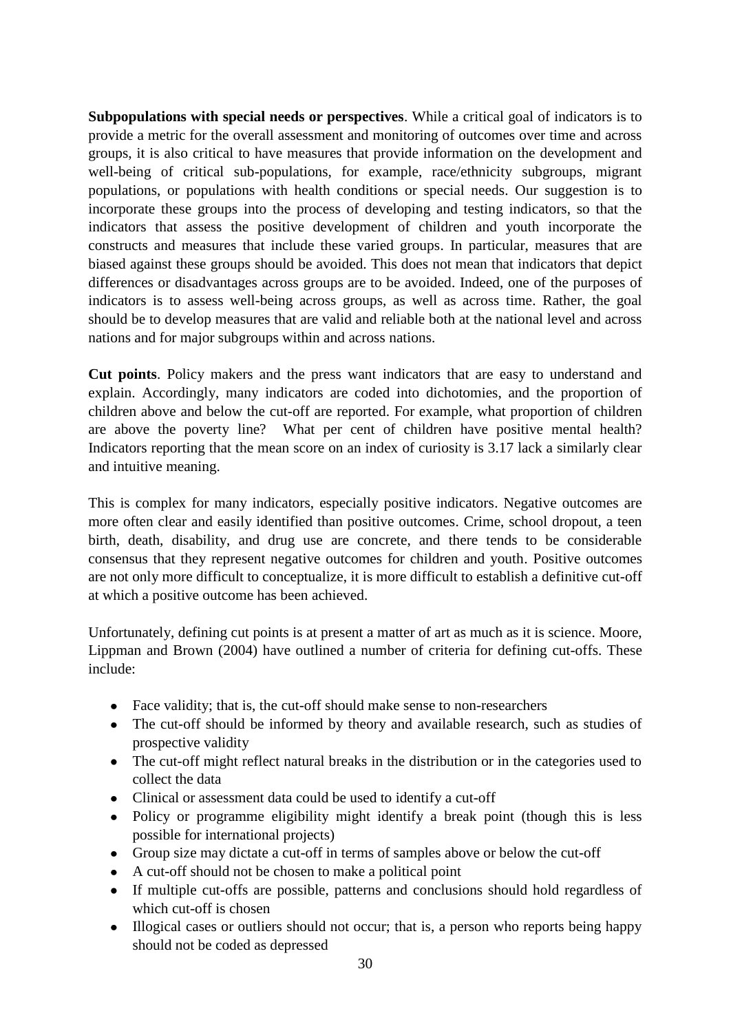**Subpopulations with special needs or perspectives**. While a critical goal of indicators is to provide a metric for the overall assessment and monitoring of outcomes over time and across groups, it is also critical to have measures that provide information on the development and well-being of critical sub-populations, for example, race/ethnicity subgroups, migrant populations, or populations with health conditions or special needs. Our suggestion is to incorporate these groups into the process of developing and testing indicators, so that the indicators that assess the positive development of children and youth incorporate the constructs and measures that include these varied groups. In particular, measures that are biased against these groups should be avoided. This does not mean that indicators that depict differences or disadvantages across groups are to be avoided. Indeed, one of the purposes of indicators is to assess well-being across groups, as well as across time. Rather, the goal should be to develop measures that are valid and reliable both at the national level and across nations and for major subgroups within and across nations.

**Cut points**. Policy makers and the press want indicators that are easy to understand and explain. Accordingly, many indicators are coded into dichotomies, and the proportion of children above and below the cut-off are reported. For example, what proportion of children are above the poverty line? What per cent of children have positive mental health? Indicators reporting that the mean score on an index of curiosity is 3.17 lack a similarly clear and intuitive meaning.

This is complex for many indicators, especially positive indicators. Negative outcomes are more often clear and easily identified than positive outcomes. Crime, school dropout, a teen birth, death, disability, and drug use are concrete, and there tends to be considerable consensus that they represent negative outcomes for children and youth. Positive outcomes are not only more difficult to conceptualize, it is more difficult to establish a definitive cut-off at which a positive outcome has been achieved.

Unfortunately, defining cut points is at present a matter of art as much as it is science. Moore, Lippman and Brown (2004) have outlined a number of criteria for defining cut-offs. These include:

- Face validity; that is, the cut-off should make sense to non-researchers
- The cut-off should be informed by theory and available research, such as studies of prospective validity
- The cut-off might reflect natural breaks in the distribution or in the categories used to collect the data
- Clinical or assessment data could be used to identify a cut-off
- Policy or programme eligibility might identify a break point (though this is less possible for international projects)
- Group size may dictate a cut-off in terms of samples above or below the cut-off
- A cut-off should not be chosen to make a political point
- If multiple cut-offs are possible, patterns and conclusions should hold regardless of which cut-off is chosen
- Illogical cases or outliers should not occur; that is, a person who reports being happy should not be coded as depressed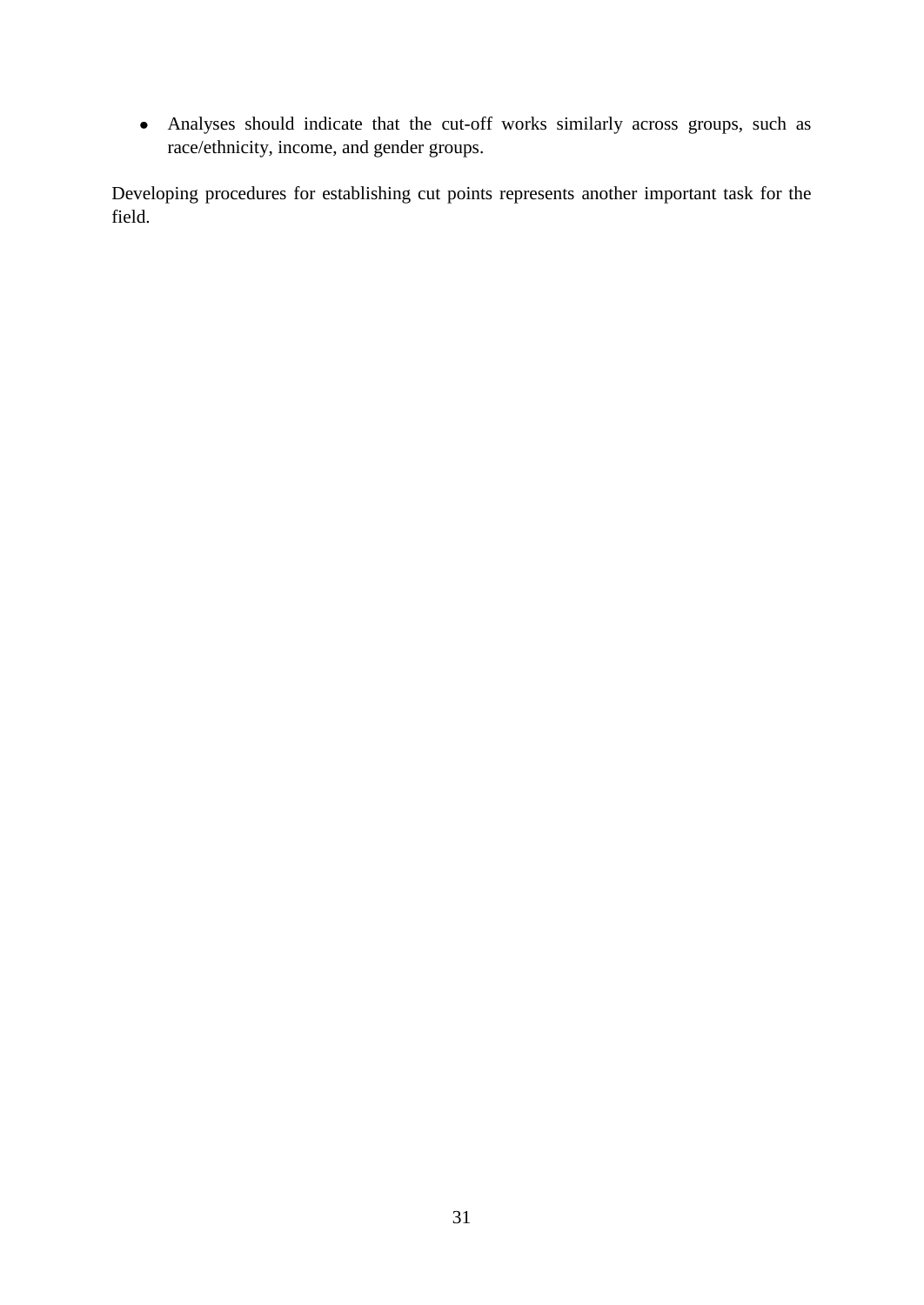- Analyses should indicate that the cut-off works similarly across groups, such as race/ethnicity, income, and gender groups.

Developing procedures for establishing cut points represents another important task for the field.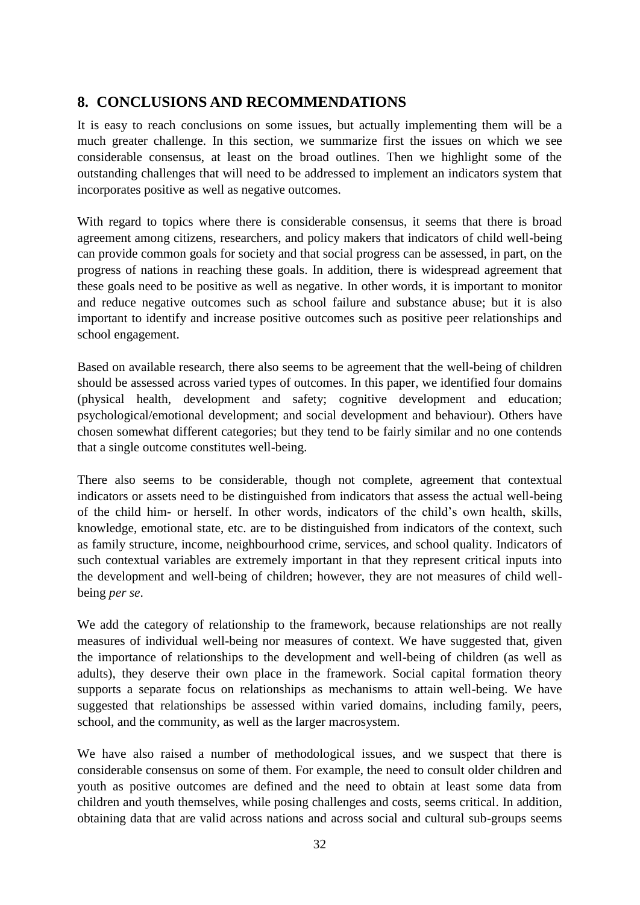## 8. CONCLUSIONS AND RECOMMENDATIONS

It is easy to reach conclusions on some issues, but actually implementing them will be a much greater challenge. In this section, we summarize first the issues on which we see considerable consensus, at least on the broad outlines. Then we highlight some of the outstanding challenges that will need to be addressed to implement an indicators system that incorporates positive as well as negative outcomes.

With regard to topics where there is considerable consensus, it seems that there is broad agreement among citizens, researchers, and policy makers that indicators of child well-being can provide common goals for society and that social progress can be assessed, in part, on the progress of nations in reaching these goals. In addition, there is widespread agreement that these goals need to be positive as well as negative. In other words, it is important to monitor and reduce negative outcomes such as school failure and substance abuse; but it is also important to identify and increase positive outcomes such as positive peer relationships and school engagement.

Based on available research, there also seems to be agreement that the well-being of children should be assessed across varied types of outcomes. In this paper, we identified four domains (physical health, development and safety; cognitive development and education; psychological/emotional development; and social development and behaviour). Others have chosen somewhat different categories; but they tend to be fairly similar and no one contends that a single outcome constitutes well-being.

There also seems to be considerable, though not complete, agreement that contextual indicators or assets need to be distinguished from indicators that assess the actual well-being of the child him- or herself. In other words, indicators of the child's own health, skills, knowledge, emotional state, etc. are to be distinguished from indicators of the context, such as family structure, income, neighbourhood crime, services, and school quality. Indicators of such contextual variables are extremely important in that they represent critical inputs into the development and well-being of children; however, they are not measures of child well-being *per se*.

We add the category of relationship to the framework, because relationships are not really measures of individual well-being nor measures of context. We have suggested that, given the importance of relationships to the development and well-being of children (as well as adults), they deserve their own place in the framework. Social capital formation theory supports a separate focus on relationships as mechanisms to attain well-being. We have suggested that relationships be assessed within varied domains, including family, peers, school, and the community, as well as the larger macrosystem.

We have also raised a number of methodological issues, and we suspect that there is considerable consensus on some of them. For example, the need to consult older children and youth as positive outcomes are defined and the need to obtain at least some data from children and youth themselves, while posing challenges and costs, seems critical. In addition, obtaining data that are valid across nations and across social and cultural sub-groups seems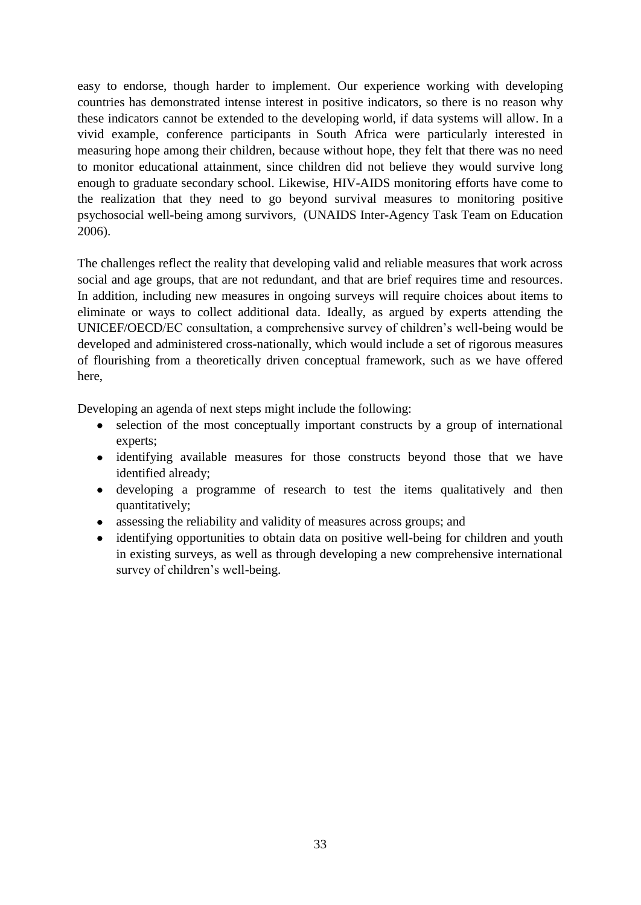easy to endorse, though harder to implement. Our experience working with developing countries has demonstrated intense interest in positive indicators, so there is no reason why these indicators cannot be extended to the developing world, if data systems will allow. In a vivid example, conference participants in South Africa were particularly interested in measuring hope among their children, because without hope, they felt that there was no need to monitor educational attainment, since children did not believe they would survive long enough to graduate secondary school. Likewise, HIV-AIDS monitoring efforts have come to the realization that they need to go beyond survival measures to monitoring positive psychosocial well-being among survivors, (UNAIDS Inter-Agency Task Team on Education 2006).

The challenges reflect the reality that developing valid and reliable measures that work across social and age groups, that are not redundant, and that are brief requires time and resources. In addition, including new measures in ongoing surveys will require choices about items to eliminate or ways to collect additional data. Ideally, as argued by experts attending the UNICEF/OECD/EC consultation, a comprehensive survey of children's well-being would be developed and administered cross-nationally, which would include a set of rigorous measures of flourishing from a theoretically driven conceptual framework, such as we have offered here,

Developing an agenda of next steps might include the following:

- selection of the most conceptually important constructs by a group of international experts;
- identifying available measures for those constructs beyond those that we have identified already;
- developing a programme of research to test the items qualitatively and then quantitatively;
- assessing the reliability and validity of measures across groups; and
- identifying opportunities to obtain data on positive well-being for children and youth in existing surveys, as well as through developing a new comprehensive international survey of children's well-being.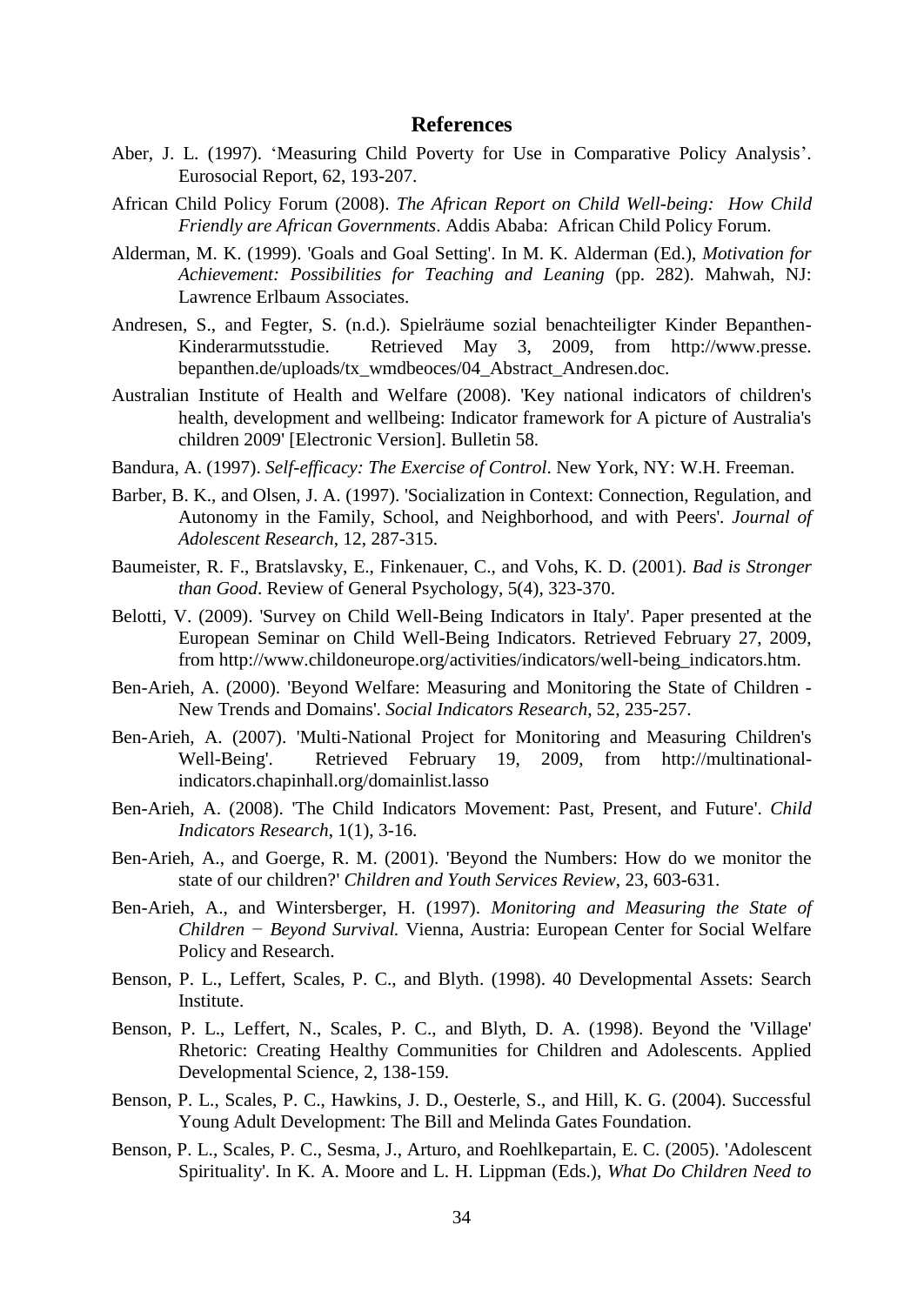## References

Aber, J. L. (1997). 'Measuring Child Poverty for Use in Comparative Policy Analysis'. Eurosocial Report, 62, 193-207.

African Child Policy Forum (2008). *The African Report on Child Well-being: How Child Friendly are African Governments*. Addis Ababa: African Child Policy Forum.

Alderman, M. K. (1999). 'Goals and Goal Setting'. In M. K. Alderman (Ed.), *Motivation for Achievement: Possibilities for Teaching and Leaning* (pp. 282). Mahwah, NJ: Lawrence Erlbaum Associates.

Andresen, S., and Fegter, S. (n.d.). Spielräume sozial benachteiligter Kinder Bepanthen-Kinderarmutsstudie. Retrieved May 3, 2009, from http://www.presse.bepanthen.de/uploads/tx_wmdbeoces/04_Abstract_Andresen.doc.

Australian Institute of Health and Welfare (2008). 'Key national indicators of children's health, development and wellbeing: Indicator framework for A picture of Australia's children 2009' [Electronic Version]. Bulletin 58.

Bandura, A. (1997). *Self-efficacy: The Exercise of Control*. New York, NY: W.H. Freeman.

Barber, B. K., and Olsen, J. A. (1997). 'Socialization in Context: Connection, Regulation, and Autonomy in the Family, School, and Neighborhood, and with Peers'. *Journal of Adolescent Research*, 12, 287-315.

Baumeister, R. F., Bratslavsky, E., Finkenauer, C., and Vohs, K. D. (2001). *Bad is Stronger than Good*. Review of General Psychology, 5(4), 323-370.

Belotti, V. (2009). 'Survey on Child Well-Being Indicators in Italy'. Paper presented at the European Seminar on Child Well-Being Indicators. Retrieved February 27, 2009, from http://www.childoneurope.org/activities/indicators/well-being_indicators.htm.

Ben-Arieh, A. (2000). 'Beyond Welfare: Measuring and Monitoring the State of Children - New Trends and Domains'. *Social Indicators Research*, 52, 235-257.

Ben-Arieh, A. (2007). 'Multi-National Project for Monitoring and Measuring Children's Well-Being'. Retrieved February 19, 2009, from http://multinational-indicators.chapinhall.org/domainlist.lasso

Ben-Arieh, A. (2008). 'The Child Indicators Movement: Past, Present, and Future'. *Child Indicators Research*, 1(1), 3-16.

Ben-Arieh, A., and Goerge, R. M. (2001). 'Beyond the Numbers: How do we monitor the state of our children?' *Children and Youth Services Review*, 23, 603-631.

Ben-Arieh, A., and Wintersberger, H. (1997). *Monitoring and Measuring the State of Children − Beyond Survival.* Vienna, Austria: European Center for Social Welfare Policy and Research.

Benson, P. L., Leffert, Scales, P. C., and Blyth. (1998). 40 Developmental Assets: Search Institute.

Benson, P. L., Leffert, N., Scales, P. C., and Blyth, D. A. (1998). Beyond the 'Village' Rhetoric: Creating Healthy Communities for Children and Adolescents. Applied Developmental Science, 2, 138-159.

Benson, P. L., Scales, P. C., Hawkins, J. D., Oesterle, S., and Hill, K. G. (2004). Successful Young Adult Development: The Bill and Melinda Gates Foundation.

Benson, P. L., Scales, P. C., Sesma, J., Arturo, and Roehlkepartain, E. C. (2005). 'Adolescent Spirituality'. In K. A. Moore and L. H. Lippman (Eds.), *What Do Children Need to*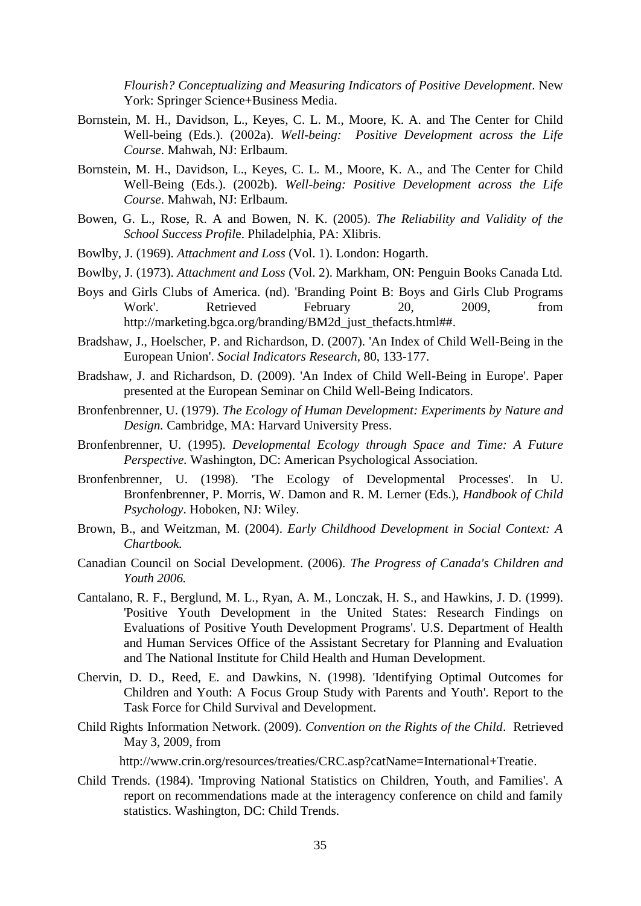*Flourish? Conceptualizing and Measuring Indicators of Positive Development*. New York: Springer Science+Business Media.

Bornstein, M. H., Davidson, L., Keyes, C. L. M., Moore, K. A. and The Center for Child Well-being (Eds.). (2002a). *Well-being: Positive Development across the Life Course*. Mahwah, NJ: Erlbaum.

Bornstein, M. H., Davidson, L., Keyes, C. L. M., Moore, K. A., and The Center for Child Well-Being (Eds.). (2002b). *Well-being: Positive Development across the Life Course*. Mahwah, NJ: Erlbaum.

Bowen, G. L., Rose, R. A and Bowen, N. K. (2005). *The Reliability and Validity of the School Success Profile*. Philadelphia, PA: Xlibris.

Bowlby, J. (1969). *Attachment and Loss* (Vol. 1). London: Hogarth.

Bowlby, J. (1973). *Attachment and Loss* (Vol. 2). Markham, ON: Penguin Books Canada Ltd.

Boys and Girls Clubs of America. (nd). 'Branding Point B: Boys and Girls Club Programs Work'. Retrieved February 20, 2009, from http://marketing.bgca.org/branding/BM2d_just_thefacts.html##.

Bradshaw, J., Hoelscher, P. and Richardson, D. (2007). 'An Index of Child Well-Being in the European Union'. *Social Indicators Research*, 80, 133-177.

Bradshaw, J. and Richardson, D. (2009). 'An Index of Child Well-Being in Europe'. Paper presented at the European Seminar on Child Well-Being Indicators.

Bronfenbrenner, U. (1979). *The Ecology of Human Development: Experiments by Nature and Design.* Cambridge, MA: Harvard University Press.

Bronfenbrenner, U. (1995). *Developmental Ecology through Space and Time: A Future Perspective.* Washington, DC: American Psychological Association.

Bronfenbrenner, U. (1998). 'The Ecology of Developmental Processes'. In U. Bronfenbrenner, P. Morris, W. Damon and R. M. Lerner (Eds.), *Handbook of Child Psychology*. Hoboken, NJ: Wiley.

Brown, B., and Weitzman, M. (2004). *Early Childhood Development in Social Context: A Chartbook.*

Canadian Council on Social Development. (2006). *The Progress of Canada's Children and Youth 2006.*

Cantalano, R. F., Berglund, M. L., Ryan, A. M., Lonczak, H. S., and Hawkins, J. D. (1999). 'Positive Youth Development in the United States: Research Findings on Evaluations of Positive Youth Development Programs'. U.S. Department of Health and Human Services Office of the Assistant Secretary for Planning and Evaluation and The National Institute for Child Health and Human Development.

Chervin, D. D., Reed, E. and Dawkins, N. (1998). 'Identifying Optimal Outcomes for Children and Youth: A Focus Group Study with Parents and Youth'. Report to the Task Force for Child Survival and Development.

Child Rights Information Network. (2009). *Convention on the Rights of the Child*. Retrieved May 3, 2009, from

http://www.crin.org/resources/treaties/CRC.asp?catName=International+Treatie.

Child Trends. (1984). 'Improving National Statistics on Children, Youth, and Families'. A report on recommendations made at the interagency conference on child and family statistics. Washington, DC: Child Trends.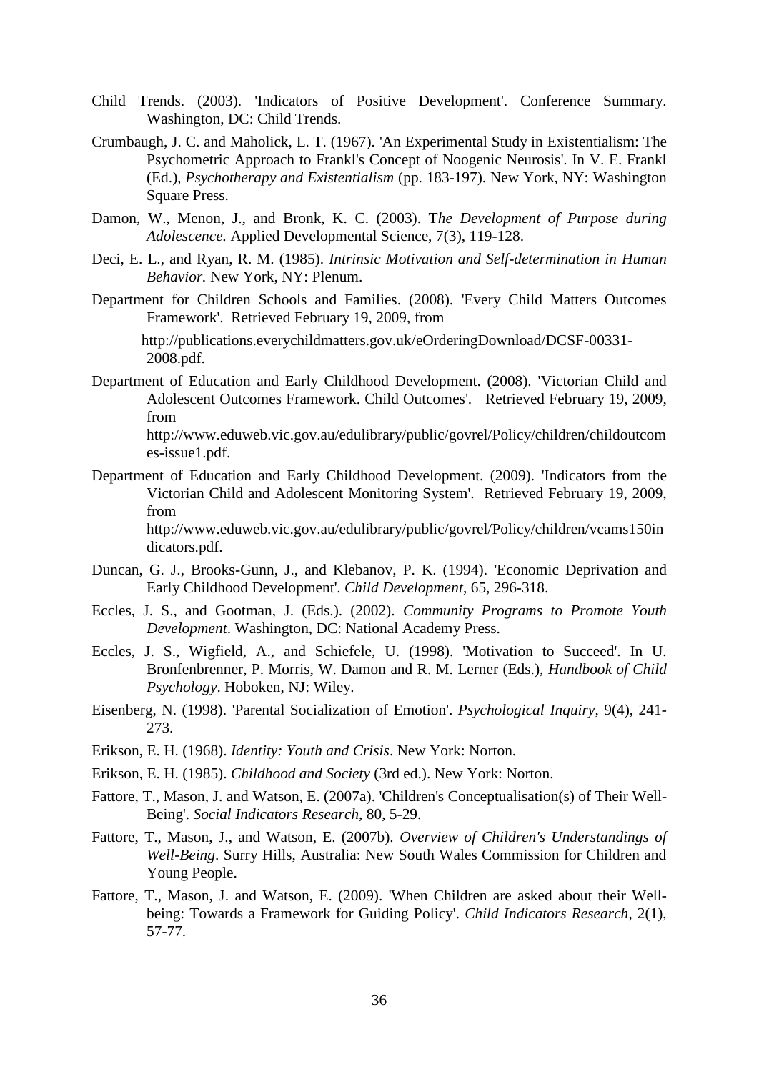Child Trends. (2003). 'Indicators of Positive Development'. Conference Summary. Washington, DC: Child Trends.

Crumbaugh, J. C. and Maholick, L. T. (1967). 'An Experimental Study in Existentialism: The Psychometric Approach to Frankl's Concept of Noogenic Neurosis'. In V. E. Frankl (Ed.), *Psychotherapy and Existentialism* (pp. 183-197). New York, NY: Washington Square Press.

Damon, W., Menon, J., and Bronk, K. C. (2003). T*he Development of Purpose during Adolescence.* Applied Developmental Science, 7(3), 119-128.

Deci, E. L., and Ryan, R. M. (1985). *Intrinsic Motivation and Self-determination in Human Behavior.* New York, NY: Plenum.

Department for Children Schools and Families. (2008). 'Every Child Matters Outcomes Framework'. Retrieved February 19, 2009, from http://publications.everychildmatters.gov.uk/eOrderingDownload/DCSF-00331-2008.pdf.

Department of Education and Early Childhood Development. (2008). 'Victorian Child and Adolescent Outcomes Framework. Child Outcomes'. Retrieved February 19, 2009, from http://www.eduweb.vic.gov.au/edulibrary/public/govrel/Policy/children/childoutcomes-issue1.pdf.

Department of Education and Early Childhood Development. (2009). 'Indicators from the Victorian Child and Adolescent Monitoring System'. Retrieved February 19, 2009, from http://www.eduweb.vic.gov.au/edulibrary/public/govrel/Policy/children/vcams150indicators.pdf.

Duncan, G. J., Brooks-Gunn, J., and Klebanov, P. K. (1994). 'Economic Deprivation and Early Childhood Development'. *Child Development*, 65, 296-318.

Eccles, J. S., and Gootman, J. (Eds.). (2002). *Community Programs to Promote Youth Development*. Washington, DC: National Academy Press.

Eccles, J. S., Wigfield, A., and Schiefele, U. (1998). 'Motivation to Succeed'. In U. Bronfenbrenner, P. Morris, W. Damon and R. M. Lerner (Eds.), *Handbook of Child Psychology*. Hoboken, NJ: Wiley.

Eisenberg, N. (1998). 'Parental Socialization of Emotion'. *Psychological Inquiry*, 9(4), 241-273.

Erikson, E. H. (1968). *Identity: Youth and Crisis*. New York: Norton.

Erikson, E. H. (1985). *Childhood and Society* (3rd ed.). New York: Norton.

Fattore, T., Mason, J. and Watson, E. (2007a). 'Children's Conceptualisation(s) of Their Well-Being'. *Social Indicators Research*, 80, 5-29.

Fattore, T., Mason, J., and Watson, E. (2007b). *Overview of Children's Understandings of Well-Being*. Surry Hills, Australia: New South Wales Commission for Children and Young People.

Fattore, T., Mason, J. and Watson, E. (2009). 'When Children are asked about their Well-being: Towards a Framework for Guiding Policy'. *Child Indicators Research*, 2(1), 57-77.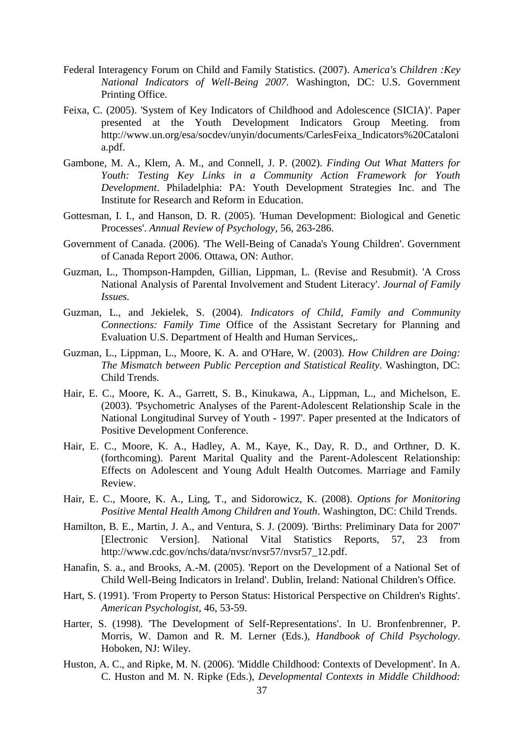Federal Interagency Forum on Child and Family Statistics. (2007). A*merica's Children :Key National Indicators of Well-Being 2007.* Washington, DC: U.S. Government Printing Office.

Feixa, C. (2005). 'System of Key Indicators of Childhood and Adolescence (SICIA)'. Paper presented at the Youth Development Indicators Group Meeting. from http://www.un.org/esa/socdev/unyin/documents/CarlesFeixa_Indicators%20Catalonia.pdf.

Gambone, M. A., Klem, A. M., and Connell, J. P. (2002). *Finding Out What Matters for Youth: Testing Key Links in a Community Action Framework for Youth Development*. Philadelphia: PA: Youth Development Strategies Inc. and The Institute for Research and Reform in Education.

Gottesman, I. I., and Hanson, D. R. (2005). 'Human Development: Biological and Genetic Processes'. *Annual Review of Psychology*, 56, 263-286.

Government of Canada. (2006). 'The Well-Being of Canada's Young Children'. Government of Canada Report 2006. Ottawa, ON: Author.

Guzman, L., Thompson-Hampden, Gillian, Lippman, L. (Revise and Resubmit). 'A Cross National Analysis of Parental Involvement and Student Literacy'. *Journal of Family Issues.*

Guzman, L., and Jekielek, S. (2004). *Indicators of Child, Family and Community Connections: Family Time* Office of the Assistant Secretary for Planning and Evaluation U.S. Department of Health and Human Services,.

Guzman, L., Lippman, L., Moore, K. A. and O'Hare, W. (2003). *How Children are Doing: The Mismatch between Public Perception and Statistical Reality*. Washington, DC: Child Trends.

Hair, E. C., Moore, K. A., Garrett, S. B., Kinukawa, A., Lippman, L., and Michelson, E. (2003). 'Psychometric Analyses of the Parent-Adolescent Relationship Scale in the National Longitudinal Survey of Youth - 1997'. Paper presented at the Indicators of Positive Development Conference.

Hair, E. C., Moore, K. A., Hadley, A. M., Kaye, K., Day, R. D., and Orthner, D. K. (forthcoming). Parent Marital Quality and the Parent-Adolescent Relationship: Effects on Adolescent and Young Adult Health Outcomes. Marriage and Family Review.

Hair, E. C., Moore, K. A., Ling, T., and Sidorowicz, K. (2008). *Options for Monitoring Positive Mental Health Among Children and Youth*. Washington, DC: Child Trends.

Hamilton, B. E., Martin, J. A., and Ventura, S. J. (2009). 'Births: Preliminary Data for 2007' [Electronic Version]. National Vital Statistics Reports, 57, 23 from http://www.cdc.gov/nchs/data/nvsr/nvsr57/nvsr57_12.pdf.

Hanafin, S. a., and Brooks, A.-M. (2005). 'Report on the Development of a National Set of Child Well-Being Indicators in Ireland'. Dublin, Ireland: National Children's Office.

Hart, S. (1991). 'From Property to Person Status: Historical Perspective on Children's Rights'. *American Psychologist*, 46, 53-59.

Harter, S. (1998). 'The Development of Self-Representations'. In U. Bronfenbrenner, P. Morris, W. Damon and R. M. Lerner (Eds.), *Handbook of Child Psychology*. Hoboken, NJ: Wiley.

Huston, A. C., and Ripke, M. N. (2006). 'Middle Childhood: Contexts of Development'. In A. C. Huston and M. N. Ripke (Eds.), *Developmental Contexts in Middle Childhood:*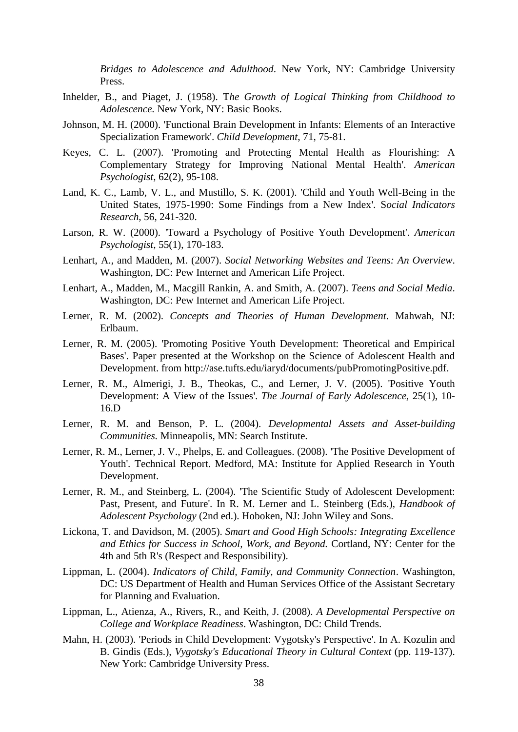*Bridges to Adolescence and Adulthood*. New York, NY: Cambridge University Press.

Inhelder, B., and Piaget, J. (1958). T*he Growth of Logical Thinking from Childhood to Adolescence.* New York, NY: Basic Books.

Johnson, M. H. (2000). 'Functional Brain Development in Infants: Elements of an Interactive Specialization Framework'. *Child Development*, 71, 75-81.

Keyes, C. L. (2007). 'Promoting and Protecting Mental Health as Flourishing: A Complementary Strategy for Improving National Mental Health'. *American Psychologist*, 62(2), 95-108.

Land, K. C., Lamb, V. L., and Mustillo, S. K. (2001). 'Child and Youth Well-Being in the United States, 1975-1990: Some Findings from a New Index'. S*ocial Indicators Research*, 56, 241-320.

Larson, R. W. (2000). 'Toward a Psychology of Positive Youth Development'. *American Psychologist*, 55(1), 170-183.

Lenhart, A., and Madden, M. (2007). *Social Networking Websites and Teens: An Overview*. Washington, DC: Pew Internet and American Life Project.

Lenhart, A., Madden, M., Macgill Rankin, A. and Smith, A. (2007). *Teens and Social Media*. Washington, DC: Pew Internet and American Life Project.

Lerner, R. M. (2002). *Concepts and Theories of Human Development*. Mahwah, NJ: Erlbaum.

Lerner, R. M. (2005). 'Promoting Positive Youth Development: Theoretical and Empirical Bases'. Paper presented at the Workshop on the Science of Adolescent Health and Development. from http://ase.tufts.edu/iaryd/documents/pubPromotingPositive.pdf.

Lerner, R. M., Almerigi, J. B., Theokas, C., and Lerner, J. V. (2005). 'Positive Youth Development: A View of the Issues'. *The Journal of Early Adolescence,* 25(1), 10-16.D

Lerner, R. M. and Benson, P. L. (2004). *Developmental Assets and Asset-building Communities.* Minneapolis, MN: Search Institute.

Lerner, R. M., Lerner, J. V., Phelps, E. and Colleagues. (2008). 'The Positive Development of Youth'. Technical Report. Medford, MA: Institute for Applied Research in Youth Development.

Lerner, R. M., and Steinberg, L. (2004). 'The Scientific Study of Adolescent Development: Past, Present, and Future'. In R. M. Lerner and L. Steinberg (Eds.), *Handbook of Adolescent Psychology* (2nd ed.). Hoboken, NJ: John Wiley and Sons.

Lickona, T. and Davidson, M. (2005). *Smart and Good High Schools: Integrating Excellence and Ethics for Success in School, Work, and Beyond.* Cortland, NY: Center for the 4th and 5th R's (Respect and Responsibility).

Lippman, L. (2004). *Indicators of Child, Family, and Community Connection*. Washington, DC: US Department of Health and Human Services Office of the Assistant Secretary for Planning and Evaluation.

Lippman, L., Atienza, A., Rivers, R., and Keith, J. (2008). *A Developmental Perspective on College and Workplace Readiness*. Washington, DC: Child Trends.

Mahn, H. (2003). 'Periods in Child Development: Vygotsky's Perspective'. In A. Kozulin and B. Gindis (Eds.), *Vygotsky's Educational Theory in Cultural Context* (pp. 119-137). New York: Cambridge University Press.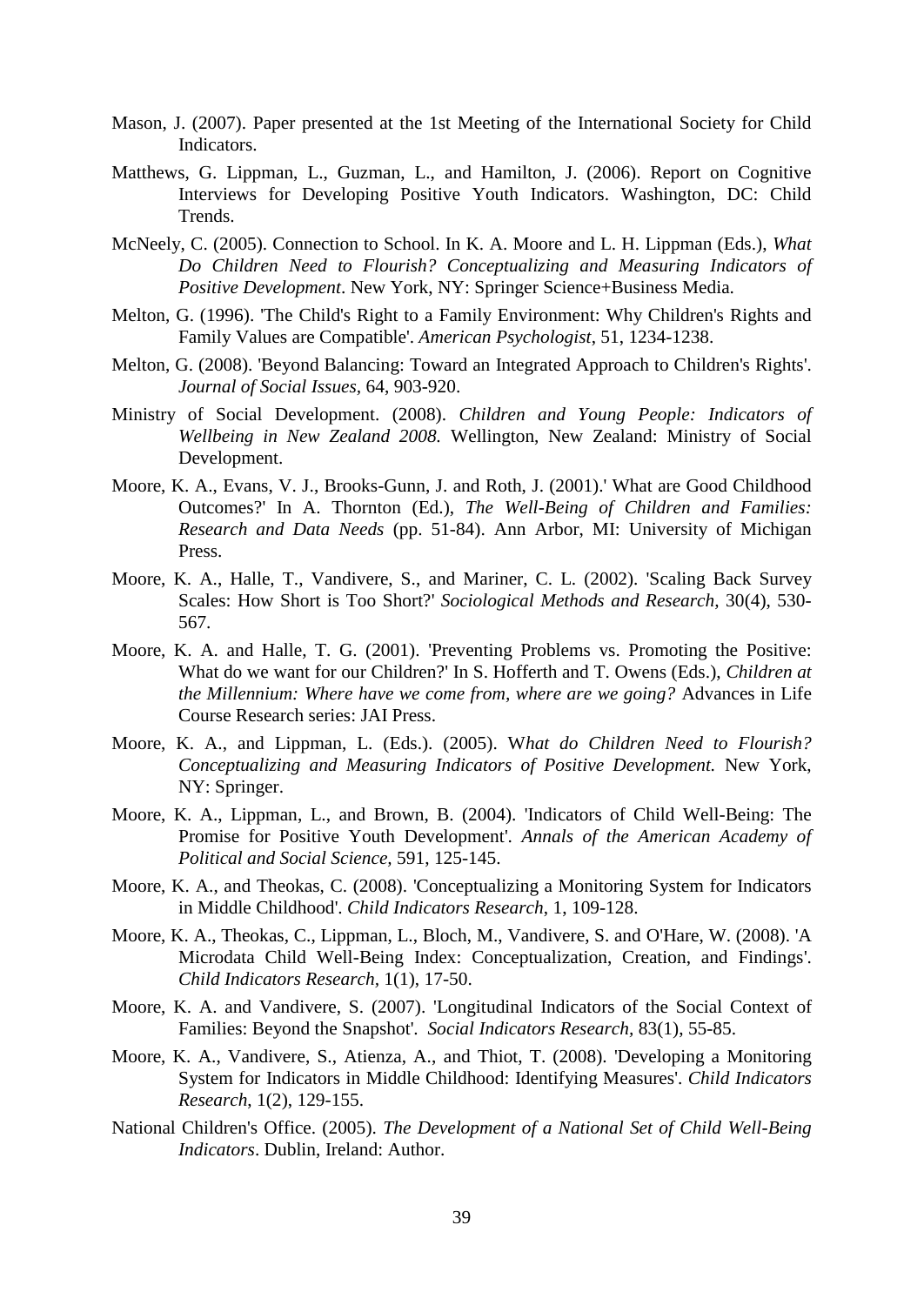Mason, J. (2007). Paper presented at the 1st Meeting of the International Society for Child Indicators.

Matthews, G. Lippman, L., Guzman, L., and Hamilton, J. (2006). Report on Cognitive Interviews for Developing Positive Youth Indicators. Washington, DC: Child Trends.

McNeely, C. (2005). Connection to School. In K. A. Moore and L. H. Lippman (Eds.), *What Do Children Need to Flourish? Conceptualizing and Measuring Indicators of Positive Development*. New York, NY: Springer Science+Business Media.

Melton, G. (1996). 'The Child's Right to a Family Environment: Why Children's Rights and Family Values are Compatible'. *American Psychologist*, 51, 1234-1238.

Melton, G. (2008). 'Beyond Balancing: Toward an Integrated Approach to Children's Rights'. *Journal of Social Issues*, 64, 903-920.

Ministry of Social Development. (2008). *Children and Young People: Indicators of Wellbeing in New Zealand 2008.* Wellington, New Zealand: Ministry of Social Development.

Moore, K. A., Evans, V. J., Brooks-Gunn, J. and Roth, J. (2001).' What are Good Childhood Outcomes?' In A. Thornton (Ed.), *The Well-Being of Children and Families: Research and Data Needs* (pp. 51-84). Ann Arbor, MI: University of Michigan Press.

Moore, K. A., Halle, T., Vandivere, S., and Mariner, C. L. (2002). 'Scaling Back Survey Scales: How Short is Too Short?' *Sociological Methods and Research*, 30(4), 530-567.

Moore, K. A. and Halle, T. G. (2001). 'Preventing Problems vs. Promoting the Positive: What do we want for our Children?' In S. Hofferth and T. Owens (Eds.), *Children at the Millennium: Where have we come from, where are we going?* Advances in Life Course Research series: JAI Press.

Moore, K. A., and Lippman, L. (Eds.). (2005). W*hat do Children Need to Flourish? Conceptualizing and Measuring Indicators of Positive Development.* New York, NY: Springer.

Moore, K. A., Lippman, L., and Brown, B. (2004). 'Indicators of Child Well-Being: The Promise for Positive Youth Development'. *Annals of the American Academy of Political and Social Science*, 591, 125-145.

Moore, K. A., and Theokas, C. (2008). 'Conceptualizing a Monitoring System for Indicators in Middle Childhood'. *Child Indicators Research*, 1, 109-128.

Moore, K. A., Theokas, C., Lippman, L., Bloch, M., Vandivere, S. and O'Hare, W. (2008). 'A Microdata Child Well-Being Index: Conceptualization, Creation, and Findings'. *Child Indicators Research*, 1(1), 17-50.

Moore, K. A. and Vandivere, S. (2007). 'Longitudinal Indicators of the Social Context of Families: Beyond the Snapshot'. *Social Indicators Research*, 83(1), 55-85.

Moore, K. A., Vandivere, S., Atienza, A., and Thiot, T. (2008). 'Developing a Monitoring System for Indicators in Middle Childhood: Identifying Measures'. *Child Indicators Research*, 1(2), 129-155.

National Children's Office. (2005). *The Development of a National Set of Child Well-Being Indicators*. Dublin, Ireland: Author.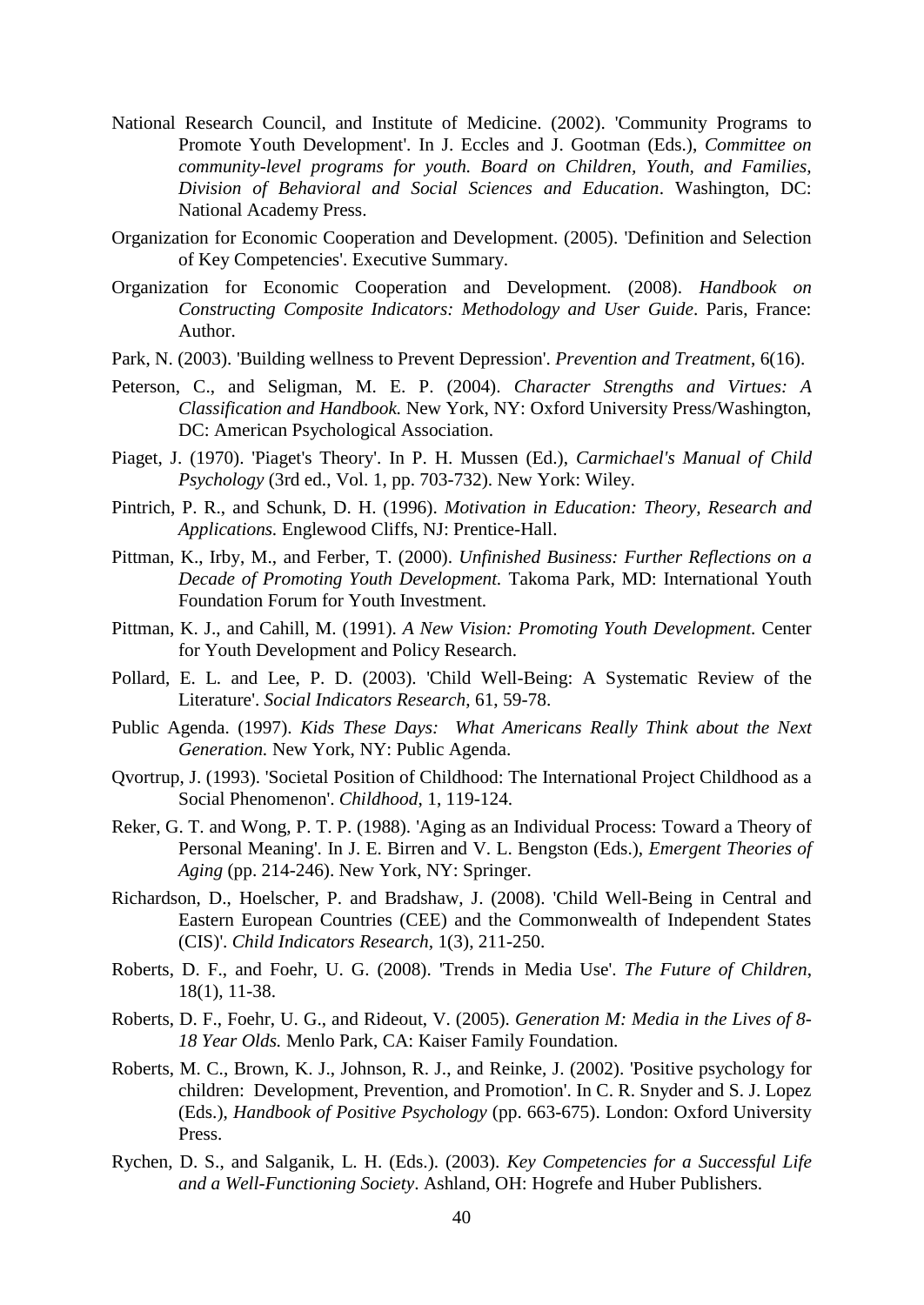National Research Council, and Institute of Medicine. (2002). 'Community Programs to Promote Youth Development'. In J. Eccles and J. Gootman (Eds.), *Committee on community-level programs for youth. Board on Children, Youth, and Families, Division of Behavioral and Social Sciences and Education*. Washington, DC: National Academy Press.

Organization for Economic Cooperation and Development. (2005). 'Definition and Selection of Key Competencies'. Executive Summary.

Organization for Economic Cooperation and Development. (2008). *Handbook on Constructing Composite Indicators: Methodology and User Guide*. Paris, France: Author.

Park, N. (2003). 'Building wellness to Prevent Depression'. *Prevention and Treatment*, 6(16).

Peterson, C., and Seligman, M. E. P. (2004). *Character Strengths and Virtues: A Classification and Handbook.* New York, NY: Oxford University Press/Washington, DC: American Psychological Association.

Piaget, J. (1970). 'Piaget's Theory'. In P. H. Mussen (Ed.), *Carmichael's Manual of Child Psychology* (3rd ed., Vol. 1, pp. 703-732). New York: Wiley.

Pintrich, P. R., and Schunk, D. H. (1996). *Motivation in Education: Theory, Research and Applications.* Englewood Cliffs, NJ: Prentice-Hall.

Pittman, K., Irby, M., and Ferber, T. (2000). *Unfinished Business: Further Reflections on a Decade of Promoting Youth Development.* Takoma Park, MD: International Youth Foundation Forum for Youth Investment.

Pittman, K. J., and Cahill, M. (1991). *A New Vision: Promoting Youth Development*. Center for Youth Development and Policy Research.

Pollard, E. L. and Lee, P. D. (2003). 'Child Well-Being: A Systematic Review of the Literature'. *Social Indicators Research*, 61, 59-78.

Public Agenda. (1997). *Kids These Days: What Americans Really Think about the Next Generation.* New York, NY: Public Agenda.

Qvortrup, J. (1993). 'Societal Position of Childhood: The International Project Childhood as a Social Phenomenon'. *Childhood*, 1, 119-124.

Reker, G. T. and Wong, P. T. P. (1988). 'Aging as an Individual Process: Toward a Theory of Personal Meaning'. In J. E. Birren and V. L. Bengston (Eds.), *Emergent Theories of Aging* (pp. 214-246). New York, NY: Springer.

Richardson, D., Hoelscher, P. and Bradshaw, J. (2008). 'Child Well-Being in Central and Eastern European Countries (CEE) and the Commonwealth of Independent States (CIS)'. *Child Indicators Research*, 1(3), 211-250.

Roberts, D. F., and Foehr, U. G. (2008). 'Trends in Media Use'. *The Future of Children*, 18(1), 11-38.

Roberts, D. F., Foehr, U. G., and Rideout, V. (2005). *Generation M: Media in the Lives of 8-18 Year Olds.* Menlo Park, CA: Kaiser Family Foundation.

Roberts, M. C., Brown, K. J., Johnson, R. J., and Reinke, J. (2002). 'Positive psychology for children: Development, Prevention, and Promotion'. In C. R. Snyder and S. J. Lopez (Eds.), *Handbook of Positive Psychology* (pp. 663-675). London: Oxford University Press.

Rychen, D. S., and Salganik, L. H. (Eds.). (2003). *Key Competencies for a Successful Life and a Well-Functioning Society*. Ashland, OH: Hogrefe and Huber Publishers.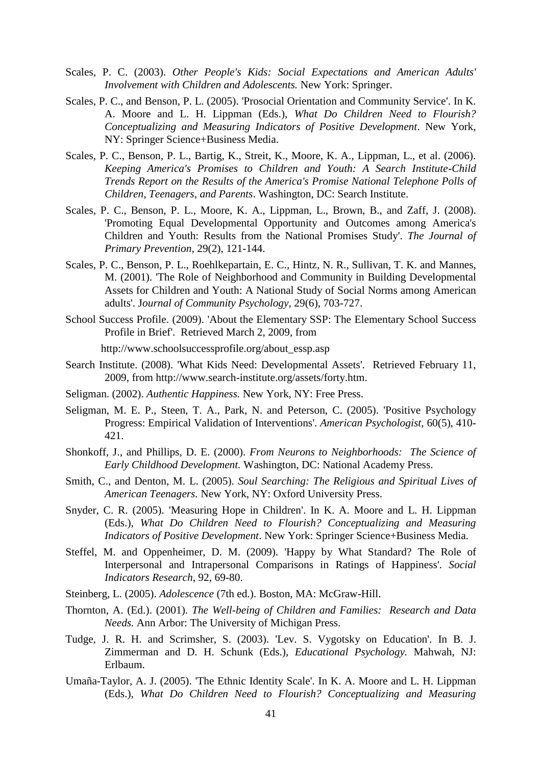Scales, P. C. (2003). *Other People's Kids: Social Expectations and American Adults' Involvement with Children and Adolescents.* New York: Springer.

Scales, P. C., and Benson, P. L. (2005). 'Prosocial Orientation and Community Service'. In K. A. Moore and L. H. Lippman (Eds.), *What Do Children Need to Flourish? Conceptualizing and Measuring Indicators of Positive Development*. New York, NY: Springer Science+Business Media.

Scales, P. C., Benson, P. L., Bartig, K., Streit, K., Moore, K. A., Lippman, L., et al. (2006). *Keeping America's Promises to Children and Youth: A Search Institute-Child Trends Report on the Results of the America's Promise National Telephone Polls of Children, Teenagers, and Parents*. Washington, DC: Search Institute.

Scales, P. C., Benson, P. L., Moore, K. A., Lippman, L., Brown, B., and Zaff, J. (2008). 'Promoting Equal Developmental Opportunity and Outcomes among America's Children and Youth: Results from the National Promises Study'. *The Journal of Primary Prevention*, 29(2), 121-144.

Scales, P. C., Benson, P. L., Roehlkepartain, E. C., Hintz, N. R., Sullivan, T. K. and Mannes, M. (2001). 'The Role of Neighborhood and Community in Building Developmental Assets for Children and Youth: A National Study of Social Norms among American adults'. J*ournal of Community Psychology*, 29(6), 703-727.

School Success Profile. (2009). 'About the Elementary SSP: The Elementary School Success Profile in Brief'. Retrieved March 2, 2009, from http://www.schoolsuccessprofile.org/about_essp.asp

Search Institute. (2008). 'What Kids Need: Developmental Assets'. Retrieved February 11, 2009, from http://www.search-institute.org/assets/forty.htm.

Seligman. (2002). *Authentic Happiness.* New York, NY: Free Press.

Seligman, M. E. P., Steen, T. A., Park, N. and Peterson, C. (2005). 'Positive Psychology Progress: Empirical Validation of Interventions'. *American Psychologist*, 60(5), 410-421.

Shonkoff, J., and Phillips, D. E. (2000). *From Neurons to Neighborhoods: The Science of Early Childhood Development.* Washington, DC: National Academy Press.

Smith, C., and Denton, M. L. (2005). *Soul Searching: The Religious and Spiritual Lives of American Teenagers.* New York, NY: Oxford University Press.

Snyder, C. R. (2005). 'Measuring Hope in Children'. In K. A. Moore and L. H. Lippman (Eds.), *What Do Children Need to Flourish? Conceptualizing and Measuring Indicators of Positive Development*. New York: Springer Science+Business Media.

Steffel, M. and Oppenheimer, D. M. (2009). 'Happy by What Standard? The Role of Interpersonal and Intrapersonal Comparisons in Ratings of Happiness'. *Social Indicators Research*, 92, 69-80.

Steinberg, L. (2005). *Adolescence* (7th ed.). Boston, MA: McGraw-Hill.

Thornton, A. (Ed.). (2001). *The Well-being of Children and Families: Research and Data Needs.* Ann Arbor: The University of Michigan Press.

Tudge, J. R. H. and Scrimsher, S. (2003). 'Lev. S. Vygotsky on Education'. In B. J. Zimmerman and D. H. Schunk (Eds.), *Educational Psychology.* Mahwah, NJ: Erlbaum.

Umaña-Taylor, A. J. (2005). 'The Ethnic Identity Scale'. In K. A. Moore and L. H. Lippman (Eds.), *What Do Children Need to Flourish? Conceptualizing and Measuring*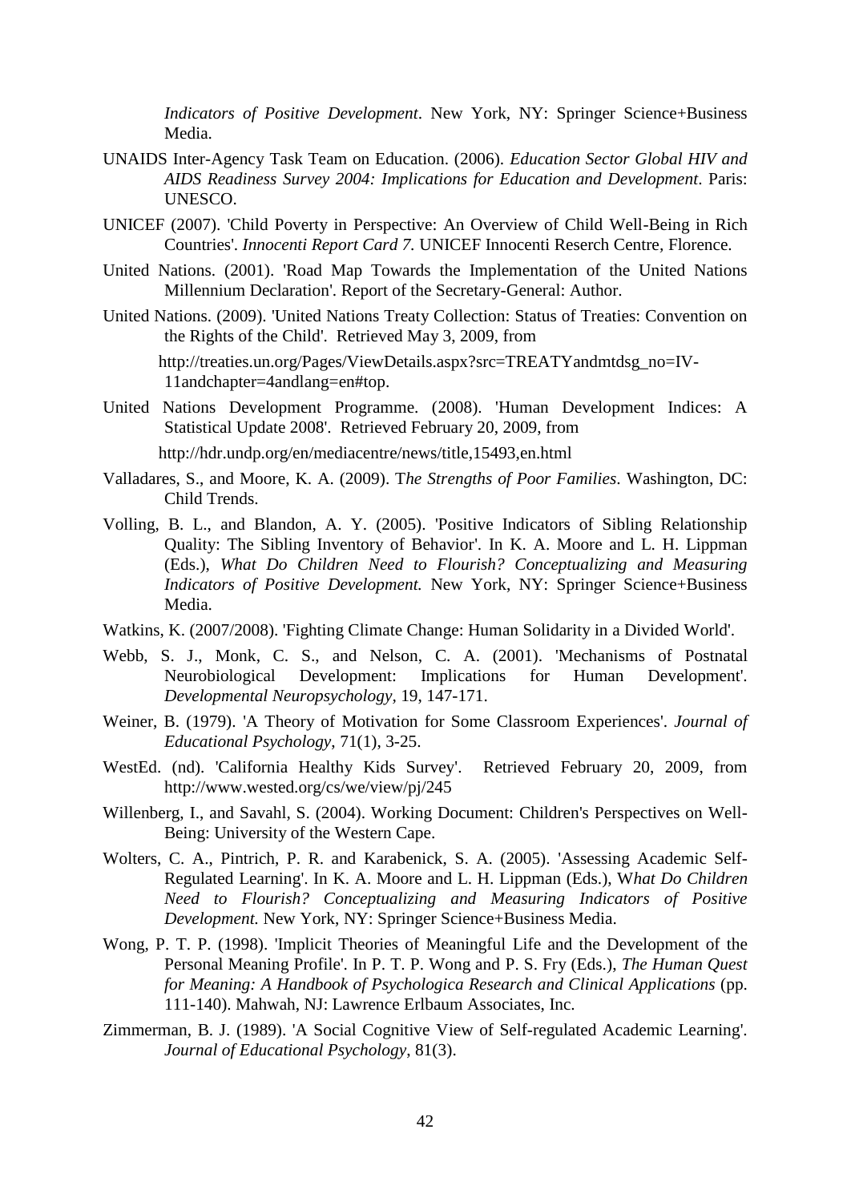*Indicators of Positive Development*. New York, NY: Springer Science+Business Media.

UNAIDS Inter-Agency Task Team on Education. (2006). *Education Sector Global HIV and AIDS Readiness Survey 2004: Implications for Education and Development*. Paris: UNESCO.

UNICEF (2007). 'Child Poverty in Perspective: An Overview of Child Well-Being in Rich Countries'. *Innocenti Report Card 7*. UNICEF Innocenti Reserch Centre, Florence.

United Nations. (2001). 'Road Map Towards the Implementation of the United Nations Millennium Declaration'. Report of the Secretary-General: Author.

United Nations. (2009). 'United Nations Treaty Collection: Status of Treaties: Convention on the Rights of the Child'. Retrieved May 3, 2009, from

http://treaties.un.org/Pages/ViewDetails.aspx?src=TREATYandmtdsg_no=IV-11andchapter=4andlang=en#top.

United Nations Development Programme. (2008). 'Human Development Indices: A Statistical Update 2008'. Retrieved February 20, 2009, from

http://hdr.undp.org/en/mediacentre/news/title,15493,en.html

Valladares, S., and Moore, K. A. (2009). T*he Strengths of Poor Families*. Washington, DC: Child Trends.

Volling, B. L., and Blandon, A. Y. (2005). 'Positive Indicators of Sibling Relationship Quality: The Sibling Inventory of Behavior'. In K. A. Moore and L. H. Lippman (Eds.), *What Do Children Need to Flourish? Conceptualizing and Measuring Indicators of Positive Development.* New York, NY: Springer Science+Business Media.

Watkins, K. (2007/2008). 'Fighting Climate Change: Human Solidarity in a Divided World'.

Webb, S. J., Monk, C. S., and Nelson, C. A. (2001). 'Mechanisms of Postnatal Neurobiological Development: Implications for Human Development'. *Developmental Neuropsychology*, 19, 147-171.

Weiner, B. (1979). 'A Theory of Motivation for Some Classroom Experiences'. *Journal of Educational Psychology*, 71(1), 3-25.

WestEd. (nd). 'California Healthy Kids Survey'. Retrieved February 20, 2009, from http://www.wested.org/cs/we/view/pj/245

Willenberg, I., and Savahl, S. (2004). Working Document: Children's Perspectives on Well-Being: University of the Western Cape.

Wolters, C. A., Pintrich, P. R. and Karabenick, S. A. (2005). 'Assessing Academic Self-Regulated Learning'. In K. A. Moore and L. H. Lippman (Eds.), W*hat Do Children Need to Flourish? Conceptualizing and Measuring Indicators of Positive Development.* New York, NY: Springer Science+Business Media.

Wong, P. T. P. (1998). 'Implicit Theories of Meaningful Life and the Development of the Personal Meaning Profile'. In P. T. P. Wong and P. S. Fry (Eds.), *The Human Quest for Meaning: A Handbook of Psychologica Research and Clinical Applications* (pp. 111-140). Mahwah, NJ: Lawrence Erlbaum Associates, Inc.

Zimmerman, B. J. (1989). 'A Social Cognitive View of Self-regulated Academic Learning'. *Journal of Educational Psychology*, 81(3).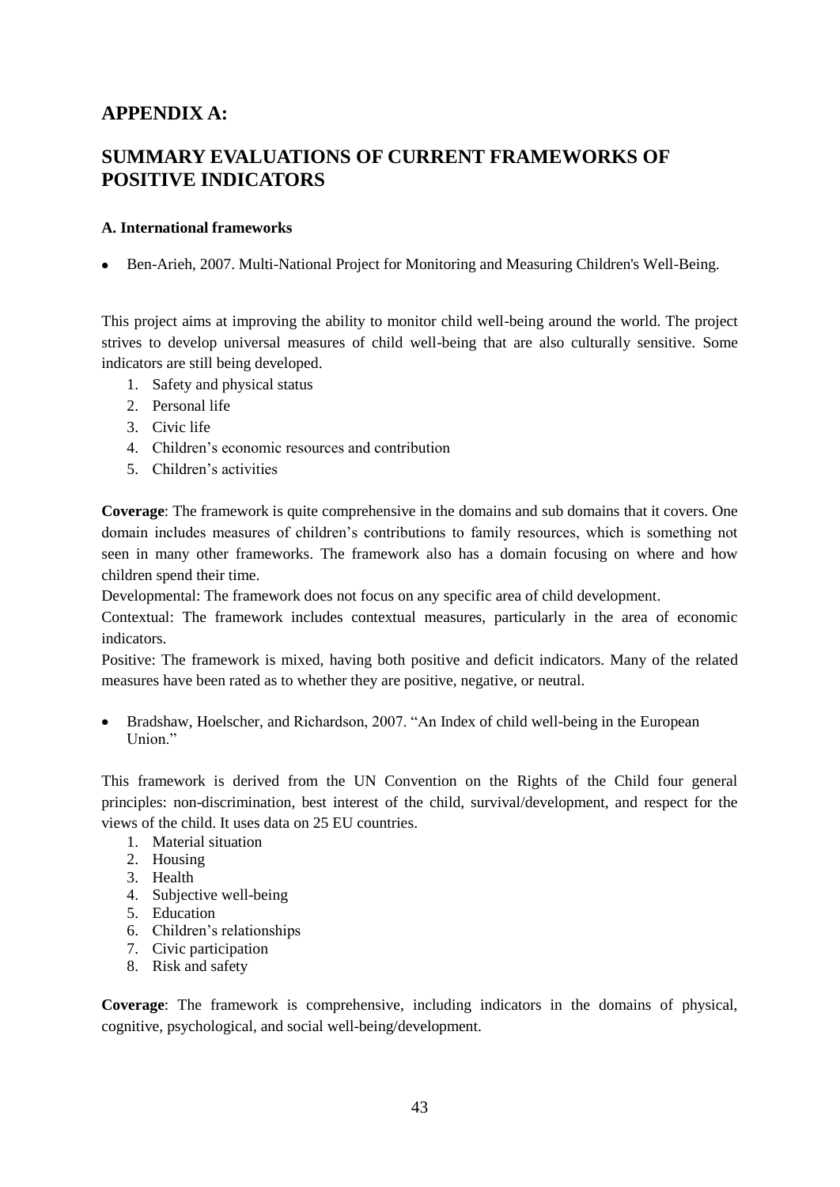## APPENDIX A:

## SUMMARY EVALUATIONS OF CURRENT FRAMEWORKS OF POSITIVE INDICATORS

**A. International frameworks**

- Ben-Arieh, 2007. Multi-National Project for Monitoring and Measuring Children's Well-Being.

This project aims at improving the ability to monitor child well-being around the world. The project strives to develop universal measures of child well-being that are also culturally sensitive. Some indicators are still being developed.

1. Safety and physical status
2. Personal life
3. Civic life
4. Children's economic resources and contribution
5. Children's activities

**Coverage**: The framework is quite comprehensive in the domains and sub domains that it covers. One domain includes measures of children's contributions to family resources, which is something not seen in many other frameworks. The framework also has a domain focusing on where and how children spend their time.

Developmental: The framework does not focus on any specific area of child development.

Contextual: The framework includes contextual measures, particularly in the area of economic indicators.

Positive: The framework is mixed, having both positive and deficit indicators. Many of the related measures have been rated as to whether they are positive, negative, or neutral.

- Bradshaw, Hoelscher, and Richardson, 2007. "An Index of child well-being in the European Union."

This framework is derived from the UN Convention on the Rights of the Child four general principles: non-discrimination, best interest of the child, survival/development, and respect for the views of the child. It uses data on 25 EU countries.

1. Material situation
2. Housing
3. Health
4. Subjective well-being
5. Education
6. Children's relationships
7. Civic participation
8. Risk and safety

**Coverage**: The framework is comprehensive, including indicators in the domains of physical, cognitive, psychological, and social well-being/development.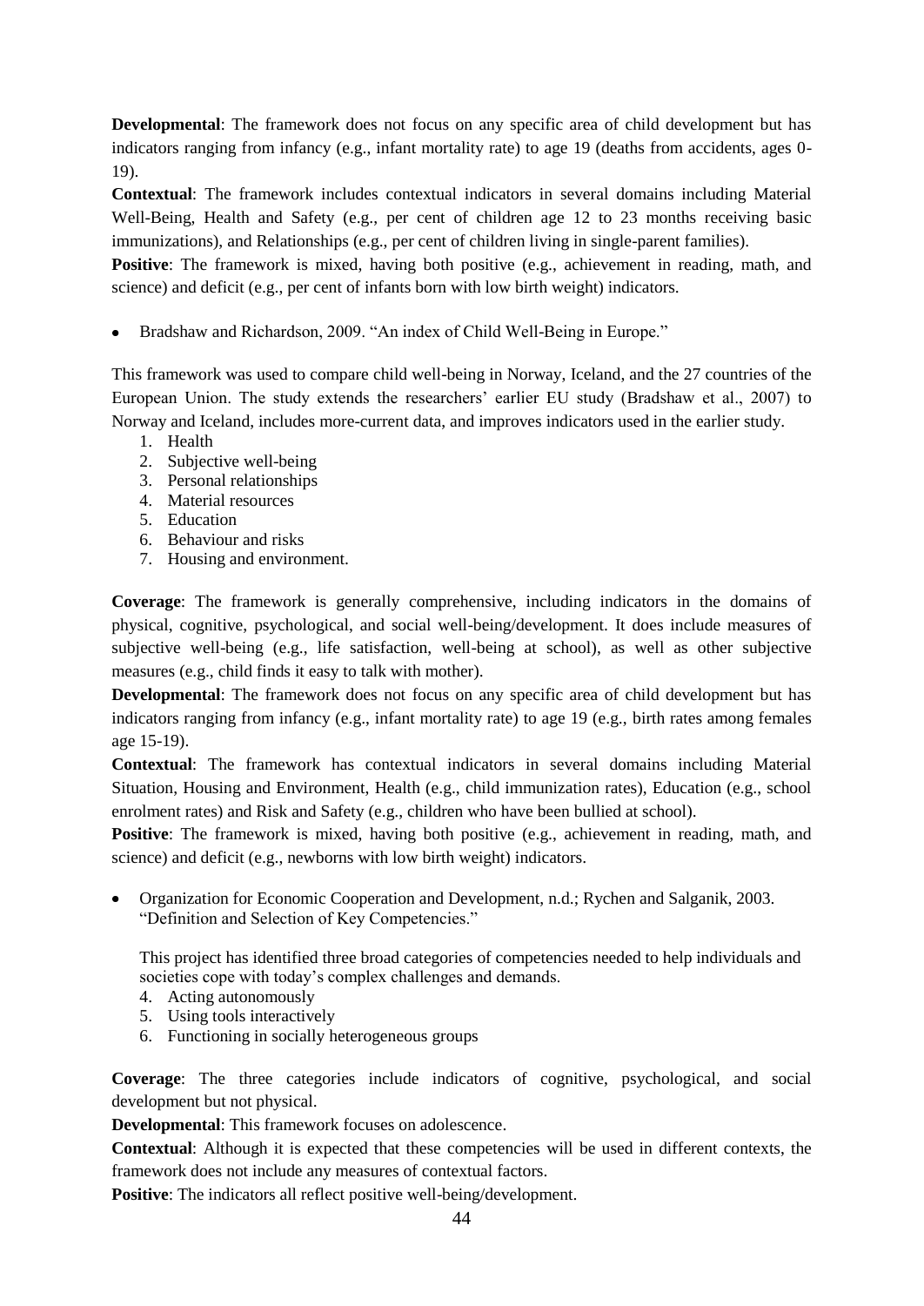**Developmental**: The framework does not focus on any specific area of child development but has indicators ranging from infancy (e.g., infant mortality rate) to age 19 (deaths from accidents, ages 0-19).

**Contextual**: The framework includes contextual indicators in several domains including Material Well-Being, Health and Safety (e.g., per cent of children age 12 to 23 months receiving basic immunizations), and Relationships (e.g., per cent of children living in single-parent families).

**Positive**: The framework is mixed, having both positive (e.g., achievement in reading, math, and science) and deficit (e.g., per cent of infants born with low birth weight) indicators.

- Bradshaw and Richardson, 2009. "An index of Child Well-Being in Europe."

This framework was used to compare child well-being in Norway, Iceland, and the 27 countries of the European Union. The study extends the researchers' earlier EU study (Bradshaw et al., 2007) to Norway and Iceland, includes more-current data, and improves indicators used in the earlier study.

1. Health
2. Subjective well-being
3. Personal relationships
4. Material resources
5. Education
6. Behaviour and risks
7. Housing and environment.

**Coverage**: The framework is generally comprehensive, including indicators in the domains of physical, cognitive, psychological, and social well-being/development. It does include measures of subjective well-being (e.g., life satisfaction, well-being at school), as well as other subjective measures (e.g., child finds it easy to talk with mother).

**Developmental**: The framework does not focus on any specific area of child development but has indicators ranging from infancy (e.g., infant mortality rate) to age 19 (e.g., birth rates among females age 15-19).

**Contextual**: The framework has contextual indicators in several domains including Material Situation, Housing and Environment, Health (e.g., child immunization rates), Education (e.g., school enrolment rates) and Risk and Safety (e.g., children who have been bullied at school).

**Positive**: The framework is mixed, having both positive (e.g., achievement in reading, math, and science) and deficit (e.g., newborns with low birth weight) indicators.

- Organization for Economic Cooperation and Development, n.d.; Rychen and Salganik, 2003. "Definition and Selection of Key Competencies."

  This project has identified three broad categories of competencies needed to help individuals and societies cope with today's complex challenges and demands.

4. Acting autonomously
5. Using tools interactively
6. Functioning in socially heterogeneous groups

**Coverage**: The three categories include indicators of cognitive, psychological, and social development but not physical.

**Developmental**: This framework focuses on adolescence.

**Contextual**: Although it is expected that these competencies will be used in different contexts, the framework does not include any measures of contextual factors.

**Positive**: The indicators all reflect positive well-being/development.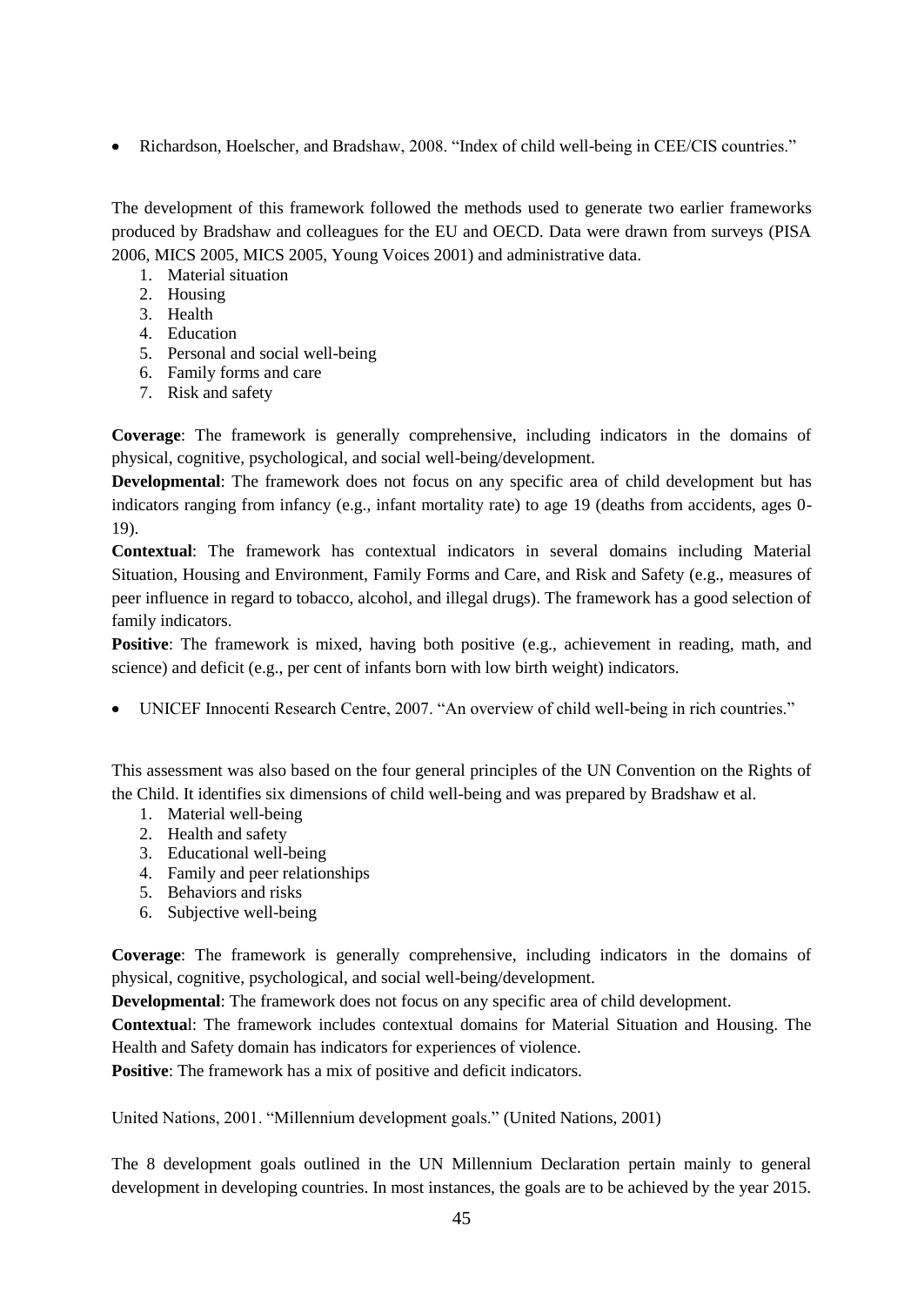- Richardson, Hoelscher, and Bradshaw, 2008. "Index of child well-being in CEE/CIS countries."

The development of this framework followed the methods used to generate two earlier frameworks produced by Bradshaw and colleagues for the EU and OECD. Data were drawn from surveys (PISA 2006, MICS 2005, MICS 2005, Young Voices 2001) and administrative data.

1. Material situation
2. Housing
3. Health
4. Education
5. Personal and social well-being
6. Family forms and care
7. Risk and safety

**Coverage**: The framework is generally comprehensive, including indicators in the domains of physical, cognitive, psychological, and social well-being/development.

**Developmental**: The framework does not focus on any specific area of child development but has indicators ranging from infancy (e.g., infant mortality rate) to age 19 (deaths from accidents, ages 0-19).

**Contextual**: The framework has contextual indicators in several domains including Material Situation, Housing and Environment, Family Forms and Care, and Risk and Safety (e.g., measures of peer influence in regard to tobacco, alcohol, and illegal drugs). The framework has a good selection of family indicators.

**Positive**: The framework is mixed, having both positive (e.g., achievement in reading, math, and science) and deficit (e.g., per cent of infants born with low birth weight) indicators.

- UNICEF Innocenti Research Centre, 2007. "An overview of child well-being in rich countries."

This assessment was also based on the four general principles of the UN Convention on the Rights of the Child. It identifies six dimensions of child well-being and was prepared by Bradshaw et al.

1. Material well-being
2. Health and safety
3. Educational well-being
4. Family and peer relationships
5. Behaviors and risks
6. Subjective well-being

**Coverage**: The framework is generally comprehensive, including indicators in the domains of physical, cognitive, psychological, and social well-being/development.

**Developmental**: The framework does not focus on any specific area of child development.

**Contextual**: The framework includes contextual domains for Material Situation and Housing. The Health and Safety domain has indicators for experiences of violence.

**Positive**: The framework has a mix of positive and deficit indicators.

United Nations, 2001. "Millennium development goals." (United Nations, 2001)

The 8 development goals outlined in the UN Millennium Declaration pertain mainly to general development in developing countries. In most instances, the goals are to be achieved by the year 2015.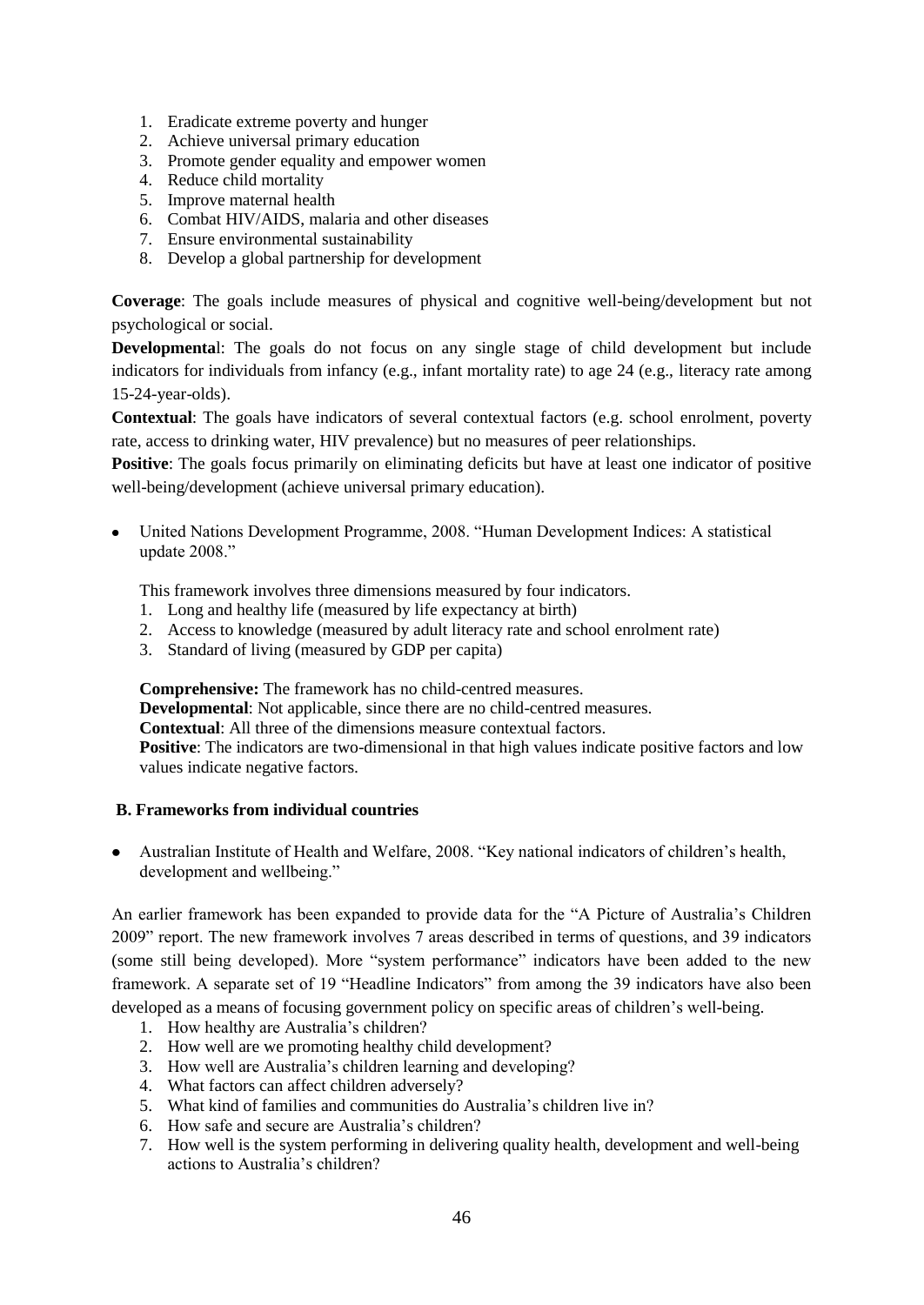1. Eradicate extreme poverty and hunger
2. Achieve universal primary education
3. Promote gender equality and empower women
4. Reduce child mortality
5. Improve maternal health
6. Combat HIV/AIDS, malaria and other diseases
7. Ensure environmental sustainability
8. Develop a global partnership for development

**Coverage**: The goals include measures of physical and cognitive well-being/development but not psychological or social.

**Developmenta**l: The goals do not focus on any single stage of child development but include indicators for individuals from infancy (e.g., infant mortality rate) to age 24 (e.g., literacy rate among 15-24-year-olds).

**Contextual**: The goals have indicators of several contextual factors (e.g. school enrolment, poverty rate, access to drinking water, HIV prevalence) but no measures of peer relationships.

**Positive**: The goals focus primarily on eliminating deficits but have at least one indicator of positive well-being/development (achieve universal primary education).

- United Nations Development Programme, 2008. "Human Development Indices: A statistical update 2008."

  This framework involves three dimensions measured by four indicators.
  1. Long and healthy life (measured by life expectancy at birth)
  2. Access to knowledge (measured by adult literacy rate and school enrolment rate)
  3. Standard of living (measured by GDP per capita)

  **Comprehensive:** The framework has no child-centred measures.
  **Developmental**: Not applicable, since there are no child-centred measures.
  **Contextual**: All three of the dimensions measure contextual factors.
  **Positive**: The indicators are two-dimensional in that high values indicate positive factors and low values indicate negative factors.

### B. Frameworks from individual countries

- Australian Institute of Health and Welfare, 2008. "Key national indicators of children's health, development and wellbeing."

An earlier framework has been expanded to provide data for the "A Picture of Australia's Children 2009" report. The new framework involves 7 areas described in terms of questions, and 39 indicators (some still being developed). More "system performance" indicators have been added to the new framework. A separate set of 19 "Headline Indicators" from among the 39 indicators have also been developed as a means of focusing government policy on specific areas of children's well-being.

1. How healthy are Australia's children?
2. How well are we promoting healthy child development?
3. How well are Australia's children learning and developing?
4. What factors can affect children adversely?
5. What kind of families and communities do Australia's children live in?
6. How safe and secure are Australia's children?
7. How well is the system performing in delivering quality health, development and well-being actions to Australia's children?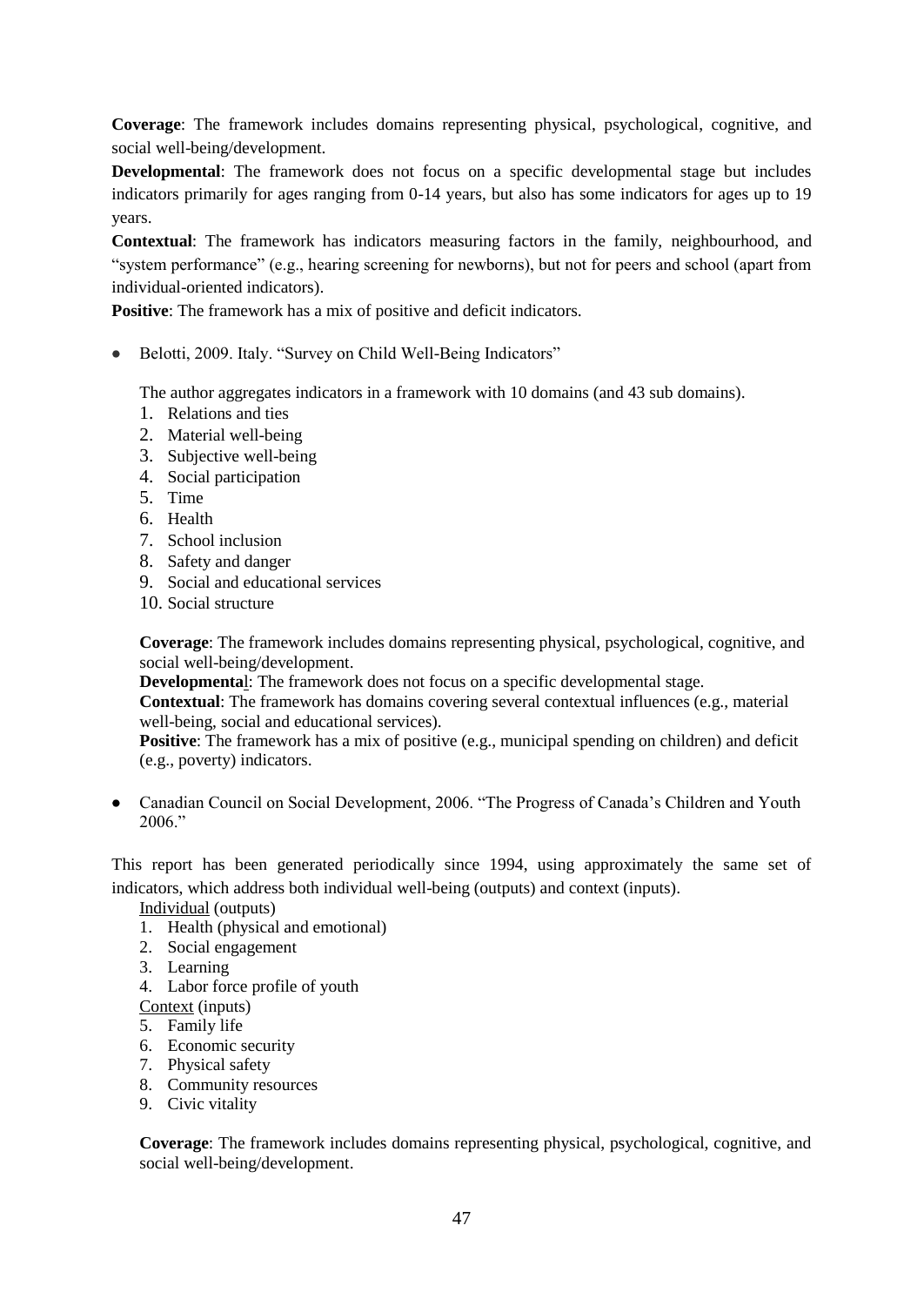**Coverage**: The framework includes domains representing physical, psychological, cognitive, and social well-being/development.

**Developmental**: The framework does not focus on a specific developmental stage but includes indicators primarily for ages ranging from 0-14 years, but also has some indicators for ages up to 19 years.

**Contextual**: The framework has indicators measuring factors in the family, neighbourhood, and "system performance" (e.g., hearing screening for newborns), but not for peers and school (apart from individual-oriented indicators).

**Positive**: The framework has a mix of positive and deficit indicators.

- Belotti, 2009. Italy. "Survey on Child Well-Being Indicators"

  The author aggregates indicators in a framework with 10 domains (and 43 sub domains).

  1. Relations and ties
  2. Material well-being
  3. Subjective well-being
  4. Social participation
  5. Time
  6. Health
  7. School inclusion
  8. Safety and danger
  9. Social and educational services
  10. Social structure

  **Coverage**: The framework includes domains representing physical, psychological, cognitive, and social well-being/development.

  **Developmental**: The framework does not focus on a specific developmental stage.

  **Contextual**: The framework has domains covering several contextual influences (e.g., material well-being, social and educational services).

  **Positive**: The framework has a mix of positive (e.g., municipal spending on children) and deficit (e.g., poverty) indicators.

- Canadian Council on Social Development, 2006. "The Progress of Canada's Children and Youth 2006."

This report has been generated periodically since 1994, using approximately the same set of indicators, which address both individual well-being (outputs) and context (inputs).

Individual (outputs)

1. Health (physical and emotional)
2. Social engagement
3. Learning
4. Labor force profile of youth

Context (inputs)

5. Family life
6. Economic security
7. Physical safety
8. Community resources
9. Civic vitality

**Coverage**: The framework includes domains representing physical, psychological, cognitive, and social well-being/development.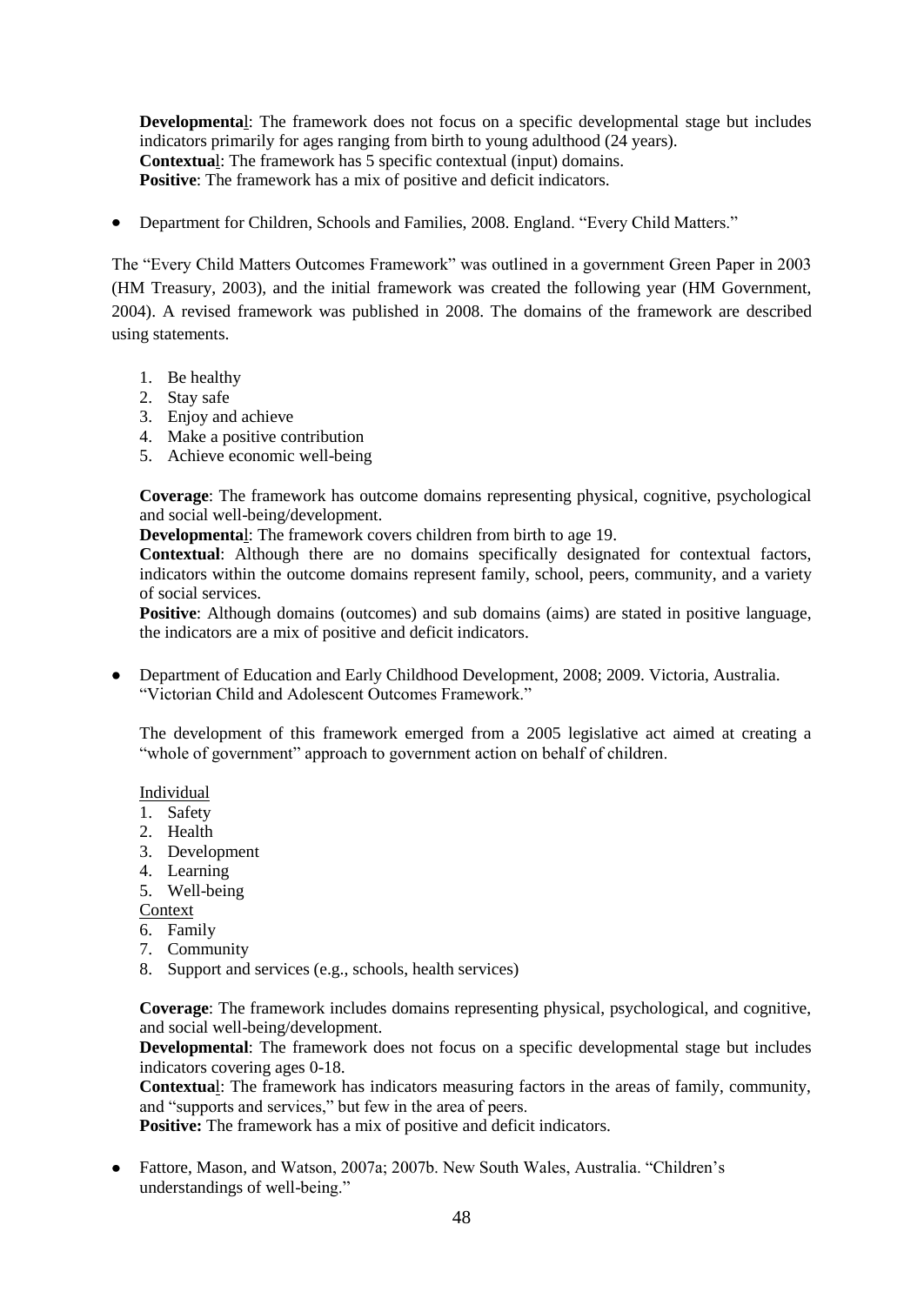**Developmental**: The framework does not focus on a specific developmental stage but includes indicators primarily for ages ranging from birth to young adulthood (24 years).
**Contextual**: The framework has 5 specific contextual (input) domains.
**Positive**: The framework has a mix of positive and deficit indicators.

- Department for Children, Schools and Families, 2008. England. "Every Child Matters."

The "Every Child Matters Outcomes Framework" was outlined in a government Green Paper in 2003 (HM Treasury, 2003), and the initial framework was created the following year (HM Government, 2004). A revised framework was published in 2008. The domains of the framework are described using statements.

1. Be healthy
2. Stay safe
3. Enjoy and achieve
4. Make a positive contribution
5. Achieve economic well-being

**Coverage**: The framework has outcome domains representing physical, cognitive, psychological and social well-being/development.
**Developmental**: The framework covers children from birth to age 19.
**Contextual**: Although there are no domains specifically designated for contextual factors, indicators within the outcome domains represent family, school, peers, community, and a variety of social services.
**Positive**: Although domains (outcomes) and sub domains (aims) are stated in positive language, the indicators are a mix of positive and deficit indicators.

- Department of Education and Early Childhood Development, 2008; 2009. Victoria, Australia. "Victorian Child and Adolescent Outcomes Framework."

The development of this framework emerged from a 2005 legislative act aimed at creating a "whole of government" approach to government action on behalf of children.

Individual

1. Safety
2. Health
3. Development
4. Learning
5. Well-being

Context

6. Family
7. Community
8. Support and services (e.g., schools, health services)

**Coverage**: The framework includes domains representing physical, psychological, and cognitive, and social well-being/development.
**Developmental**: The framework does not focus on a specific developmental stage but includes indicators covering ages 0-18.
**Contextual**: The framework has indicators measuring factors in the areas of family, community, and "supports and services," but few in the area of peers.
**Positive:** The framework has a mix of positive and deficit indicators.

- Fattore, Mason, and Watson, 2007a; 2007b. New South Wales, Australia. "Children's understandings of well-being."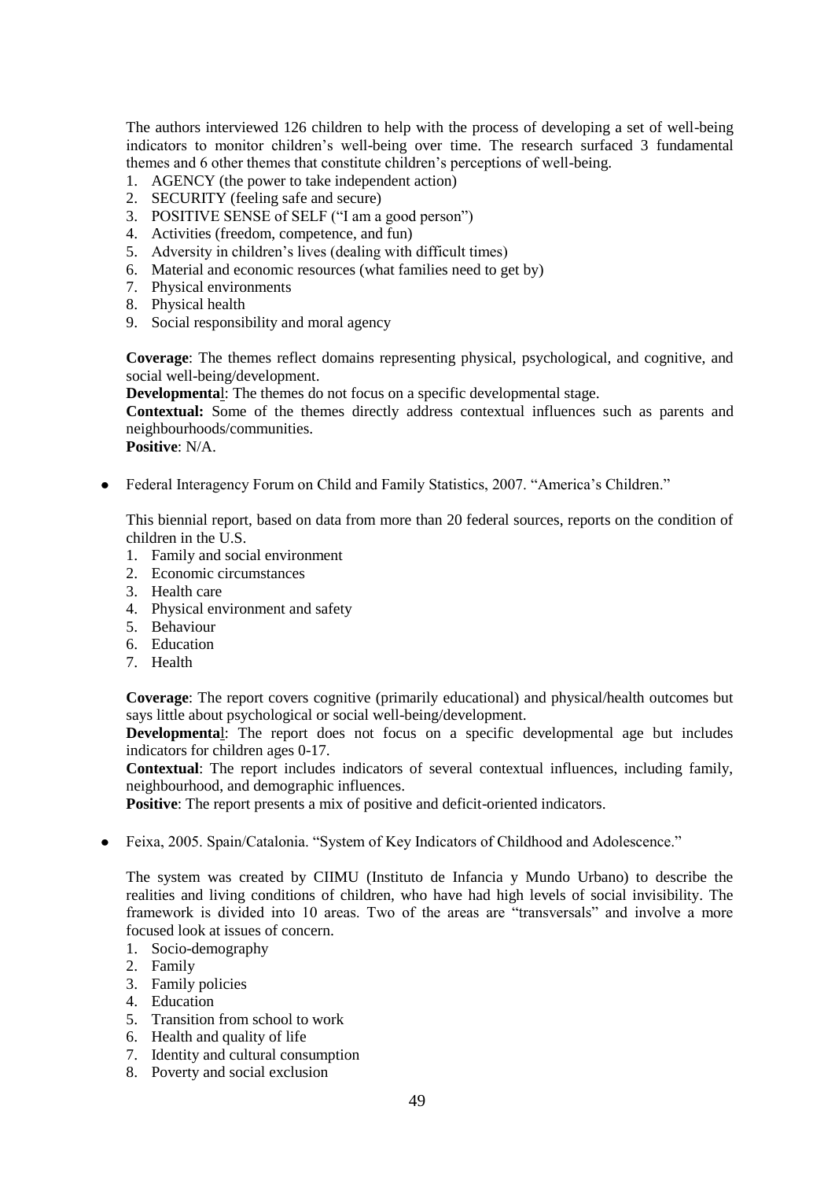The authors interviewed 126 children to help with the process of developing a set of well-being indicators to monitor children's well-being over time. The research surfaced 3 fundamental themes and 6 other themes that constitute children's perceptions of well-being.

1. AGENCY (the power to take independent action)
2. SECURITY (feeling safe and secure)
3. POSITIVE SENSE of SELF ("I am a good person")
4. Activities (freedom, competence, and fun)
5. Adversity in children's lives (dealing with difficult times)
6. Material and economic resources (what families need to get by)
7. Physical environments
8. Physical health
9. Social responsibility and moral agency

**Coverage**: The themes reflect domains representing physical, psychological, and cognitive, and social well-being/development.
**Developmental**: The themes do not focus on a specific developmental stage.
**Contextual:** Some of the themes directly address contextual influences such as parents and neighbourhoods/communities.
**Positive**: N/A.

- Federal Interagency Forum on Child and Family Statistics, 2007. "America's Children."

  This biennial report, based on data from more than 20 federal sources, reports on the condition of children in the U.S.

  1. Family and social environment
  2. Economic circumstances
  3. Health care
  4. Physical environment and safety
  5. Behaviour
  6. Education
  7. Health

  **Coverage**: The report covers cognitive (primarily educational) and physical/health outcomes but says little about psychological or social well-being/development.
  **Developmental**: The report does not focus on a specific developmental age but includes indicators for children ages 0-17.
  **Contextual**: The report includes indicators of several contextual influences, including family, neighbourhood, and demographic influences.
  **Positive**: The report presents a mix of positive and deficit-oriented indicators.

- Feixa, 2005. Spain/Catalonia. "System of Key Indicators of Childhood and Adolescence."

  The system was created by CIIMU (Instituto de Infancia y Mundo Urbano) to describe the realities and living conditions of children, who have had high levels of social invisibility. The framework is divided into 10 areas. Two of the areas are "transversals" and involve a more focused look at issues of concern.

  1. Socio-demography
  2. Family
  3. Family policies
  4. Education
  5. Transition from school to work
  6. Health and quality of life
  7. Identity and cultural consumption
  8. Poverty and social exclusion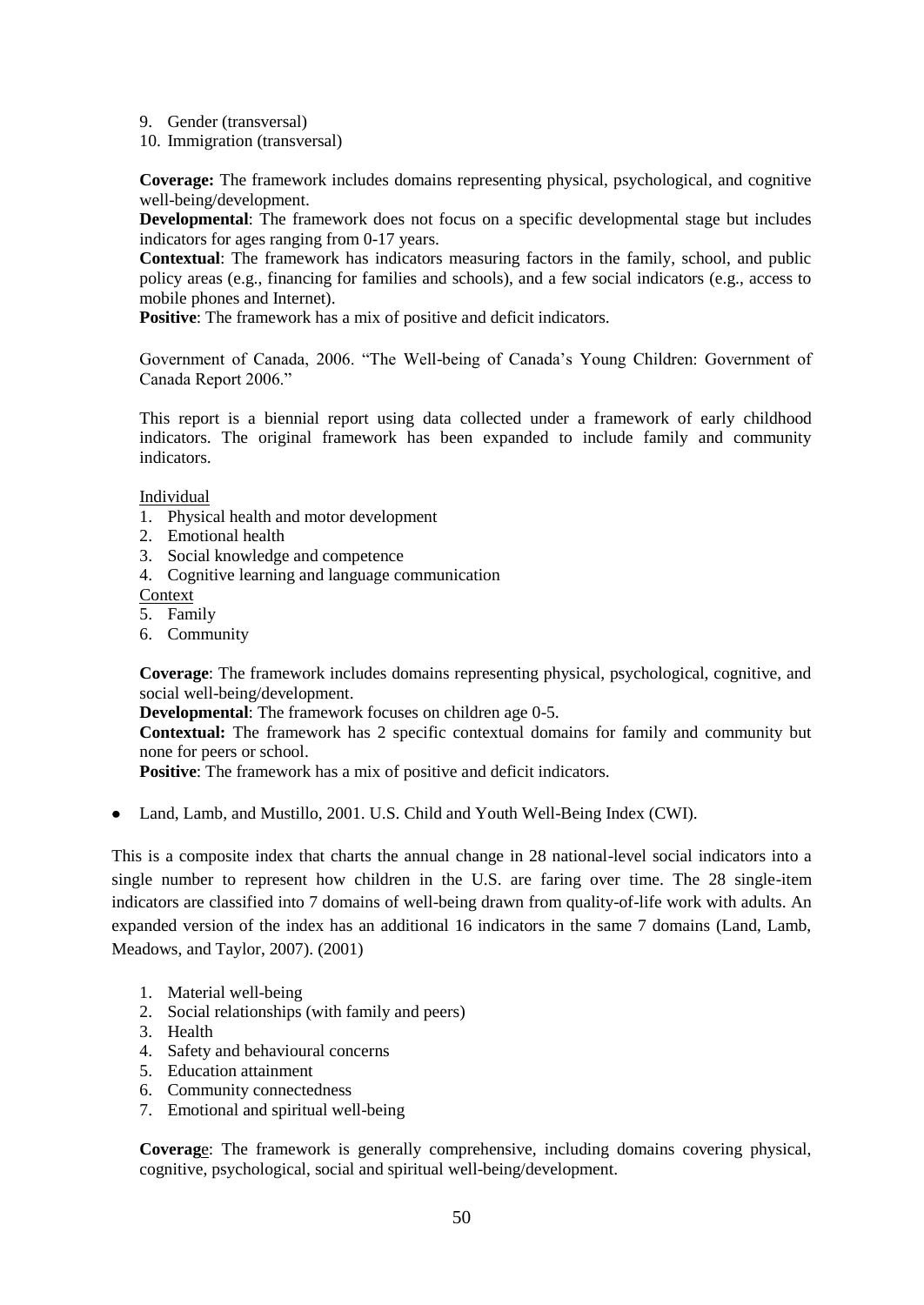9. Gender (transversal)
10. Immigration (transversal)

**Coverage:** The framework includes domains representing physical, psychological, and cognitive well-being/development.
**Developmental**: The framework does not focus on a specific developmental stage but includes indicators for ages ranging from 0-17 years.
**Contextual**: The framework has indicators measuring factors in the family, school, and public policy areas (e.g., financing for families and schools), and a few social indicators (e.g., access to mobile phones and Internet).
**Positive**: The framework has a mix of positive and deficit indicators.

Government of Canada, 2006. "The Well-being of Canada's Young Children: Government of Canada Report 2006."

This report is a biennial report using data collected under a framework of early childhood indicators. The original framework has been expanded to include family and community indicators.

Individual
1. Physical health and motor development
2. Emotional health
3. Social knowledge and competence
4. Cognitive learning and language communication

Context
5. Family
6. Community

**Coverage**: The framework includes domains representing physical, psychological, cognitive, and social well-being/development.
**Developmental**: The framework focuses on children age 0-5.
**Contextual:** The framework has 2 specific contextual domains for family and community but none for peers or school.
**Positive**: The framework has a mix of positive and deficit indicators.

- Land, Lamb, and Mustillo, 2001. U.S. Child and Youth Well-Being Index (CWI).

This is a composite index that charts the annual change in 28 national-level social indicators into a single number to represent how children in the U.S. are faring over time. The 28 single-item indicators are classified into 7 domains of well-being drawn from quality-of-life work with adults. An expanded version of the index has an additional 16 indicators in the same 7 domains (Land, Lamb, Meadows, and Taylor, 2007). (2001)

1. Material well-being
2. Social relationships (with family and peers)
3. Health
4. Safety and behavioural concerns
5. Education attainment
6. Community connectedness
7. Emotional and spiritual well-being

**Coverage**: The framework is generally comprehensive, including domains covering physical, cognitive, psychological, social and spiritual well-being/development.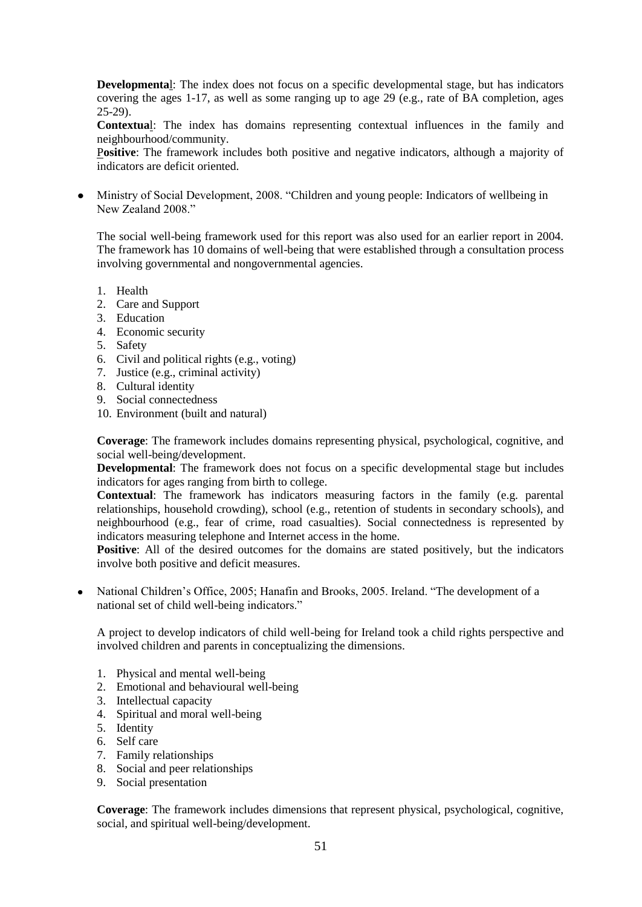**Developmental**: The index does not focus on a specific developmental stage, but has indicators covering the ages 1-17, as well as some ranging up to age 29 (e.g., rate of BA completion, ages 25-29).

**Contextual**: The index has domains representing contextual influences in the family and neighbourhood/community.

**Positive**: The framework includes both positive and negative indicators, although a majority of indicators are deficit oriented.

- Ministry of Social Development, 2008. "Children and young people: Indicators of wellbeing in New Zealand 2008."

  The social well-being framework used for this report was also used for an earlier report in 2004. The framework has 10 domains of well-being that were established through a consultation process involving governmental and nongovernmental agencies.

  1. Health
  2. Care and Support
  3. Education
  4. Economic security
  5. Safety
  6. Civil and political rights (e.g., voting)
  7. Justice (e.g., criminal activity)
  8. Cultural identity
  9. Social connectedness
  10. Environment (built and natural)

  **Coverage**: The framework includes domains representing physical, psychological, cognitive, and social well-being/development.

  **Developmental**: The framework does not focus on a specific developmental stage but includes indicators for ages ranging from birth to college.

  **Contextual**: The framework has indicators measuring factors in the family (e.g. parental relationships, household crowding), school (e.g., retention of students in secondary schools), and neighbourhood (e.g., fear of crime, road casualties). Social connectedness is represented by indicators measuring telephone and Internet access in the home.

  **Positive**: All of the desired outcomes for the domains are stated positively, but the indicators involve both positive and deficit measures.

- National Children's Office, 2005; Hanafin and Brooks, 2005. Ireland. "The development of a national set of child well-being indicators."

  A project to develop indicators of child well-being for Ireland took a child rights perspective and involved children and parents in conceptualizing the dimensions.

  1. Physical and mental well-being
  2. Emotional and behavioural well-being
  3. Intellectual capacity
  4. Spiritual and moral well-being
  5. Identity
  6. Self care
  7. Family relationships
  8. Social and peer relationships
  9. Social presentation

  **Coverage**: The framework includes dimensions that represent physical, psychological, cognitive, social, and spiritual well-being/development.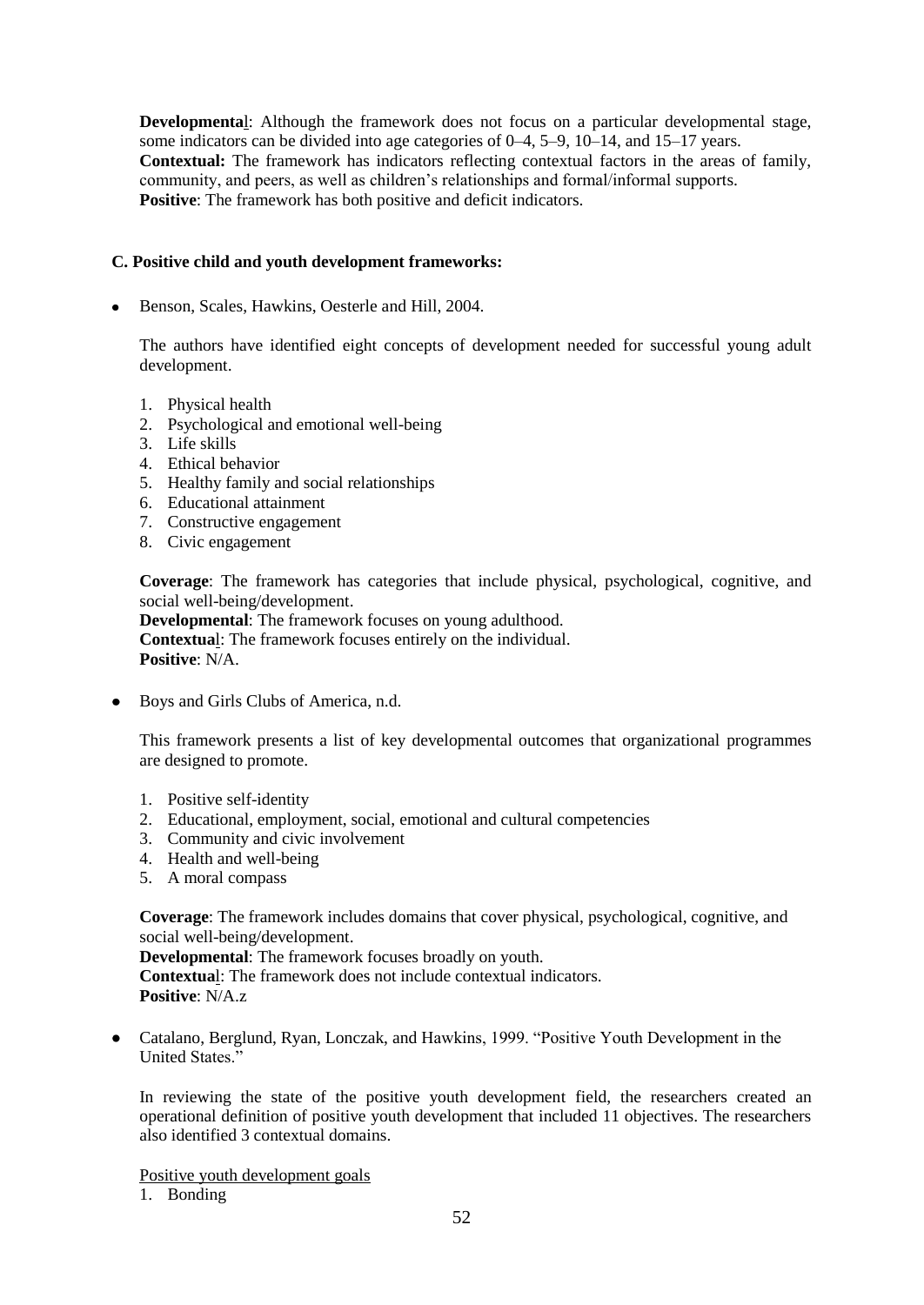**Developmental**: Although the framework does not focus on a particular developmental stage, some indicators can be divided into age categories of 0–4, 5–9, 10–14, and 15–17 years.
**Contextual:** The framework has indicators reflecting contextual factors in the areas of family, community, and peers, as well as children's relationships and formal/informal supports.
**Positive**: The framework has both positive and deficit indicators.

**C. Positive child and youth development frameworks:**

- Benson, Scales, Hawkins, Oesterle and Hill, 2004.

  The authors have identified eight concepts of development needed for successful young adult development.

  1. Physical health
  2. Psychological and emotional well-being
  3. Life skills
  4. Ethical behavior
  5. Healthy family and social relationships
  6. Educational attainment
  7. Constructive engagement
  8. Civic engagement

  **Coverage**: The framework has categories that include physical, psychological, cognitive, and social well-being/development.
  **Developmental**: The framework focuses on young adulthood.
  **Contextual**: The framework focuses entirely on the individual.
  **Positive**: N/A.

- Boys and Girls Clubs of America, n.d.

  This framework presents a list of key developmental outcomes that organizational programmes are designed to promote.

  1. Positive self-identity
  2. Educational, employment, social, emotional and cultural competencies
  3. Community and civic involvement
  4. Health and well-being
  5. A moral compass

  **Coverage**: The framework includes domains that cover physical, psychological, cognitive, and social well-being/development.
  **Developmental**: The framework focuses broadly on youth.
  **Contextual**: The framework does not include contextual indicators.
  **Positive**: N/A.z

- Catalano, Berglund, Ryan, Lonczak, and Hawkins, 1999. "Positive Youth Development in the United States."

  In reviewing the state of the positive youth development field, the researchers created an operational definition of positive youth development that included 11 objectives. The researchers also identified 3 contextual domains.

  Positive youth development goals
  1. Bonding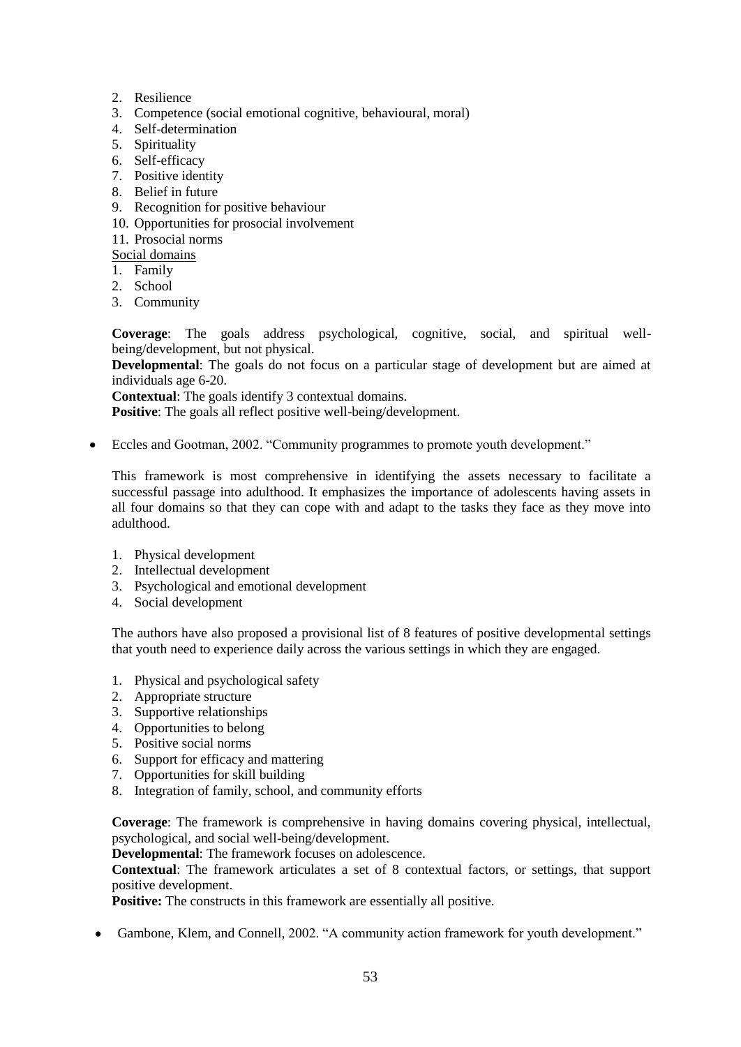2. Resilience
3. Competence (social emotional cognitive, behavioural, moral)
4. Self-determination
5. Spirituality
6. Self-efficacy
7. Positive identity
8. Belief in future
9. Recognition for positive behaviour
10. Opportunities for prosocial involvement
11. Prosocial norms

Social domains

1. Family
2. School
3. Community

**Coverage**: The goals address psychological, cognitive, social, and spiritual well-being/development, but not physical.
**Developmental**: The goals do not focus on a particular stage of development but are aimed at individuals age 6-20.
**Contextual**: The goals identify 3 contextual domains.
**Positive**: The goals all reflect positive well-being/development.

- Eccles and Gootman, 2002. "Community programmes to promote youth development."

  This framework is most comprehensive in identifying the assets necessary to facilitate a successful passage into adulthood. It emphasizes the importance of adolescents having assets in all four domains so that they can cope with and adapt to the tasks they face as they move into adulthood.

  1. Physical development
  2. Intellectual development
  3. Psychological and emotional development
  4. Social development

  The authors have also proposed a provisional list of 8 features of positive developmental settings that youth need to experience daily across the various settings in which they are engaged.

  1. Physical and psychological safety
  2. Appropriate structure
  3. Supportive relationships
  4. Opportunities to belong
  5. Positive social norms
  6. Support for efficacy and mattering
  7. Opportunities for skill building
  8. Integration of family, school, and community efforts

  **Coverage**: The framework is comprehensive in having domains covering physical, intellectual, psychological, and social well-being/development.
  **Developmental**: The framework focuses on adolescence.
  **Contextual**: The framework articulates a set of 8 contextual factors, or settings, that support positive development.
  **Positive:** The constructs in this framework are essentially all positive.

- Gambone, Klem, and Connell, 2002. "A community action framework for youth development."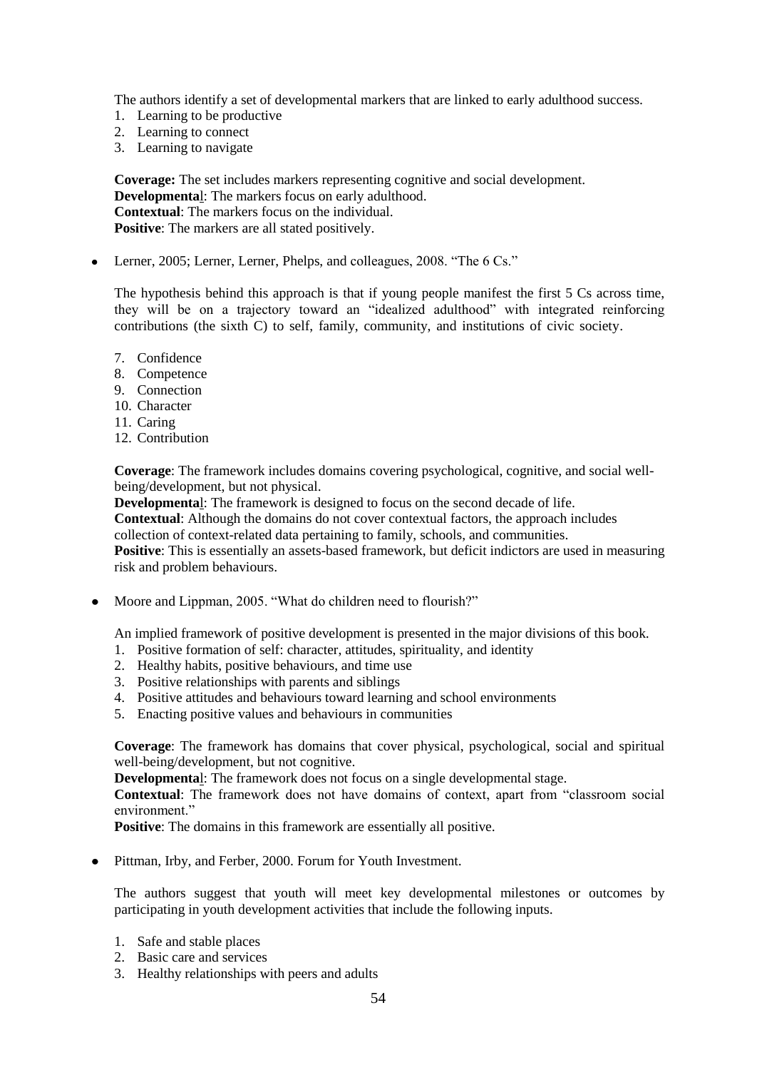The authors identify a set of developmental markers that are linked to early adulthood success.

1. Learning to be productive
2. Learning to connect
3. Learning to navigate

**Coverage:** The set includes markers representing cognitive and social development.
**Developmental**: The markers focus on early adulthood.
**Contextual**: The markers focus on the individual.
**Positive**: The markers are all stated positively.

- Lerner, 2005; Lerner, Lerner, Phelps, and colleagues, 2008. "The 6 Cs."

  The hypothesis behind this approach is that if young people manifest the first 5 Cs across time, they will be on a trajectory toward an "idealized adulthood" with integrated reinforcing contributions (the sixth C) to self, family, community, and institutions of civic society.

  7. Confidence
  8. Competence
  9. Connection
  10. Character
  11. Caring
  12. Contribution

  **Coverage**: The framework includes domains covering psychological, cognitive, and social well-being/development, but not physical.
  **Developmental**: The framework is designed to focus on the second decade of life.
  **Contextual**: Although the domains do not cover contextual factors, the approach includes collection of context-related data pertaining to family, schools, and communities.
  **Positive**: This is essentially an assets-based framework, but deficit indictors are used in measuring risk and problem behaviours.

- Moore and Lippman, 2005. "What do children need to flourish?"

  An implied framework of positive development is presented in the major divisions of this book.

  1. Positive formation of self: character, attitudes, spirituality, and identity
  2. Healthy habits, positive behaviours, and time use
  3. Positive relationships with parents and siblings
  4. Positive attitudes and behaviours toward learning and school environments
  5. Enacting positive values and behaviours in communities

  **Coverage**: The framework has domains that cover physical, psychological, social and spiritual well-being/development, but not cognitive.
  **Developmental**: The framework does not focus on a single developmental stage.
  **Contextual**: The framework does not have domains of context, apart from "classroom social environment."
  **Positive**: The domains in this framework are essentially all positive.

- Pittman, Irby, and Ferber, 2000. Forum for Youth Investment.

  The authors suggest that youth will meet key developmental milestones or outcomes by participating in youth development activities that include the following inputs.

  1. Safe and stable places
  2. Basic care and services
  3. Healthy relationships with peers and adults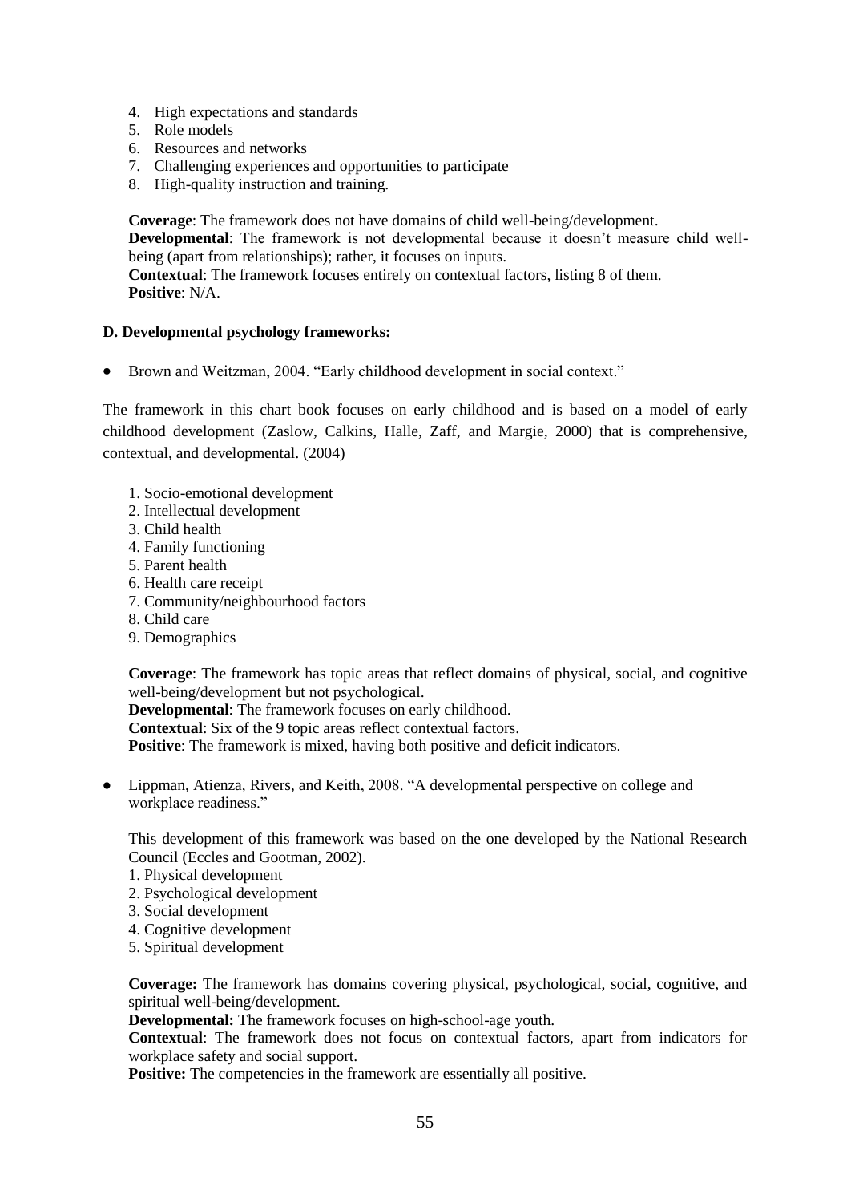4. High expectations and standards
5. Role models
6. Resources and networks
7. Challenging experiences and opportunities to participate
8. High-quality instruction and training.

**Coverage**: The framework does not have domains of child well-being/development.
**Developmental**: The framework is not developmental because it doesn't measure child well-being (apart from relationships); rather, it focuses on inputs.
**Contextual**: The framework focuses entirely on contextual factors, listing 8 of them.
**Positive**: N/A.

**D. Developmental psychology frameworks:**

- Brown and Weitzman, 2004. "Early childhood development in social context."

The framework in this chart book focuses on early childhood and is based on a model of early childhood development (Zaslow, Calkins, Halle, Zaff, and Margie, 2000) that is comprehensive, contextual, and developmental. (2004)

1. Socio-emotional development
2. Intellectual development
3. Child health
4. Family functioning
5. Parent health
6. Health care receipt
7. Community/neighbourhood factors
8. Child care
9. Demographics

**Coverage**: The framework has topic areas that reflect domains of physical, social, and cognitive well-being/development but not psychological.
**Developmental**: The framework focuses on early childhood.
**Contextual**: Six of the 9 topic areas reflect contextual factors.
**Positive**: The framework is mixed, having both positive and deficit indicators.

- Lippman, Atienza, Rivers, and Keith, 2008. "A developmental perspective on college and workplace readiness."

This development of this framework was based on the one developed by the National Research Council (Eccles and Gootman, 2002).

1. Physical development
2. Psychological development
3. Social development
4. Cognitive development
5. Spiritual development

**Coverage:** The framework has domains covering physical, psychological, social, cognitive, and spiritual well-being/development.
**Developmental:** The framework focuses on high-school-age youth.
**Contextual**: The framework does not focus on contextual factors, apart from indicators for workplace safety and social support.
**Positive:** The competencies in the framework are essentially all positive.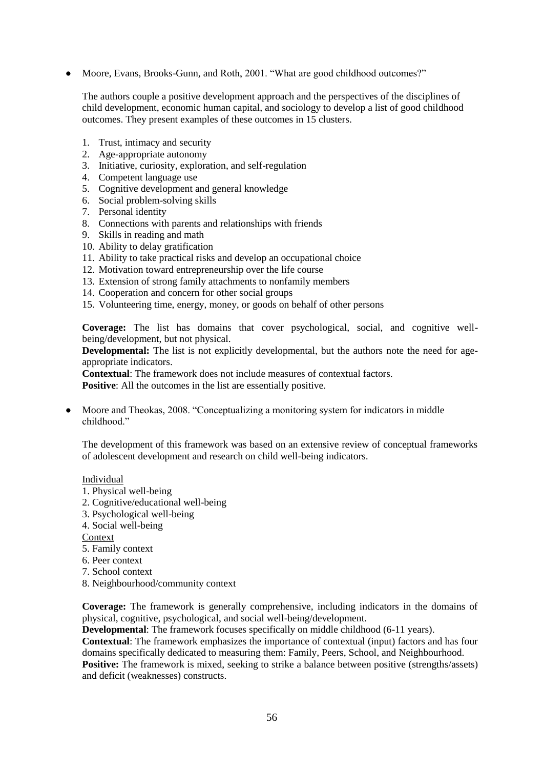- Moore, Evans, Brooks-Gunn, and Roth, 2001. "What are good childhood outcomes?"

  The authors couple a positive development approach and the perspectives of the disciplines of child development, economic human capital, and sociology to develop a list of good childhood outcomes. They present examples of these outcomes in 15 clusters.

  1. Trust, intimacy and security
  2. Age-appropriate autonomy
  3. Initiative, curiosity, exploration, and self-regulation
  4. Competent language use
  5. Cognitive development and general knowledge
  6. Social problem-solving skills
  7. Personal identity
  8. Connections with parents and relationships with friends
  9. Skills in reading and math
  10. Ability to delay gratification
  11. Ability to take practical risks and develop an occupational choice
  12. Motivation toward entrepreneurship over the life course
  13. Extension of strong family attachments to nonfamily members
  14. Cooperation and concern for other social groups
  15. Volunteering time, energy, money, or goods on behalf of other persons

  **Coverage:** The list has domains that cover psychological, social, and cognitive well-being/development, but not physical.
  **Developmental:** The list is not explicitly developmental, but the authors note the need for age-appropriate indicators.
  **Contextual**: The framework does not include measures of contextual factors.
  **Positive**: All the outcomes in the list are essentially positive.

- Moore and Theokas, 2008. "Conceptualizing a monitoring system for indicators in middle childhood."

  The development of this framework was based on an extensive review of conceptual frameworks of adolescent development and research on child well-being indicators.

  <u>Individual</u>
  1. Physical well-being
  2. Cognitive/educational well-being
  3. Psychological well-being
  4. Social well-being

  <u>Context</u>
  5. Family context
  6. Peer context
  7. School context
  8. Neighbourhood/community context

  **Coverage:** The framework is generally comprehensive, including indicators in the domains of physical, cognitive, psychological, and social well-being/development.
  **Developmental**: The framework focuses specifically on middle childhood (6-11 years).
  **Contextual**: The framework emphasizes the importance of contextual (input) factors and has four domains specifically dedicated to measuring them: Family, Peers, School, and Neighbourhood.
  **Positive:** The framework is mixed, seeking to strike a balance between positive (strengths/assets) and deficit (weaknesses) constructs.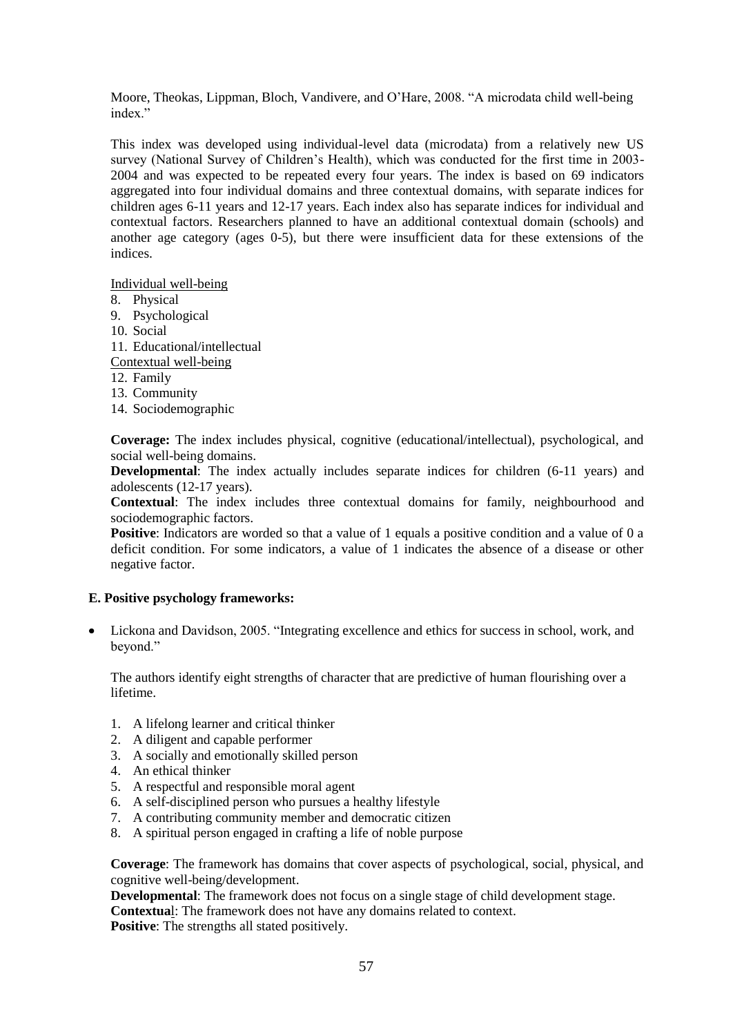Moore, Theokas, Lippman, Bloch, Vandivere, and O'Hare, 2008. "A microdata child well-being index."

This index was developed using individual-level data (microdata) from a relatively new US survey (National Survey of Children's Health), which was conducted for the first time in 2003-2004 and was expected to be repeated every four years. The index is based on 69 indicators aggregated into four individual domains and three contextual domains, with separate indices for children ages 6-11 years and 12-17 years. Each index also has separate indices for individual and contextual factors. Researchers planned to have an additional contextual domain (schools) and another age category (ages 0-5), but there were insufficient data for these extensions of the indices.

<u>Individual well-being</u>

8. Physical
9. Psychological
10. Social
11. Educational/intellectual

<u>Contextual well-being</u>

12. Family
13. Community
14. Sociodemographic

**Coverage:** The index includes physical, cognitive (educational/intellectual), psychological, and social well-being domains.
**Developmental**: The index actually includes separate indices for children (6-11 years) and adolescents (12-17 years).
**Contextual**: The index includes three contextual domains for family, neighbourhood and sociodemographic factors.
**Positive**: Indicators are worded so that a value of 1 equals a positive condition and a value of 0 a deficit condition. For some indicators, a value of 1 indicates the absence of a disease or other negative factor.

**E. Positive psychology frameworks:**

- Lickona and Davidson, 2005. "Integrating excellence and ethics for success in school, work, and beyond."

  The authors identify eight strengths of character that are predictive of human flourishing over a lifetime.

  1. A lifelong learner and critical thinker
  2. A diligent and capable performer
  3. A socially and emotionally skilled person
  4. An ethical thinker
  5. A respectful and responsible moral agent
  6. A self-disciplined person who pursues a healthy lifestyle
  7. A contributing community member and democratic citizen
  8. A spiritual person engaged in crafting a life of noble purpose

  **Coverage**: The framework has domains that cover aspects of psychological, social, physical, and cognitive well-being/development.
  **Developmental**: The framework does not focus on a single stage of child development stage.
  **Contextual**: The framework does not have any domains related to context.
  **Positive**: The strengths all stated positively.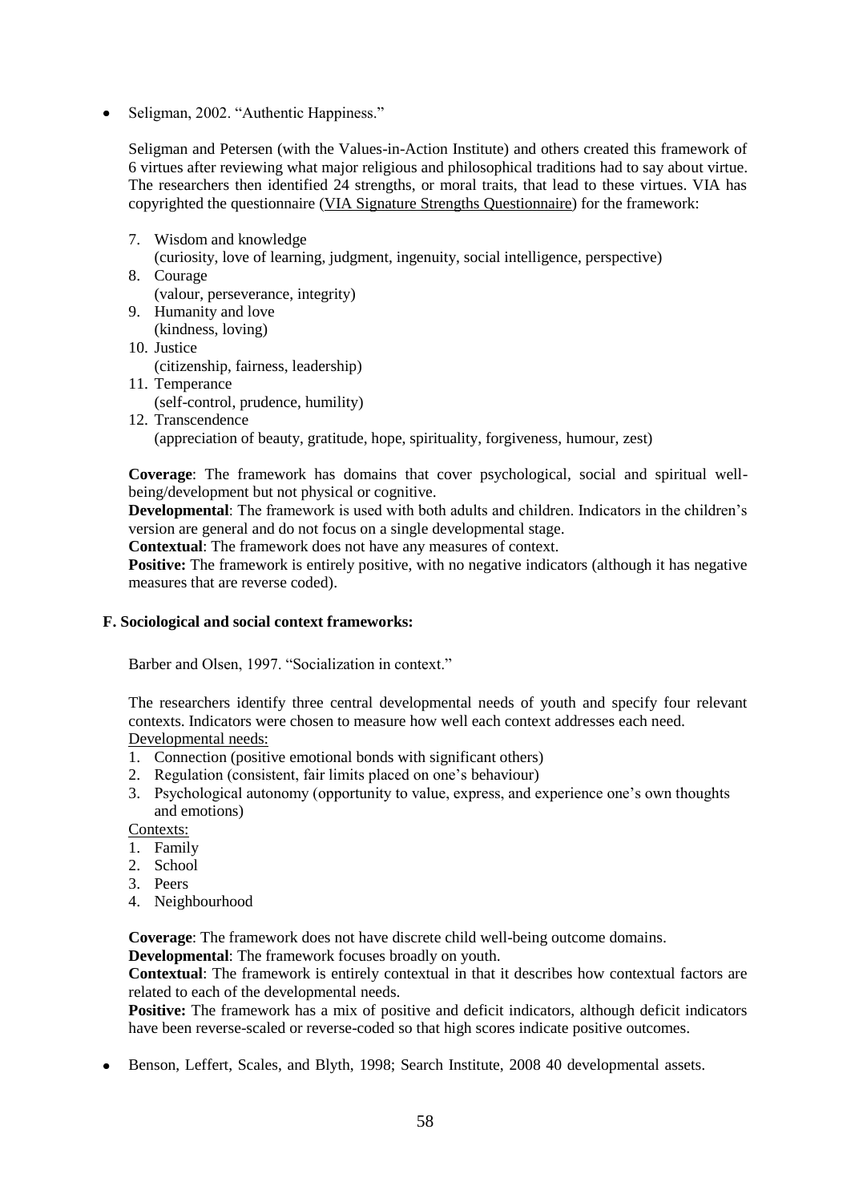- Seligman, 2002. "Authentic Happiness."

  Seligman and Petersen (with the Values-in-Action Institute) and others created this framework of 6 virtues after reviewing what major religious and philosophical traditions had to say about virtue. The researchers then identified 24 strengths, or moral traits, that lead to these virtues. VIA has copyrighted the questionnaire (VIA Signature Strengths Questionnaire) for the framework:

  7. Wisdom and knowledge
     (curiosity, love of learning, judgment, ingenuity, social intelligence, perspective)
  8. Courage
     (valour, perseverance, integrity)
  9. Humanity and love
     (kindness, loving)
  10. Justice
      (citizenship, fairness, leadership)
  11. Temperance
      (self-control, prudence, humility)
  12. Transcendence
      (appreciation of beauty, gratitude, hope, spirituality, forgiveness, humour, zest)

  **Coverage**: The framework has domains that cover psychological, social and spiritual well-being/development but not physical or cognitive.
  **Developmental**: The framework is used with both adults and children. Indicators in the children's version are general and do not focus on a single developmental stage.
  **Contextual**: The framework does not have any measures of context.
  **Positive:** The framework is entirely positive, with no negative indicators (although it has negative measures that are reverse coded).

**F. Sociological and social context frameworks:**

Barber and Olsen, 1997. "Socialization in context."

The researchers identify three central developmental needs of youth and specify four relevant contexts. Indicators were chosen to measure how well each context addresses each need.
Developmental needs:

1. Connection (positive emotional bonds with significant others)
2. Regulation (consistent, fair limits placed on one's behaviour)
3. Psychological autonomy (opportunity to value, express, and experience one's own thoughts and emotions)

Contexts:

1. Family
2. School
3. Peers
4. Neighbourhood

**Coverage**: The framework does not have discrete child well-being outcome domains.
**Developmental**: The framework focuses broadly on youth.
**Contextual**: The framework is entirely contextual in that it describes how contextual factors are related to each of the developmental needs.
**Positive:** The framework has a mix of positive and deficit indicators, although deficit indicators have been reverse-scaled or reverse-coded so that high scores indicate positive outcomes.

- Benson, Leffert, Scales, and Blyth, 1998; Search Institute, 2008 40 developmental assets.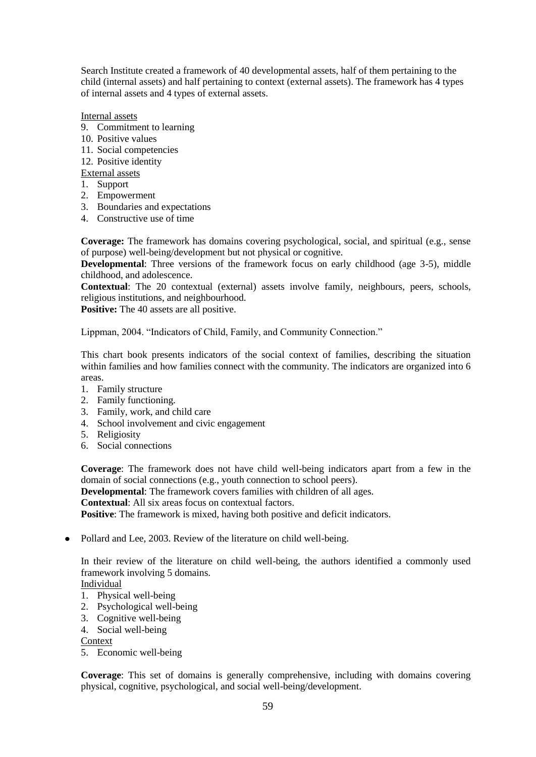Search Institute created a framework of 40 developmental assets, half of them pertaining to the child (internal assets) and half pertaining to context (external assets). The framework has 4 types of internal assets and 4 types of external assets.

<u>Internal assets</u>

9. Commitment to learning
10. Positive values
11. Social competencies
12. Positive identity

<u>External assets</u>

1. Support
2. Empowerment
3. Boundaries and expectations
4. Constructive use of time

**Coverage:** The framework has domains covering psychological, social, and spiritual (e.g., sense of purpose) well-being/development but not physical or cognitive.
**Developmental**: Three versions of the framework focus on early childhood (age 3-5), middle childhood, and adolescence.
**Contextual**: The 20 contextual (external) assets involve family, neighbours, peers, schools, religious institutions, and neighbourhood.
**Positive:** The 40 assets are all positive.

Lippman, 2004. "Indicators of Child, Family, and Community Connection."

This chart book presents indicators of the social context of families, describing the situation within families and how families connect with the community. The indicators are organized into 6 areas.

1. Family structure
2. Family functioning.
3. Family, work, and child care
4. School involvement and civic engagement
5. Religiosity
6. Social connections

**Coverage**: The framework does not have child well-being indicators apart from a few in the domain of social connections (e.g., youth connection to school peers).
**Developmental**: The framework covers families with children of all ages.
**Contextual**: All six areas focus on contextual factors.
**Positive**: The framework is mixed, having both positive and deficit indicators.

- Pollard and Lee, 2003. Review of the literature on child well-being.

In their review of the literature on child well-being, the authors identified a commonly used framework involving 5 domains.

<u>Individual</u>

1. Physical well-being
2. Psychological well-being
3. Cognitive well-being
4. Social well-being

<u>Context</u>

5. Economic well-being

**Coverage**: This set of domains is generally comprehensive, including with domains covering physical, cognitive, psychological, and social well-being/development.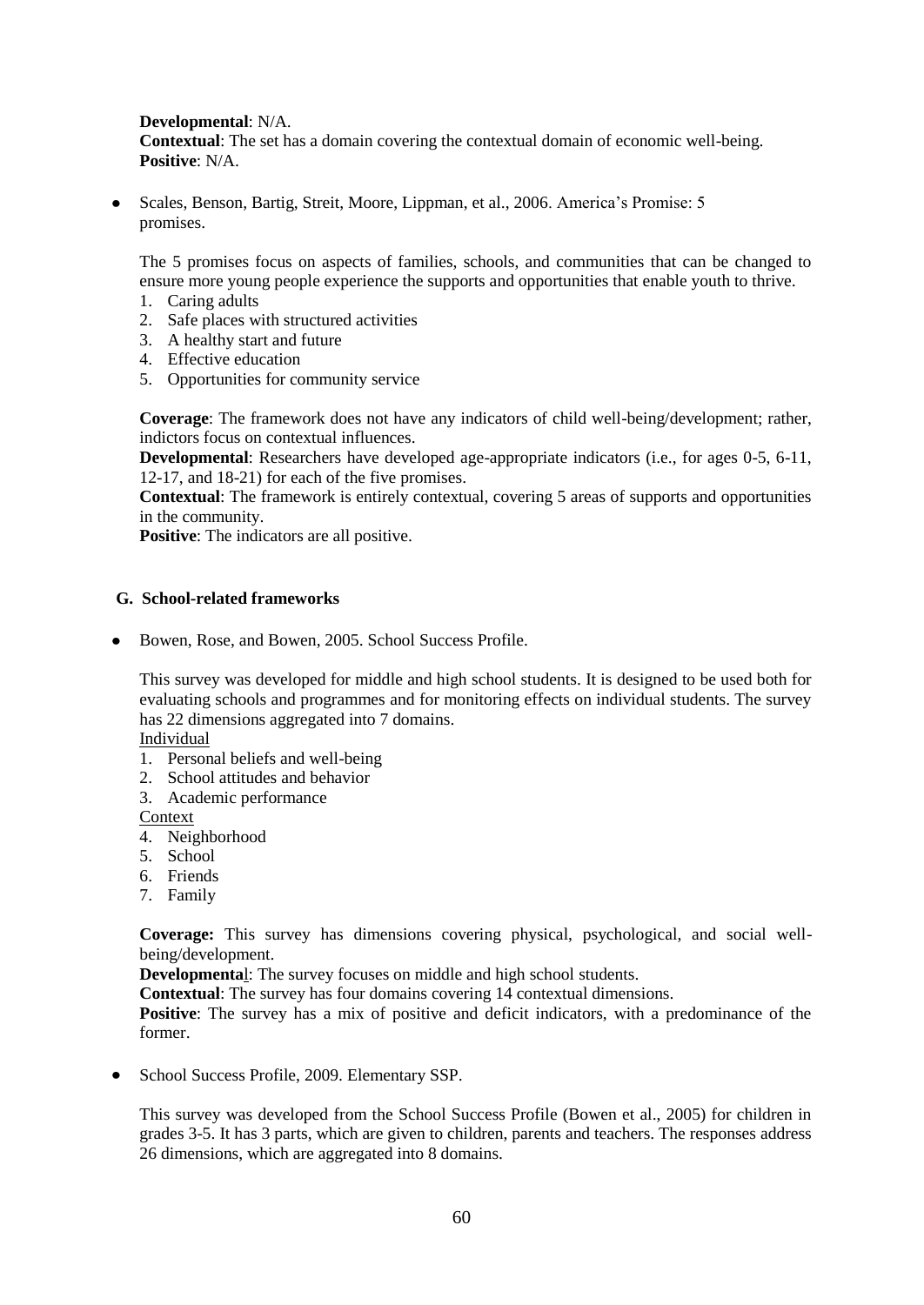**Developmental**: N/A.
**Contextual**: The set has a domain covering the contextual domain of economic well-being.
**Positive**: N/A.

- Scales, Benson, Bartig, Streit, Moore, Lippman, et al., 2006. America's Promise: 5 promises.

  The 5 promises focus on aspects of families, schools, and communities that can be changed to ensure more young people experience the supports and opportunities that enable youth to thrive.
  1. Caring adults
  2. Safe places with structured activities
  3. A healthy start and future
  4. Effective education
  5. Opportunities for community service

  **Coverage**: The framework does not have any indicators of child well-being/development; rather, indictors focus on contextual influences.
  **Developmental**: Researchers have developed age-appropriate indicators (i.e., for ages 0-5, 6-11, 12-17, and 18-21) for each of the five promises.
  **Contextual**: The framework is entirely contextual, covering 5 areas of supports and opportunities in the community.
  **Positive**: The indicators are all positive.

### G. School-related frameworks

- Bowen, Rose, and Bowen, 2005. School Success Profile.

  This survey was developed for middle and high school students. It is designed to be used both for evaluating schools and programmes and for monitoring effects on individual students. The survey has 22 dimensions aggregated into 7 domains.
  
  Individual
  1. Personal beliefs and well-being
  2. School attitudes and behavior
  3. Academic performance

  Context
  
  4. Neighborhood
  5. School
  6. Friends
  7. Family

  **Coverage:** This survey has dimensions covering physical, psychological, and social well-being/development.
  **Developmental**: The survey focuses on middle and high school students.
  **Contextual**: The survey has four domains covering 14 contextual dimensions.
  **Positive**: The survey has a mix of positive and deficit indicators, with a predominance of the former.

- School Success Profile, 2009. Elementary SSP.

  This survey was developed from the School Success Profile (Bowen et al., 2005) for children in grades 3-5. It has 3 parts, which are given to children, parents and teachers. The responses address 26 dimensions, which are aggregated into 8 domains.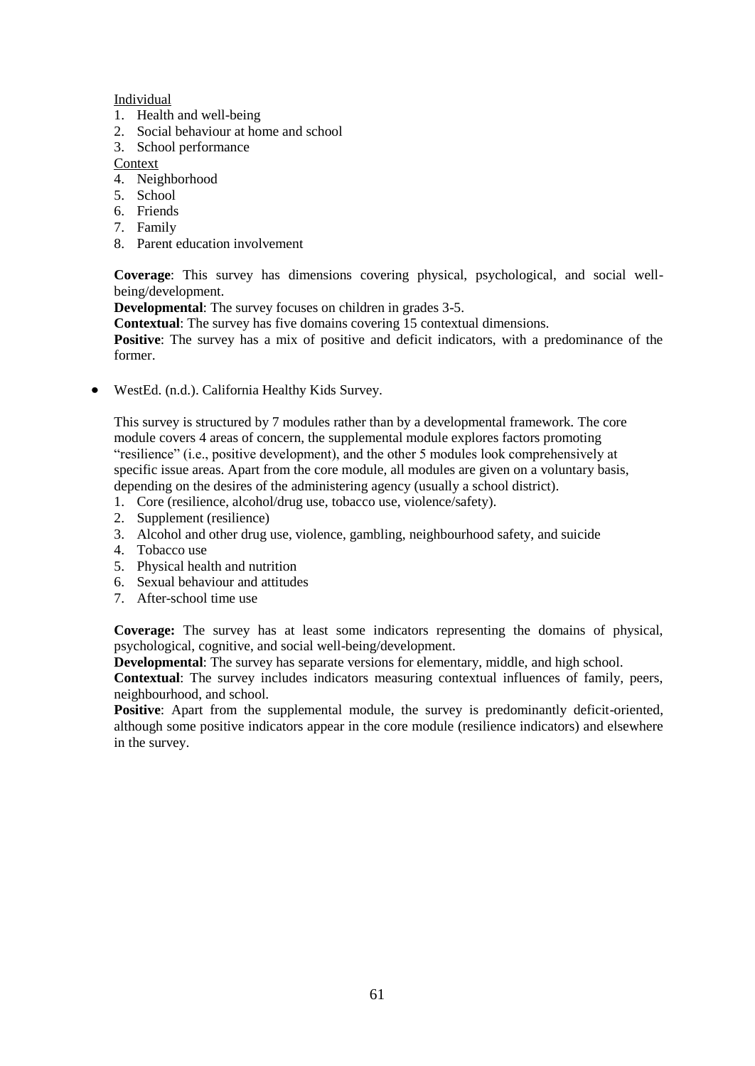<u>Individual</u>

1. Health and well-being
2. Social behaviour at home and school
3. School performance

<u>Context</u>

4. Neighborhood
5. School
6. Friends
7. Family
8. Parent education involvement

**Coverage**: This survey has dimensions covering physical, psychological, and social well-being/development.
**Developmental**: The survey focuses on children in grades 3-5.
**Contextual**: The survey has five domains covering 15 contextual dimensions.
**Positive**: The survey has a mix of positive and deficit indicators, with a predominance of the former.

- WestEd. (n.d.). California Healthy Kids Survey.

  This survey is structured by 7 modules rather than by a developmental framework. The core module covers 4 areas of concern, the supplemental module explores factors promoting "resilience" (i.e., positive development), and the other 5 modules look comprehensively at specific issue areas. Apart from the core module, all modules are given on a voluntary basis, depending on the desires of the administering agency (usually a school district).

  1. Core (resilience, alcohol/drug use, tobacco use, violence/safety).
  2. Supplement (resilience)
  3. Alcohol and other drug use, violence, gambling, neighbourhood safety, and suicide
  4. Tobacco use
  5. Physical health and nutrition
  6. Sexual behaviour and attitudes
  7. After-school time use

  **Coverage:** The survey has at least some indicators representing the domains of physical, psychological, cognitive, and social well-being/development.
  **Developmental**: The survey has separate versions for elementary, middle, and high school.
  **Contextual**: The survey includes indicators measuring contextual influences of family, peers, neighbourhood, and school.
  **Positive**: Apart from the supplemental module, the survey is predominantly deficit-oriented, although some positive indicators appear in the core module (resilience indicators) and elsewhere in the survey.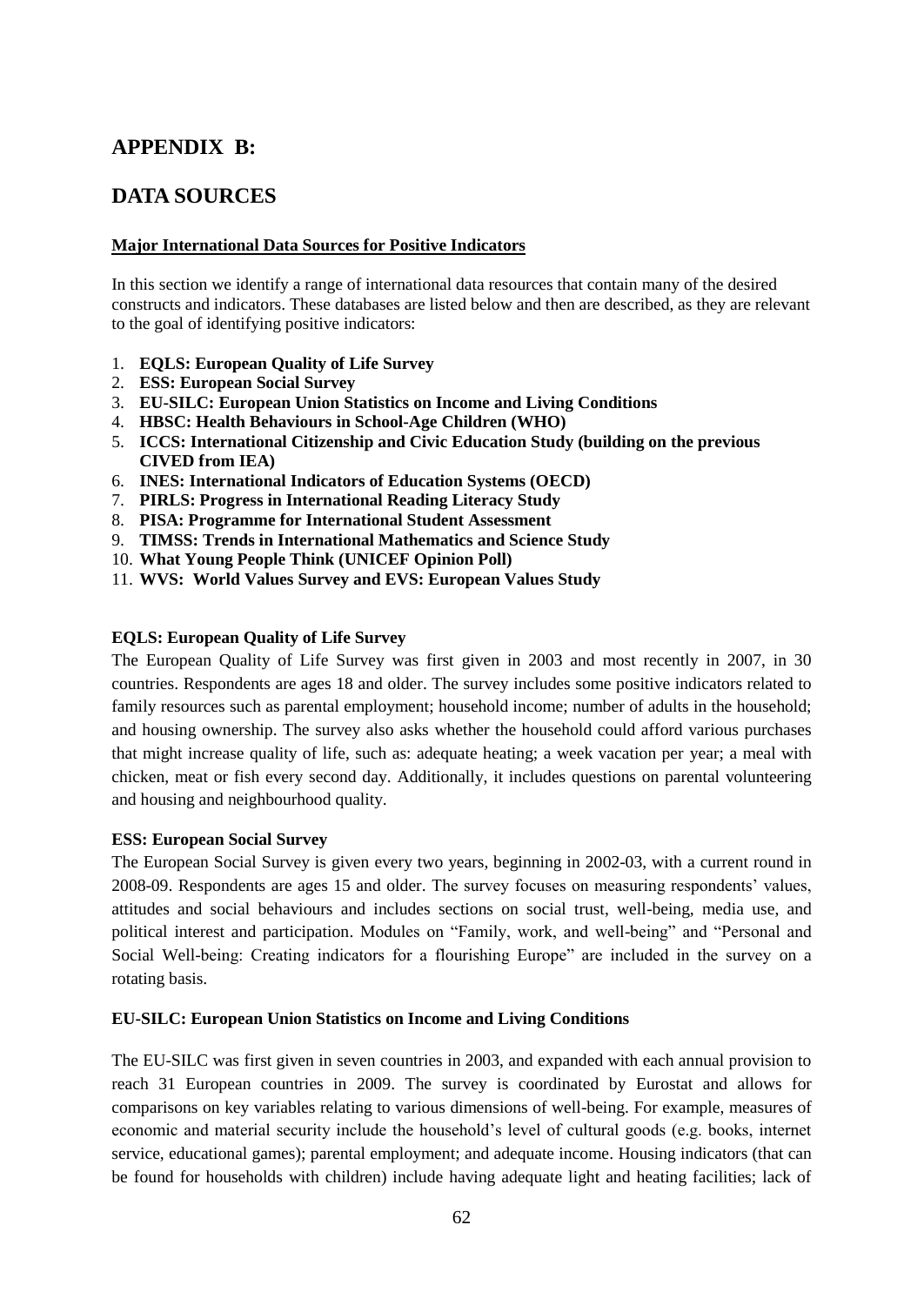# APPENDIX B:

# DATA SOURCES

## Major International Data Sources for Positive Indicators

In this section we identify a range of international data resources that contain many of the desired constructs and indicators. These databases are listed below and then are described, as they are relevant to the goal of identifying positive indicators:

1. **EQLS: European Quality of Life Survey**
2. **ESS: European Social Survey**
3. **EU-SILC: European Union Statistics on Income and Living Conditions**
4. **HBSC: Health Behaviours in School-Age Children (WHO)**
5. **ICCS: International Citizenship and Civic Education Study (building on the previous CIVED from IEA)**
6. **INES: International Indicators of Education Systems (OECD)**
7. **PIRLS: Progress in International Reading Literacy Study**
8. **PISA: Programme for International Student Assessment**
9. **TIMSS: Trends in International Mathematics and Science Study**
10. **What Young People Think (UNICEF Opinion Poll)**
11. **WVS: World Values Survey and EVS: European Values Study**

### EQLS: European Quality of Life Survey

The European Quality of Life Survey was first given in 2003 and most recently in 2007, in 30 countries. Respondents are ages 18 and older. The survey includes some positive indicators related to family resources such as parental employment; household income; number of adults in the household; and housing ownership. The survey also asks whether the household could afford various purchases that might increase quality of life, such as: adequate heating; a week vacation per year; a meal with chicken, meat or fish every second day. Additionally, it includes questions on parental volunteering and housing and neighbourhood quality.

### ESS: European Social Survey

The European Social Survey is given every two years, beginning in 2002-03, with a current round in 2008-09. Respondents are ages 15 and older. The survey focuses on measuring respondents' values, attitudes and social behaviours and includes sections on social trust, well-being, media use, and political interest and participation. Modules on "Family, work, and well-being" and "Personal and Social Well-being: Creating indicators for a flourishing Europe" are included in the survey on a rotating basis.

### EU-SILC: European Union Statistics on Income and Living Conditions

The EU-SILC was first given in seven countries in 2003, and expanded with each annual provision to reach 31 European countries in 2009. The survey is coordinated by Eurostat and allows for comparisons on key variables relating to various dimensions of well-being. For example, measures of economic and material security include the household's level of cultural goods (e.g. books, internet service, educational games); parental employment; and adequate income. Housing indicators (that can be found for households with children) include having adequate light and heating facilities; lack of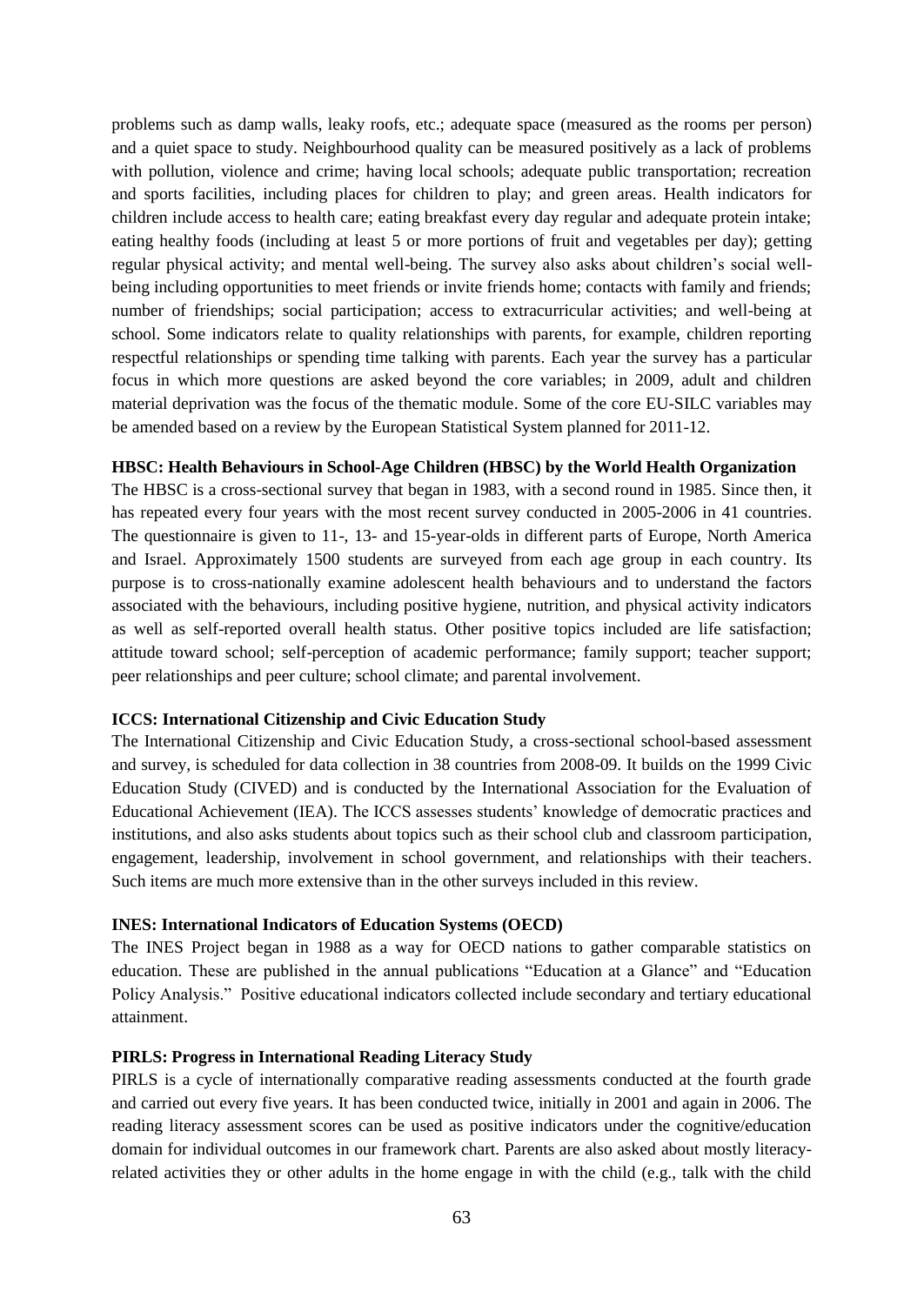problems such as damp walls, leaky roofs, etc.; adequate space (measured as the rooms per person) and a quiet space to study. Neighbourhood quality can be measured positively as a lack of problems with pollution, violence and crime; having local schools; adequate public transportation; recreation and sports facilities, including places for children to play; and green areas. Health indicators for children include access to health care; eating breakfast every day regular and adequate protein intake; eating healthy foods (including at least 5 or more portions of fruit and vegetables per day); getting regular physical activity; and mental well-being. The survey also asks about children's social well-being including opportunities to meet friends or invite friends home; contacts with family and friends; number of friendships; social participation; access to extracurricular activities; and well-being at school. Some indicators relate to quality relationships with parents, for example, children reporting respectful relationships or spending time talking with parents. Each year the survey has a particular focus in which more questions are asked beyond the core variables; in 2009, adult and children material deprivation was the focus of the thematic module. Some of the core EU-SILC variables may be amended based on a review by the European Statistical System planned for 2011-12.

**HBSC: Health Behaviours in School-Age Children (HBSC) by the World Health Organization**

The HBSC is a cross-sectional survey that began in 1983, with a second round in 1985. Since then, it has repeated every four years with the most recent survey conducted in 2005-2006 in 41 countries. The questionnaire is given to 11-, 13- and 15-year-olds in different parts of Europe, North America and Israel. Approximately 1500 students are surveyed from each age group in each country. Its purpose is to cross-nationally examine adolescent health behaviours and to understand the factors associated with the behaviours, including positive hygiene, nutrition, and physical activity indicators as well as self-reported overall health status. Other positive topics included are life satisfaction; attitude toward school; self-perception of academic performance; family support; teacher support; peer relationships and peer culture; school climate; and parental involvement.

**ICCS: International Citizenship and Civic Education Study**

The International Citizenship and Civic Education Study, a cross-sectional school-based assessment and survey, is scheduled for data collection in 38 countries from 2008-09. It builds on the 1999 Civic Education Study (CIVED) and is conducted by the International Association for the Evaluation of Educational Achievement (IEA). The ICCS assesses students' knowledge of democratic practices and institutions, and also asks students about topics such as their school club and classroom participation, engagement, leadership, involvement in school government, and relationships with their teachers. Such items are much more extensive than in the other surveys included in this review.

**INES: International Indicators of Education Systems (OECD)**

The INES Project began in 1988 as a way for OECD nations to gather comparable statistics on education. These are published in the annual publications "Education at a Glance" and "Education Policy Analysis." Positive educational indicators collected include secondary and tertiary educational attainment.

**PIRLS: Progress in International Reading Literacy Study**

PIRLS is a cycle of internationally comparative reading assessments conducted at the fourth grade and carried out every five years. It has been conducted twice, initially in 2001 and again in 2006. The reading literacy assessment scores can be used as positive indicators under the cognitive/education domain for individual outcomes in our framework chart. Parents are also asked about mostly literacy-related activities they or other adults in the home engage in with the child (e.g., talk with the child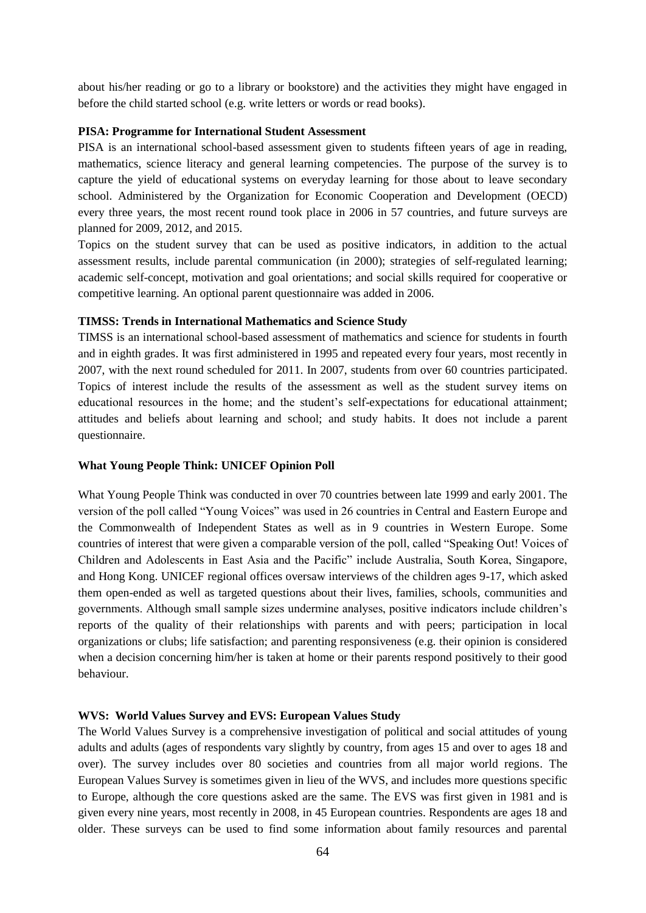about his/her reading or go to a library or bookstore) and the activities they might have engaged in before the child started school (e.g. write letters or words or read books).

**PISA: Programme for International Student Assessment**

PISA is an international school-based assessment given to students fifteen years of age in reading, mathematics, science literacy and general learning competencies. The purpose of the survey is to capture the yield of educational systems on everyday learning for those about to leave secondary school. Administered by the Organization for Economic Cooperation and Development (OECD) every three years, the most recent round took place in 2006 in 57 countries, and future surveys are planned for 2009, 2012, and 2015.

Topics on the student survey that can be used as positive indicators, in addition to the actual assessment results, include parental communication (in 2000); strategies of self-regulated learning; academic self-concept, motivation and goal orientations; and social skills required for cooperative or competitive learning. An optional parent questionnaire was added in 2006.

**TIMSS: Trends in International Mathematics and Science Study**

TIMSS is an international school-based assessment of mathematics and science for students in fourth and in eighth grades. It was first administered in 1995 and repeated every four years, most recently in 2007, with the next round scheduled for 2011. In 2007, students from over 60 countries participated. Topics of interest include the results of the assessment as well as the student survey items on educational resources in the home; and the student's self-expectations for educational attainment; attitudes and beliefs about learning and school; and study habits. It does not include a parent questionnaire.

**What Young People Think: UNICEF Opinion Poll**

What Young People Think was conducted in over 70 countries between late 1999 and early 2001. The version of the poll called "Young Voices" was used in 26 countries in Central and Eastern Europe and the Commonwealth of Independent States as well as in 9 countries in Western Europe. Some countries of interest that were given a comparable version of the poll, called "Speaking Out! Voices of Children and Adolescents in East Asia and the Pacific" include Australia, South Korea, Singapore, and Hong Kong. UNICEF regional offices oversaw interviews of the children ages 9-17, which asked them open-ended as well as targeted questions about their lives, families, schools, communities and governments. Although small sample sizes undermine analyses, positive indicators include children's reports of the quality of their relationships with parents and with peers; participation in local organizations or clubs; life satisfaction; and parenting responsiveness (e.g. their opinion is considered when a decision concerning him/her is taken at home or their parents respond positively to their good behaviour.

**WVS: World Values Survey and EVS: European Values Study**

The World Values Survey is a comprehensive investigation of political and social attitudes of young adults and adults (ages of respondents vary slightly by country, from ages 15 and over to ages 18 and over). The survey includes over 80 societies and countries from all major world regions. The European Values Survey is sometimes given in lieu of the WVS, and includes more questions specific to Europe, although the core questions asked are the same. The EVS was first given in 1981 and is given every nine years, most recently in 2008, in 45 European countries. Respondents are ages 18 and older. These surveys can be used to find some information about family resources and parental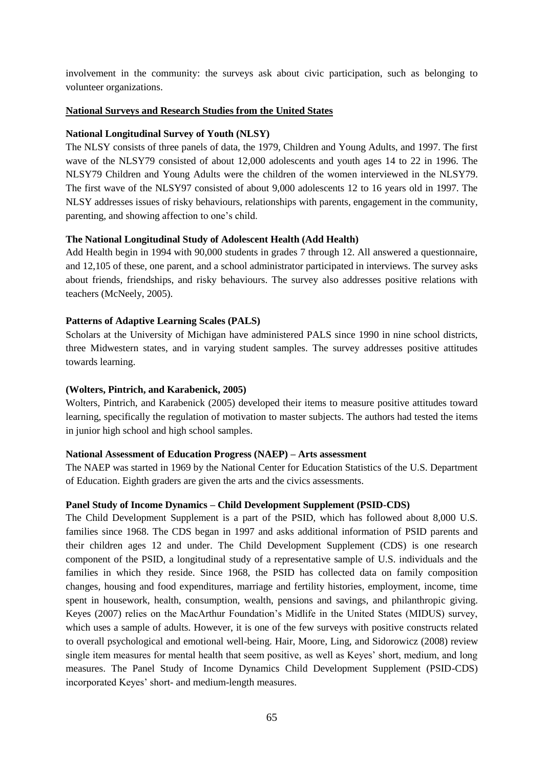involvement in the community: the surveys ask about civic participation, such as belonging to volunteer organizations.

## National Surveys and Research Studies from the United States

### National Longitudinal Survey of Youth (NLSY)

The NLSY consists of three panels of data, the 1979, Children and Young Adults, and 1997. The first wave of the NLSY79 consisted of about 12,000 adolescents and youth ages 14 to 22 in 1996. The NLSY79 Children and Young Adults were the children of the women interviewed in the NLSY79. The first wave of the NLSY97 consisted of about 9,000 adolescents 12 to 16 years old in 1997. The NLSY addresses issues of risky behaviours, relationships with parents, engagement in the community, parenting, and showing affection to one's child.

### The National Longitudinal Study of Adolescent Health (Add Health)

Add Health begin in 1994 with 90,000 students in grades 7 through 12. All answered a questionnaire, and 12,105 of these, one parent, and a school administrator participated in interviews. The survey asks about friends, friendships, and risky behaviours. The survey also addresses positive relations with teachers (McNeely, 2005).

### Patterns of Adaptive Learning Scales (PALS)

Scholars at the University of Michigan have administered PALS since 1990 in nine school districts, three Midwestern states, and in varying student samples. The survey addresses positive attitudes towards learning.

### (Wolters, Pintrich, and Karabenick, 2005)

Wolters, Pintrich, and Karabenick (2005) developed their items to measure positive attitudes toward learning, specifically the regulation of motivation to master subjects. The authors had tested the items in junior high school and high school samples.

### National Assessment of Education Progress (NAEP) – Arts assessment

The NAEP was started in 1969 by the National Center for Education Statistics of the U.S. Department of Education. Eighth graders are given the arts and the civics assessments.

### Panel Study of Income Dynamics – Child Development Supplement (PSID-CDS)

The Child Development Supplement is a part of the PSID, which has followed about 8,000 U.S. families since 1968. The CDS began in 1997 and asks additional information of PSID parents and their children ages 12 and under. The Child Development Supplement (CDS) is one research component of the PSID, a longitudinal study of a representative sample of U.S. individuals and the families in which they reside. Since 1968, the PSID has collected data on family composition changes, housing and food expenditures, marriage and fertility histories, employment, income, time spent in housework, health, consumption, wealth, pensions and savings, and philanthropic giving. Keyes (2007) relies on the MacArthur Foundation's Midlife in the United States (MIDUS) survey, which uses a sample of adults. However, it is one of the few surveys with positive constructs related to overall psychological and emotional well-being. Hair, Moore, Ling, and Sidorowicz (2008) review single item measures for mental health that seem positive, as well as Keyes' short, medium, and long measures. The Panel Study of Income Dynamics Child Development Supplement (PSID-CDS) incorporated Keyes' short- and medium-length measures.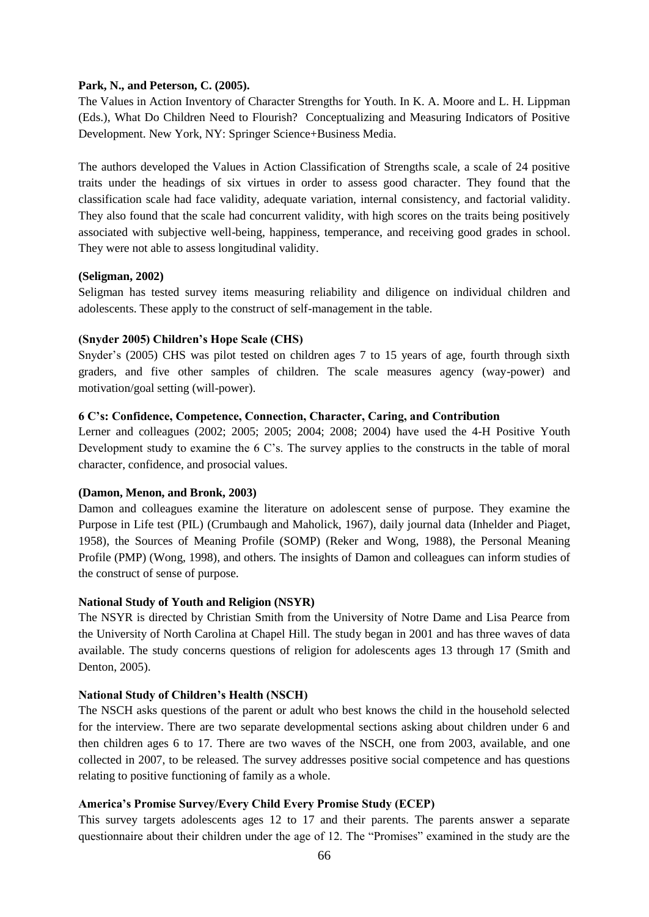**Park, N., and Peterson, C. (2005).**

The Values in Action Inventory of Character Strengths for Youth. In K. A. Moore and L. H. Lippman (Eds.), What Do Children Need to Flourish? Conceptualizing and Measuring Indicators of Positive Development. New York, NY: Springer Science+Business Media.

The authors developed the Values in Action Classification of Strengths scale, a scale of 24 positive traits under the headings of six virtues in order to assess good character. They found that the classification scale had face validity, adequate variation, internal consistency, and factorial validity. They also found that the scale had concurrent validity, with high scores on the traits being positively associated with subjective well-being, happiness, temperance, and receiving good grades in school. They were not able to assess longitudinal validity.

**(Seligman, 2002)**

Seligman has tested survey items measuring reliability and diligence on individual children and adolescents. These apply to the construct of self-management in the table.

**(Snyder 2005) Children's Hope Scale (CHS)**

Snyder's (2005) CHS was pilot tested on children ages 7 to 15 years of age, fourth through sixth graders, and five other samples of children. The scale measures agency (way-power) and motivation/goal setting (will-power).

**6 C's: Confidence, Competence, Connection, Character, Caring, and Contribution**

Lerner and colleagues (2002; 2005; 2005; 2004; 2008; 2004) have used the 4-H Positive Youth Development study to examine the 6 C's. The survey applies to the constructs in the table of moral character, confidence, and prosocial values.

**(Damon, Menon, and Bronk, 2003)**

Damon and colleagues examine the literature on adolescent sense of purpose. They examine the Purpose in Life test (PIL) (Crumbaugh and Maholick, 1967), daily journal data (Inhelder and Piaget, 1958), the Sources of Meaning Profile (SOMP) (Reker and Wong, 1988), the Personal Meaning Profile (PMP) (Wong, 1998), and others. The insights of Damon and colleagues can inform studies of the construct of sense of purpose.

**National Study of Youth and Religion (NSYR)**

The NSYR is directed by Christian Smith from the University of Notre Dame and Lisa Pearce from the University of North Carolina at Chapel Hill. The study began in 2001 and has three waves of data available. The study concerns questions of religion for adolescents ages 13 through 17 (Smith and Denton, 2005).

**National Study of Children's Health (NSCH)**

The NSCH asks questions of the parent or adult who best knows the child in the household selected for the interview. There are two separate developmental sections asking about children under 6 and then children ages 6 to 17. There are two waves of the NSCH, one from 2003, available, and one collected in 2007, to be released. The survey addresses positive social competence and has questions relating to positive functioning of family as a whole.

**America's Promise Survey/Every Child Every Promise Study (ECEP)**

This survey targets adolescents ages 12 to 17 and their parents. The parents answer a separate questionnaire about their children under the age of 12. The "Promises" examined in the study are the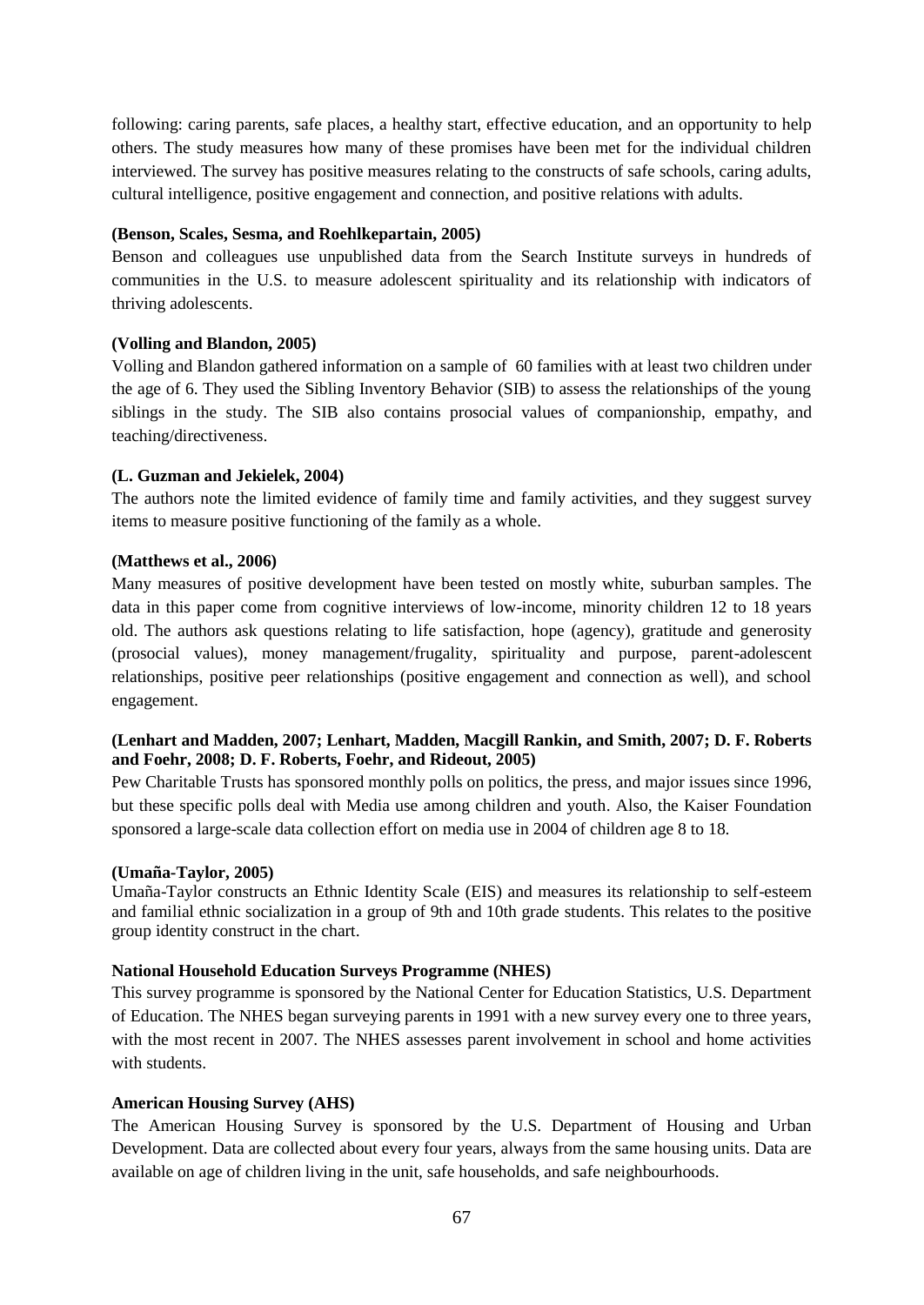following: caring parents, safe places, a healthy start, effective education, and an opportunity to help others. The study measures how many of these promises have been met for the individual children interviewed. The survey has positive measures relating to the constructs of safe schools, caring adults, cultural intelligence, positive engagement and connection, and positive relations with adults.

**(Benson, Scales, Sesma, and Roehlkepartain, 2005)**

Benson and colleagues use unpublished data from the Search Institute surveys in hundreds of communities in the U.S. to measure adolescent spirituality and its relationship with indicators of thriving adolescents.

**(Volling and Blandon, 2005)**

Volling and Blandon gathered information on a sample of 60 families with at least two children under the age of 6. They used the Sibling Inventory Behavior (SIB) to assess the relationships of the young siblings in the study. The SIB also contains prosocial values of companionship, empathy, and teaching/directiveness.

**(L. Guzman and Jekielek, 2004)**

The authors note the limited evidence of family time and family activities, and they suggest survey items to measure positive functioning of the family as a whole.

**(Matthews et al., 2006)**

Many measures of positive development have been tested on mostly white, suburban samples. The data in this paper come from cognitive interviews of low-income, minority children 12 to 18 years old. The authors ask questions relating to life satisfaction, hope (agency), gratitude and generosity (prosocial values), money management/frugality, spirituality and purpose, parent-adolescent relationships, positive peer relationships (positive engagement and connection as well), and school engagement.

**(Lenhart and Madden, 2007; Lenhart, Madden, Macgill Rankin, and Smith, 2007; D. F. Roberts and Foehr, 2008; D. F. Roberts, Foehr, and Rideout, 2005)**

Pew Charitable Trusts has sponsored monthly polls on politics, the press, and major issues since 1996, but these specific polls deal with Media use among children and youth. Also, the Kaiser Foundation sponsored a large-scale data collection effort on media use in 2004 of children age 8 to 18.

**(Umaña-Taylor, 2005)**

Umaña-Taylor constructs an Ethnic Identity Scale (EIS) and measures its relationship to self-esteem and familial ethnic socialization in a group of 9th and 10th grade students. This relates to the positive group identity construct in the chart.

**National Household Education Surveys Programme (NHES)**

This survey programme is sponsored by the National Center for Education Statistics, U.S. Department of Education. The NHES began surveying parents in 1991 with a new survey every one to three years, with the most recent in 2007. The NHES assesses parent involvement in school and home activities with students.

**American Housing Survey (AHS)**

The American Housing Survey is sponsored by the U.S. Department of Housing and Urban Development. Data are collected about every four years, always from the same housing units. Data are available on age of children living in the unit, safe households, and safe neighbourhoods.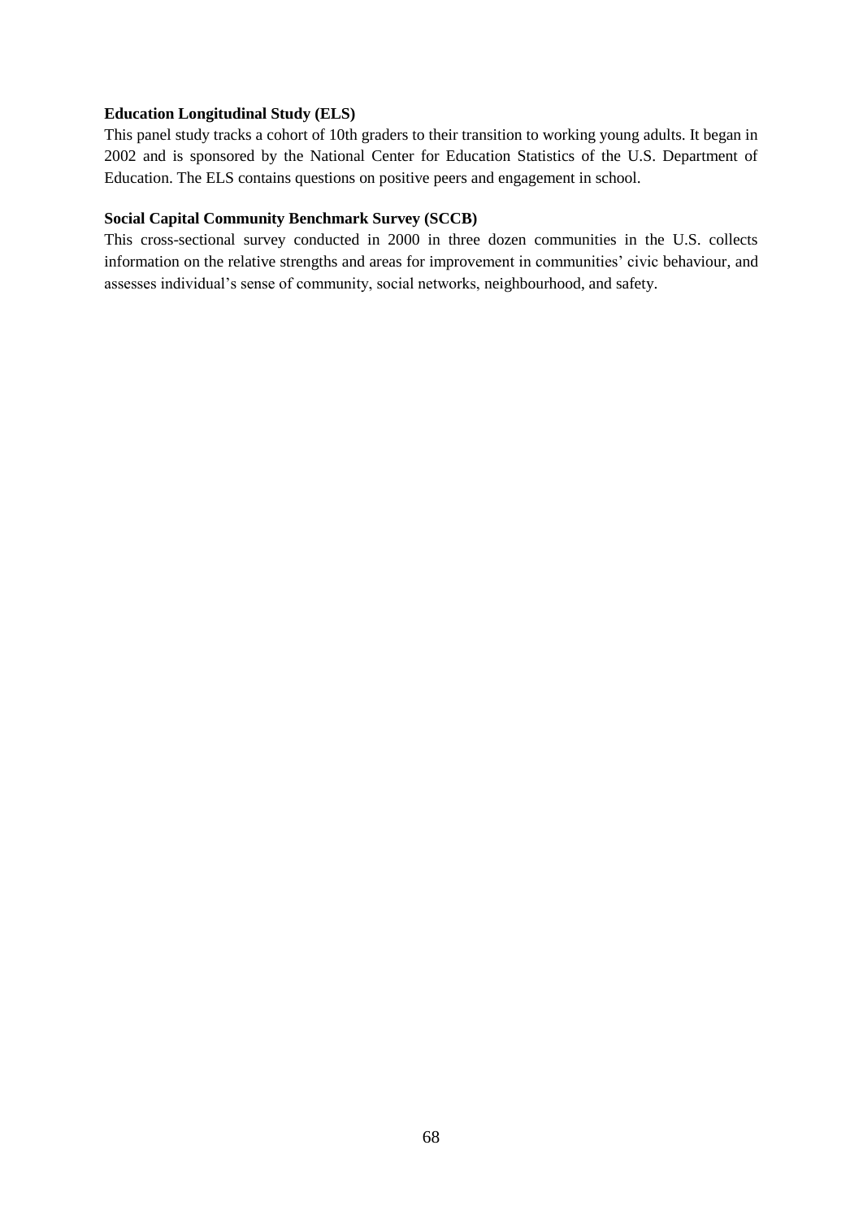**Education Longitudinal Study (ELS)**

This panel study tracks a cohort of 10th graders to their transition to working young adults. It began in 2002 and is sponsored by the National Center for Education Statistics of the U.S. Department of Education. The ELS contains questions on positive peers and engagement in school.

**Social Capital Community Benchmark Survey (SCCB)**

This cross-sectional survey conducted in 2000 in three dozen communities in the U.S. collects information on the relative strengths and areas for improvement in communities' civic behaviour, and assesses individual's sense of community, social networks, neighbourhood, and safety.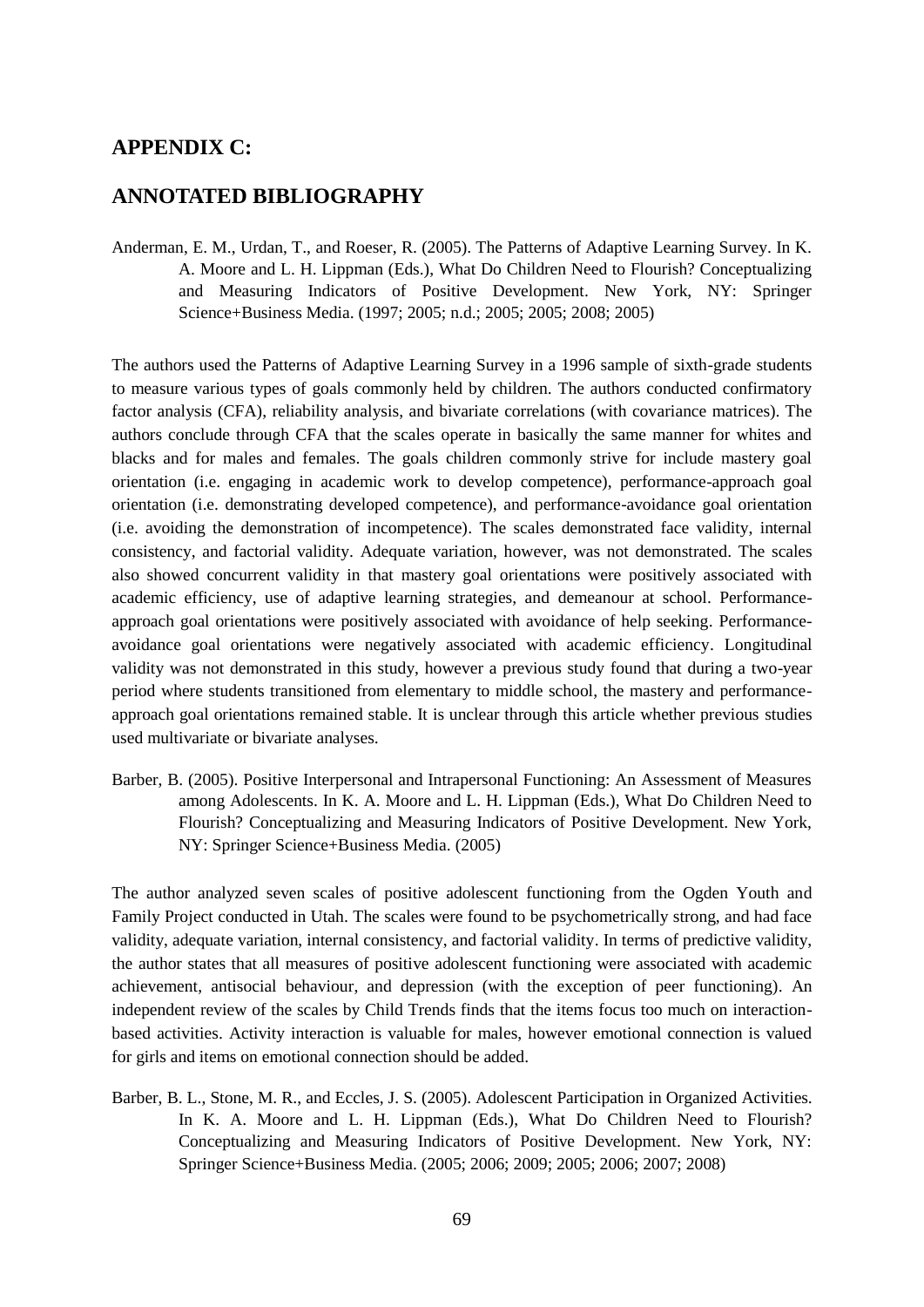## APPENDIX C:

## ANNOTATED BIBLIOGRAPHY

Anderman, E. M., Urdan, T., and Roeser, R. (2005). The Patterns of Adaptive Learning Survey. In K. A. Moore and L. H. Lippman (Eds.), What Do Children Need to Flourish? Conceptualizing and Measuring Indicators of Positive Development. New York, NY: Springer Science+Business Media. (1997; 2005; n.d.; 2005; 2005; 2008; 2005)

The authors used the Patterns of Adaptive Learning Survey in a 1996 sample of sixth-grade students to measure various types of goals commonly held by children. The authors conducted confirmatory factor analysis (CFA), reliability analysis, and bivariate correlations (with covariance matrices). The authors conclude through CFA that the scales operate in basically the same manner for whites and blacks and for males and females. The goals children commonly strive for include mastery goal orientation (i.e. engaging in academic work to develop competence), performance-approach goal orientation (i.e. demonstrating developed competence), and performance-avoidance goal orientation (i.e. avoiding the demonstration of incompetence). The scales demonstrated face validity, internal consistency, and factorial validity. Adequate variation, however, was not demonstrated. The scales also showed concurrent validity in that mastery goal orientations were positively associated with academic efficiency, use of adaptive learning strategies, and demeanour at school. Performance-approach goal orientations were positively associated with avoidance of help seeking. Performance-avoidance goal orientations were negatively associated with academic efficiency. Longitudinal validity was not demonstrated in this study, however a previous study found that during a two-year period where students transitioned from elementary to middle school, the mastery and performance-approach goal orientations remained stable. It is unclear through this article whether previous studies used multivariate or bivariate analyses.

Barber, B. (2005). Positive Interpersonal and Intrapersonal Functioning: An Assessment of Measures among Adolescents. In K. A. Moore and L. H. Lippman (Eds.), What Do Children Need to Flourish? Conceptualizing and Measuring Indicators of Positive Development. New York, NY: Springer Science+Business Media. (2005)

The author analyzed seven scales of positive adolescent functioning from the Ogden Youth and Family Project conducted in Utah. The scales were found to be psychometrically strong, and had face validity, adequate variation, internal consistency, and factorial validity. In terms of predictive validity, the author states that all measures of positive adolescent functioning were associated with academic achievement, antisocial behaviour, and depression (with the exception of peer functioning). An independent review of the scales by Child Trends finds that the items focus too much on interaction-based activities. Activity interaction is valuable for males, however emotional connection is valued for girls and items on emotional connection should be added.

Barber, B. L., Stone, M. R., and Eccles, J. S. (2005). Adolescent Participation in Organized Activities. In K. A. Moore and L. H. Lippman (Eds.), What Do Children Need to Flourish? Conceptualizing and Measuring Indicators of Positive Development. New York, NY: Springer Science+Business Media. (2005; 2006; 2009; 2005; 2006; 2007; 2008)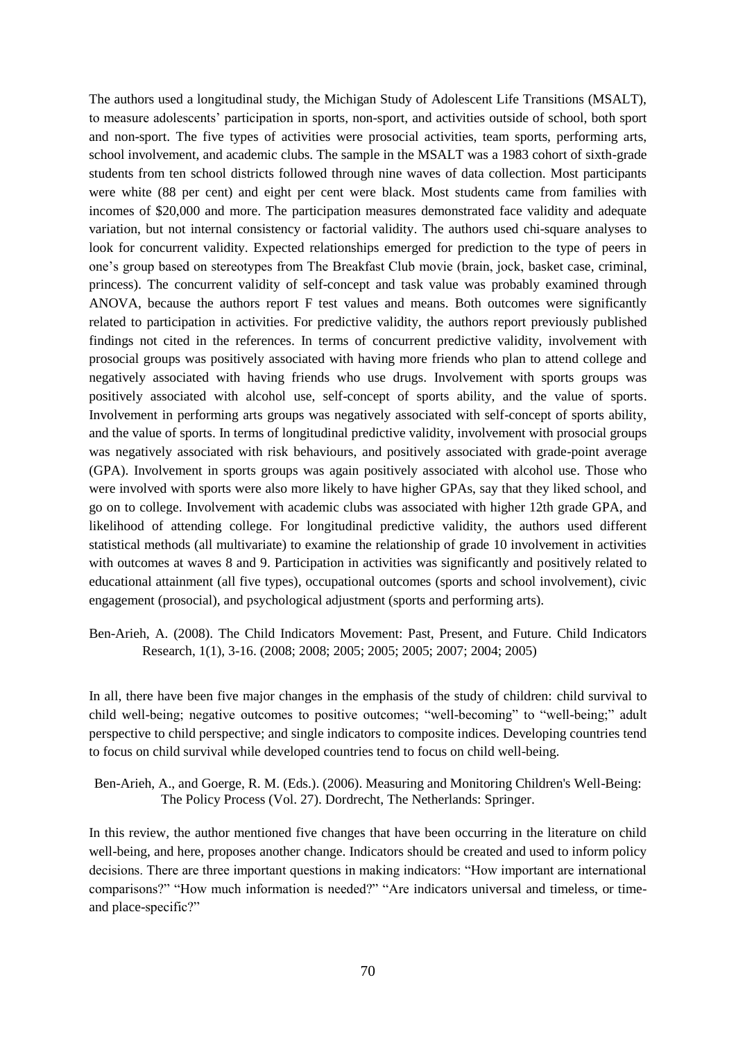The authors used a longitudinal study, the Michigan Study of Adolescent Life Transitions (MSALT), to measure adolescents' participation in sports, non-sport, and activities outside of school, both sport and non-sport. The five types of activities were prosocial activities, team sports, performing arts, school involvement, and academic clubs. The sample in the MSALT was a 1983 cohort of sixth-grade students from ten school districts followed through nine waves of data collection. Most participants were white (88 per cent) and eight per cent were black. Most students came from families with incomes of $20,000 and more. The participation measures demonstrated face validity and adequate variation, but not internal consistency or factorial validity. The authors used chi-square analyses to look for concurrent validity. Expected relationships emerged for prediction to the type of peers in one's group based on stereotypes from The Breakfast Club movie (brain, jock, basket case, criminal, princess). The concurrent validity of self-concept and task value was probably examined through ANOVA, because the authors report F test values and means. Both outcomes were significantly related to participation in activities. For predictive validity, the authors report previously published findings not cited in the references. In terms of concurrent predictive validity, involvement with prosocial groups was positively associated with having more friends who plan to attend college and negatively associated with having friends who use drugs. Involvement with sports groups was positively associated with alcohol use, self-concept of sports ability, and the value of sports. Involvement in performing arts groups was negatively associated with self-concept of sports ability, and the value of sports. In terms of longitudinal predictive validity, involvement with prosocial groups was negatively associated with risk behaviours, and positively associated with grade-point average (GPA). Involvement in sports groups was again positively associated with alcohol use. Those who were involved with sports were also more likely to have higher GPAs, say that they liked school, and go on to college. Involvement with academic clubs was associated with higher 12th grade GPA, and likelihood of attending college. For longitudinal predictive validity, the authors used different statistical methods (all multivariate) to examine the relationship of grade 10 involvement in activities with outcomes at waves 8 and 9. Participation in activities was significantly and positively related to educational attainment (all five types), occupational outcomes (sports and school involvement), civic engagement (prosocial), and psychological adjustment (sports and performing arts).

Ben-Arieh, A. (2008). The Child Indicators Movement: Past, Present, and Future. Child Indicators Research, 1(1), 3-16. (2008; 2008; 2005; 2005; 2005; 2007; 2004; 2005)

In all, there have been five major changes in the emphasis of the study of children: child survival to child well-being; negative outcomes to positive outcomes; "well-becoming" to "well-being;" adult perspective to child perspective; and single indicators to composite indices. Developing countries tend to focus on child survival while developed countries tend to focus on child well-being.

Ben-Arieh, A., and Goerge, R. M. (Eds.). (2006). Measuring and Monitoring Children's Well-Being: The Policy Process (Vol. 27). Dordrecht, The Netherlands: Springer.

In this review, the author mentioned five changes that have been occurring in the literature on child well-being, and here, proposes another change. Indicators should be created and used to inform policy decisions. There are three important questions in making indicators: "How important are international comparisons?" "How much information is needed?" "Are indicators universal and timeless, or time- and place-specific?"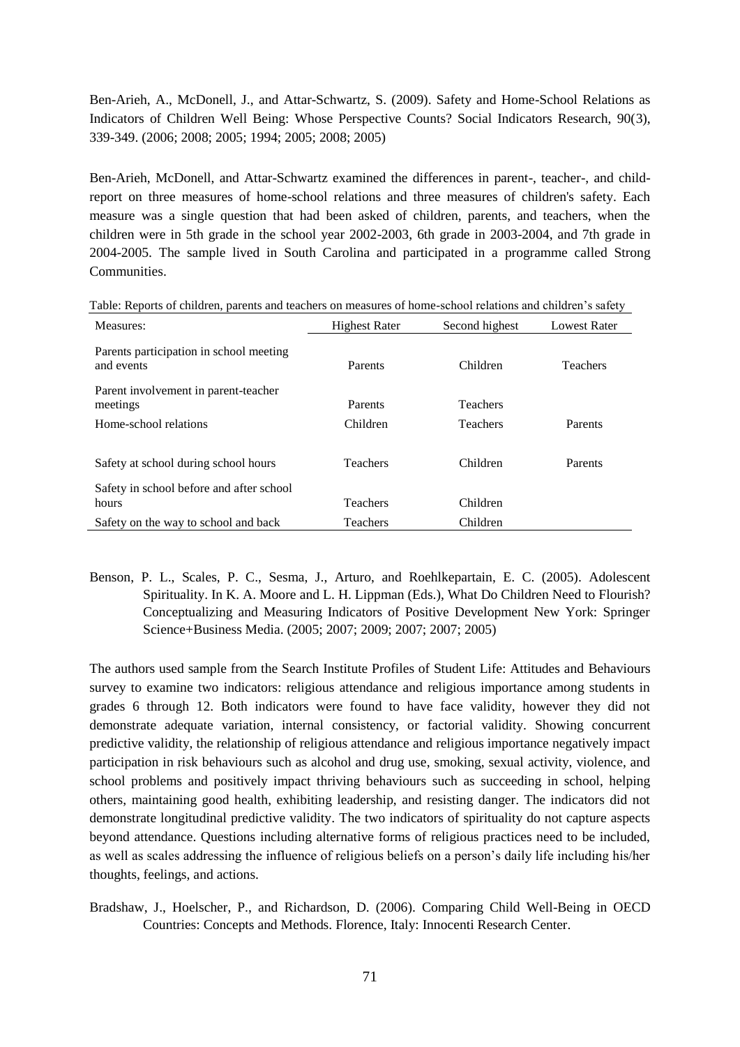Ben-Arieh, A., McDonell, J., and Attar-Schwartz, S. (2009). Safety and Home-School Relations as Indicators of Children Well Being: Whose Perspective Counts? Social Indicators Research, 90(3), 339-349. (2006; 2008; 2005; 1994; 2005; 2008; 2005)

Ben-Arieh, McDonell, and Attar-Schwartz examined the differences in parent-, teacher-, and child-report on three measures of home-school relations and three measures of children's safety. Each measure was a single question that had been asked of children, parents, and teachers, when the children were in 5th grade in the school year 2002-2003, 6th grade in 2003-2004, and 7th grade in 2004-2005. The sample lived in South Carolina and participated in a programme called Strong Communities.

Table: Reports of children, parents and teachers on measures of home-school relations and children's safety

| Measures: | Highest Rater | Second highest | Lowest Rater |
|---|---|---|---|
| Parents participation in school meeting and events | Parents | Children | Teachers |
| Parent involvement in parent-teacher meetings | Parents | Teachers | |
| Home-school relations | Children | Teachers | Parents |
| Safety at school during school hours | Teachers | Children | Parents |
| Safety in school before and after school hours | Teachers | Children | |
| Safety on the way to school and back | Teachers | Children | |

Benson, P. L., Scales, P. C., Sesma, J., Arturo, and Roehlkepartain, E. C. (2005). Adolescent Spirituality. In K. A. Moore and L. H. Lippman (Eds.), What Do Children Need to Flourish? Conceptualizing and Measuring Indicators of Positive Development New York: Springer Science+Business Media. (2005; 2007; 2009; 2007; 2007; 2005)

The authors used sample from the Search Institute Profiles of Student Life: Attitudes and Behaviours survey to examine two indicators: religious attendance and religious importance among students in grades 6 through 12. Both indicators were found to have face validity, however they did not demonstrate adequate variation, internal consistency, or factorial validity. Showing concurrent predictive validity, the relationship of religious attendance and religious importance negatively impact participation in risk behaviours such as alcohol and drug use, smoking, sexual activity, violence, and school problems and positively impact thriving behaviours such as succeeding in school, helping others, maintaining good health, exhibiting leadership, and resisting danger. The indicators did not demonstrate longitudinal predictive validity. The two indicators of spirituality do not capture aspects beyond attendance. Questions including alternative forms of religious practices need to be included, as well as scales addressing the influence of religious beliefs on a person's daily life including his/her thoughts, feelings, and actions.

Bradshaw, J., Hoelscher, P., and Richardson, D. (2006). Comparing Child Well-Being in OECD Countries: Concepts and Methods. Florence, Italy: Innocenti Research Center.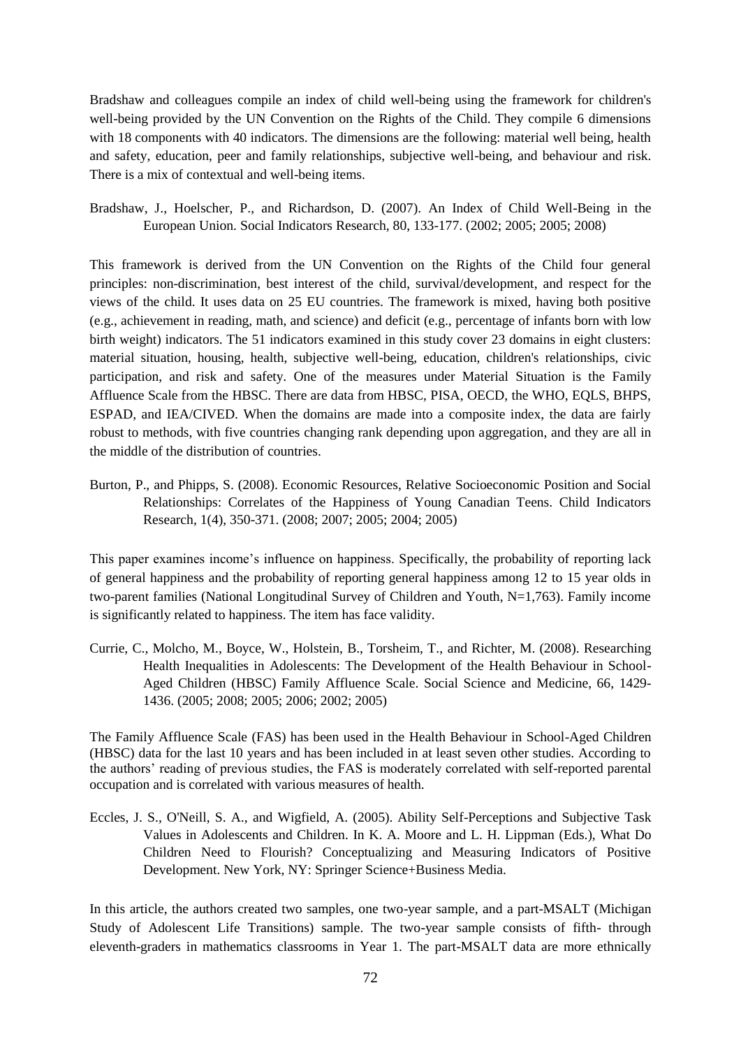Bradshaw and colleagues compile an index of child well-being using the framework for children's well-being provided by the UN Convention on the Rights of the Child. They compile 6 dimensions with 18 components with 40 indicators. The dimensions are the following: material well being, health and safety, education, peer and family relationships, subjective well-being, and behaviour and risk. There is a mix of contextual and well-being items.

Bradshaw, J., Hoelscher, P., and Richardson, D. (2007). An Index of Child Well-Being in the European Union. Social Indicators Research, 80, 133-177. (2002; 2005; 2005; 2008)

This framework is derived from the UN Convention on the Rights of the Child four general principles: non-discrimination, best interest of the child, survival/development, and respect for the views of the child. It uses data on 25 EU countries. The framework is mixed, having both positive (e.g., achievement in reading, math, and science) and deficit (e.g., percentage of infants born with low birth weight) indicators. The 51 indicators examined in this study cover 23 domains in eight clusters: material situation, housing, health, subjective well-being, education, children's relationships, civic participation, and risk and safety. One of the measures under Material Situation is the Family Affluence Scale from the HBSC. There are data from HBSC, PISA, OECD, the WHO, EQLS, BHPS, ESPAD, and IEA/CIVED. When the domains are made into a composite index, the data are fairly robust to methods, with five countries changing rank depending upon aggregation, and they are all in the middle of the distribution of countries.

Burton, P., and Phipps, S. (2008). Economic Resources, Relative Socioeconomic Position and Social Relationships: Correlates of the Happiness of Young Canadian Teens. Child Indicators Research, 1(4), 350-371. (2008; 2007; 2005; 2004; 2005)

This paper examines income's influence on happiness. Specifically, the probability of reporting lack of general happiness and the probability of reporting general happiness among 12 to 15 year olds in two-parent families (National Longitudinal Survey of Children and Youth, N=1,763). Family income is significantly related to happiness. The item has face validity.

Currie, C., Molcho, M., Boyce, W., Holstein, B., Torsheim, T., and Richter, M. (2008). Researching Health Inequalities in Adolescents: The Development of the Health Behaviour in School-Aged Children (HBSC) Family Affluence Scale. Social Science and Medicine, 66, 1429-1436. (2005; 2008; 2005; 2006; 2002; 2005)

The Family Affluence Scale (FAS) has been used in the Health Behaviour in School-Aged Children (HBSC) data for the last 10 years and has been included in at least seven other studies. According to the authors' reading of previous studies, the FAS is moderately correlated with self-reported parental occupation and is correlated with various measures of health.

Eccles, J. S., O'Neill, S. A., and Wigfield, A. (2005). Ability Self-Perceptions and Subjective Task Values in Adolescents and Children. In K. A. Moore and L. H. Lippman (Eds.), What Do Children Need to Flourish? Conceptualizing and Measuring Indicators of Positive Development. New York, NY: Springer Science+Business Media.

In this article, the authors created two samples, one two-year sample, and a part-MSALT (Michigan Study of Adolescent Life Transitions) sample. The two-year sample consists of fifth- through eleventh-graders in mathematics classrooms in Year 1. The part-MSALT data are more ethnically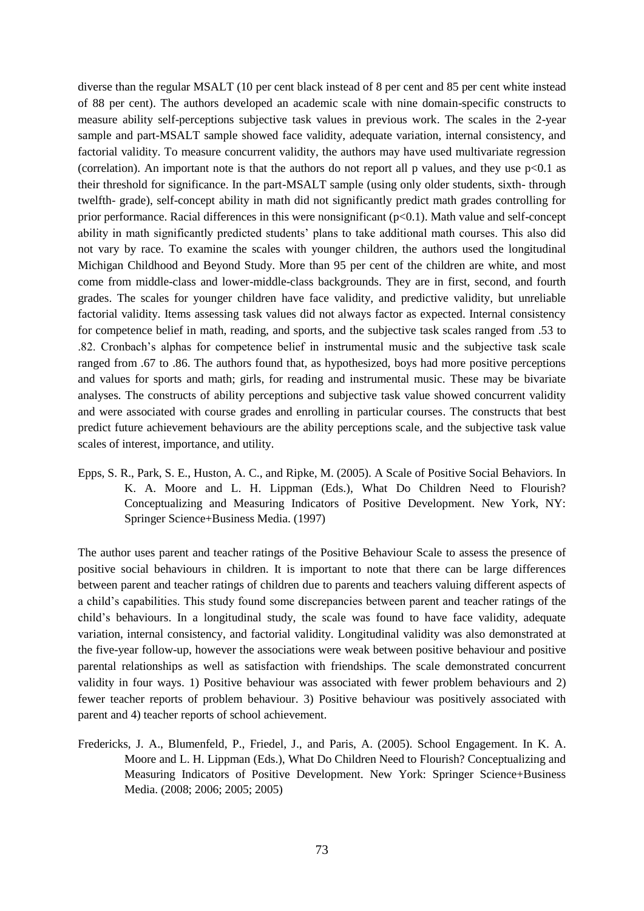diverse than the regular MSALT (10 per cent black instead of 8 per cent and 85 per cent white instead of 88 per cent). The authors developed an academic scale with nine domain-specific constructs to measure ability self-perceptions subjective task values in previous work. The scales in the 2-year sample and part-MSALT sample showed face validity, adequate variation, internal consistency, and factorial validity. To measure concurrent validity, the authors may have used multivariate regression (correlation). An important note is that the authors do not report all p values, and they use $p<0.1$ as their threshold for significance. In the part-MSALT sample (using only older students, sixth- through twelfth- grade), self-concept ability in math did not significantly predict math grades controlling for prior performance. Racial differences in this were nonsignificant ($p<0.1$). Math value and self-concept ability in math significantly predicted students' plans to take additional math courses. This also did not vary by race. To examine the scales with younger children, the authors used the longitudinal Michigan Childhood and Beyond Study. More than 95 per cent of the children are white, and most come from middle-class and lower-middle-class backgrounds. They are in first, second, and fourth grades. The scales for younger children have face validity, and predictive validity, but unreliable factorial validity. Items assessing task values did not always factor as expected. Internal consistency for competence belief in math, reading, and sports, and the subjective task scales ranged from .53 to .82. Cronbach's alphas for competence belief in instrumental music and the subjective task scale ranged from .67 to .86. The authors found that, as hypothesized, boys had more positive perceptions and values for sports and math; girls, for reading and instrumental music. These may be bivariate analyses. The constructs of ability perceptions and subjective task value showed concurrent validity and were associated with course grades and enrolling in particular courses. The constructs that best predict future achievement behaviours are the ability perceptions scale, and the subjective task value scales of interest, importance, and utility.

Epps, S. R., Park, S. E., Huston, A. C., and Ripke, M. (2005). A Scale of Positive Social Behaviors. In K. A. Moore and L. H. Lippman (Eds.), What Do Children Need to Flourish? Conceptualizing and Measuring Indicators of Positive Development. New York, NY: Springer Science+Business Media. (1997)

The author uses parent and teacher ratings of the Positive Behaviour Scale to assess the presence of positive social behaviours in children. It is important to note that there can be large differences between parent and teacher ratings of children due to parents and teachers valuing different aspects of a child's capabilities. This study found some discrepancies between parent and teacher ratings of the child's behaviours. In a longitudinal study, the scale was found to have face validity, adequate variation, internal consistency, and factorial validity. Longitudinal validity was also demonstrated at the five-year follow-up, however the associations were weak between positive behaviour and positive parental relationships as well as satisfaction with friendships. The scale demonstrated concurrent validity in four ways. 1) Positive behaviour was associated with fewer problem behaviours and 2) fewer teacher reports of problem behaviour. 3) Positive behaviour was positively associated with parent and 4) teacher reports of school achievement.

Fredericks, J. A., Blumenfeld, P., Friedel, J., and Paris, A. (2005). School Engagement. In K. A. Moore and L. H. Lippman (Eds.), What Do Children Need to Flourish? Conceptualizing and Measuring Indicators of Positive Development. New York: Springer Science+Business Media. (2008; 2006; 2005; 2005)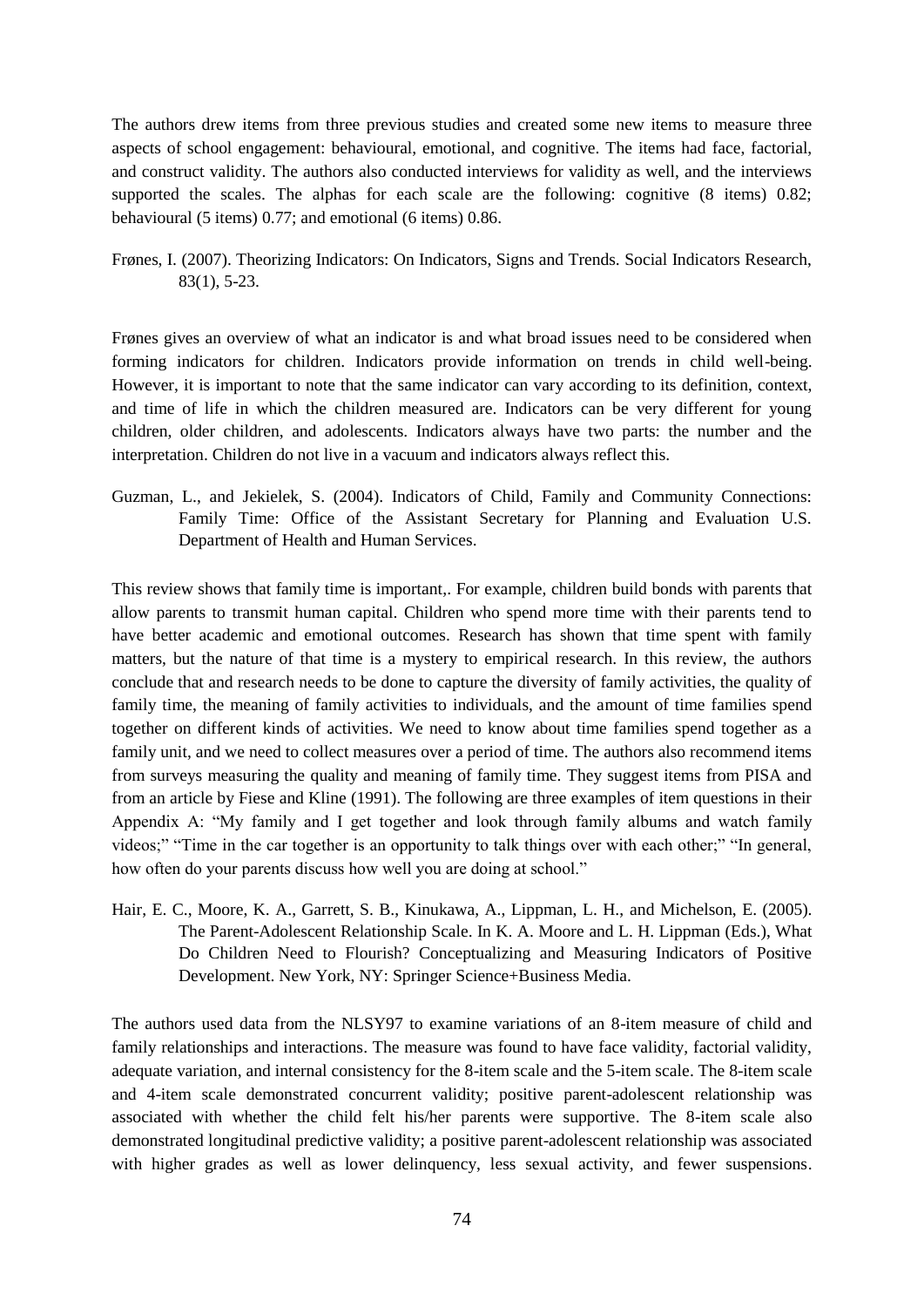The authors drew items from three previous studies and created some new items to measure three aspects of school engagement: behavioural, emotional, and cognitive. The items had face, factorial, and construct validity. The authors also conducted interviews for validity as well, and the interviews supported the scales. The alphas for each scale are the following: cognitive (8 items) 0.82; behavioural (5 items) 0.77; and emotional (6 items) 0.86.

Frønes, I. (2007). Theorizing Indicators: On Indicators, Signs and Trends. Social Indicators Research, 83(1), 5-23.

Frønes gives an overview of what an indicator is and what broad issues need to be considered when forming indicators for children. Indicators provide information on trends in child well-being. However, it is important to note that the same indicator can vary according to its definition, context, and time of life in which the children measured are. Indicators can be very different for young children, older children, and adolescents. Indicators always have two parts: the number and the interpretation. Children do not live in a vacuum and indicators always reflect this.

Guzman, L., and Jekielek, S. (2004). Indicators of Child, Family and Community Connections: Family Time: Office of the Assistant Secretary for Planning and Evaluation U.S. Department of Health and Human Services.

This review shows that family time is important,. For example, children build bonds with parents that allow parents to transmit human capital. Children who spend more time with their parents tend to have better academic and emotional outcomes. Research has shown that time spent with family matters, but the nature of that time is a mystery to empirical research. In this review, the authors conclude that and research needs to be done to capture the diversity of family activities, the quality of family time, the meaning of family activities to individuals, and the amount of time families spend together on different kinds of activities. We need to know about time families spend together as a family unit, and we need to collect measures over a period of time. The authors also recommend items from surveys measuring the quality and meaning of family time. They suggest items from PISA and from an article by Fiese and Kline (1991). The following are three examples of item questions in their Appendix A: "My family and I get together and look through family albums and watch family videos;" "Time in the car together is an opportunity to talk things over with each other;" "In general, how often do your parents discuss how well you are doing at school."

Hair, E. C., Moore, K. A., Garrett, S. B., Kinukawa, A., Lippman, L. H., and Michelson, E. (2005). The Parent-Adolescent Relationship Scale. In K. A. Moore and L. H. Lippman (Eds.), What Do Children Need to Flourish? Conceptualizing and Measuring Indicators of Positive Development. New York, NY: Springer Science+Business Media.

The authors used data from the NLSY97 to examine variations of an 8-item measure of child and family relationships and interactions. The measure was found to have face validity, factorial validity, adequate variation, and internal consistency for the 8-item scale and the 5-item scale. The 8-item scale and 4-item scale demonstrated concurrent validity; positive parent-adolescent relationship was associated with whether the child felt his/her parents were supportive. The 8-item scale also demonstrated longitudinal predictive validity; a positive parent-adolescent relationship was associated with higher grades as well as lower delinquency, less sexual activity, and fewer suspensions.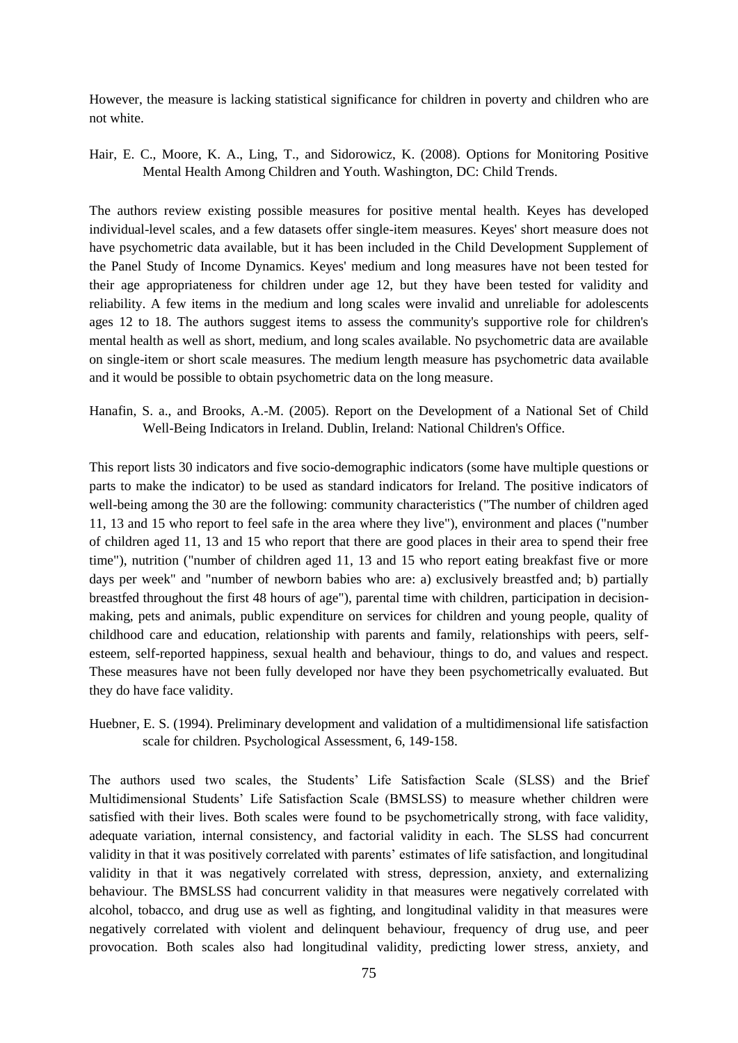However, the measure is lacking statistical significance for children in poverty and children who are not white.

Hair, E. C., Moore, K. A., Ling, T., and Sidorowicz, K. (2008). Options for Monitoring Positive Mental Health Among Children and Youth. Washington, DC: Child Trends.

The authors review existing possible measures for positive mental health. Keyes has developed individual-level scales, and a few datasets offer single-item measures. Keyes' short measure does not have psychometric data available, but it has been included in the Child Development Supplement of the Panel Study of Income Dynamics. Keyes' medium and long measures have not been tested for their age appropriateness for children under age 12, but they have been tested for validity and reliability. A few items in the medium and long scales were invalid and unreliable for adolescents ages 12 to 18. The authors suggest items to assess the community's supportive role for children's mental health as well as short, medium, and long scales available. No psychometric data are available on single-item or short scale measures. The medium length measure has psychometric data available and it would be possible to obtain psychometric data on the long measure.

Hanafin, S. a., and Brooks, A.-M. (2005). Report on the Development of a National Set of Child Well-Being Indicators in Ireland. Dublin, Ireland: National Children's Office.

This report lists 30 indicators and five socio-demographic indicators (some have multiple questions or parts to make the indicator) to be used as standard indicators for Ireland. The positive indicators of well-being among the 30 are the following: community characteristics ("The number of children aged 11, 13 and 15 who report to feel safe in the area where they live"), environment and places ("number of children aged 11, 13 and 15 who report that there are good places in their area to spend their free time"), nutrition ("number of children aged 11, 13 and 15 who report eating breakfast five or more days per week" and "number of newborn babies who are: a) exclusively breastfed and; b) partially breastfed throughout the first 48 hours of age"), parental time with children, participation in decision-making, pets and animals, public expenditure on services for children and young people, quality of childhood care and education, relationship with parents and family, relationships with peers, self-esteem, self-reported happiness, sexual health and behaviour, things to do, and values and respect. These measures have not been fully developed nor have they been psychometrically evaluated. But they do have face validity.

Huebner, E. S. (1994). Preliminary development and validation of a multidimensional life satisfaction scale for children. Psychological Assessment, 6, 149-158.

The authors used two scales, the Students' Life Satisfaction Scale (SLSS) and the Brief Multidimensional Students' Life Satisfaction Scale (BMSLSS) to measure whether children were satisfied with their lives. Both scales were found to be psychometrically strong, with face validity, adequate variation, internal consistency, and factorial validity in each. The SLSS had concurrent validity in that it was positively correlated with parents' estimates of life satisfaction, and longitudinal validity in that it was negatively correlated with stress, depression, anxiety, and externalizing behaviour. The BMSLSS had concurrent validity in that measures were negatively correlated with alcohol, tobacco, and drug use as well as fighting, and longitudinal validity in that measures were negatively correlated with violent and delinquent behaviour, frequency of drug use, and peer provocation. Both scales also had longitudinal validity, predicting lower stress, anxiety, and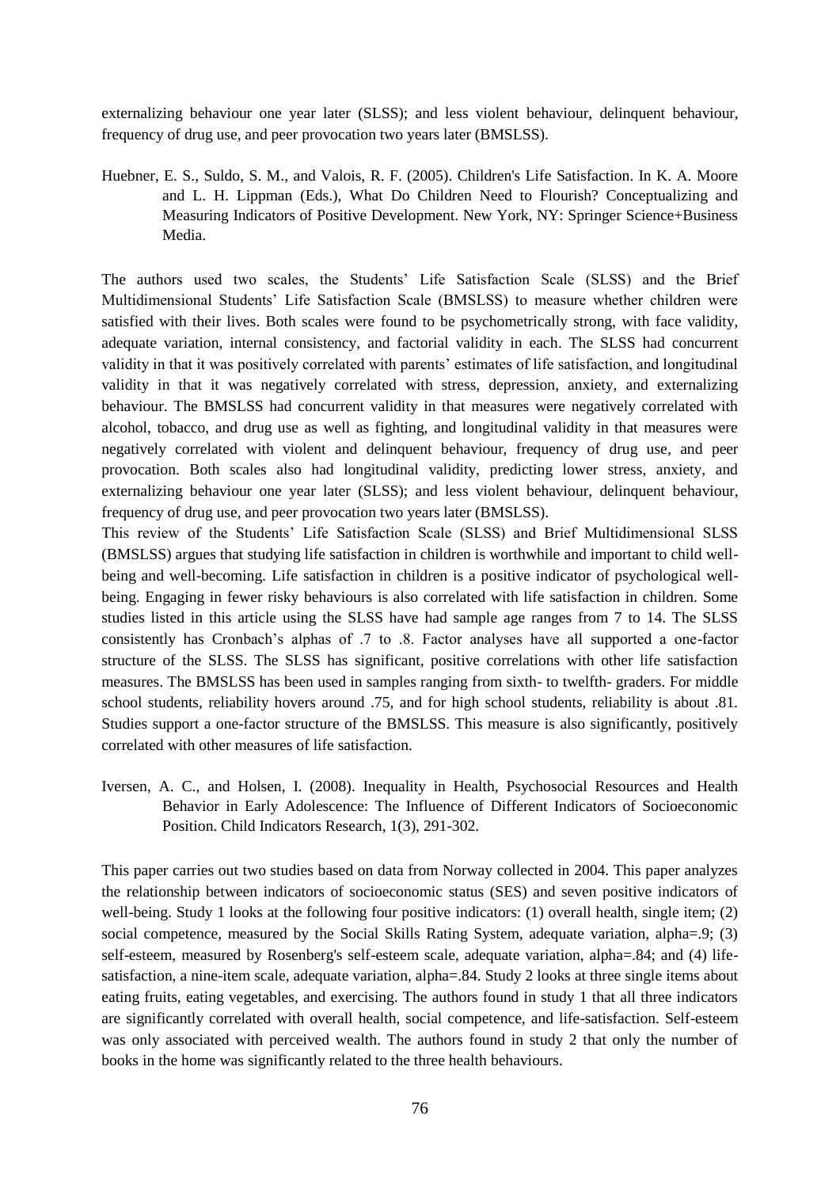externalizing behaviour one year later (SLSS); and less violent behaviour, delinquent behaviour, frequency of drug use, and peer provocation two years later (BMSLSS).

Huebner, E. S., Suldo, S. M., and Valois, R. F. (2005). Children's Life Satisfaction. In K. A. Moore and L. H. Lippman (Eds.), What Do Children Need to Flourish? Conceptualizing and Measuring Indicators of Positive Development. New York, NY: Springer Science+Business Media.

The authors used two scales, the Students' Life Satisfaction Scale (SLSS) and the Brief Multidimensional Students' Life Satisfaction Scale (BMSLSS) to measure whether children were satisfied with their lives. Both scales were found to be psychometrically strong, with face validity, adequate variation, internal consistency, and factorial validity in each. The SLSS had concurrent validity in that it was positively correlated with parents' estimates of life satisfaction, and longitudinal validity in that it was negatively correlated with stress, depression, anxiety, and externalizing behaviour. The BMSLSS had concurrent validity in that measures were negatively correlated with alcohol, tobacco, and drug use as well as fighting, and longitudinal validity in that measures were negatively correlated with violent and delinquent behaviour, frequency of drug use, and peer provocation. Both scales also had longitudinal validity, predicting lower stress, anxiety, and externalizing behaviour one year later (SLSS); and less violent behaviour, delinquent behaviour, frequency of drug use, and peer provocation two years later (BMSLSS).

This review of the Students' Life Satisfaction Scale (SLSS) and Brief Multidimensional SLSS (BMSLSS) argues that studying life satisfaction in children is worthwhile and important to child well-being and well-becoming. Life satisfaction in children is a positive indicator of psychological well-being. Engaging in fewer risky behaviours is also correlated with life satisfaction in children. Some studies listed in this article using the SLSS have had sample age ranges from 7 to 14. The SLSS consistently has Cronbach's alphas of .7 to .8. Factor analyses have all supported a one-factor structure of the SLSS. The SLSS has significant, positive correlations with other life satisfaction measures. The BMSLSS has been used in samples ranging from sixth- to twelfth- graders. For middle school students, reliability hovers around .75, and for high school students, reliability is about .81. Studies support a one-factor structure of the BMSLSS. This measure is also significantly, positively correlated with other measures of life satisfaction.

Iversen, A. C., and Holsen, I. (2008). Inequality in Health, Psychosocial Resources and Health Behavior in Early Adolescence: The Influence of Different Indicators of Socioeconomic Position. Child Indicators Research, 1(3), 291-302.

This paper carries out two studies based on data from Norway collected in 2004. This paper analyzes the relationship between indicators of socioeconomic status (SES) and seven positive indicators of well-being. Study 1 looks at the following four positive indicators: (1) overall health, single item; (2) social competence, measured by the Social Skills Rating System, adequate variation, alpha=.9; (3) self-esteem, measured by Rosenberg's self-esteem scale, adequate variation, alpha=.84; and (4) life-satisfaction, a nine-item scale, adequate variation, alpha=.84. Study 2 looks at three single items about eating fruits, eating vegetables, and exercising. The authors found in study 1 that all three indicators are significantly correlated with overall health, social competence, and life-satisfaction. Self-esteem was only associated with perceived wealth. The authors found in study 2 that only the number of books in the home was significantly related to the three health behaviours.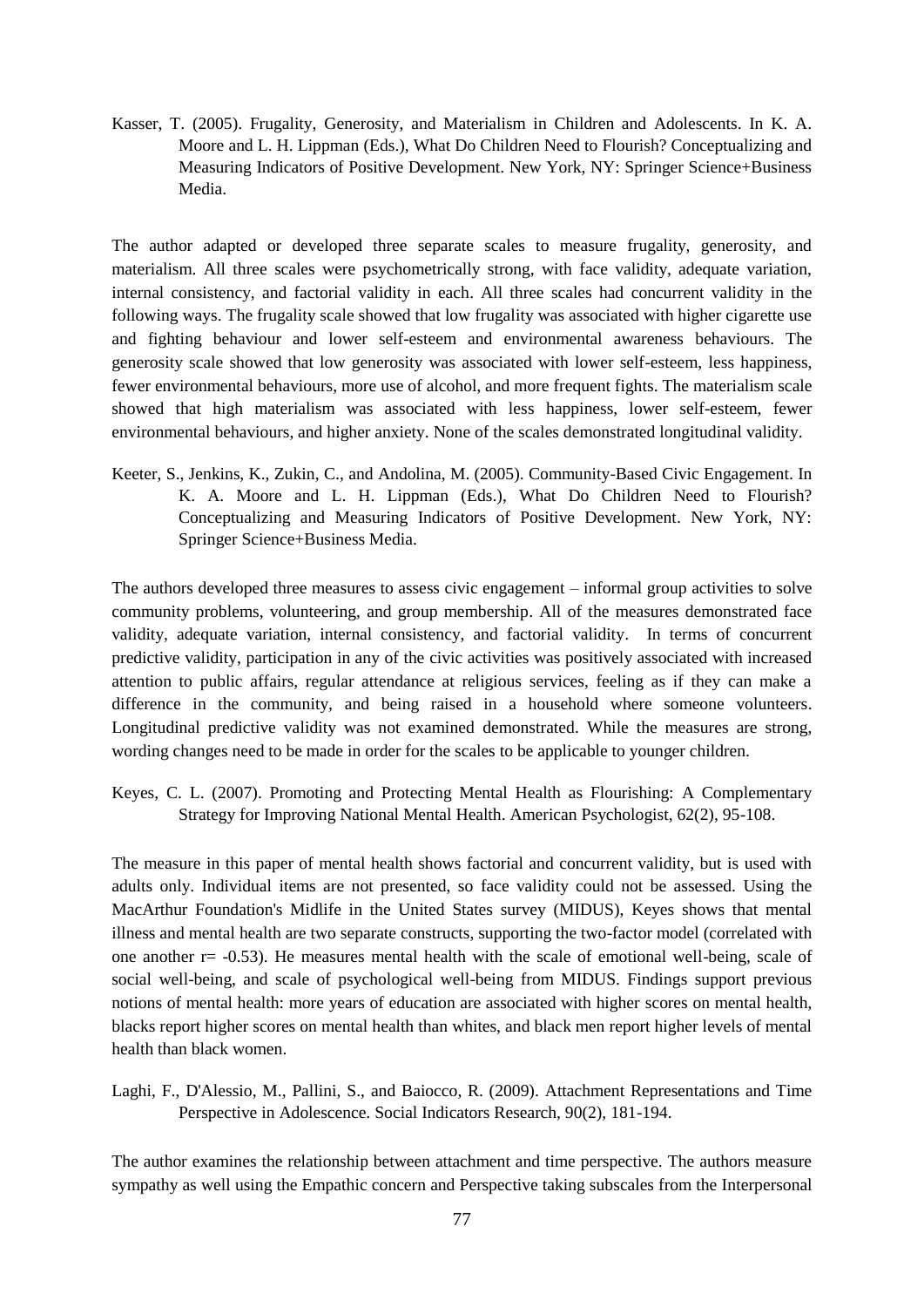Kasser, T. (2005). Frugality, Generosity, and Materialism in Children and Adolescents. In K. A. Moore and L. H. Lippman (Eds.), What Do Children Need to Flourish? Conceptualizing and Measuring Indicators of Positive Development. New York, NY: Springer Science+Business Media.

The author adapted or developed three separate scales to measure frugality, generosity, and materialism. All three scales were psychometrically strong, with face validity, adequate variation, internal consistency, and factorial validity in each. All three scales had concurrent validity in the following ways. The frugality scale showed that low frugality was associated with higher cigarette use and fighting behaviour and lower self-esteem and environmental awareness behaviours. The generosity scale showed that low generosity was associated with lower self-esteem, less happiness, fewer environmental behaviours, more use of alcohol, and more frequent fights. The materialism scale showed that high materialism was associated with less happiness, lower self-esteem, fewer environmental behaviours, and higher anxiety. None of the scales demonstrated longitudinal validity.

Keeter, S., Jenkins, K., Zukin, C., and Andolina, M. (2005). Community-Based Civic Engagement. In K. A. Moore and L. H. Lippman (Eds.), What Do Children Need to Flourish? Conceptualizing and Measuring Indicators of Positive Development. New York, NY: Springer Science+Business Media.

The authors developed three measures to assess civic engagement – informal group activities to solve community problems, volunteering, and group membership. All of the measures demonstrated face validity, adequate variation, internal consistency, and factorial validity. In terms of concurrent predictive validity, participation in any of the civic activities was positively associated with increased attention to public affairs, regular attendance at religious services, feeling as if they can make a difference in the community, and being raised in a household where someone volunteers. Longitudinal predictive validity was not examined demonstrated. While the measures are strong, wording changes need to be made in order for the scales to be applicable to younger children.

Keyes, C. L. (2007). Promoting and Protecting Mental Health as Flourishing: A Complementary Strategy for Improving National Mental Health. American Psychologist, 62(2), 95-108.

The measure in this paper of mental health shows factorial and concurrent validity, but is used with adults only. Individual items are not presented, so face validity could not be assessed. Using the MacArthur Foundation's Midlife in the United States survey (MIDUS), Keyes shows that mental illness and mental health are two separate constructs, supporting the two-factor model (correlated with one another $r = -0.53$). He measures mental health with the scale of emotional well-being, scale of social well-being, and scale of psychological well-being from MIDUS. Findings support previous notions of mental health: more years of education are associated with higher scores on mental health, blacks report higher scores on mental health than whites, and black men report higher levels of mental health than black women.

Laghi, F., D'Alessio, M., Pallini, S., and Baiocco, R. (2009). Attachment Representations and Time Perspective in Adolescence. Social Indicators Research, 90(2), 181-194.

The author examines the relationship between attachment and time perspective. The authors measure sympathy as well using the Empathic concern and Perspective taking subscales from the Interpersonal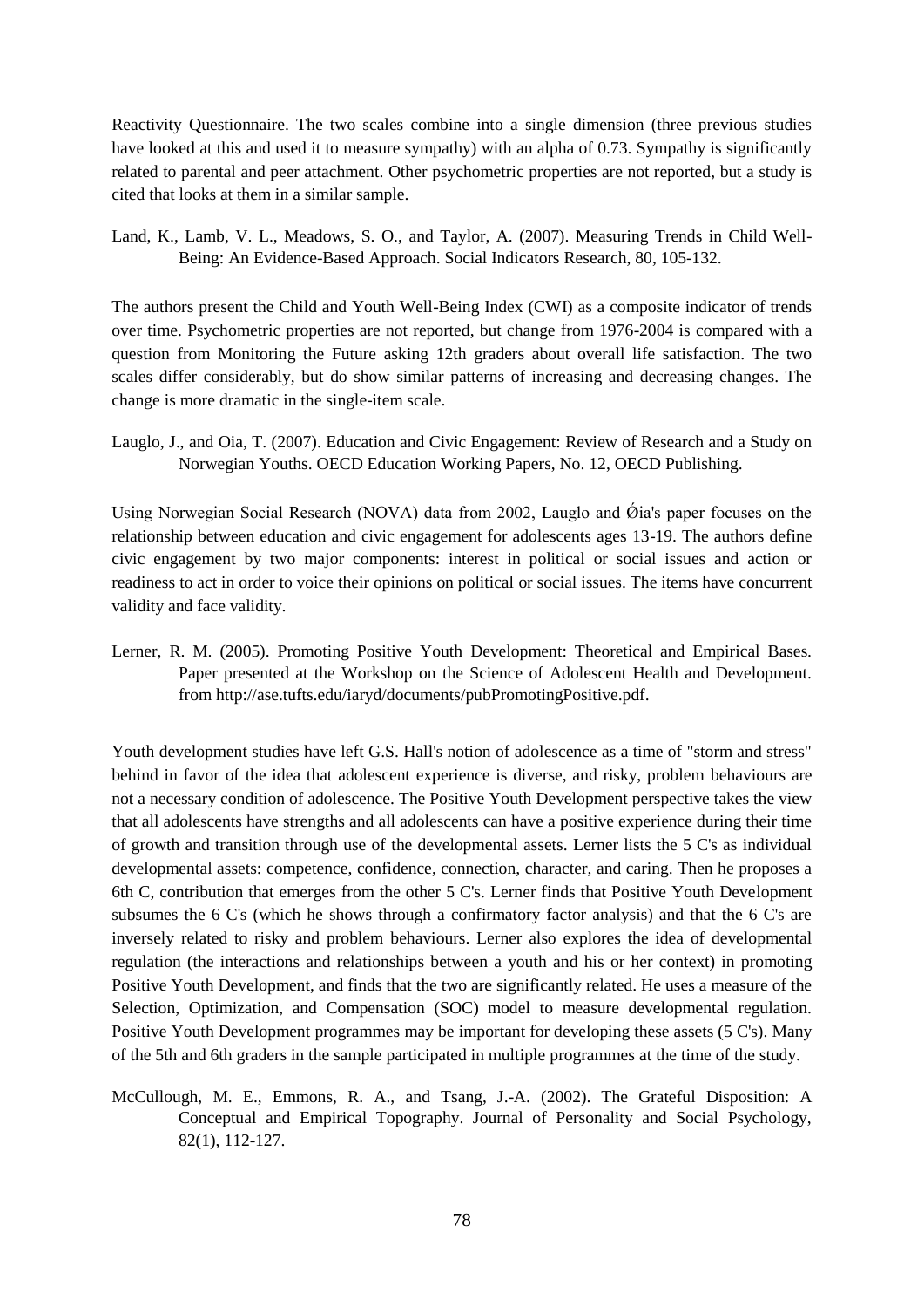Reactivity Questionnaire. The two scales combine into a single dimension (three previous studies have looked at this and used it to measure sympathy) with an alpha of 0.73. Sympathy is significantly related to parental and peer attachment. Other psychometric properties are not reported, but a study is cited that looks at them in a similar sample.

Land, K., Lamb, V. L., Meadows, S. O., and Taylor, A. (2007). Measuring Trends in Child Well-Being: An Evidence-Based Approach. Social Indicators Research, 80, 105-132.

The authors present the Child and Youth Well-Being Index (CWI) as a composite indicator of trends over time. Psychometric properties are not reported, but change from 1976-2004 is compared with a question from Monitoring the Future asking 12th graders about overall life satisfaction. The two scales differ considerably, but do show similar patterns of increasing and decreasing changes. The change is more dramatic in the single-item scale.

Lauglo, J., and Oia, T. (2007). Education and Civic Engagement: Review of Research and a Study on Norwegian Youths. OECD Education Working Papers, No. 12, OECD Publishing.

Using Norwegian Social Research (NOVA) data from 2002, Lauglo and Ǿia's paper focuses on the relationship between education and civic engagement for adolescents ages 13-19. The authors define civic engagement by two major components: interest in political or social issues and action or readiness to act in order to voice their opinions on political or social issues. The items have concurrent validity and face validity.

Lerner, R. M. (2005). Promoting Positive Youth Development: Theoretical and Empirical Bases. Paper presented at the Workshop on the Science of Adolescent Health and Development. from http://ase.tufts.edu/iaryd/documents/pubPromotingPositive.pdf.

Youth development studies have left G.S. Hall's notion of adolescence as a time of "storm and stress" behind in favor of the idea that adolescent experience is diverse, and risky, problem behaviours are not a necessary condition of adolescence. The Positive Youth Development perspective takes the view that all adolescents have strengths and all adolescents can have a positive experience during their time of growth and transition through use of the developmental assets. Lerner lists the 5 C's as individual developmental assets: competence, confidence, connection, character, and caring. Then he proposes a 6th C, contribution that emerges from the other 5 C's. Lerner finds that Positive Youth Development subsumes the 6 C's (which he shows through a confirmatory factor analysis) and that the 6 C's are inversely related to risky and problem behaviours. Lerner also explores the idea of developmental regulation (the interactions and relationships between a youth and his or her context) in promoting Positive Youth Development, and finds that the two are significantly related. He uses a measure of the Selection, Optimization, and Compensation (SOC) model to measure developmental regulation. Positive Youth Development programmes may be important for developing these assets (5 C's). Many of the 5th and 6th graders in the sample participated in multiple programmes at the time of the study.

McCullough, M. E., Emmons, R. A., and Tsang, J.-A. (2002). The Grateful Disposition: A Conceptual and Empirical Topography. Journal of Personality and Social Psychology, 82(1), 112-127.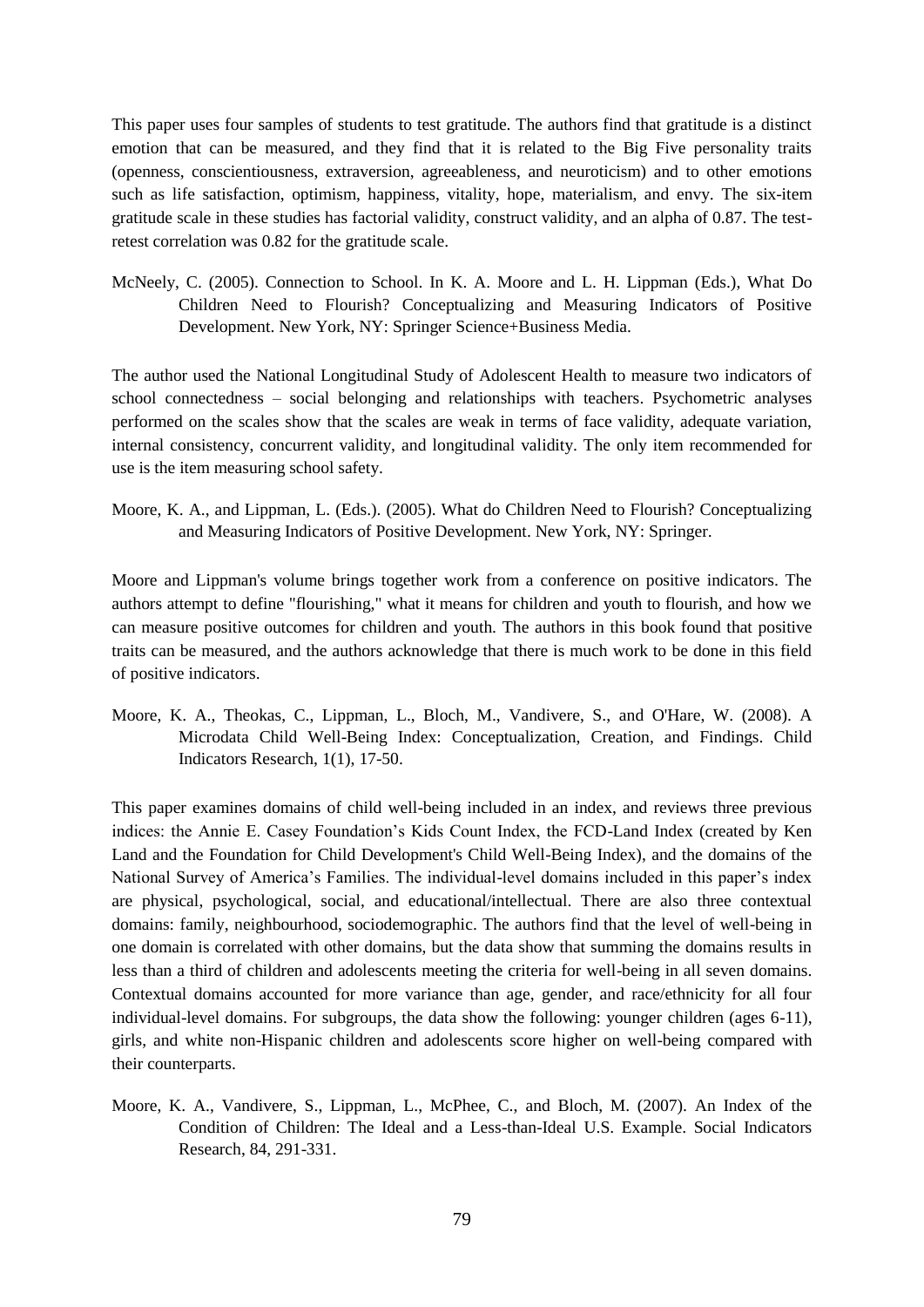This paper uses four samples of students to test gratitude. The authors find that gratitude is a distinct emotion that can be measured, and they find that it is related to the Big Five personality traits (openness, conscientiousness, extraversion, agreeableness, and neuroticism) and to other emotions such as life satisfaction, optimism, happiness, vitality, hope, materialism, and envy. The six-item gratitude scale in these studies has factorial validity, construct validity, and an alpha of 0.87. The test-retest correlation was 0.82 for the gratitude scale.

McNeely, C. (2005). Connection to School. In K. A. Moore and L. H. Lippman (Eds.), What Do Children Need to Flourish? Conceptualizing and Measuring Indicators of Positive Development. New York, NY: Springer Science+Business Media.

The author used the National Longitudinal Study of Adolescent Health to measure two indicators of school connectedness – social belonging and relationships with teachers. Psychometric analyses performed on the scales show that the scales are weak in terms of face validity, adequate variation, internal consistency, concurrent validity, and longitudinal validity. The only item recommended for use is the item measuring school safety.

Moore, K. A., and Lippman, L. (Eds.). (2005). What do Children Need to Flourish? Conceptualizing and Measuring Indicators of Positive Development. New York, NY: Springer.

Moore and Lippman's volume brings together work from a conference on positive indicators. The authors attempt to define "flourishing," what it means for children and youth to flourish, and how we can measure positive outcomes for children and youth. The authors in this book found that positive traits can be measured, and the authors acknowledge that there is much work to be done in this field of positive indicators.

Moore, K. A., Theokas, C., Lippman, L., Bloch, M., Vandivere, S., and O'Hare, W. (2008). A Microdata Child Well-Being Index: Conceptualization, Creation, and Findings. Child Indicators Research, 1(1), 17-50.

This paper examines domains of child well-being included in an index, and reviews three previous indices: the Annie E. Casey Foundation's Kids Count Index, the FCD-Land Index (created by Ken Land and the Foundation for Child Development's Child Well-Being Index), and the domains of the National Survey of America's Families. The individual-level domains included in this paper's index are physical, psychological, social, and educational/intellectual. There are also three contextual domains: family, neighbourhood, sociodemographic. The authors find that the level of well-being in one domain is correlated with other domains, but the data show that summing the domains results in less than a third of children and adolescents meeting the criteria for well-being in all seven domains. Contextual domains accounted for more variance than age, gender, and race/ethnicity for all four individual-level domains. For subgroups, the data show the following: younger children (ages 6-11), girls, and white non-Hispanic children and adolescents score higher on well-being compared with their counterparts.

Moore, K. A., Vandivere, S., Lippman, L., McPhee, C., and Bloch, M. (2007). An Index of the Condition of Children: The Ideal and a Less-than-Ideal U.S. Example. Social Indicators Research, 84, 291-331.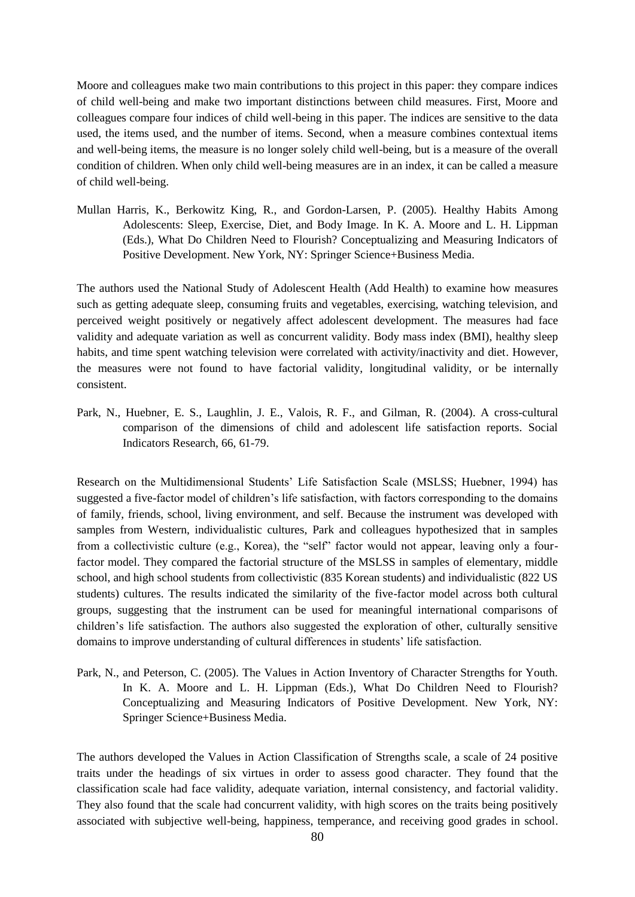Moore and colleagues make two main contributions to this project in this paper: they compare indices of child well-being and make two important distinctions between child measures. First, Moore and colleagues compare four indices of child well-being in this paper. The indices are sensitive to the data used, the items used, and the number of items. Second, when a measure combines contextual items and well-being items, the measure is no longer solely child well-being, but is a measure of the overall condition of children. When only child well-being measures are in an index, it can be called a measure of child well-being.

Mullan Harris, K., Berkowitz King, R., and Gordon-Larsen, P. (2005). Healthy Habits Among Adolescents: Sleep, Exercise, Diet, and Body Image. In K. A. Moore and L. H. Lippman (Eds.), What Do Children Need to Flourish? Conceptualizing and Measuring Indicators of Positive Development. New York, NY: Springer Science+Business Media.

The authors used the National Study of Adolescent Health (Add Health) to examine how measures such as getting adequate sleep, consuming fruits and vegetables, exercising, watching television, and perceived weight positively or negatively affect adolescent development. The measures had face validity and adequate variation as well as concurrent validity. Body mass index (BMI), healthy sleep habits, and time spent watching television were correlated with activity/inactivity and diet. However, the measures were not found to have factorial validity, longitudinal validity, or be internally consistent.

Park, N., Huebner, E. S., Laughlin, J. E., Valois, R. F., and Gilman, R. (2004). A cross-cultural comparison of the dimensions of child and adolescent life satisfaction reports. Social Indicators Research, 66, 61-79.

Research on the Multidimensional Students' Life Satisfaction Scale (MSLSS; Huebner, 1994) has suggested a five-factor model of children's life satisfaction, with factors corresponding to the domains of family, friends, school, living environment, and self. Because the instrument was developed with samples from Western, individualistic cultures, Park and colleagues hypothesized that in samples from a collectivistic culture (e.g., Korea), the "self" factor would not appear, leaving only a four-factor model. They compared the factorial structure of the MSLSS in samples of elementary, middle school, and high school students from collectivistic (835 Korean students) and individualistic (822 US students) cultures. The results indicated the similarity of the five-factor model across both cultural groups, suggesting that the instrument can be used for meaningful international comparisons of children's life satisfaction. The authors also suggested the exploration of other, culturally sensitive domains to improve understanding of cultural differences in students' life satisfaction.

Park, N., and Peterson, C. (2005). The Values in Action Inventory of Character Strengths for Youth. In K. A. Moore and L. H. Lippman (Eds.), What Do Children Need to Flourish? Conceptualizing and Measuring Indicators of Positive Development. New York, NY: Springer Science+Business Media.

The authors developed the Values in Action Classification of Strengths scale, a scale of 24 positive traits under the headings of six virtues in order to assess good character. They found that the classification scale had face validity, adequate variation, internal consistency, and factorial validity. They also found that the scale had concurrent validity, with high scores on the traits being positively associated with subjective well-being, happiness, temperance, and receiving good grades in school.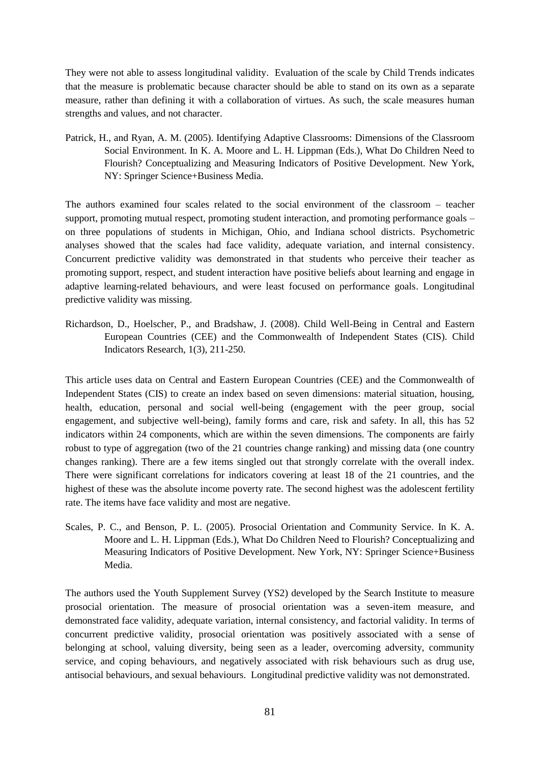They were not able to assess longitudinal validity. Evaluation of the scale by Child Trends indicates that the measure is problematic because character should be able to stand on its own as a separate measure, rather than defining it with a collaboration of virtues. As such, the scale measures human strengths and values, and not character.

Patrick, H., and Ryan, A. M. (2005). Identifying Adaptive Classrooms: Dimensions of the Classroom Social Environment. In K. A. Moore and L. H. Lippman (Eds.), What Do Children Need to Flourish? Conceptualizing and Measuring Indicators of Positive Development. New York, NY: Springer Science+Business Media.

The authors examined four scales related to the social environment of the classroom – teacher support, promoting mutual respect, promoting student interaction, and promoting performance goals – on three populations of students in Michigan, Ohio, and Indiana school districts. Psychometric analyses showed that the scales had face validity, adequate variation, and internal consistency. Concurrent predictive validity was demonstrated in that students who perceive their teacher as promoting support, respect, and student interaction have positive beliefs about learning and engage in adaptive learning-related behaviours, and were least focused on performance goals. Longitudinal predictive validity was missing.

Richardson, D., Hoelscher, P., and Bradshaw, J. (2008). Child Well-Being in Central and Eastern European Countries (CEE) and the Commonwealth of Independent States (CIS). Child Indicators Research, 1(3), 211-250.

This article uses data on Central and Eastern European Countries (CEE) and the Commonwealth of Independent States (CIS) to create an index based on seven dimensions: material situation, housing, health, education, personal and social well-being (engagement with the peer group, social engagement, and subjective well-being), family forms and care, risk and safety. In all, this has 52 indicators within 24 components, which are within the seven dimensions. The components are fairly robust to type of aggregation (two of the 21 countries change ranking) and missing data (one country changes ranking). There are a few items singled out that strongly correlate with the overall index. There were significant correlations for indicators covering at least 18 of the 21 countries, and the highest of these was the absolute income poverty rate. The second highest was the adolescent fertility rate. The items have face validity and most are negative.

Scales, P. C., and Benson, P. L. (2005). Prosocial Orientation and Community Service. In K. A. Moore and L. H. Lippman (Eds.), What Do Children Need to Flourish? Conceptualizing and Measuring Indicators of Positive Development. New York, NY: Springer Science+Business Media.

The authors used the Youth Supplement Survey (YS2) developed by the Search Institute to measure prosocial orientation. The measure of prosocial orientation was a seven-item measure, and demonstrated face validity, adequate variation, internal consistency, and factorial validity. In terms of concurrent predictive validity, prosocial orientation was positively associated with a sense of belonging at school, valuing diversity, being seen as a leader, overcoming adversity, community service, and coping behaviours, and negatively associated with risk behaviours such as drug use, antisocial behaviours, and sexual behaviours. Longitudinal predictive validity was not demonstrated.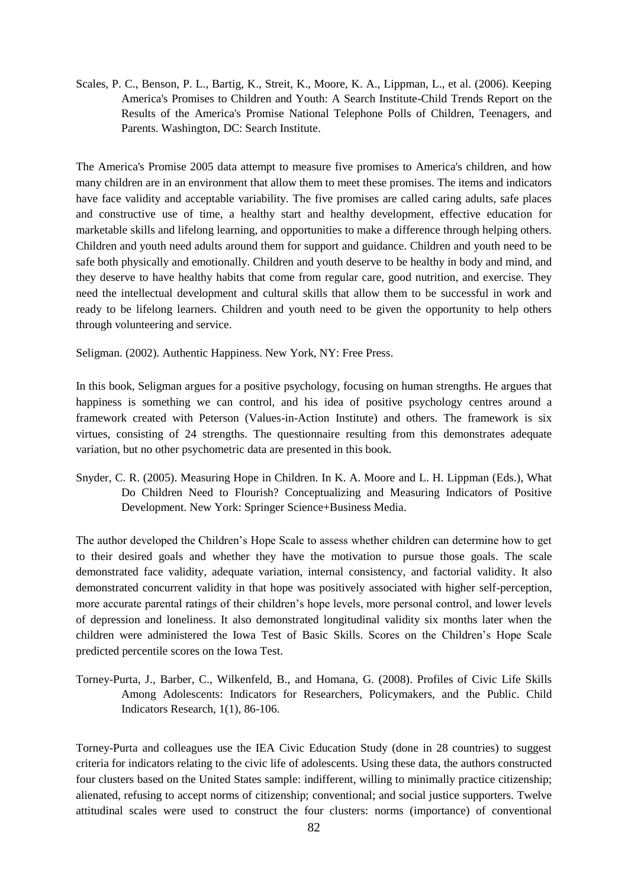Scales, P. C., Benson, P. L., Bartig, K., Streit, K., Moore, K. A., Lippman, L., et al. (2006). Keeping America's Promises to Children and Youth: A Search Institute-Child Trends Report on the Results of the America's Promise National Telephone Polls of Children, Teenagers, and Parents. Washington, DC: Search Institute.

The America's Promise 2005 data attempt to measure five promises to America's children, and how many children are in an environment that allow them to meet these promises. The items and indicators have face validity and acceptable variability. The five promises are called caring adults, safe places and constructive use of time, a healthy start and healthy development, effective education for marketable skills and lifelong learning, and opportunities to make a difference through helping others. Children and youth need adults around them for support and guidance. Children and youth need to be safe both physically and emotionally. Children and youth deserve to be healthy in body and mind, and they deserve to have healthy habits that come from regular care, good nutrition, and exercise. They need the intellectual development and cultural skills that allow them to be successful in work and ready to be lifelong learners. Children and youth need to be given the opportunity to help others through volunteering and service.

Seligman. (2002). Authentic Happiness. New York, NY: Free Press.

In this book, Seligman argues for a positive psychology, focusing on human strengths. He argues that happiness is something we can control, and his idea of positive psychology centres around a framework created with Peterson (Values-in-Action Institute) and others. The framework is six virtues, consisting of 24 strengths. The questionnaire resulting from this demonstrates adequate variation, but no other psychometric data are presented in this book.

Snyder, C. R. (2005). Measuring Hope in Children. In K. A. Moore and L. H. Lippman (Eds.), What Do Children Need to Flourish? Conceptualizing and Measuring Indicators of Positive Development. New York: Springer Science+Business Media.

The author developed the Children's Hope Scale to assess whether children can determine how to get to their desired goals and whether they have the motivation to pursue those goals. The scale demonstrated face validity, adequate variation, internal consistency, and factorial validity. It also demonstrated concurrent validity in that hope was positively associated with higher self-perception, more accurate parental ratings of their children's hope levels, more personal control, and lower levels of depression and loneliness. It also demonstrated longitudinal validity six months later when the children were administered the Iowa Test of Basic Skills. Scores on the Children's Hope Scale predicted percentile scores on the Iowa Test.

Torney-Purta, J., Barber, C., Wilkenfeld, B., and Homana, G. (2008). Profiles of Civic Life Skills Among Adolescents: Indicators for Researchers, Policymakers, and the Public. Child Indicators Research, 1(1), 86-106.

Torney-Purta and colleagues use the IEA Civic Education Study (done in 28 countries) to suggest criteria for indicators relating to the civic life of adolescents. Using these data, the authors constructed four clusters based on the United States sample: indifferent, willing to minimally practice citizenship; alienated, refusing to accept norms of citizenship; conventional; and social justice supporters. Twelve attitudinal scales were used to construct the four clusters: norms (importance) of conventional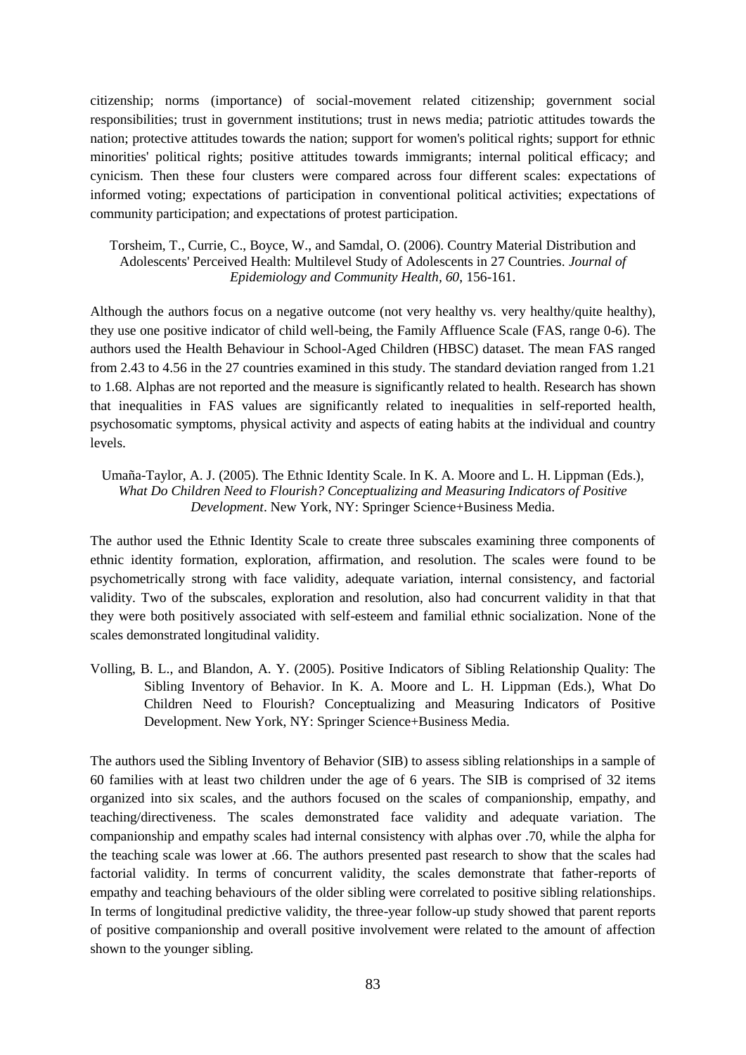citizenship; norms (importance) of social-movement related citizenship; government social responsibilities; trust in government institutions; trust in news media; patriotic attitudes towards the nation; protective attitudes towards the nation; support for women's political rights; support for ethnic minorities' political rights; positive attitudes towards immigrants; internal political efficacy; and cynicism. Then these four clusters were compared across four different scales: expectations of informed voting; expectations of participation in conventional political activities; expectations of community participation; and expectations of protest participation.

Torsheim, T., Currie, C., Boyce, W., and Samdal, O. (2006). Country Material Distribution and Adolescents' Perceived Health: Multilevel Study of Adolescents in 27 Countries. *Journal of Epidemiology and Community Health, 60*, 156-161.

Although the authors focus on a negative outcome (not very healthy vs. very healthy/quite healthy), they use one positive indicator of child well-being, the Family Affluence Scale (FAS, range 0-6). The authors used the Health Behaviour in School-Aged Children (HBSC) dataset. The mean FAS ranged from 2.43 to 4.56 in the 27 countries examined in this study. The standard deviation ranged from 1.21 to 1.68. Alphas are not reported and the measure is significantly related to health. Research has shown that inequalities in FAS values are significantly related to inequalities in self-reported health, psychosomatic symptoms, physical activity and aspects of eating habits at the individual and country levels.

Umaña-Taylor, A. J. (2005). The Ethnic Identity Scale. In K. A. Moore and L. H. Lippman (Eds.), *What Do Children Need to Flourish? Conceptualizing and Measuring Indicators of Positive Development*. New York, NY: Springer Science+Business Media.

The author used the Ethnic Identity Scale to create three subscales examining three components of ethnic identity formation, exploration, affirmation, and resolution. The scales were found to be psychometrically strong with face validity, adequate variation, internal consistency, and factorial validity. Two of the subscales, exploration and resolution, also had concurrent validity in that that they were both positively associated with self-esteem and familial ethnic socialization. None of the scales demonstrated longitudinal validity.

Volling, B. L., and Blandon, A. Y. (2005). Positive Indicators of Sibling Relationship Quality: The Sibling Inventory of Behavior. In K. A. Moore and L. H. Lippman (Eds.), What Do Children Need to Flourish? Conceptualizing and Measuring Indicators of Positive Development. New York, NY: Springer Science+Business Media.

The authors used the Sibling Inventory of Behavior (SIB) to assess sibling relationships in a sample of 60 families with at least two children under the age of 6 years. The SIB is comprised of 32 items organized into six scales, and the authors focused on the scales of companionship, empathy, and teaching/directiveness. The scales demonstrated face validity and adequate variation. The companionship and empathy scales had internal consistency with alphas over .70, while the alpha for the teaching scale was lower at .66. The authors presented past research to show that the scales had factorial validity. In terms of concurrent validity, the scales demonstrate that father-reports of empathy and teaching behaviours of the older sibling were correlated to positive sibling relationships. In terms of longitudinal predictive validity, the three-year follow-up study showed that parent reports of positive companionship and overall positive involvement were related to the amount of affection shown to the younger sibling.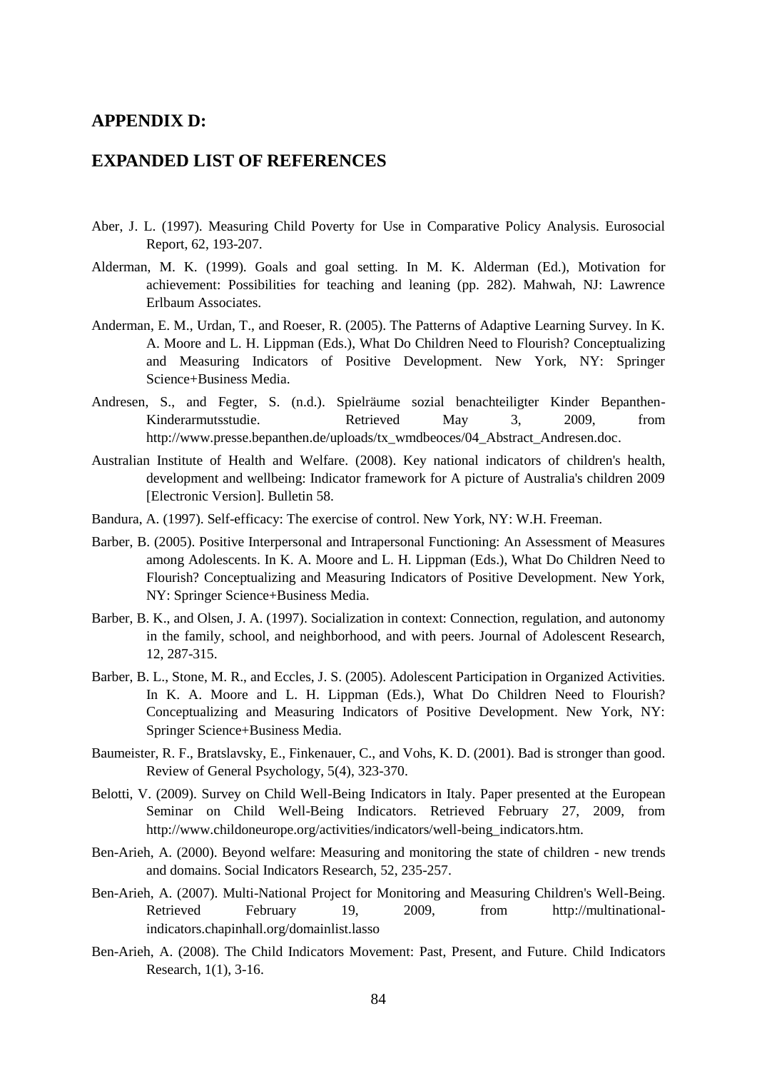## APPENDIX D:

## EXPANDED LIST OF REFERENCES

Aber, J. L. (1997). Measuring Child Poverty for Use in Comparative Policy Analysis. Eurosocial Report, 62, 193-207.

Alderman, M. K. (1999). Goals and goal setting. In M. K. Alderman (Ed.), Motivation for achievement: Possibilities for teaching and leaning (pp. 282). Mahwah, NJ: Lawrence Erlbaum Associates.

Anderman, E. M., Urdan, T., and Roeser, R. (2005). The Patterns of Adaptive Learning Survey. In K. A. Moore and L. H. Lippman (Eds.), What Do Children Need to Flourish? Conceptualizing and Measuring Indicators of Positive Development. New York, NY: Springer Science+Business Media.

Andresen, S., and Fegter, S. (n.d.). Spielräume sozial benachteiligter Kinder Bepanthen-Kinderarmutsstudie. Retrieved May 3, 2009, from http://www.presse.bepanthen.de/uploads/tx_wmdbeoces/04_Abstract_Andresen.doc.

Australian Institute of Health and Welfare. (2008). Key national indicators of children's health, development and wellbeing: Indicator framework for A picture of Australia's children 2009 [Electronic Version]. Bulletin 58.

Bandura, A. (1997). Self-efficacy: The exercise of control. New York, NY: W.H. Freeman.

Barber, B. (2005). Positive Interpersonal and Intrapersonal Functioning: An Assessment of Measures among Adolescents. In K. A. Moore and L. H. Lippman (Eds.), What Do Children Need to Flourish? Conceptualizing and Measuring Indicators of Positive Development. New York, NY: Springer Science+Business Media.

Barber, B. K., and Olsen, J. A. (1997). Socialization in context: Connection, regulation, and autonomy in the family, school, and neighborhood, and with peers. Journal of Adolescent Research, 12, 287-315.

Barber, B. L., Stone, M. R., and Eccles, J. S. (2005). Adolescent Participation in Organized Activities. In K. A. Moore and L. H. Lippman (Eds.), What Do Children Need to Flourish? Conceptualizing and Measuring Indicators of Positive Development. New York, NY: Springer Science+Business Media.

Baumeister, R. F., Bratslavsky, E., Finkenauer, C., and Vohs, K. D. (2001). Bad is stronger than good. Review of General Psychology, 5(4), 323-370.

Belotti, V. (2009). Survey on Child Well-Being Indicators in Italy. Paper presented at the European Seminar on Child Well-Being Indicators. Retrieved February 27, 2009, from http://www.childoneurope.org/activities/indicators/well-being_indicators.htm.

Ben-Arieh, A. (2000). Beyond welfare: Measuring and monitoring the state of children - new trends and domains. Social Indicators Research, 52, 235-257.

Ben-Arieh, A. (2007). Multi-National Project for Monitoring and Measuring Children's Well-Being. Retrieved February 19, 2009, from http://multinational-indicators.chapinhall.org/domainlist.lasso

Ben-Arieh, A. (2008). The Child Indicators Movement: Past, Present, and Future. Child Indicators Research, 1(1), 3-16.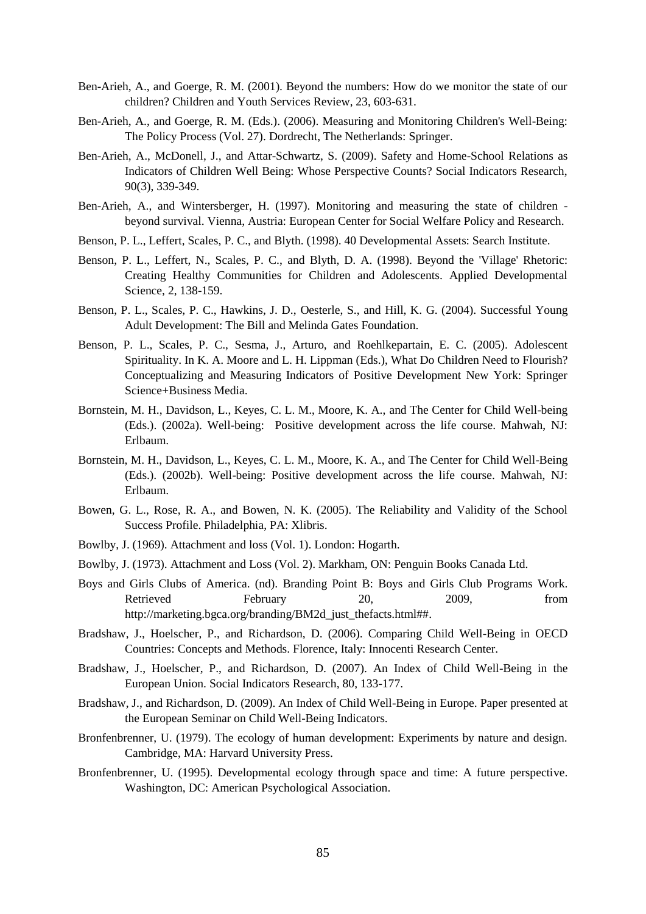Ben-Arieh, A., and Goerge, R. M. (2001). Beyond the numbers: How do we monitor the state of our children? Children and Youth Services Review, 23, 603-631.

Ben-Arieh, A., and Goerge, R. M. (Eds.). (2006). Measuring and Monitoring Children's Well-Being: The Policy Process (Vol. 27). Dordrecht, The Netherlands: Springer.

Ben-Arieh, A., McDonell, J., and Attar-Schwartz, S. (2009). Safety and Home-School Relations as Indicators of Children Well Being: Whose Perspective Counts? Social Indicators Research, 90(3), 339-349.

Ben-Arieh, A., and Wintersberger, H. (1997). Monitoring and measuring the state of children - beyond survival. Vienna, Austria: European Center for Social Welfare Policy and Research.

Benson, P. L., Leffert, Scales, P. C., and Blyth. (1998). 40 Developmental Assets: Search Institute.

Benson, P. L., Leffert, N., Scales, P. C., and Blyth, D. A. (1998). Beyond the 'Village' Rhetoric: Creating Healthy Communities for Children and Adolescents. Applied Developmental Science, 2, 138-159.

Benson, P. L., Scales, P. C., Hawkins, J. D., Oesterle, S., and Hill, K. G. (2004). Successful Young Adult Development: The Bill and Melinda Gates Foundation.

Benson, P. L., Scales, P. C., Sesma, J., Arturo, and Roehlkepartain, E. C. (2005). Adolescent Spirituality. In K. A. Moore and L. H. Lippman (Eds.), What Do Children Need to Flourish? Conceptualizing and Measuring Indicators of Positive Development New York: Springer Science+Business Media.

Bornstein, M. H., Davidson, L., Keyes, C. L. M., Moore, K. A., and The Center for Child Well-being (Eds.). (2002a). Well-being: Positive development across the life course. Mahwah, NJ: Erlbaum.

Bornstein, M. H., Davidson, L., Keyes, C. L. M., Moore, K. A., and The Center for Child Well-Being (Eds.). (2002b). Well-being: Positive development across the life course. Mahwah, NJ: Erlbaum.

Bowen, G. L., Rose, R. A., and Bowen, N. K. (2005). The Reliability and Validity of the School Success Profile. Philadelphia, PA: Xlibris.

Bowlby, J. (1969). Attachment and loss (Vol. 1). London: Hogarth.

Bowlby, J. (1973). Attachment and Loss (Vol. 2). Markham, ON: Penguin Books Canada Ltd.

Boys and Girls Clubs of America. (nd). Branding Point B: Boys and Girls Club Programs Work. Retrieved February 20, 2009, from http://marketing.bgca.org/branding/BM2d_just_thefacts.html##.

Bradshaw, J., Hoelscher, P., and Richardson, D. (2006). Comparing Child Well-Being in OECD Countries: Concepts and Methods. Florence, Italy: Innocenti Research Center.

Bradshaw, J., Hoelscher, P., and Richardson, D. (2007). An Index of Child Well-Being in the European Union. Social Indicators Research, 80, 133-177.

Bradshaw, J., and Richardson, D. (2009). An Index of Child Well-Being in Europe. Paper presented at the European Seminar on Child Well-Being Indicators.

Bronfenbrenner, U. (1979). The ecology of human development: Experiments by nature and design. Cambridge, MA: Harvard University Press.

Bronfenbrenner, U. (1995). Developmental ecology through space and time: A future perspective. Washington, DC: American Psychological Association.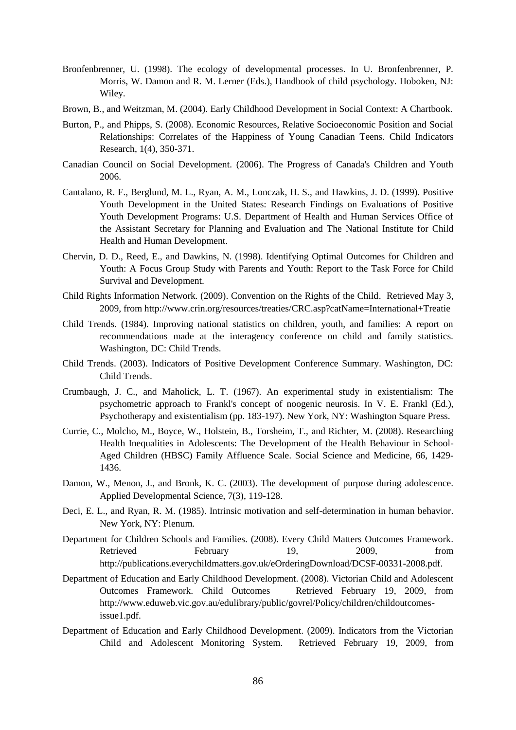Bronfenbrenner, U. (1998). The ecology of developmental processes. In U. Bronfenbrenner, P. Morris, W. Damon and R. M. Lerner (Eds.), Handbook of child psychology. Hoboken, NJ: Wiley.

Brown, B., and Weitzman, M. (2004). Early Childhood Development in Social Context: A Chartbook.

Burton, P., and Phipps, S. (2008). Economic Resources, Relative Socioeconomic Position and Social Relationships: Correlates of the Happiness of Young Canadian Teens. Child Indicators Research, 1(4), 350-371.

Canadian Council on Social Development. (2006). The Progress of Canada's Children and Youth 2006.

Cantalano, R. F., Berglund, M. L., Ryan, A. M., Lonczak, H. S., and Hawkins, J. D. (1999). Positive Youth Development in the United States: Research Findings on Evaluations of Positive Youth Development Programs: U.S. Department of Health and Human Services Office of the Assistant Secretary for Planning and Evaluation and The National Institute for Child Health and Human Development.

Chervin, D. D., Reed, E., and Dawkins, N. (1998). Identifying Optimal Outcomes for Children and Youth: A Focus Group Study with Parents and Youth: Report to the Task Force for Child Survival and Development.

Child Rights Information Network. (2009). Convention on the Rights of the Child. Retrieved May 3, 2009, from http://www.crin.org/resources/treaties/CRC.asp?catName=International+Treatie

Child Trends. (1984). Improving national statistics on children, youth, and families: A report on recommendations made at the interagency conference on child and family statistics. Washington, DC: Child Trends.

Child Trends. (2003). Indicators of Positive Development Conference Summary. Washington, DC: Child Trends.

Crumbaugh, J. C., and Maholick, L. T. (1967). An experimental study in existentialism: The psychometric approach to Frankl's concept of noogenic neurosis. In V. E. Frankl (Ed.), Psychotherapy and existentialism (pp. 183-197). New York, NY: Washington Square Press.

Currie, C., Molcho, M., Boyce, W., Holstein, B., Torsheim, T., and Richter, M. (2008). Researching Health Inequalities in Adolescents: The Development of the Health Behaviour in School-Aged Children (HBSC) Family Affluence Scale. Social Science and Medicine, 66, 1429-1436.

Damon, W., Menon, J., and Bronk, K. C. (2003). The development of purpose during adolescence. Applied Developmental Science, 7(3), 119-128.

Deci, E. L., and Ryan, R. M. (1985). Intrinsic motivation and self-determination in human behavior. New York, NY: Plenum.

Department for Children Schools and Families. (2008). Every Child Matters Outcomes Framework. Retrieved February 19, 2009, from http://publications.everychildmatters.gov.uk/eOrderingDownload/DCSF-00331-2008.pdf.

Department of Education and Early Childhood Development. (2008). Victorian Child and Adolescent Outcomes Framework. Child Outcomes Retrieved February 19, 2009, from http://www.eduweb.vic.gov.au/edulibrary/public/govrel/Policy/children/childoutcomes-issue1.pdf.

Department of Education and Early Childhood Development. (2009). Indicators from the Victorian Child and Adolescent Monitoring System. Retrieved February 19, 2009, from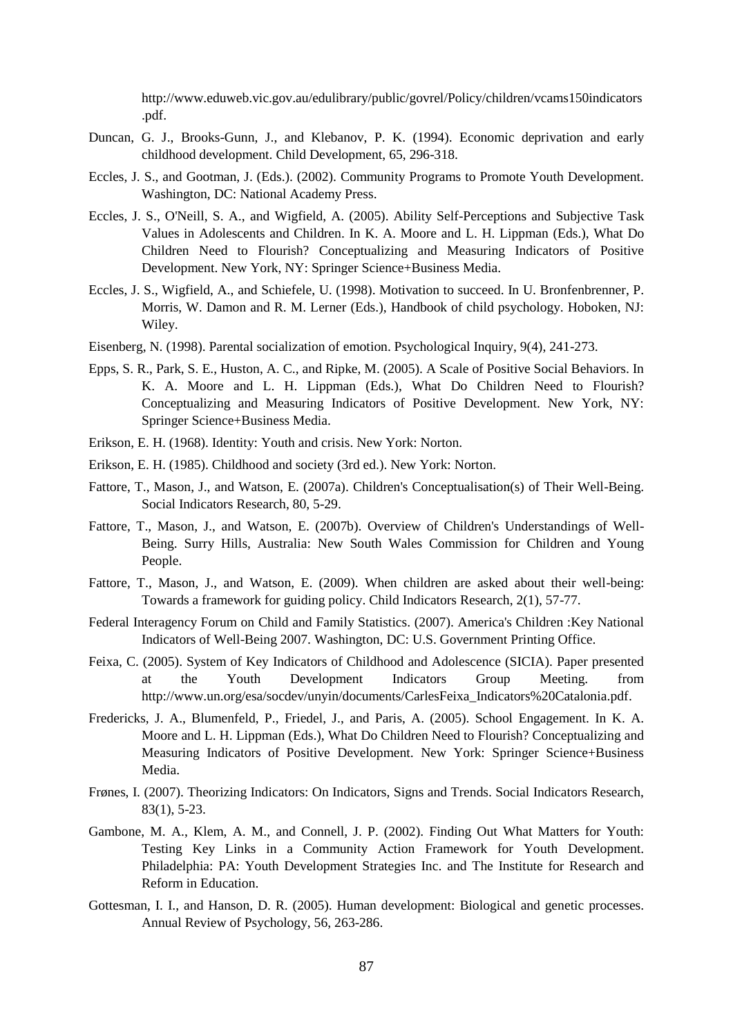http://www.eduweb.vic.gov.au/edulibrary/public/govrel/Policy/children/vcams150indicators.pdf.

Duncan, G. J., Brooks-Gunn, J., and Klebanov, P. K. (1994). Economic deprivation and early childhood development. Child Development, 65, 296-318.

Eccles, J. S., and Gootman, J. (Eds.). (2002). Community Programs to Promote Youth Development. Washington, DC: National Academy Press.

Eccles, J. S., O'Neill, S. A., and Wigfield, A. (2005). Ability Self-Perceptions and Subjective Task Values in Adolescents and Children. In K. A. Moore and L. H. Lippman (Eds.), What Do Children Need to Flourish? Conceptualizing and Measuring Indicators of Positive Development. New York, NY: Springer Science+Business Media.

Eccles, J. S., Wigfield, A., and Schiefele, U. (1998). Motivation to succeed. In U. Bronfenbrenner, P. Morris, W. Damon and R. M. Lerner (Eds.), Handbook of child psychology. Hoboken, NJ: Wiley.

Eisenberg, N. (1998). Parental socialization of emotion. Psychological Inquiry, 9(4), 241-273.

Epps, S. R., Park, S. E., Huston, A. C., and Ripke, M. (2005). A Scale of Positive Social Behaviors. In K. A. Moore and L. H. Lippman (Eds.), What Do Children Need to Flourish? Conceptualizing and Measuring Indicators of Positive Development. New York, NY: Springer Science+Business Media.

Erikson, E. H. (1968). Identity: Youth and crisis. New York: Norton.

Erikson, E. H. (1985). Childhood and society (3rd ed.). New York: Norton.

Fattore, T., Mason, J., and Watson, E. (2007a). Children's Conceptualisation(s) of Their Well-Being. Social Indicators Research, 80, 5-29.

Fattore, T., Mason, J., and Watson, E. (2007b). Overview of Children's Understandings of Well-Being. Surry Hills, Australia: New South Wales Commission for Children and Young People.

Fattore, T., Mason, J., and Watson, E. (2009). When children are asked about their well-being: Towards a framework for guiding policy. Child Indicators Research, 2(1), 57-77.

Federal Interagency Forum on Child and Family Statistics. (2007). America's Children :Key National Indicators of Well-Being 2007. Washington, DC: U.S. Government Printing Office.

Feixa, C. (2005). System of Key Indicators of Childhood and Adolescence (SICIA). Paper presented at the Youth Development Indicators Group Meeting. from http://www.un.org/esa/socdev/unyin/documents/CarlesFeixa_Indicators%20Catalonia.pdf.

Fredericks, J. A., Blumenfeld, P., Friedel, J., and Paris, A. (2005). School Engagement. In K. A. Moore and L. H. Lippman (Eds.), What Do Children Need to Flourish? Conceptualizing and Measuring Indicators of Positive Development. New York: Springer Science+Business Media.

Frønes, I. (2007). Theorizing Indicators: On Indicators, Signs and Trends. Social Indicators Research, 83(1), 5-23.

Gambone, M. A., Klem, A. M., and Connell, J. P. (2002). Finding Out What Matters for Youth: Testing Key Links in a Community Action Framework for Youth Development. Philadelphia: PA: Youth Development Strategies Inc. and The Institute for Research and Reform in Education.

Gottesman, I. I., and Hanson, D. R. (2005). Human development: Biological and genetic processes. Annual Review of Psychology, 56, 263-286.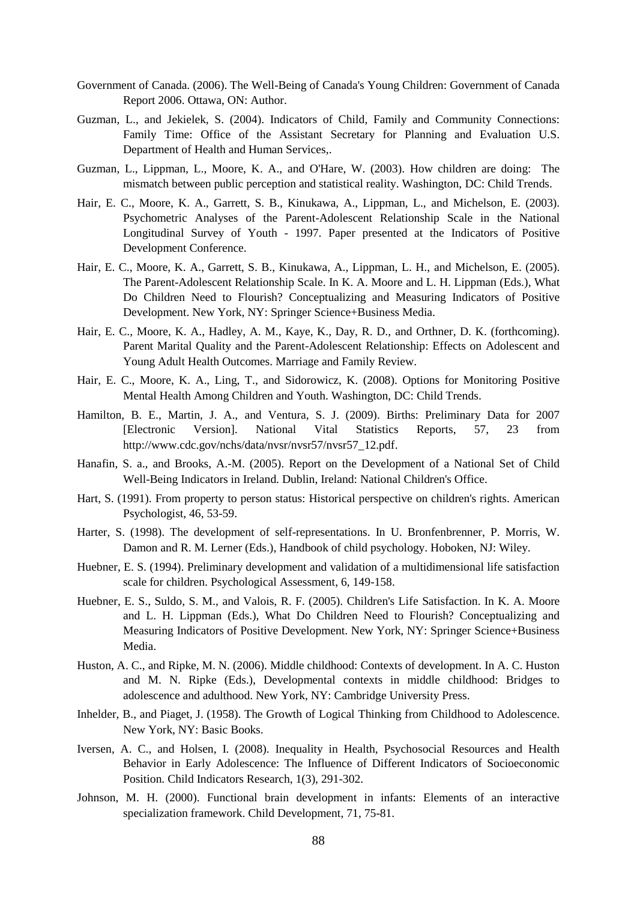Government of Canada. (2006). The Well-Being of Canada's Young Children: Government of Canada Report 2006. Ottawa, ON: Author.

Guzman, L., and Jekielek, S. (2004). Indicators of Child, Family and Community Connections: Family Time: Office of the Assistant Secretary for Planning and Evaluation U.S. Department of Health and Human Services,.

Guzman, L., Lippman, L., Moore, K. A., and O'Hare, W. (2003). How children are doing: The mismatch between public perception and statistical reality. Washington, DC: Child Trends.

Hair, E. C., Moore, K. A., Garrett, S. B., Kinukawa, A., Lippman, L., and Michelson, E. (2003). Psychometric Analyses of the Parent-Adolescent Relationship Scale in the National Longitudinal Survey of Youth - 1997. Paper presented at the Indicators of Positive Development Conference.

Hair, E. C., Moore, K. A., Garrett, S. B., Kinukawa, A., Lippman, L. H., and Michelson, E. (2005). The Parent-Adolescent Relationship Scale. In K. A. Moore and L. H. Lippman (Eds.), What Do Children Need to Flourish? Conceptualizing and Measuring Indicators of Positive Development. New York, NY: Springer Science+Business Media.

Hair, E. C., Moore, K. A., Hadley, A. M., Kaye, K., Day, R. D., and Orthner, D. K. (forthcoming). Parent Marital Quality and the Parent-Adolescent Relationship: Effects on Adolescent and Young Adult Health Outcomes. Marriage and Family Review.

Hair, E. C., Moore, K. A., Ling, T., and Sidorowicz, K. (2008). Options for Monitoring Positive Mental Health Among Children and Youth. Washington, DC: Child Trends.

Hamilton, B. E., Martin, J. A., and Ventura, S. J. (2009). Births: Preliminary Data for 2007 [Electronic Version]. National Vital Statistics Reports, 57, 23 from http://www.cdc.gov/nchs/data/nvsr/nvsr57/nvsr57_12.pdf.

Hanafin, S. a., and Brooks, A.-M. (2005). Report on the Development of a National Set of Child Well-Being Indicators in Ireland. Dublin, Ireland: National Children's Office.

Hart, S. (1991). From property to person status: Historical perspective on children's rights. American Psychologist, 46, 53-59.

Harter, S. (1998). The development of self-representations. In U. Bronfenbrenner, P. Morris, W. Damon and R. M. Lerner (Eds.), Handbook of child psychology. Hoboken, NJ: Wiley.

Huebner, E. S. (1994). Preliminary development and validation of a multidimensional life satisfaction scale for children. Psychological Assessment, 6, 149-158.

Huebner, E. S., Suldo, S. M., and Valois, R. F. (2005). Children's Life Satisfaction. In K. A. Moore and L. H. Lippman (Eds.), What Do Children Need to Flourish? Conceptualizing and Measuring Indicators of Positive Development. New York, NY: Springer Science+Business Media.

Huston, A. C., and Ripke, M. N. (2006). Middle childhood: Contexts of development. In A. C. Huston and M. N. Ripke (Eds.), Developmental contexts in middle childhood: Bridges to adolescence and adulthood. New York, NY: Cambridge University Press.

Inhelder, B., and Piaget, J. (1958). The Growth of Logical Thinking from Childhood to Adolescence. New York, NY: Basic Books.

Iversen, A. C., and Holsen, I. (2008). Inequality in Health, Psychosocial Resources and Health Behavior in Early Adolescence: The Influence of Different Indicators of Socioeconomic Position. Child Indicators Research, 1(3), 291-302.

Johnson, M. H. (2000). Functional brain development in infants: Elements of an interactive specialization framework. Child Development, 71, 75-81.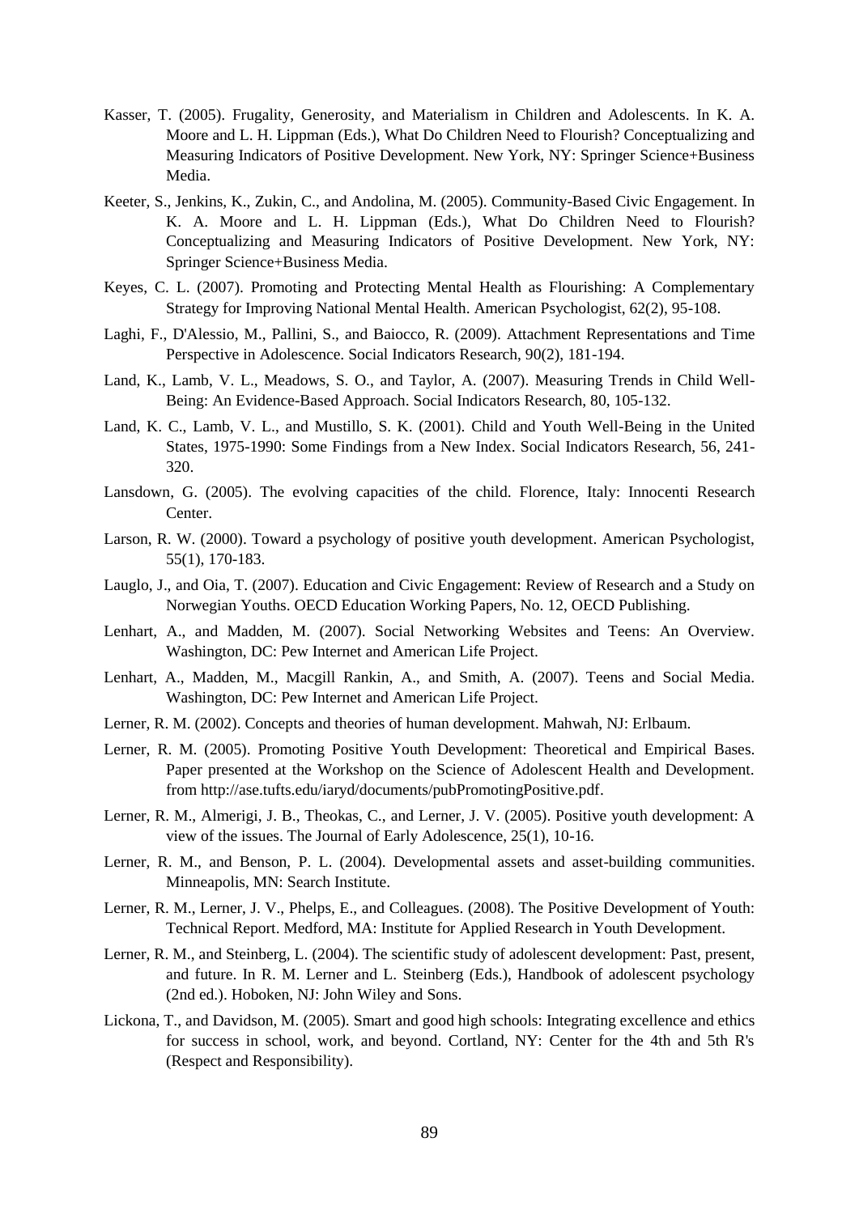Kasser, T. (2005). Frugality, Generosity, and Materialism in Children and Adolescents. In K. A. Moore and L. H. Lippman (Eds.), What Do Children Need to Flourish? Conceptualizing and Measuring Indicators of Positive Development. New York, NY: Springer Science+Business Media.

Keeter, S., Jenkins, K., Zukin, C., and Andolina, M. (2005). Community-Based Civic Engagement. In K. A. Moore and L. H. Lippman (Eds.), What Do Children Need to Flourish? Conceptualizing and Measuring Indicators of Positive Development. New York, NY: Springer Science+Business Media.

Keyes, C. L. (2007). Promoting and Protecting Mental Health as Flourishing: A Complementary Strategy for Improving National Mental Health. American Psychologist, 62(2), 95-108.

Laghi, F., D'Alessio, M., Pallini, S., and Baiocco, R. (2009). Attachment Representations and Time Perspective in Adolescence. Social Indicators Research, 90(2), 181-194.

Land, K., Lamb, V. L., Meadows, S. O., and Taylor, A. (2007). Measuring Trends in Child Well-Being: An Evidence-Based Approach. Social Indicators Research, 80, 105-132.

Land, K. C., Lamb, V. L., and Mustillo, S. K. (2001). Child and Youth Well-Being in the United States, 1975-1990: Some Findings from a New Index. Social Indicators Research, 56, 241-320.

Lansdown, G. (2005). The evolving capacities of the child. Florence, Italy: Innocenti Research Center.

Larson, R. W. (2000). Toward a psychology of positive youth development. American Psychologist, 55(1), 170-183.

Lauglo, J., and Oia, T. (2007). Education and Civic Engagement: Review of Research and a Study on Norwegian Youths. OECD Education Working Papers, No. 12, OECD Publishing.

Lenhart, A., and Madden, M. (2007). Social Networking Websites and Teens: An Overview. Washington, DC: Pew Internet and American Life Project.

Lenhart, A., Madden, M., Macgill Rankin, A., and Smith, A. (2007). Teens and Social Media. Washington, DC: Pew Internet and American Life Project.

Lerner, R. M. (2002). Concepts and theories of human development. Mahwah, NJ: Erlbaum.

Lerner, R. M. (2005). Promoting Positive Youth Development: Theoretical and Empirical Bases. Paper presented at the Workshop on the Science of Adolescent Health and Development. from http://ase.tufts.edu/iaryd/documents/pubPromotingPositive.pdf.

Lerner, R. M., Almerigi, J. B., Theokas, C., and Lerner, J. V. (2005). Positive youth development: A view of the issues. The Journal of Early Adolescence, 25(1), 10-16.

Lerner, R. M., and Benson, P. L. (2004). Developmental assets and asset-building communities. Minneapolis, MN: Search Institute.

Lerner, R. M., Lerner, J. V., Phelps, E., and Colleagues. (2008). The Positive Development of Youth: Technical Report. Medford, MA: Institute for Applied Research in Youth Development.

Lerner, R. M., and Steinberg, L. (2004). The scientific study of adolescent development: Past, present, and future. In R. M. Lerner and L. Steinberg (Eds.), Handbook of adolescent psychology (2nd ed.). Hoboken, NJ: John Wiley and Sons.

Lickona, T., and Davidson, M. (2005). Smart and good high schools: Integrating excellence and ethics for success in school, work, and beyond. Cortland, NY: Center for the 4th and 5th R's (Respect and Responsibility).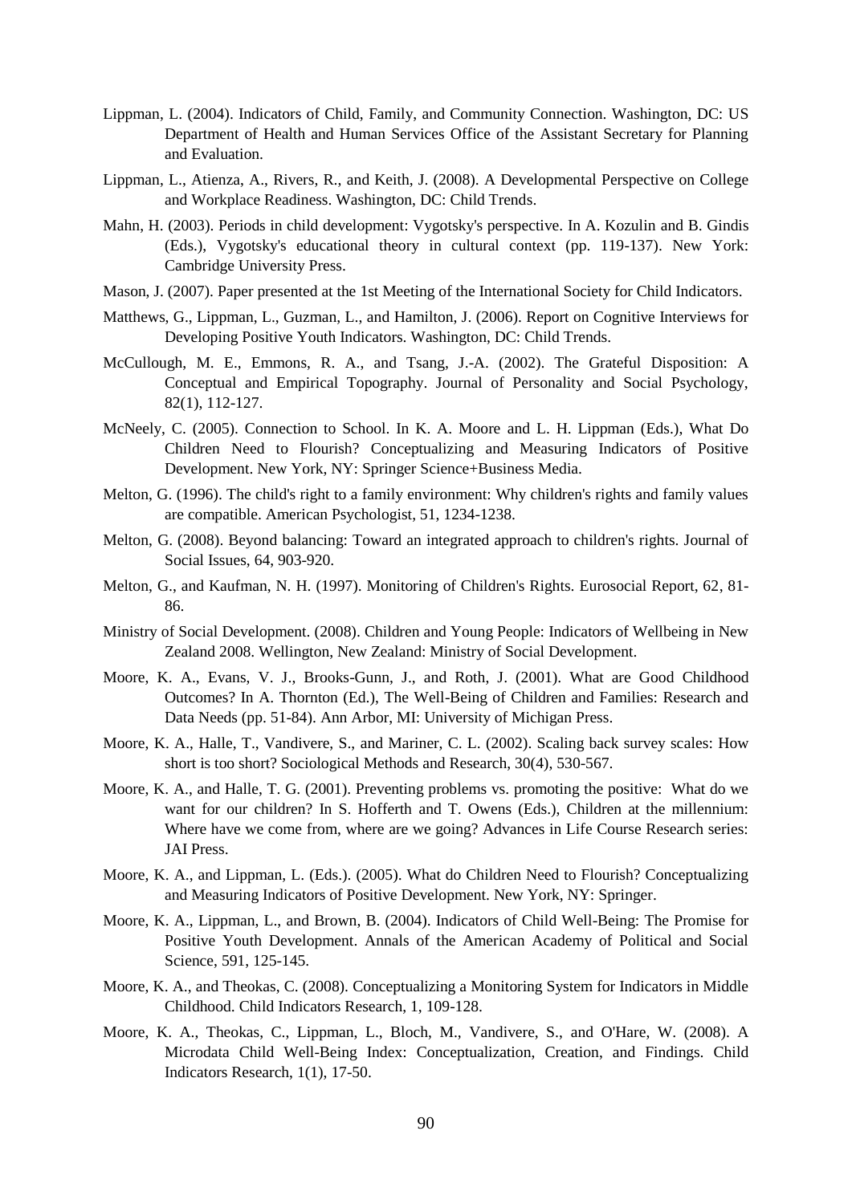Lippman, L. (2004). Indicators of Child, Family, and Community Connection. Washington, DC: US Department of Health and Human Services Office of the Assistant Secretary for Planning and Evaluation.

Lippman, L., Atienza, A., Rivers, R., and Keith, J. (2008). A Developmental Perspective on College and Workplace Readiness. Washington, DC: Child Trends.

Mahn, H. (2003). Periods in child development: Vygotsky's perspective. In A. Kozulin and B. Gindis (Eds.), Vygotsky's educational theory in cultural context (pp. 119-137). New York: Cambridge University Press.

Mason, J. (2007). Paper presented at the 1st Meeting of the International Society for Child Indicators.

Matthews, G., Lippman, L., Guzman, L., and Hamilton, J. (2006). Report on Cognitive Interviews for Developing Positive Youth Indicators. Washington, DC: Child Trends.

McCullough, M. E., Emmons, R. A., and Tsang, J.-A. (2002). The Grateful Disposition: A Conceptual and Empirical Topography. Journal of Personality and Social Psychology, 82(1), 112-127.

McNeely, C. (2005). Connection to School. In K. A. Moore and L. H. Lippman (Eds.), What Do Children Need to Flourish? Conceptualizing and Measuring Indicators of Positive Development. New York, NY: Springer Science+Business Media.

Melton, G. (1996). The child's right to a family environment: Why children's rights and family values are compatible. American Psychologist, 51, 1234-1238.

Melton, G. (2008). Beyond balancing: Toward an integrated approach to children's rights. Journal of Social Issues, 64, 903-920.

Melton, G., and Kaufman, N. H. (1997). Monitoring of Children's Rights. Eurosocial Report, 62, 81-86.

Ministry of Social Development. (2008). Children and Young People: Indicators of Wellbeing in New Zealand 2008. Wellington, New Zealand: Ministry of Social Development.

Moore, K. A., Evans, V. J., Brooks-Gunn, J., and Roth, J. (2001). What are Good Childhood Outcomes? In A. Thornton (Ed.), The Well-Being of Children and Families: Research and Data Needs (pp. 51-84). Ann Arbor, MI: University of Michigan Press.

Moore, K. A., Halle, T., Vandivere, S., and Mariner, C. L. (2002). Scaling back survey scales: How short is too short? Sociological Methods and Research, 30(4), 530-567.

Moore, K. A., and Halle, T. G. (2001). Preventing problems vs. promoting the positive: What do we want for our children? In S. Hofferth and T. Owens (Eds.), Children at the millennium: Where have we come from, where are we going? Advances in Life Course Research series: JAI Press.

Moore, K. A., and Lippman, L. (Eds.). (2005). What do Children Need to Flourish? Conceptualizing and Measuring Indicators of Positive Development. New York, NY: Springer.

Moore, K. A., Lippman, L., and Brown, B. (2004). Indicators of Child Well-Being: The Promise for Positive Youth Development. Annals of the American Academy of Political and Social Science, 591, 125-145.

Moore, K. A., and Theokas, C. (2008). Conceptualizing a Monitoring System for Indicators in Middle Childhood. Child Indicators Research, 1, 109-128.

Moore, K. A., Theokas, C., Lippman, L., Bloch, M., Vandivere, S., and O'Hare, W. (2008). A Microdata Child Well-Being Index: Conceptualization, Creation, and Findings. Child Indicators Research, 1(1), 17-50.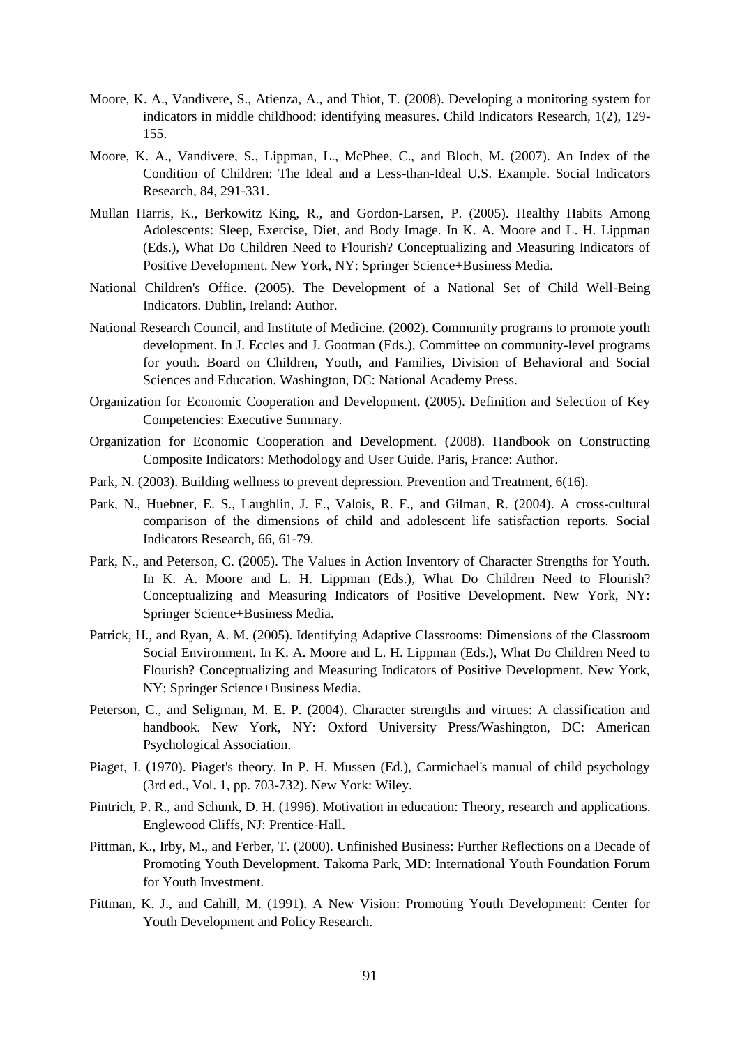Moore, K. A., Vandivere, S., Atienza, A., and Thiot, T. (2008). Developing a monitoring system for indicators in middle childhood: identifying measures. Child Indicators Research, 1(2), 129-155.

Moore, K. A., Vandivere, S., Lippman, L., McPhee, C., and Bloch, M. (2007). An Index of the Condition of Children: The Ideal and a Less-than-Ideal U.S. Example. Social Indicators Research, 84, 291-331.

Mullan Harris, K., Berkowitz King, R., and Gordon-Larsen, P. (2005). Healthy Habits Among Adolescents: Sleep, Exercise, Diet, and Body Image. In K. A. Moore and L. H. Lippman (Eds.), What Do Children Need to Flourish? Conceptualizing and Measuring Indicators of Positive Development. New York, NY: Springer Science+Business Media.

National Children's Office. (2005). The Development of a National Set of Child Well-Being Indicators. Dublin, Ireland: Author.

National Research Council, and Institute of Medicine. (2002). Community programs to promote youth development. In J. Eccles and J. Gootman (Eds.), Committee on community-level programs for youth. Board on Children, Youth, and Families, Division of Behavioral and Social Sciences and Education. Washington, DC: National Academy Press.

Organization for Economic Cooperation and Development. (2005). Definition and Selection of Key Competencies: Executive Summary.

Organization for Economic Cooperation and Development. (2008). Handbook on Constructing Composite Indicators: Methodology and User Guide. Paris, France: Author.

Park, N. (2003). Building wellness to prevent depression. Prevention and Treatment, 6(16).

Park, N., Huebner, E. S., Laughlin, J. E., Valois, R. F., and Gilman, R. (2004). A cross-cultural comparison of the dimensions of child and adolescent life satisfaction reports. Social Indicators Research, 66, 61-79.

Park, N., and Peterson, C. (2005). The Values in Action Inventory of Character Strengths for Youth. In K. A. Moore and L. H. Lippman (Eds.), What Do Children Need to Flourish? Conceptualizing and Measuring Indicators of Positive Development. New York, NY: Springer Science+Business Media.

Patrick, H., and Ryan, A. M. (2005). Identifying Adaptive Classrooms: Dimensions of the Classroom Social Environment. In K. A. Moore and L. H. Lippman (Eds.), What Do Children Need to Flourish? Conceptualizing and Measuring Indicators of Positive Development. New York, NY: Springer Science+Business Media.

Peterson, C., and Seligman, M. E. P. (2004). Character strengths and virtues: A classification and handbook. New York, NY: Oxford University Press/Washington, DC: American Psychological Association.

Piaget, J. (1970). Piaget's theory. In P. H. Mussen (Ed.), Carmichael's manual of child psychology (3rd ed., Vol. 1, pp. 703-732). New York: Wiley.

Pintrich, P. R., and Schunk, D. H. (1996). Motivation in education: Theory, research and applications. Englewood Cliffs, NJ: Prentice-Hall.

Pittman, K., Irby, M., and Ferber, T. (2000). Unfinished Business: Further Reflections on a Decade of Promoting Youth Development. Takoma Park, MD: International Youth Foundation Forum for Youth Investment.

Pittman, K. J., and Cahill, M. (1991). A New Vision: Promoting Youth Development: Center for Youth Development and Policy Research.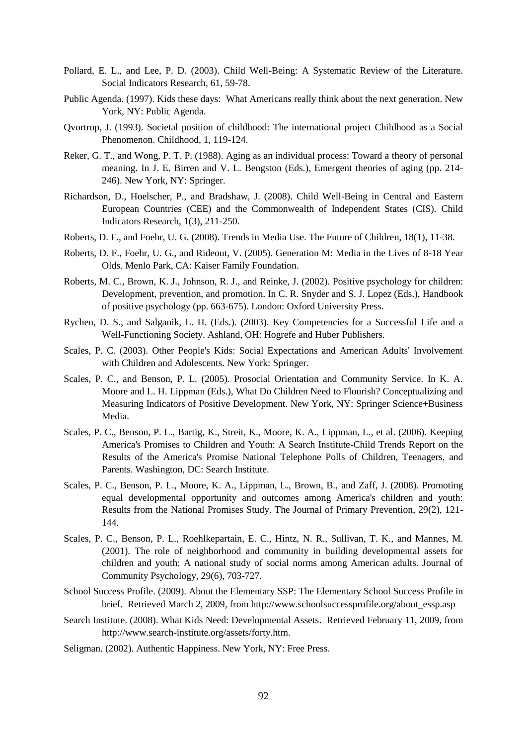Pollard, E. L., and Lee, P. D. (2003). Child Well-Being: A Systematic Review of the Literature. Social Indicators Research, 61, 59-78.

Public Agenda. (1997). Kids these days: What Americans really think about the next generation. New York, NY: Public Agenda.

Qvortrup, J. (1993). Societal position of childhood: The international project Childhood as a Social Phenomenon. Childhood, 1, 119-124.

Reker, G. T., and Wong, P. T. P. (1988). Aging as an individual process: Toward a theory of personal meaning. In J. E. Birren and V. L. Bengston (Eds.), Emergent theories of aging (pp. 214-246). New York, NY: Springer.

Richardson, D., Hoelscher, P., and Bradshaw, J. (2008). Child Well-Being in Central and Eastern European Countries (CEE) and the Commonwealth of Independent States (CIS). Child Indicators Research, 1(3), 211-250.

Roberts, D. F., and Foehr, U. G. (2008). Trends in Media Use. The Future of Children, 18(1), 11-38.

Roberts, D. F., Foehr, U. G., and Rideout, V. (2005). Generation M: Media in the Lives of 8-18 Year Olds. Menlo Park, CA: Kaiser Family Foundation.

Roberts, M. C., Brown, K. J., Johnson, R. J., and Reinke, J. (2002). Positive psychology for children: Development, prevention, and promotion. In C. R. Snyder and S. J. Lopez (Eds.), Handbook of positive psychology (pp. 663-675). London: Oxford University Press.

Rychen, D. S., and Salganik, L. H. (Eds.). (2003). Key Competencies for a Successful Life and a Well-Functioning Society. Ashland, OH: Hogrefe and Huber Publishers.

Scales, P. C. (2003). Other People's Kids: Social Expectations and American Adults' Involvement with Children and Adolescents. New York: Springer.

Scales, P. C., and Benson, P. L. (2005). Prosocial Orientation and Community Service. In K. A. Moore and L. H. Lippman (Eds.), What Do Children Need to Flourish? Conceptualizing and Measuring Indicators of Positive Development. New York, NY: Springer Science+Business Media.

Scales, P. C., Benson, P. L., Bartig, K., Streit, K., Moore, K. A., Lippman, L., et al. (2006). Keeping America's Promises to Children and Youth: A Search Institute-Child Trends Report on the Results of the America's Promise National Telephone Polls of Children, Teenagers, and Parents. Washington, DC: Search Institute.

Scales, P. C., Benson, P. L., Moore, K. A., Lippman, L., Brown, B., and Zaff, J. (2008). Promoting equal developmental opportunity and outcomes among America's children and youth: Results from the National Promises Study. The Journal of Primary Prevention, 29(2), 121-144.

Scales, P. C., Benson, P. L., Roehlkepartain, E. C., Hintz, N. R., Sullivan, T. K., and Mannes, M. (2001). The role of neighborhood and community in building developmental assets for children and youth: A national study of social norms among American adults. Journal of Community Psychology, 29(6), 703-727.

School Success Profile. (2009). About the Elementary SSP: The Elementary School Success Profile in brief. Retrieved March 2, 2009, from http://www.schoolsuccessprofile.org/about_essp.asp

Search Institute. (2008). What Kids Need: Developmental Assets. Retrieved February 11, 2009, from http://www.search-institute.org/assets/forty.htm.

Seligman. (2002). Authentic Happiness. New York, NY: Free Press.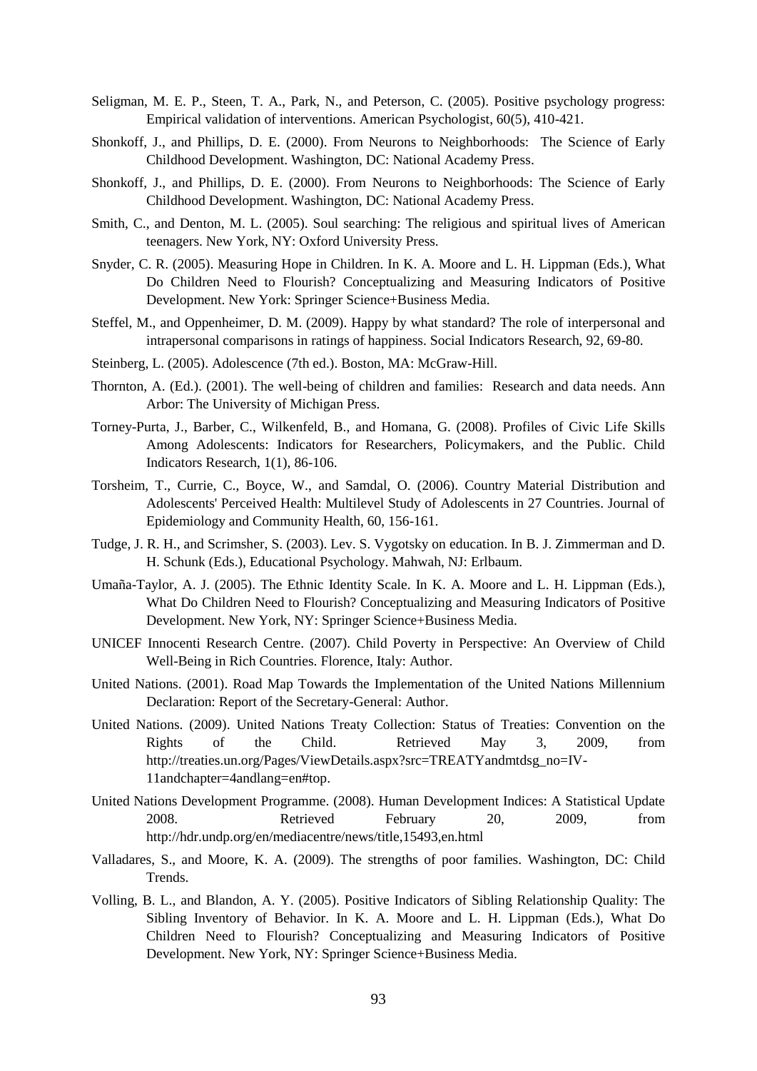Seligman, M. E. P., Steen, T. A., Park, N., and Peterson, C. (2005). Positive psychology progress: Empirical validation of interventions. American Psychologist, 60(5), 410-421.

Shonkoff, J., and Phillips, D. E. (2000). From Neurons to Neighborhoods: The Science of Early Childhood Development. Washington, DC: National Academy Press.

Shonkoff, J., and Phillips, D. E. (2000). From Neurons to Neighborhoods: The Science of Early Childhood Development. Washington, DC: National Academy Press.

Smith, C., and Denton, M. L. (2005). Soul searching: The religious and spiritual lives of American teenagers. New York, NY: Oxford University Press.

Snyder, C. R. (2005). Measuring Hope in Children. In K. A. Moore and L. H. Lippman (Eds.), What Do Children Need to Flourish? Conceptualizing and Measuring Indicators of Positive Development. New York: Springer Science+Business Media.

Steffel, M., and Oppenheimer, D. M. (2009). Happy by what standard? The role of interpersonal and intrapersonal comparisons in ratings of happiness. Social Indicators Research, 92, 69-80.

Steinberg, L. (2005). Adolescence (7th ed.). Boston, MA: McGraw-Hill.

Thornton, A. (Ed.). (2001). The well-being of children and families: Research and data needs. Ann Arbor: The University of Michigan Press.

Torney-Purta, J., Barber, C., Wilkenfeld, B., and Homana, G. (2008). Profiles of Civic Life Skills Among Adolescents: Indicators for Researchers, Policymakers, and the Public. Child Indicators Research, 1(1), 86-106.

Torsheim, T., Currie, C., Boyce, W., and Samdal, O. (2006). Country Material Distribution and Adolescents' Perceived Health: Multilevel Study of Adolescents in 27 Countries. Journal of Epidemiology and Community Health, 60, 156-161.

Tudge, J. R. H., and Scrimsher, S. (2003). Lev. S. Vygotsky on education. In B. J. Zimmerman and D. H. Schunk (Eds.), Educational Psychology. Mahwah, NJ: Erlbaum.

Umaña-Taylor, A. J. (2005). The Ethnic Identity Scale. In K. A. Moore and L. H. Lippman (Eds.), What Do Children Need to Flourish? Conceptualizing and Measuring Indicators of Positive Development. New York, NY: Springer Science+Business Media.

UNICEF Innocenti Research Centre. (2007). Child Poverty in Perspective: An Overview of Child Well-Being in Rich Countries. Florence, Italy: Author.

United Nations. (2001). Road Map Towards the Implementation of the United Nations Millennium Declaration: Report of the Secretary-General: Author.

United Nations. (2009). United Nations Treaty Collection: Status of Treaties: Convention on the Rights of the Child. Retrieved May 3, 2009, from http://treaties.un.org/Pages/ViewDetails.aspx?src=TREATYandmtdsg_no=IV-11andchapter=4andlang=en#top.

United Nations Development Programme. (2008). Human Development Indices: A Statistical Update 2008. Retrieved February 20, 2009, from http://hdr.undp.org/en/mediacentre/news/title,15493,en.html

Valladares, S., and Moore, K. A. (2009). The strengths of poor families. Washington, DC: Child Trends.

Volling, B. L., and Blandon, A. Y. (2005). Positive Indicators of Sibling Relationship Quality: The Sibling Inventory of Behavior. In K. A. Moore and L. H. Lippman (Eds.), What Do Children Need to Flourish? Conceptualizing and Measuring Indicators of Positive Development. New York, NY: Springer Science+Business Media.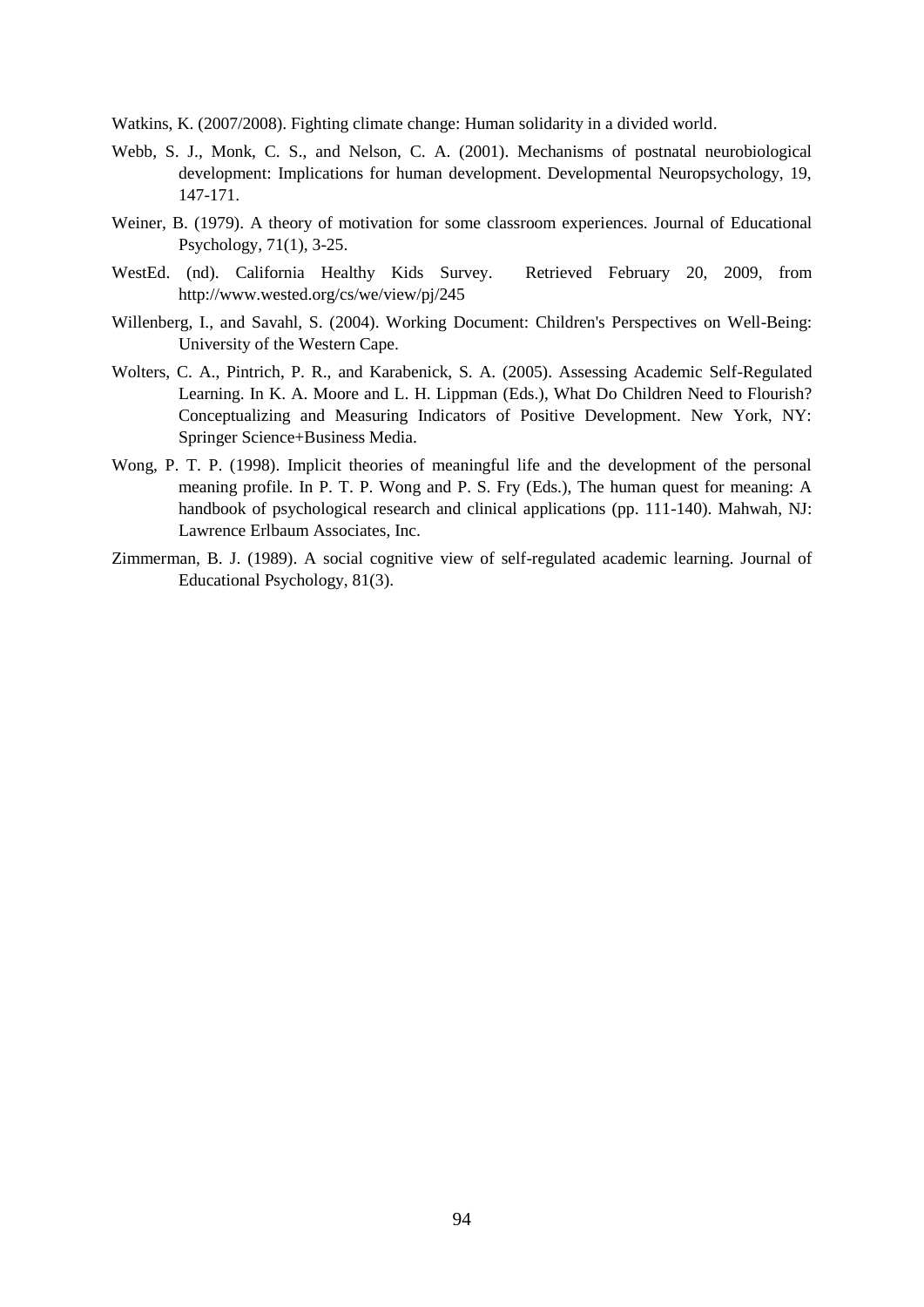Watkins, K. (2007/2008). Fighting climate change: Human solidarity in a divided world.

Webb, S. J., Monk, C. S., and Nelson, C. A. (2001). Mechanisms of postnatal neurobiological development: Implications for human development. Developmental Neuropsychology, 19, 147-171.

Weiner, B. (1979). A theory of motivation for some classroom experiences. Journal of Educational Psychology, 71(1), 3-25.

WestEd. (nd). California Healthy Kids Survey. Retrieved February 20, 2009, from http://www.wested.org/cs/we/view/pj/245

Willenberg, I., and Savahl, S. (2004). Working Document: Children's Perspectives on Well-Being: University of the Western Cape.

Wolters, C. A., Pintrich, P. R., and Karabenick, S. A. (2005). Assessing Academic Self-Regulated Learning. In K. A. Moore and L. H. Lippman (Eds.), What Do Children Need to Flourish? Conceptualizing and Measuring Indicators of Positive Development. New York, NY: Springer Science+Business Media.

Wong, P. T. P. (1998). Implicit theories of meaningful life and the development of the personal meaning profile. In P. T. P. Wong and P. S. Fry (Eds.), The human quest for meaning: A handbook of psychological research and clinical applications (pp. 111-140). Mahwah, NJ: Lawrence Erlbaum Associates, Inc.

Zimmerman, B. J. (1989). A social cognitive view of self-regulated academic learning. Journal of Educational Psychology, 81(3).